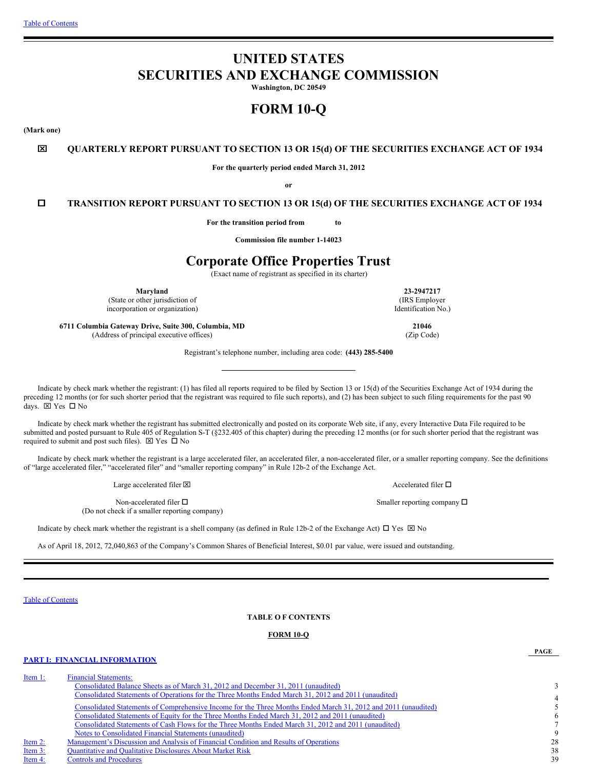# UNITED STATES
# SECURITIES AND EXCHANGE COMMISSION

**Washington, DC 20549**

# FORM 10-Q

**(Mark one)**

☒ **QUARTERLY REPORT PURSUANT TO SECTION 13 OR 15(d) OF THE SECURITIES EXCHANGE ACT OF 1934**

**For the quarterly period ended March 31, 2012**

**or**

☐ **TRANSITION REPORT PURSUANT TO SECTION 13 OR 15(d) OF THE SECURITIES EXCHANGE ACT OF 1934**

**For the transition period from to**

**Commission file number 1-14023**

# Corporate Office Properties Trust

(Exact name of registrant as specified in its charter)

| | |
|---|---|
| **Maryland** | **23-2947217** |
| (State or other jurisdiction of incorporation or organization) | (IRS Employer Identification No.) |
| **6711 Columbia Gateway Drive, Suite 300, Columbia, MD** | **21046** |
| (Address of principal executive offices) | (Zip Code) |

Registrant's telephone number, including area code: **(443) 285-5400**

Indicate by check mark whether the registrant: (1) has filed all reports required to be filed by Section 13 or 15(d) of the Securities Exchange Act of 1934 during the preceding 12 months (or for such shorter period that the registrant was required to file such reports), and (2) has been subject to such filing requirements for the past 90 days. ☒ Yes ☐ No

Indicate by check mark whether the registrant has submitted electronically and posted on its corporate Web site, if any, every Interactive Data File required to be submitted and posted pursuant to Rule 405 of Regulation S-T (§232.405 of this chapter) during the preceding 12 months (or for such shorter period that the registrant was required to submit and post such files). ☒ Yes ☐ No

Indicate by check mark whether the registrant is a large accelerated filer, an accelerated filer, a non-accelerated filer, or a smaller reporting company. See the definitions of "large accelerated filer," "accelerated filer" and "smaller reporting company" in Rule 12b-2 of the Exchange Act.

| | |
|---|---|
| Large accelerated filer ☒ | Accelerated filer ☐ |
| Non-accelerated filer ☐ (Do not check if a smaller reporting company) | Smaller reporting company ☐ |

Indicate by check mark whether the registrant is a shell company (as defined in Rule 12b-2 of the Exchange Act) ☐ Yes ☒ No

As of April 18, 2012, 72,040,863 of the Company's Common Shares of Beneficial Interest, $0.01 par value, were issued and outstanding.

**TABLE O F CONTENTS**

**FORM 10-Q**

| | | PAGE |
|---|---|---|
| **PART I: FINANCIAL INFORMATION** | | |
| Item 1: | Financial Statements: | |
| | Consolidated Balance Sheets as of March 31, 2012 and December 31, 2011 (unaudited) | 3 |
| | Consolidated Statements of Operations for the Three Months Ended March 31, 2012 and 2011 (unaudited) | 4 |
| | Consolidated Statements of Comprehensive Income for the Three Months Ended March 31, 2012 and 2011 (unaudited) | 5 |
| | Consolidated Statements of Equity for the Three Months Ended March 31, 2012 and 2011 (unaudited) | 6 |
| | Consolidated Statements of Cash Flows for the Three Months Ended March 31, 2012 and 2011 (unaudited) | 7 |
| | Notes to Consolidated Financial Statements (unaudited) | 9 |
| Item 2: | Management's Discussion and Analysis of Financial Condition and Results of Operations | 28 |
| Item 3: | Quantitative and Qualitative Disclosures About Market Risk | 38 |
| Item 4: | Controls and Procedures | 39 |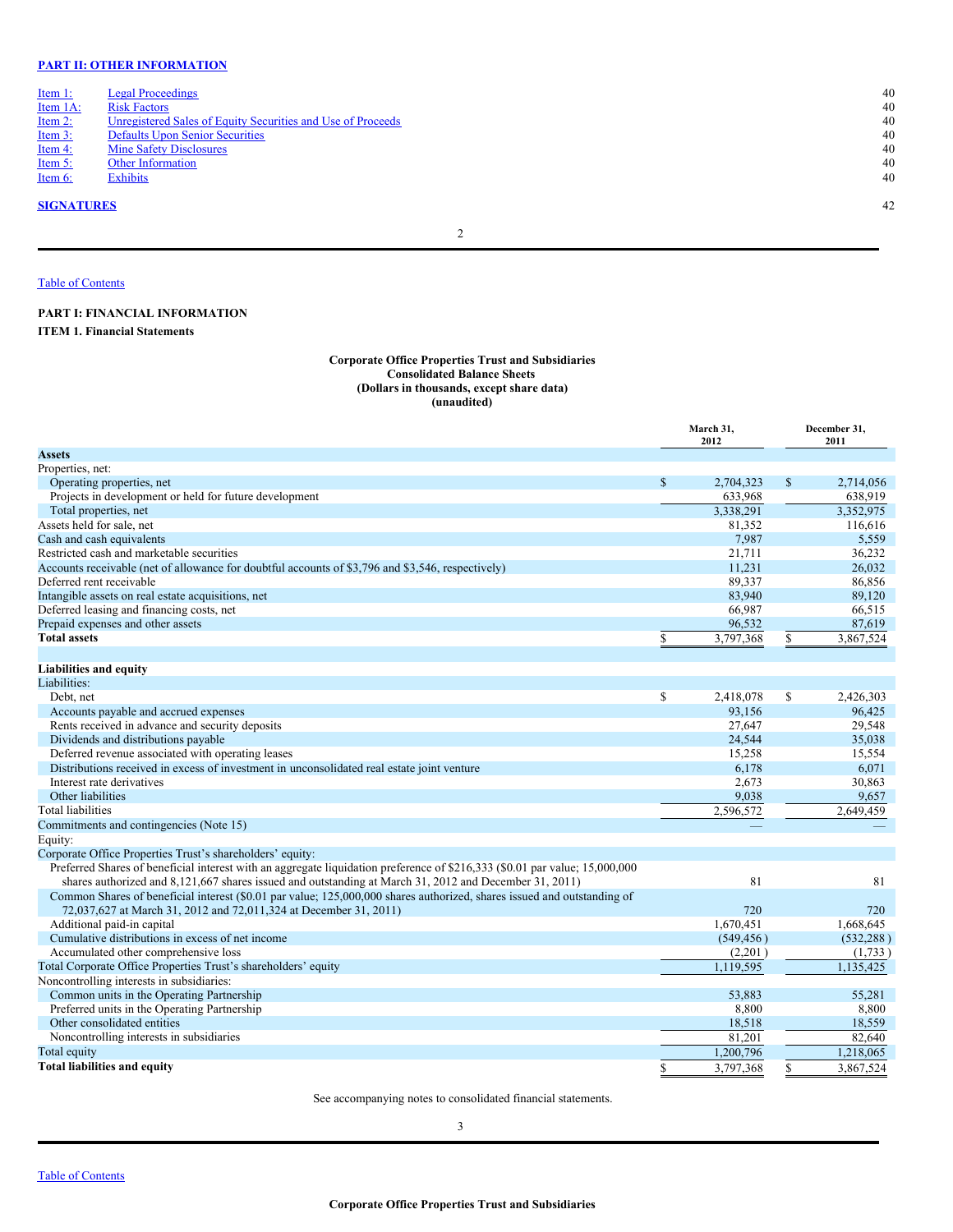**PART II: OTHER INFORMATION**

| | | |
|---|---|---|
| Item 1: | Legal Proceedings | 40 |
| Item 1A: | Risk Factors | 40 |
| Item 2: | Unregistered Sales of Equity Securities and Use of Proceeds | 40 |
| Item 3: | Defaults Upon Senior Securities | 40 |
| Item 4: | Mine Safety Disclosures | 40 |
| Item 5: | Other Information | 40 |
| Item 6: | Exhibits | 40 |

**SIGNATURES** 42

Table of Contents

**PART I: FINANCIAL INFORMATION**

**ITEM 1. Financial Statements**

**Corporate Office Properties Trust and Subsidiaries**
**Consolidated Balance Sheets**
**(Dollars in thousands, except share data)**
**(unaudited)**

| | March 31, 2012 | December 31, 2011 |
|---|---|---|
| **Assets** | | |
| Properties, net: | | |
| Operating properties, net | $ 2,704,323 | $ 2,714,056 |
| Projects in development or held for future development | 633,968 | 638,919 |
| Total properties, net | 3,338,291 | 3,352,975 |
| Assets held for sale, net | 81,352 | 116,616 |
| Cash and cash equivalents | 7,987 | 5,559 |
| Restricted cash and marketable securities | 21,711 | 36,232 |
| Accounts receivable (net of allowance for doubtful accounts of $3,796 and $3,546, respectively) | 11,231 | 26,032 |
| Deferred rent receivable | 89,337 | 86,856 |
| Intangible assets on real estate acquisitions, net | 83,940 | 89,120 |
| Deferred leasing and financing costs, net | 66,987 | 66,515 |
| Prepaid expenses and other assets | 96,532 | 87,619 |
| **Total assets** | $ 3,797,368 | $ 3,867,524 |
| | | |
| **Liabilities and equity** | | |
| Liabilities: | | |
| Debt, net | $ 2,418,078 | $ 2,426,303 |
| Accounts payable and accrued expenses | 93,156 | 96,425 |
| Rents received in advance and security deposits | 27,647 | 29,548 |
| Dividends and distributions payable | 24,544 | 35,038 |
| Deferred revenue associated with operating leases | 15,258 | 15,554 |
| Distributions received in excess of investment in unconsolidated real estate joint venture | 6,178 | 6,071 |
| Interest rate derivatives | 2,673 | 30,863 |
| Other liabilities | 9,038 | 9,657 |
| Total liabilities | 2,596,572 | 2,649,459 |
| Commitments and contingencies (Note 15) | — | — |
| Equity: | | |
| Corporate Office Properties Trust's shareholders' equity: | | |
| Preferred Shares of beneficial interest with an aggregate liquidation preference of $216,333 ($0.01 par value; 15,000,000 shares authorized and 8,121,667 shares issued and outstanding at March 31, 2012 and December 31, 2011) | 81 | 81 |
| Common Shares of beneficial interest ($0.01 par value; 125,000,000 shares authorized, shares issued and outstanding of 72,037,627 at March 31, 2012 and 72,011,324 at December 31, 2011) | 720 | 720 |
| Additional paid-in capital | 1,670,451 | 1,668,645 |
| Cumulative distributions in excess of net income | (549,456) | (532,288) |
| Accumulated other comprehensive loss | (2,201) | (1,733) |
| Total Corporate Office Properties Trust's shareholders' equity | 1,119,595 | 1,135,425 |
| Noncontrolling interests in subsidiaries: | | |
| Common units in the Operating Partnership | 53,883 | 55,281 |
| Preferred units in the Operating Partnership | 8,800 | 8,800 |
| Other consolidated entities | 18,518 | 18,559 |
| Noncontrolling interests in subsidiaries | 81,201 | 82,640 |
| Total equity | 1,200,796 | 1,218,065 |
| **Total liabilities and equity** | $ 3,797,368 | $ 3,867,524 |

See accompanying notes to consolidated financial statements.

Table of Contents

**Corporate Office Properties Trust and Subsidiaries**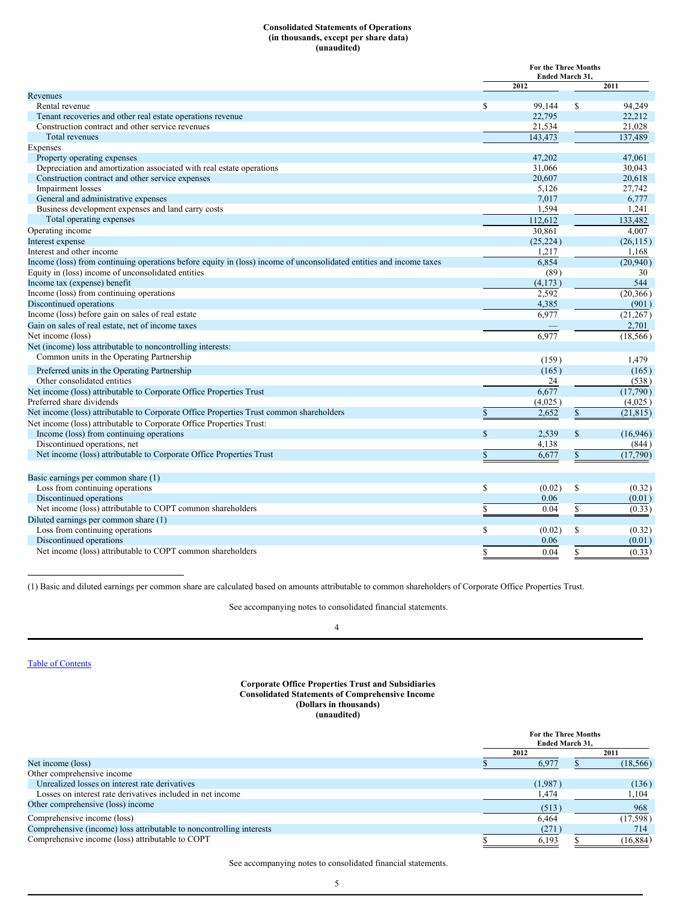**Consolidated Statements of Operations**
**(in thousands, except per share data)**
**(unaudited)**

| | For the Three Months Ended March 31, | |
|---|---|---|
| | 2012 | 2011 |
| Revenues | | |
| Rental revenue | $ 99,144 | $ 94,249 |
| Tenant recoveries and other real estate operations revenue | 22,795 | 22,212 |
| Construction contract and other service revenues | 21,534 | 21,028 |
| Total revenues | 143,473 | 137,489 |
| Expenses | | |
| Property operating expenses | 47,202 | 47,061 |
| Depreciation and amortization associated with real estate operations | 31,066 | 30,043 |
| Construction contract and other service expenses | 20,607 | 20,618 |
| Impairment losses | 5,126 | 27,742 |
| General and administrative expenses | 7,017 | 6,777 |
| Business development expenses and land carry costs | 1,594 | 1,241 |
| Total operating expenses | 112,612 | 133,482 |
| Operating income | 30,861 | 4,007 |
| Interest expense | (25,224) | (26,115) |
| Interest and other income | 1,217 | 1,168 |
| Income (loss) from continuing operations before equity in (loss) income of unconsolidated entities and income taxes | 6,854 | (20,940) |
| Equity in (loss) income of unconsolidated entities | (89) | 30 |
| Income tax (expense) benefit | (4,173) | 544 |
| Income (loss) from continuing operations | 2,592 | (20,366) |
| Discontinued operations | 4,385 | (901) |
| Income (loss) before gain on sales of real estate | 6,977 | (21,267) |
| Gain on sales of real estate, net of income taxes | — | 2,701 |
| Net income (loss) | 6,977 | (18,566) |
| Net (income) loss attributable to noncontrolling interests: | | |
| Common units in the Operating Partnership | (159) | 1,479 |
| Preferred units in the Operating Partnership | (165) | (165) |
| Other consolidated entities | 24 | (538) |
| Net income (loss) attributable to Corporate Office Properties Trust | 6,677 | (17,790) |
| Preferred share dividends | (4,025) | (4,025) |
| Net income (loss) attributable to Corporate Office Properties Trust common shareholders | $ 2,652 | $ (21,815) |
| Net income (loss) attributable to Corporate Office Properties Trust: | | |
| Income (loss) from continuing operations | $ 2,539 | $ (16,946) |
| Discontinued operations, net | 4,138 | (844) |
| Net income (loss) attributable to Corporate Office Properties Trust | $ 6,677 | $ (17,790) |
| | | |
| Basic earnings per common share (1) | | |
| Loss from continuing operations | $ (0.02) | $ (0.32) |
| Discontinued operations | 0.06 | (0.01) |
| Net income (loss) attributable to COPT common shareholders | $ 0.04 | $ (0.33) |
| Diluted earnings per common share (1) | | |
| Loss from continuing operations | $ (0.02) | $ (0.32) |
| Discontinued operations | 0.06 | (0.01) |
| Net income (loss) attributable to COPT common shareholders | $ 0.04 | $ (0.33) |

(1) Basic and diluted earnings per common share are calculated based on amounts attributable to common shareholders of Corporate Office Properties Trust.

See accompanying notes to consolidated financial statements.

[Table of Contents](#)

**Corporate Office Properties Trust and Subsidiaries**
**Consolidated Statements of Comprehensive Income**
**(Dollars in thousands)**
**(unaudited)**

| | For the Three Months Ended March 31, | |
|---|---|---|
| | 2012 | 2011 |
| Net income (loss) | $ 6,977 | $ (18,566) |
| Other comprehensive income | | |
| Unrealized losses on interest rate derivatives | (1,987) | (136) |
| Losses on interest rate derivatives included in net income | 1,474 | 1,104 |
| Other comprehensive (loss) income | (513) | 968 |
| Comprehensive income (loss) | 6,464 | (17,598) |
| Comprehensive (income) loss attributable to noncontrolling interests | (271) | 714 |
| Comprehensive income (loss) attributable to COPT | $ 6,193 | $ (16,884) |

See accompanying notes to consolidated financial statements.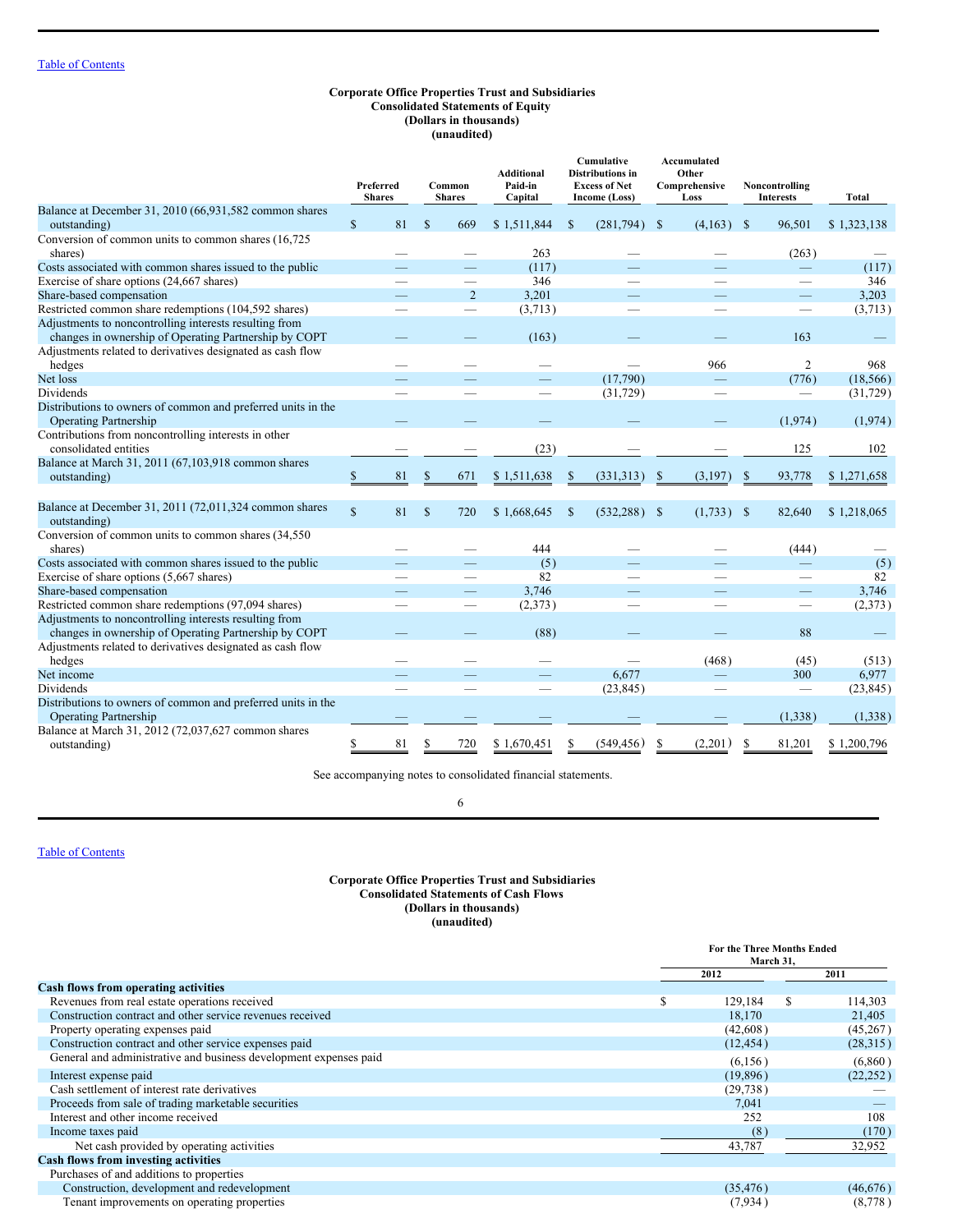Table of Contents

**Corporate Office Properties Trust and Subsidiaries**
**Consolidated Statements of Equity**
**(Dollars in thousands)**
**(unaudited)**

| | Preferred Shares | Common Shares | Additional Paid-in Capital | Cumulative Distributions in Excess of Net Income (Loss) | Accumulated Other Comprehensive Loss | Noncontrolling Interests | Total |
|---|---|---|---|---|---|---|---|
| Balance at December 31, 2010 (66,931,582 common shares outstanding) | $ 81 | $ 669 | $ 1,511,844 | $ (281,794) | $ (4,163) | $ 96,501 | $ 1,323,138 |
| Conversion of common units to common shares (16,725 shares) | — | — | 263 | — | — | (263) | — |
| Costs associated with common shares issued to the public | — | — | (117) | — | — | — | (117) |
| Exercise of share options (24,667 shares) | — | — | 346 | — | — | — | 346 |
| Share-based compensation | — | 2 | 3,201 | — | — | — | 3,203 |
| Restricted common share redemptions (104,592 shares) | — | — | (3,713) | — | — | — | (3,713) |
| Adjustments to noncontrolling interests resulting from changes in ownership of Operating Partnership by COPT | — | — | (163) | — | — | 163 | — |
| Adjustments related to derivatives designated as cash flow hedges | — | — | — | — | 966 | 2 | 968 |
| Net loss | — | — | — | (17,790) | — | (776) | (18,566) |
| Dividends | — | — | — | (31,729) | — | — | (31,729) |
| Distributions to owners of common and preferred units in the Operating Partnership | — | — | — | — | — | (1,974) | (1,974) |
| Contributions from noncontrolling interests in other consolidated entities | — | — | (23) | — | — | 125 | 102 |
| Balance at March 31, 2011 (67,103,918 common shares outstanding) | $ 81 | $ 671 | $ 1,511,638 | $ (331,313) | $ (3,197) | $ 93,778 | $ 1,271,658 |
| | | | | | | | |
| Balance at December 31, 2011 (72,011,324 common shares outstanding) | $ 81 | $ 720 | $ 1,668,645 | $ (532,288) | $ (1,733) | $ 82,640 | $ 1,218,065 |
| Conversion of common units to common shares (34,550 shares) | — | — | 444 | — | — | (444) | — |
| Costs associated with common shares issued to the public | — | — | (5) | — | — | — | (5) |
| Exercise of share options (5,667 shares) | — | — | 82 | — | — | — | 82 |
| Share-based compensation | — | — | 3,746 | — | — | — | 3,746 |
| Restricted common share redemptions (97,094 shares) | — | — | (2,373) | — | — | — | (2,373) |
| Adjustments to noncontrolling interests resulting from changes in ownership of Operating Partnership by COPT | — | — | (88) | — | — | 88 | — |
| Adjustments related to derivatives designated as cash flow hedges | — | — | — | — | (468) | (45) | (513) |
| Net income | — | — | — | 6,677 | — | 300 | 6,977 |
| Dividends | — | — | — | (23,845) | — | — | (23,845) |
| Distributions to owners of common and preferred units in the Operating Partnership | — | — | — | — | — | (1,338) | (1,338) |
| Balance at March 31, 2012 (72,037,627 common shares outstanding) | $ 81 | $ 720 | $ 1,670,451 | $ (549,456) | $ (2,201) | $ 81,201 | $ 1,200,796 |

See accompanying notes to consolidated financial statements.

Table of Contents

**Corporate Office Properties Trust and Subsidiaries**
**Consolidated Statements of Cash Flows**
**(Dollars in thousands)**
**(unaudited)**

| | For the Three Months Ended March 31, | |
|---|---|---|
| | 2012 | 2011 |
| **Cash flows from operating activities** | | |
| Revenues from real estate operations received | $ 129,184 | $ 114,303 |
| Construction contract and other service revenues received | 18,170 | 21,405 |
| Property operating expenses paid | (42,608) | (45,267) |
| Construction contract and other service expenses paid | (12,454) | (28,315) |
| General and administrative and business development expenses paid | (6,156) | (6,860) |
| Interest expense paid | (19,896) | (22,252) |
| Cash settlement of interest rate derivatives | (29,738) | — |
| Proceeds from sale of trading marketable securities | 7,041 | — |
| Interest and other income received | 252 | 108 |
| Income taxes paid | (8) | (170) |
| Net cash provided by operating activities | 43,787 | 32,952 |
| **Cash flows from investing activities** | | |
| Purchases of and additions to properties | | |
| Construction, development and redevelopment | (35,476) | (46,676) |
| Tenant improvements on operating properties | (7,934) | (8,778) |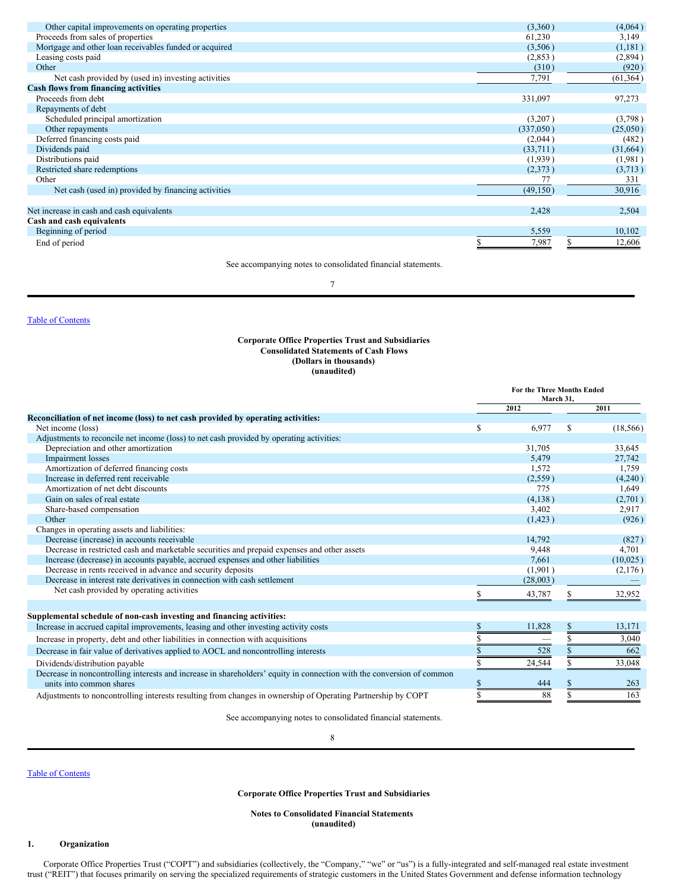| | | |
|---|---|---|
| Other capital improvements on operating properties | (3,360) | (4,064) |
| Proceeds from sales of properties | 61,230 | 3,149 |
| Mortgage and other loan receivables funded or acquired | (3,506) | (1,181) |
| Leasing costs paid | (2,853) | (2,894) |
| Other | (310) | (920) |
| Net cash provided by (used in) investing activities | 7,791 | (61,364) |
| **Cash flows from financing activities** | | |
| Proceeds from debt | 331,097 | 97,273 |
| Repayments of debt | | |
| Scheduled principal amortization | (3,207) | (3,798) |
| Other repayments | (337,050) | (25,050) |
| Deferred financing costs paid | (2,044) | (482) |
| Dividends paid | (33,711) | (31,664) |
| Distributions paid | (1,939) | (1,981) |
| Restricted share redemptions | (2,373) | (3,713) |
| Other | 77 | 331 |
| Net cash (used in) provided by financing activities | (49,150) | 30,916 |
| Net increase in cash and cash equivalents | 2,428 | 2,504 |
| **Cash and cash equivalents** | | |
| Beginning of period | 5,559 | 10,102 |
| End of period | $ 7,987 | $ 12,606 |

See accompanying notes to consolidated financial statements.

**Corporate Office Properties Trust and Subsidiaries**
**Consolidated Statements of Cash Flows**
**(Dollars in thousands)**
**(unaudited)**

| | For the Three Months Ended March 31, | |
|---|---|---|
| | 2012 | 2011 |
| **Reconciliation of net income (loss) to net cash provided by operating activities:** | | |
| Net income (loss) | $ 6,977 | $ (18,566) |
| Adjustments to reconcile net income (loss) to net cash provided by operating activities: | | |
| Depreciation and other amortization | 31,705 | 33,645 |
| Impairment losses | 5,479 | 27,742 |
| Amortization of deferred financing costs | 1,572 | 1,759 |
| Increase in deferred rent receivable | (2,559) | (4,240) |
| Amortization of net debt discounts | 775 | 1,649 |
| Gain on sales of real estate | (4,138) | (2,701) |
| Share-based compensation | 3,402 | 2,917 |
| Other | (1,423) | (926) |
| Changes in operating assets and liabilities: | | |
| Decrease (increase) in accounts receivable | 14,792 | (827) |
| Decrease in restricted cash and marketable securities and prepaid expenses and other assets | 9,448 | 4,701 |
| Increase (decrease) in accounts payable, accrued expenses and other liabilities | 7,661 | (10,025) |
| Decrease in rents received in advance and security deposits | (1,901) | (2,176) |
| Decrease in interest rate derivatives in connection with cash settlement | (28,003) | — |
| Net cash provided by operating activities | $ 43,787 | $ 32,952 |
| **Supplemental schedule of non-cash investing and financing activities:** | | |
| Increase in accrued capital improvements, leasing and other investing activity costs | $ 11,828 | $ 13,171 |
| Increase in property, debt and other liabilities in connection with acquisitions | $ — | $ 3,040 |
| Decrease in fair value of derivatives applied to AOCL and noncontrolling interests | $ 528 | $ 662 |
| Dividends/distribution payable | $ 24,544 | $ 33,048 |
| Decrease in noncontrolling interests and increase in shareholders' equity in connection with the conversion of common units into common shares | $ 444 | $ 263 |
| Adjustments to noncontrolling interests resulting from changes in ownership of Operating Partnership by COPT | $ 88 | $ 163 |

See accompanying notes to consolidated financial statements.

**Corporate Office Properties Trust and Subsidiaries**

**Notes to Consolidated Financial Statements**
**(unaudited)**

## 1. Organization

Corporate Office Properties Trust ("COPT") and subsidiaries (collectively, the "Company," "we" or "us") is a fully-integrated and self-managed real estate investment trust ("REIT") that focuses primarily on serving the specialized requirements of strategic customers in the United States Government and defense information technology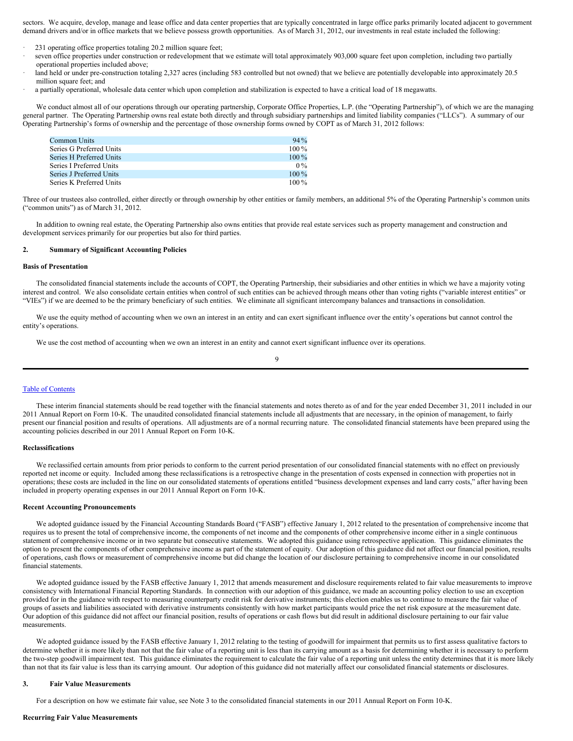sectors. We acquire, develop, manage and lease office and data center properties that are typically concentrated in large office parks primarily located adjacent to government demand drivers and/or in office markets that we believe possess growth opportunities. As of March 31, 2012, our investments in real estate included the following:

- 231 operating office properties totaling 20.2 million square feet;
- seven office properties under construction or redevelopment that we estimate will total approximately 903,000 square feet upon completion, including two partially operational properties included above;
- land held or under pre-construction totaling 2,327 acres (including 583 controlled but not owned) that we believe are potentially developable into approximately 20.5 million square feet; and
- a partially operational, wholesale data center which upon completion and stabilization is expected to have a critical load of 18 megawatts.

We conduct almost all of our operations through our operating partnership, Corporate Office Properties, L.P. (the "Operating Partnership"), of which we are the managing general partner. The Operating Partnership owns real estate both directly and through subsidiary partnerships and limited liability companies ("LLCs"). A summary of our Operating Partnership's forms of ownership and the percentage of those ownership forms owned by COPT as of March 31, 2012 follows:

| | |
|---|---|
| Common Units | 94% |
| Series G Preferred Units | 100% |
| Series H Preferred Units | 100% |
| Series I Preferred Units | 0% |
| Series J Preferred Units | 100% |
| Series K Preferred Units | 100% |

Three of our trustees also controlled, either directly or through ownership by other entities or family members, an additional 5% of the Operating Partnership's common units ("common units") as of March 31, 2012.

In addition to owning real estate, the Operating Partnership also owns entities that provide real estate services such as property management and construction and development services primarily for our properties but also for third parties.

## 2. Summary of Significant Accounting Policies

### Basis of Presentation

The consolidated financial statements include the accounts of COPT, the Operating Partnership, their subsidiaries and other entities in which we have a majority voting interest and control. We also consolidate certain entities when control of such entities can be achieved through means other than voting rights ("variable interest entities" or "VIEs") if we are deemed to be the primary beneficiary of such entities. We eliminate all significant intercompany balances and transactions in consolidation.

We use the equity method of accounting when we own an interest in an entity and can exert significant influence over the entity's operations but cannot control the entity's operations.

We use the cost method of accounting when we own an interest in an entity and cannot exert significant influence over its operations.

These interim financial statements should be read together with the financial statements and notes thereto as of and for the year ended December 31, 2011 included in our 2011 Annual Report on Form 10-K. The unaudited consolidated financial statements include all adjustments that are necessary, in the opinion of management, to fairly present our financial position and results of operations. All adjustments are of a normal recurring nature. The consolidated financial statements have been prepared using the accounting policies described in our 2011 Annual Report on Form 10-K.

### Reclassifications

We reclassified certain amounts from prior periods to conform to the current period presentation of our consolidated financial statements with no effect on previously reported net income or equity. Included among these reclassifications is a retrospective change in the presentation of costs expensed in connection with properties not in operations; these costs are included in the line on our consolidated statements of operations entitled "business development expenses and land carry costs," after having been included in property operating expenses in our 2011 Annual Report on Form 10-K.

### Recent Accounting Pronouncements

We adopted guidance issued by the Financial Accounting Standards Board ("FASB") effective January 1, 2012 related to the presentation of comprehensive income that requires us to present the total of comprehensive income, the components of net income and the components of other comprehensive income either in a single continuous statement of comprehensive income or in two separate but consecutive statements. We adopted this guidance using retrospective application. This guidance eliminates the option to present the components of other comprehensive income as part of the statement of equity. Our adoption of this guidance did not affect our financial position, results of operations, cash flows or measurement of comprehensive income but did change the location of our disclosure pertaining to comprehensive income in our consolidated financial statements.

We adopted guidance issued by the FASB effective January 1, 2012 that amends measurement and disclosure requirements related to fair value measurements to improve consistency with International Financial Reporting Standards. In connection with our adoption of this guidance, we made an accounting policy election to use an exception provided for in the guidance with respect to measuring counterparty credit risk for derivative instruments; this election enables us to continue to measure the fair value of groups of assets and liabilities associated with derivative instruments consistently with how market participants would price the net risk exposure at the measurement date. Our adoption of this guidance did not affect our financial position, results of operations or cash flows but did result in additional disclosure pertaining to our fair value measurements.

We adopted guidance issued by the FASB effective January 1, 2012 relating to the testing of goodwill for impairment that permits us to first assess qualitative factors to determine whether it is more likely than not that the fair value of a reporting unit is less than its carrying amount as a basis for determining whether it is necessary to perform the two-step goodwill impairment test. This guidance eliminates the requirement to calculate the fair value of a reporting unit unless the entity determines that it is more likely than not that its fair value is less than its carrying amount. Our adoption of this guidance did not materially affect our consolidated financial statements or disclosures.

## 3. Fair Value Measurements

For a description on how we estimate fair value, see Note 3 to the consolidated financial statements in our 2011 Annual Report on Form 10-K.

### Recurring Fair Value Measurements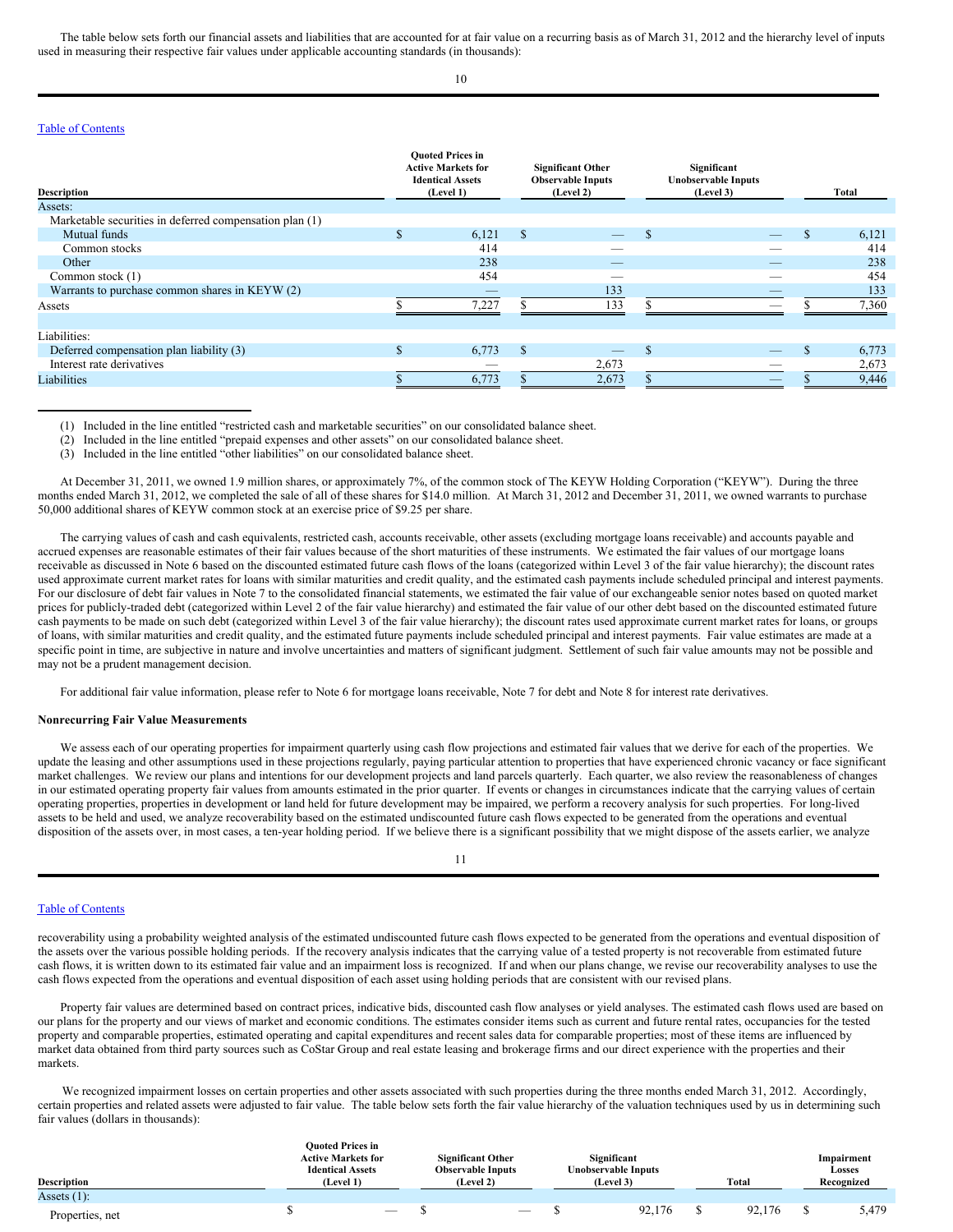The table below sets forth our financial assets and liabilities that are accounted for at fair value on a recurring basis as of March 31, 2012 and the hierarchy level of inputs used in measuring their respective fair values under applicable accounting standards (in thousands):

| Description | Quoted Prices in Active Markets for Identical Assets (Level 1) | Significant Other Observable Inputs (Level 2) | Significant Unobservable Inputs (Level 3) | Total |
|---|---|---|---|---|
| Assets: | | | | |
| Marketable securities in deferred compensation plan (1) | | | | |
| Mutual funds | $ 6,121 | $ — | $ — | $ 6,121 |
| Common stocks | 414 | — | — | 414 |
| Other | 238 | — | — | 238 |
| Common stock (1) | 454 | — | — | 454 |
| Warrants to purchase common shares in KEYW (2) | — | 133 | — | 133 |
| Assets | $ 7,227 | $ 133 | $ — | $ 7,360 |
| | | | | |
| Liabilities: | | | | |
| Deferred compensation plan liability (3) | $ 6,773 | $ — | $ — | $ 6,773 |
| Interest rate derivatives | — | 2,673 | — | 2,673 |
| Liabilities | $ 6,773 | $ 2,673 | $ — | $ 9,446 |

(1) Included in the line entitled "restricted cash and marketable securities" on our consolidated balance sheet.

(2) Included in the line entitled "prepaid expenses and other assets" on our consolidated balance sheet.

(3) Included in the line entitled "other liabilities" on our consolidated balance sheet.

At December 31, 2011, we owned 1.9 million shares, or approximately 7%, of the common stock of The KEYW Holding Corporation ("KEYW"). During the three months ended March 31, 2012, we completed the sale of all of these shares for $14.0 million. At March 31, 2012 and December 31, 2011, we owned warrants to purchase 50,000 additional shares of KEYW common stock at an exercise price of $9.25 per share.

The carrying values of cash and cash equivalents, restricted cash, accounts receivable, other assets (excluding mortgage loans receivable) and accounts payable and accrued expenses are reasonable estimates of their fair values because of the short maturities of these instruments. We estimated the fair values of our mortgage loans receivable as discussed in Note 6 based on the discounted estimated future cash flows of the loans (categorized within Level 3 of the fair value hierarchy); the discount rates used approximate current market rates for loans with similar maturities and credit quality, and the estimated cash payments include scheduled principal and interest payments. For our disclosure of debt fair values in Note 7 to the consolidated financial statements, we estimated the fair value of our exchangeable senior notes based on quoted market prices for publicly-traded debt (categorized within Level 2 of the fair value hierarchy) and estimated the fair value of our other debt based on the discounted estimated future cash payments to be made on such debt (categorized within Level 3 of the fair value hierarchy); the discount rates used approximate current market rates for loans, or groups of loans, with similar maturities and credit quality, and the estimated future payments include scheduled principal and interest payments. Fair value estimates are made at a specific point in time, are subjective in nature and involve uncertainties and matters of significant judgment. Settlement of such fair value amounts may not be possible and may not be a prudent management decision.

For additional fair value information, please refer to Note 6 for mortgage loans receivable, Note 7 for debt and Note 8 for interest rate derivatives.

**Nonrecurring Fair Value Measurements**

We assess each of our operating properties for impairment quarterly using cash flow projections and estimated fair values that we derive for each of the properties. We update the leasing and other assumptions used in these projections regularly, paying particular attention to properties that have experienced chronic vacancy or face significant market challenges. We review our plans and intentions for our development projects and land parcels quarterly. Each quarter, we also review the reasonableness of changes in our estimated operating property fair values from amounts estimated in the prior quarter. If events or changes in circumstances indicate that the carrying values of certain operating properties, properties in development or land held for future development may be impaired, we perform a recovery analysis for such properties. For long-lived assets to be held and used, we analyze recoverability based on the estimated undiscounted future cash flows expected to be generated from the operations and eventual disposition of the assets over, in most cases, a ten-year holding period. If we believe there is a significant possibility that we might dispose of the assets earlier, we analyze recoverability using a probability weighted analysis of the estimated undiscounted future cash flows expected to be generated from the operations and eventual disposition of the assets over the various possible holding periods. If the recovery analysis indicates that the carrying value of a tested property is not recoverable from estimated future cash flows, it is written down to its estimated fair value and an impairment loss is recognized. If and when our plans change, we revise our recoverability analyses to use the cash flows expected from the operations and eventual disposition of each asset using holding periods that are consistent with our revised plans.

Property fair values are determined based on contract prices, indicative bids, discounted cash flow analyses or yield analyses. The estimated cash flows used are based on our plans for the property and our views of market and economic conditions. The estimates consider items such as current and future rental rates, occupancies for the tested property and comparable properties, estimated operating and capital expenditures and recent sales data for comparable properties; most of these items are influenced by market data obtained from third party sources such as CoStar Group and real estate leasing and brokerage firms and our direct experience with the properties and their markets.

We recognized impairment losses on certain properties and other assets associated with such properties during the three months ended March 31, 2012. Accordingly, certain properties and related assets were adjusted to fair value. The table below sets forth the fair value hierarchy of the valuation techniques used by us in determining such fair values (dollars in thousands):

| Description | Quoted Prices in Active Markets for Identical Assets (Level 1) | Significant Other Observable Inputs (Level 2) | Significant Unobservable Inputs (Level 3) | Total | Impairment Losses Recognized |
|---|---|---|---|---|---|
| Assets (1): | | | | | |
| Properties, net | $ — | $ — | $ 92,176 | $ 92,176 | $ 5,479 |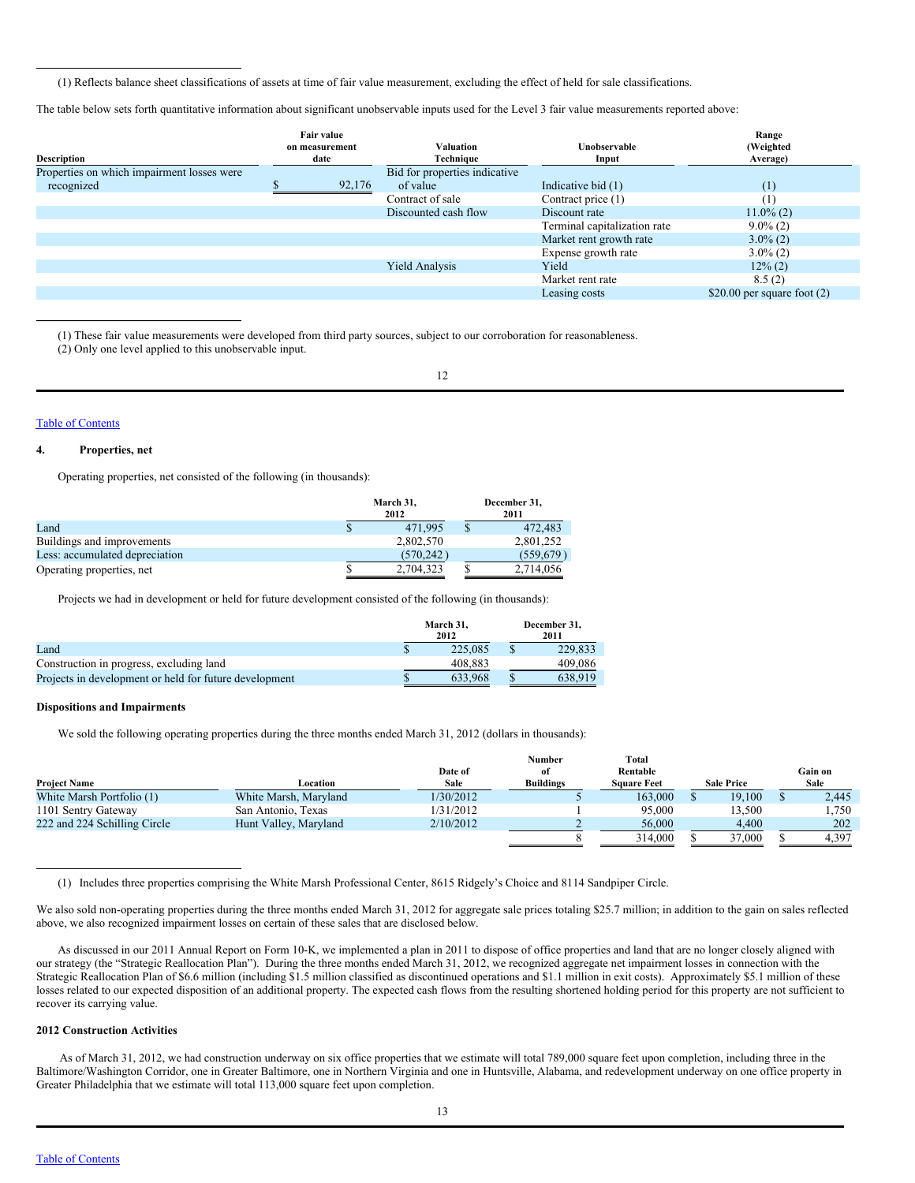(1) Reflects balance sheet classifications of assets at time of fair value measurement, excluding the effect of held for sale classifications.

The table below sets forth quantitative information about significant unobservable inputs used for the Level 3 fair value measurements reported above:

| Description | Fair value on measurement date | Valuation Technique | Unobservable Input | Range (Weighted Average) |
|---|---|---|---|---|
| Properties on which impairment losses were recognized | $ 92,176 | Bid for properties indicative of value | Indicative bid (1) | (1) |
| | | Contract of sale | Contract price (1) | (1) |
| | | Discounted cash flow | Discount rate | 11.0% (2) |
| | | | Terminal capitalization rate | 9.0% (2) |
| | | | Market rent growth rate | 3.0% (2) |
| | | | Expense growth rate | 3.0% (2) |
| | | Yield Analysis | Yield | 12% (2) |
| | | | Market rent rate | 8.5 (2) |
| | | | Leasing costs | $20.00 per square foot (2) |

(1) These fair value measurements were developed from third party sources, subject to our corroboration for reasonableness.
(2) Only one level applied to this unobservable input.

## 4. Properties, net

Operating properties, net consisted of the following (in thousands):

| | March 31, 2012 | December 31, 2011 |
|---|---|---|
| Land | $ 471,995 | $ 472,483 |
| Buildings and improvements | 2,802,570 | 2,801,252 |
| Less: accumulated depreciation | (570,242) | (559,679) |
| Operating properties, net | $ 2,704,323 | $ 2,714,056 |

Projects we had in development or held for future development consisted of the following (in thousands):

| | March 31, 2012 | December 31, 2011 |
|---|---|---|
| Land | $ 225,085 | $ 229,833 |
| Construction in progress, excluding land | 408,883 | 409,086 |
| Projects in development or held for future development | $ 633,968 | $ 638,919 |

### Dispositions and Impairments

We sold the following operating properties during the three months ended March 31, 2012 (dollars in thousands):

| Project Name | Location | Date of Sale | Number of Buildings | Total Rentable Square Feet | Sale Price | Gain on Sale |
|---|---|---|---|---|---|---|
| White Marsh Portfolio (1) | White Marsh, Maryland | 1/30/2012 | 5 | 163,000 | $ 19,100 | $ 2,445 |
| 1101 Sentry Gateway | San Antonio, Texas | 1/31/2012 | 1 | 95,000 | 13,500 | 1,750 |
| 222 and 224 Schilling Circle | Hunt Valley, Maryland | 2/10/2012 | 2 | 56,000 | 4,400 | 202 |
| | | | 8 | 314,000 | $ 37,000 | $ 4,397 |

(1) Includes three properties comprising the White Marsh Professional Center, 8615 Ridgely's Choice and 8114 Sandpiper Circle.

We also sold non-operating properties during the three months ended March 31, 2012 for aggregate sale prices totaling $25.7 million; in addition to the gain on sales reflected above, we also recognized impairment losses on certain of these sales that are disclosed below.

As discussed in our 2011 Annual Report on Form 10-K, we implemented a plan in 2011 to dispose of office properties and land that are no longer closely aligned with our strategy (the "Strategic Reallocation Plan"). During the three months ended March 31, 2012, we recognized aggregate net impairment losses in connection with the Strategic Reallocation Plan of $6.6 million (including $1.5 million classified as discontinued operations and $1.1 million in exit costs). Approximately $5.1 million of these losses related to our expected disposition of an additional property. The expected cash flows from the resulting shortened holding period for this property are not sufficient to recover its carrying value.

### 2012 Construction Activities

As of March 31, 2012, we had construction underway on six office properties that we estimate will total 789,000 square feet upon completion, including three in the Baltimore/Washington Corridor, one in Greater Baltimore, one in Northern Virginia and one in Huntsville, Alabama, and redevelopment underway on one office property in Greater Philadelphia that we estimate will total 113,000 square feet upon completion.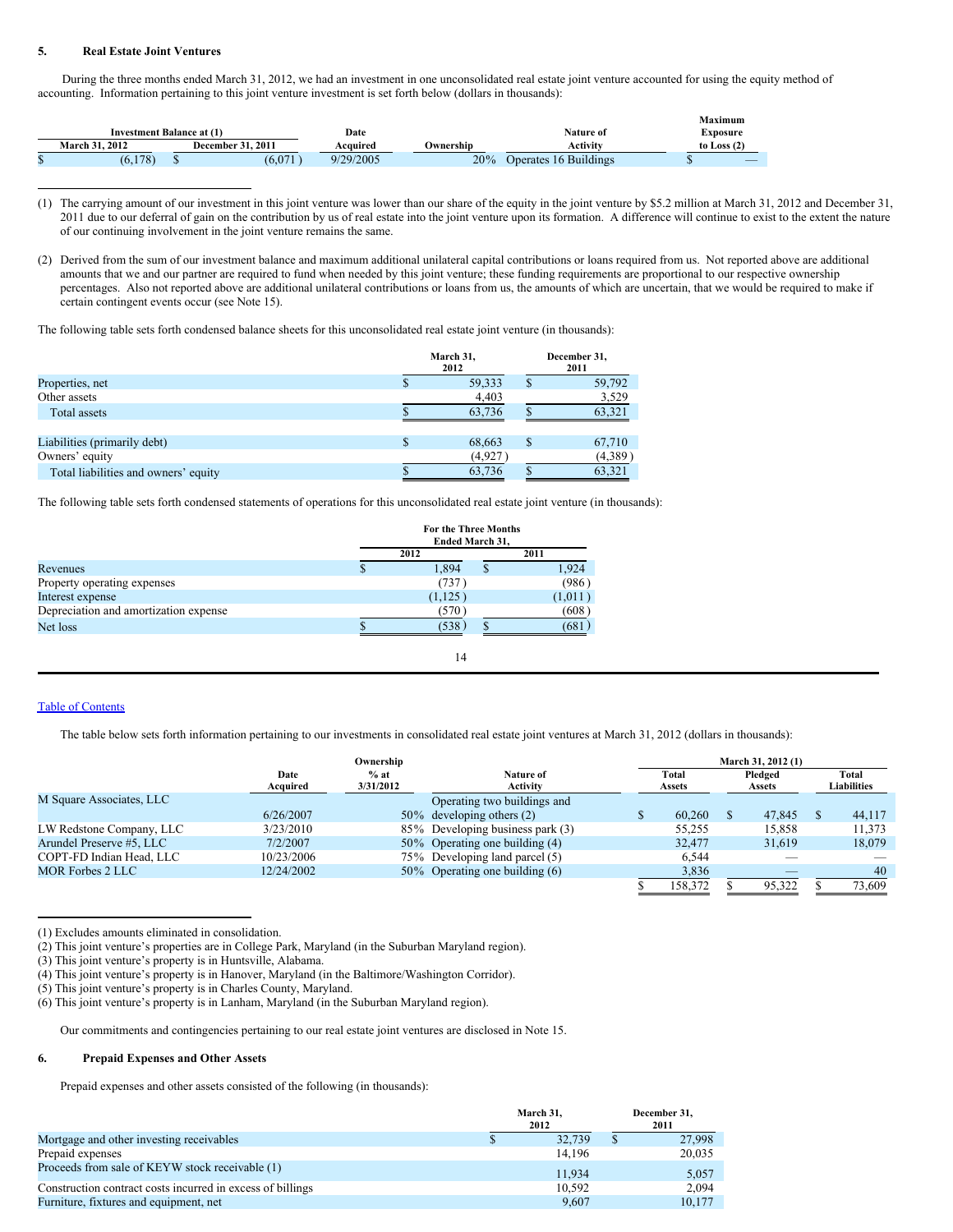## 5. Real Estate Joint Ventures

During the three months ended March 31, 2012, we had an investment in one unconsolidated real estate joint venture accounted for using the equity method of accounting. Information pertaining to this joint venture investment is set forth below (dollars in thousands):

| Investment Balance at (1) | | Date | | Nature of | Maximum Exposure |
|---|---|---|---|---|---|
| March 31, 2012 | December 31, 2011 | Acquired | Ownership | Activity | to Loss (2) |
| $ (6,178) | $ (6,071) | 9/29/2005 | 20% | Operates 16 Buildings | $ — |

(1) The carrying amount of our investment in this joint venture was lower than our share of the equity in the joint venture by $5.2 million at March 31, 2012 and December 31, 2011 due to our deferral of gain on the contribution by us of real estate into the joint venture upon its formation. A difference will continue to exist to the extent the nature of our continuing involvement in the joint venture remains the same.

(2) Derived from the sum of our investment balance and maximum additional unilateral capital contributions or loans required from us. Not reported above are additional amounts that we and our partner are required to fund when needed by this joint venture; these funding requirements are proportional to our respective ownership percentages. Also not reported above are additional unilateral contributions or loans from us, the amounts of which are uncertain, that we would be required to make if certain contingent events occur (see Note 15).

The following table sets forth condensed balance sheets for this unconsolidated real estate joint venture (in thousands):

| | March 31, 2012 | December 31, 2011 |
|---|---|---|
| Properties, net | $ 59,333 | $ 59,792 |
| Other assets | 4,403 | 3,529 |
| Total assets | $ 63,736 | $ 63,321 |
| | | |
| Liabilities (primarily debt) | $ 68,663 | $ 67,710 |
| Owners' equity | (4,927) | (4,389) |
| Total liabilities and owners' equity | $ 63,736 | $ 63,321 |

The following table sets forth condensed statements of operations for this unconsolidated real estate joint venture (in thousands):

| | For the Three Months Ended March 31, | |
|---|---|---|
| | 2012 | 2011 |
| Revenues | $ 1,894 | $ 1,924 |
| Property operating expenses | (737) | (986) |
| Interest expense | (1,125) | (1,011) |
| Depreciation and amortization expense | (570) | (608) |
| Net loss | $ (538) | $ (681) |

The table below sets forth information pertaining to our investments in consolidated real estate joint ventures at March 31, 2012 (dollars in thousands):

| | | Ownership | | March 31, 2012 (1) | | |
|---|---|---|---|---|---|---|
| | Date Acquired | % at 3/31/2012 | Nature of Activity | Total Assets | Pledged Assets | Total Liabilities |
| M Square Associates, LLC | 6/26/2007 | 50% | Operating two buildings and developing others (2) | $ 60,260 | $ 47,845 | $ 44,117 |
| LW Redstone Company, LLC | 3/23/2010 | 85% | Developing business park (3) | 55,255 | 15,858 | 11,373 |
| Arundel Preserve #5, LLC | 7/2/2007 | 50% | Operating one building (4) | 32,477 | 31,619 | 18,079 |
| COPT-FD Indian Head, LLC | 10/23/2006 | 75% | Developing land parcel (5) | 6,544 | — | — |
| MOR Forbes 2 LLC | 12/24/2002 | 50% | Operating one building (6) | 3,836 | — | 40 |
| | | | | $ 158,372 | $ 95,322 | $ 73,609 |

(1) Excludes amounts eliminated in consolidation.
(2) This joint venture's properties are in College Park, Maryland (in the Suburban Maryland region).
(3) This joint venture's property is in Huntsville, Alabama.
(4) This joint venture's property is in Hanover, Maryland (in the Baltimore/Washington Corridor).
(5) This joint venture's property is in Charles County, Maryland.
(6) This joint venture's property is in Lanham, Maryland (in the Suburban Maryland region).

Our commitments and contingencies pertaining to our real estate joint ventures are disclosed in Note 15.

## 6. Prepaid Expenses and Other Assets

Prepaid expenses and other assets consisted of the following (in thousands):

| | March 31, 2012 | December 31, 2011 |
|---|---|---|
| Mortgage and other investing receivables | $ 32,739 | $ 27,998 |
| Prepaid expenses | 14,196 | 20,035 |
| Proceeds from sale of KEYW stock receivable (1) | 11,934 | 5,057 |
| Construction contract costs incurred in excess of billings | 10,592 | 2,094 |
| Furniture, fixtures and equipment, net | 9,607 | 10,177 |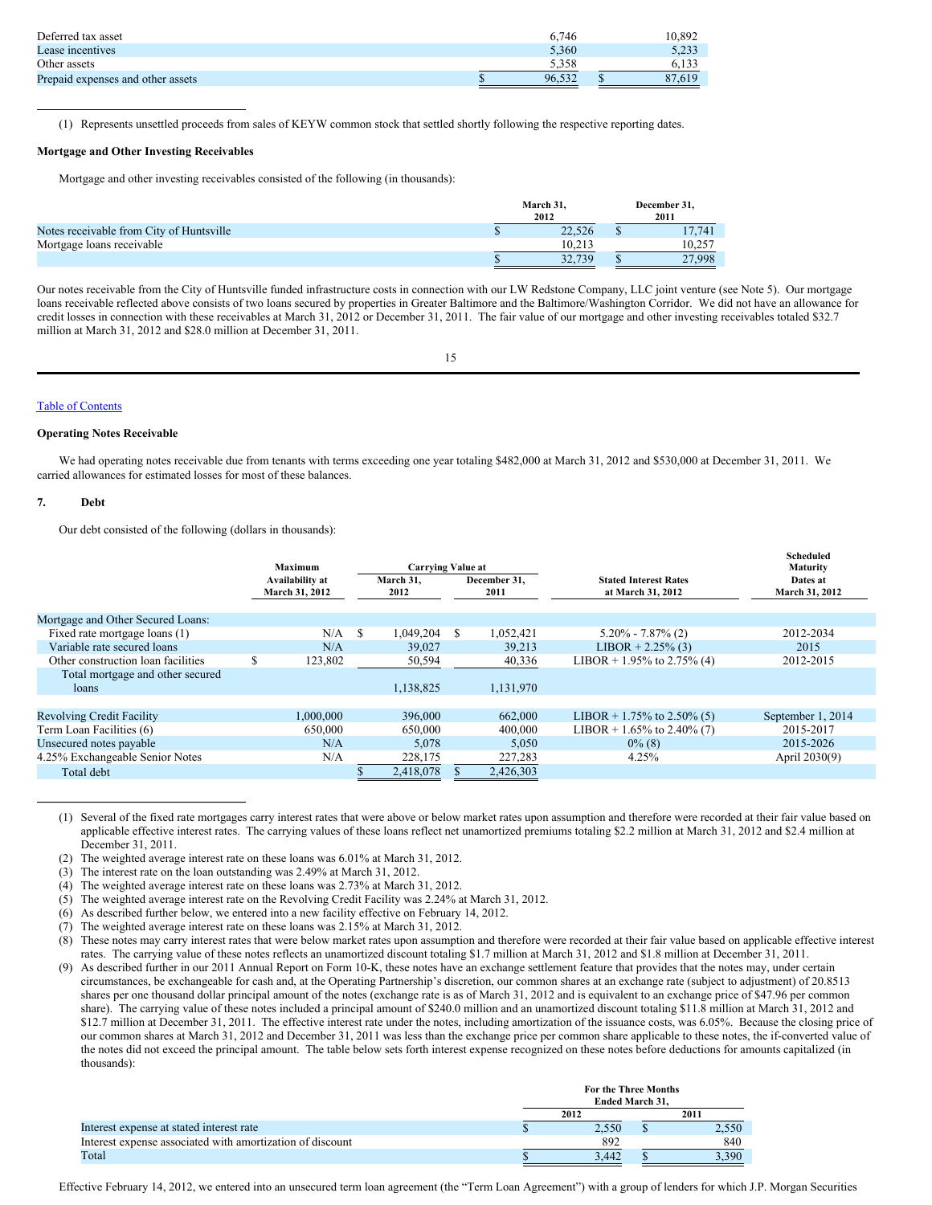| | | |
|---|---|---|
| Deferred tax asset | 6,746 | 10,892 |
| Lease incentives | 5,360 | 5,233 |
| Other assets | 5,358 | 6,133 |
| Prepaid expenses and other assets | $ 96,532 | $ 87,619 |

(1) Represents unsettled proceeds from sales of KEYW common stock that settled shortly following the respective reporting dates.

**Mortgage and Other Investing Receivables**

Mortgage and other investing receivables consisted of the following (in thousands):

| | March 31, 2012 | December 31, 2011 |
|---|---|---|
| Notes receivable from City of Huntsville | $ 22,526 | $ 17,741 |
| Mortgage loans receivable | 10,213 | 10,257 |
| | $ 32,739 | $ 27,998 |

Our notes receivable from the City of Huntsville funded infrastructure costs in connection with our LW Redstone Company, LLC joint venture (see Note 5). Our mortgage loans receivable reflected above consists of two loans secured by properties in Greater Baltimore and the Baltimore/Washington Corridor. We did not have an allowance for credit losses in connection with these receivables at March 31, 2012 or December 31, 2011. The fair value of our mortgage and other investing receivables totaled $32.7 million at March 31, 2012 and $28.0 million at December 31, 2011.

**Operating Notes Receivable**

We had operating notes receivable due from tenants with terms exceeding one year totaling $482,000 at March 31, 2012 and $530,000 at December 31, 2011. We carried allowances for estimated losses for most of these balances.

## 7. Debt

Our debt consisted of the following (dollars in thousands):

| | Maximum Availability at March 31, 2012 | Carrying Value at March 31, 2012 | Carrying Value at December 31, 2011 | Stated Interest Rates at March 31, 2012 | Scheduled Maturity Dates at March 31, 2012 |
|---|---|---|---|---|---|
| Mortgage and Other Secured Loans: | | | | | |
| Fixed rate mortgage loans (1) | N/A | $ 1,049,204 | $ 1,052,421 | 5.20% - 7.87% (2) | 2012-2034 |
| Variable rate secured loans | N/A | 39,027 | 39,213 | LIBOR + 2.25% (3) | 2015 |
| Other construction loan facilities | $ 123,802 | 50,594 | 40,336 | LIBOR + 1.95% to 2.75% (4) | 2012-2015 |
| Total mortgage and other secured loans | | 1,138,825 | 1,131,970 | | |
| Revolving Credit Facility | 1,000,000 | 396,000 | 662,000 | LIBOR + 1.75% to 2.50% (5) | September 1, 2014 |
| Term Loan Facilities (6) | 650,000 | 650,000 | 400,000 | LIBOR + 1.65% to 2.40% (7) | 2015-2017 |
| Unsecured notes payable | N/A | 5,078 | 5,050 | 0% (8) | 2015-2026 |
| 4.25% Exchangeable Senior Notes | N/A | 228,175 | 227,283 | 4.25% | April 2030(9) |
| Total debt | | $ 2,418,078 | $ 2,426,303 | | |

(1) Several of the fixed rate mortgages carry interest rates that were above or below market rates upon assumption and therefore were recorded at their fair value based on applicable effective interest rates. The carrying values of these loans reflect net unamortized premiums totaling $2.2 million at March 31, 2012 and $2.4 million at December 31, 2011.

(2) The weighted average interest rate on these loans was 6.01% at March 31, 2012.

(3) The interest rate on the loan outstanding was 2.49% at March 31, 2012.

(4) The weighted average interest rate on these loans was 2.73% at March 31, 2012.

(5) The weighted average interest rate on the Revolving Credit Facility was 2.24% at March 31, 2012.

(6) As described further below, we entered into a new facility effective on February 14, 2012.

(7) The weighted average interest rate on these loans was 2.15% at March 31, 2012.

(8) These notes may carry interest rates that were below market rates upon assumption and therefore were recorded at their fair value based on applicable effective interest rates. The carrying value of these notes reflects an unamortized discount totaling $1.7 million at March 31, 2012 and $1.8 million at December 31, 2011.

(9) As described further in our 2011 Annual Report on Form 10-K, these notes have an exchange settlement feature that provides that the notes may, under certain circumstances, be exchangeable for cash and, at the Operating Partnership's discretion, our common shares at an exchange rate (subject to adjustment) of 20.8513 shares per one thousand dollar principal amount of the notes (exchange rate is as of March 31, 2012 and is equivalent to an exchange price of $47.96 per common share). The carrying value of these notes included a principal amount of $240.0 million and an unamortized discount totaling $11.8 million at March 31, 2012 and $12.7 million at December 31, 2011. The effective interest rate under the notes, including amortization of the issuance costs, was 6.05%. Because the closing price of our common shares at March 31, 2012 and December 31, 2011 was less than the exchange price per common share applicable to these notes, the if-converted value of the notes did not exceed the principal amount. The table below sets forth interest expense recognized on these notes before deductions for amounts capitalized (in thousands):

| | For the Three Months Ended March 31, 2012 | For the Three Months Ended March 31, 2011 |
|---|---|---|
| Interest expense at stated interest rate | $ 2,550 | $ 2,550 |
| Interest expense associated with amortization of discount | 892 | 840 |
| Total | $ 3,442 | $ 3,390 |

Effective February 14, 2012, we entered into an unsecured term loan agreement (the "Term Loan Agreement") with a group of lenders for which J.P. Morgan Securities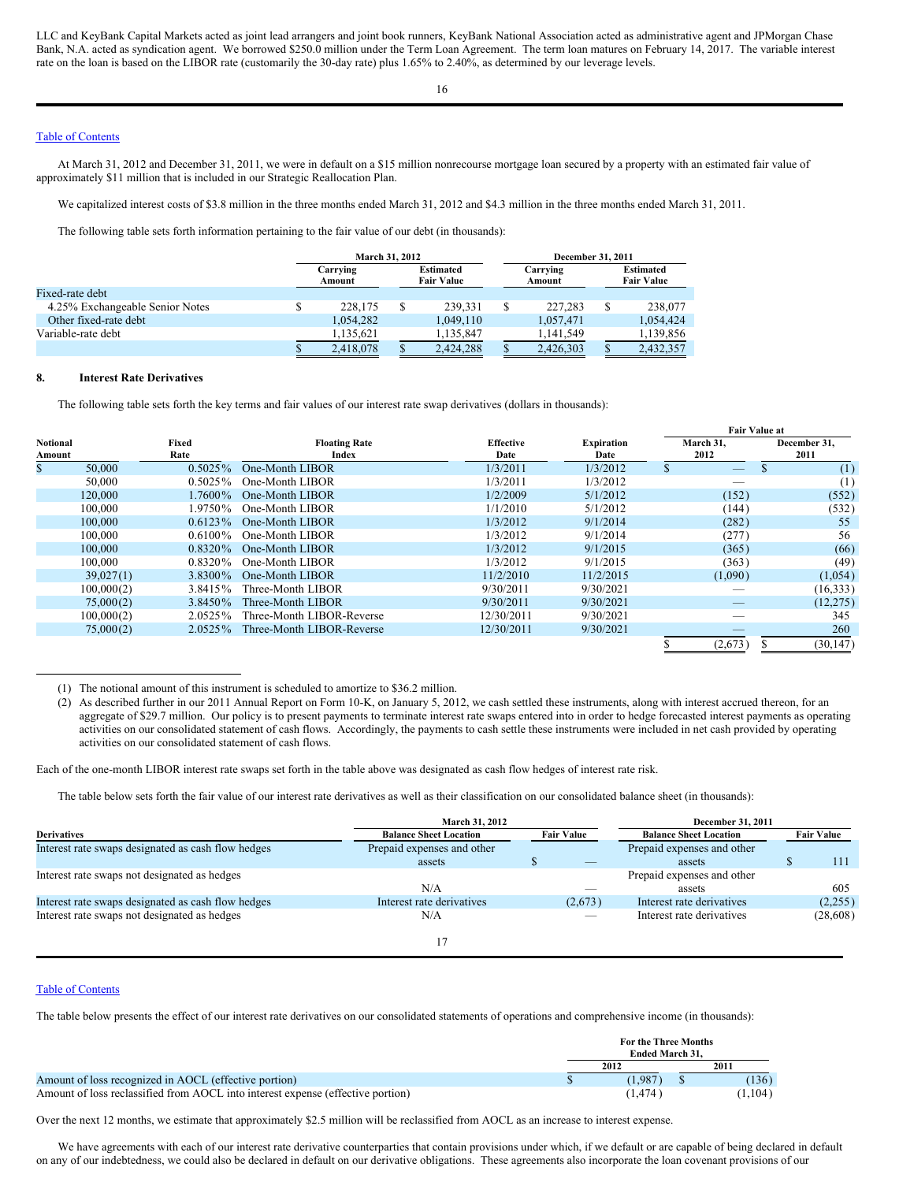LLC and KeyBank Capital Markets acted as joint lead arrangers and joint book runners, KeyBank National Association acted as administrative agent and JPMorgan Chase Bank, N.A. acted as syndication agent. We borrowed $250.0 million under the Term Loan Agreement. The term loan matures on February 14, 2017. The variable interest rate on the loan is based on the LIBOR rate (customarily the 30-day rate) plus 1.65% to 2.40%, as determined by our leverage levels.

Table of Contents

At March 31, 2012 and December 31, 2011, we were in default on a $15 million nonrecourse mortgage loan secured by a property with an estimated fair value of approximately $11 million that is included in our Strategic Reallocation Plan.

We capitalized interest costs of $3.8 million in the three months ended March 31, 2012 and $4.3 million in the three months ended March 31, 2011.

The following table sets forth information pertaining to the fair value of our debt (in thousands):

| | March 31, 2012 | | December 31, 2011 | |
|---|---|---|---|---|
| | Carrying Amount | Estimated Fair Value | Carrying Amount | Estimated Fair Value |
| Fixed-rate debt | | | | |
| 4.25% Exchangeable Senior Notes | $ 228,175 | $ 239,331 | $ 227,283 | $ 238,077 |
| Other fixed-rate debt | 1,054,282 | 1,049,110 | 1,057,471 | 1,054,424 |
| Variable-rate debt | 1,135,621 | 1,135,847 | 1,141,549 | 1,139,856 |
| | $ 2,418,078 | $ 2,424,288 | $ 2,426,303 | $ 2,432,357 |

## 8. Interest Rate Derivatives

The following table sets forth the key terms and fair values of our interest rate swap derivatives (dollars in thousands):

| | | | | | Fair Value at | |
|---|---|---|---|---|---|---|
| Notional Amount | Fixed Rate | Floating Rate Index | Effective Date | Expiration Date | March 31, 2012 | December 31, 2011 |
| $ 50,000 | 0.5025% | One-Month LIBOR | 1/3/2011 | 1/3/2012 | $ — | $ (1) |
| 50,000 | 0.5025% | One-Month LIBOR | 1/3/2011 | 1/3/2012 | — | (1) |
| 120,000 | 1.7600% | One-Month LIBOR | 1/2/2009 | 5/1/2012 | (152) | (552) |
| 100,000 | 1.9750% | One-Month LIBOR | 1/1/2010 | 5/1/2012 | (144) | (532) |
| 100,000 | 0.6123% | One-Month LIBOR | 1/3/2012 | 9/1/2014 | (282) | 55 |
| 100,000 | 0.6100% | One-Month LIBOR | 1/3/2012 | 9/1/2014 | (277) | 56 |
| 100,000 | 0.8320% | One-Month LIBOR | 1/3/2012 | 9/1/2015 | (365) | (66) |
| 100,000 | 0.8320% | One-Month LIBOR | 1/3/2012 | 9/1/2015 | (363) | (49) |
| 39,027(1) | 3.8300% | One-Month LIBOR | 11/2/2010 | 11/2/2015 | (1,090) | (1,054) |
| 100,000(2) | 3.8415% | Three-Month LIBOR | 9/30/2011 | 9/30/2021 | — | (16,333) |
| 75,000(2) | 3.8450% | Three-Month LIBOR | 9/30/2011 | 9/30/2021 | — | (12,275) |
| 100,000(2) | 2.0525% | Three-Month LIBOR-Reverse | 12/30/2011 | 9/30/2021 | — | 345 |
| 75,000(2) | 2.0525% | Three-Month LIBOR-Reverse | 12/30/2011 | 9/30/2021 | — | 260 |
| | | | | | $ (2,673) | $ (30,147) |

(1) The notional amount of this instrument is scheduled to amortize to $36.2 million.

(2) As described further in our 2011 Annual Report on Form 10-K, on January 5, 2012, we cash settled these instruments, along with interest accrued thereon, for an aggregate of $29.7 million. Our policy is to present payments to terminate interest rate swaps entered into in order to hedge forecasted interest payments as operating activities on our consolidated statement of cash flows. Accordingly, the payments to cash settle these instruments were included in net cash provided by operating activities on our consolidated statement of cash flows.

Each of the one-month LIBOR interest rate swaps set forth in the table above was designated as cash flow hedges of interest rate risk.

The table below sets forth the fair value of our interest rate derivatives as well as their classification on our consolidated balance sheet (in thousands):

| | March 31, 2012 | | December 31, 2011 | |
|---|---|---|---|---|
| Derivatives | Balance Sheet Location | Fair Value | Balance Sheet Location | Fair Value |
| Interest rate swaps designated as cash flow hedges | Prepaid expenses and other assets | $ — | Prepaid expenses and other assets | $ 111 |
| Interest rate swaps not designated as hedges | N/A | — | Prepaid expenses and other assets | 605 |
| Interest rate swaps designated as cash flow hedges | Interest rate derivatives | (2,673) | Interest rate derivatives | (2,255) |
| Interest rate swaps not designated as hedges | N/A | — | Interest rate derivatives | (28,608) |

Table of Contents

The table below presents the effect of our interest rate derivatives on our consolidated statements of operations and comprehensive income (in thousands):

| | For the Three Months Ended March 31, | |
|---|---|---|
| | 2012 | 2011 |
| Amount of loss recognized in AOCL (effective portion) | $ (1,987) | $ (136) |
| Amount of loss reclassified from AOCL into interest expense (effective portion) | (1,474) | (1,104) |

Over the next 12 months, we estimate that approximately $2.5 million will be reclassified from AOCL as an increase to interest expense.

We have agreements with each of our interest rate derivative counterparties that contain provisions under which, if we default or are capable of being declared in default on any of our indebtedness, we could also be declared in default on our derivative obligations. These agreements also incorporate the loan covenant provisions of our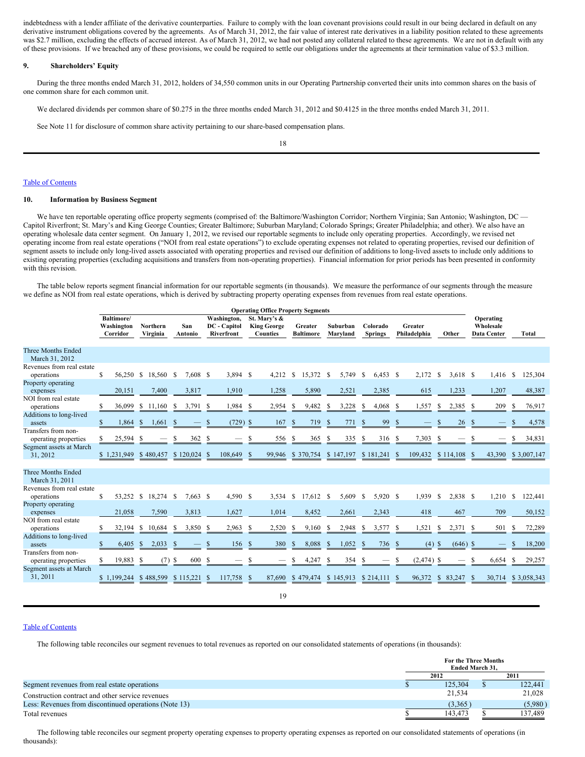indebtedness with a lender affiliate of the derivative counterparties. Failure to comply with the loan covenant provisions could result in our being declared in default on any derivative instrument obligations covered by the agreements. As of March 31, 2012, the fair value of interest rate derivatives in a liability position related to these agreements was $2.7 million, excluding the effects of accrued interest. As of March 31, 2012, we had not posted any collateral related to these agreements. We are not in default with any of these provisions. If we breached any of these provisions, we could be required to settle our obligations under the agreements at their termination value of $3.3 million.

## 9. Shareholders' Equity

During the three months ended March 31, 2012, holders of 34,550 common units in our Operating Partnership converted their units into common shares on the basis of one common share for each common unit.

We declared dividends per common share of $0.275 in the three months ended March 31, 2012 and $0.4125 in the three months ended March 31, 2011.

See Note 11 for disclosure of common share activity pertaining to our share-based compensation plans.

Table of Contents

## 10. Information by Business Segment

We have ten reportable operating office property segments (comprised of: the Baltimore/Washington Corridor; Northern Virginia; San Antonio; Washington, DC — Capitol Riverfront; St. Mary's and King George Counties; Greater Baltimore; Suburban Maryland; Colorado Springs; Greater Philadelphia; and other). We also have an operating wholesale data center segment. On January 1, 2012, we revised our reportable segments to include only operating properties. Accordingly, we revised net operating income from real estate operations ("NOI from real estate operations") to exclude operating expenses not related to operating properties, revised our definition of segment assets to include only long-lived assets associated with operating properties and revised our definition of additions to long-lived assets to include only additions to existing operating properties (excluding acquisitions and transfers from non-operating properties). Financial information for prior periods has been presented in conformity with this revision.

The table below reports segment financial information for our reportable segments (in thousands). We measure the performance of our segments through the measure we define as NOI from real estate operations, which is derived by subtracting property operating expenses from revenues from real estate operations.

| | Operating Office Property Segments | | | | | | | | | | | |
|---|---|---|---|---|---|---|---|---|---|---|---|---|
| | Baltimore/ Washington Corridor | Northern Virginia | San Antonio | Washington, DC - Capitol Riverfront | St. Mary's & King George Counties | Greater Baltimore | Suburban Maryland | Colorado Springs | Greater Philadelphia | Other | Operating Wholesale Data Center | Total |
| **Three Months Ended March 31, 2012** | | | | | | | | | | | | |
| Revenues from real estate operations | $ 56,250 | $ 18,560 | $ 7,608 | $ 3,894 | $ 4,212 | $ 15,372 | $ 5,749 | $ 6,453 | $ 2,172 | $ 3,618 | $ 1,416 | $ 125,304 |
| Property operating expenses | 20,151 | 7,400 | 3,817 | 1,910 | 1,258 | 5,890 | 2,521 | 2,385 | 615 | 1,233 | 1,207 | 48,387 |
| NOI from real estate operations | $ 36,099 | $ 11,160 | $ 3,791 | $ 1,984 | $ 2,954 | $ 9,482 | $ 3,228 | $ 4,068 | $ 1,557 | $ 2,385 | $ 209 | $ 76,917 |
| Additions to long-lived assets | $ 1,864 | $ 1,661 | $ — | $ (729) | $ 167 | $ 719 | $ 771 | $ 99 | $ — | $ 26 | $ — | $ 4,578 |
| Transfers from non-operating properties | $ 25,594 | $ — | $ 362 | $ — | $ 556 | $ 365 | $ 335 | $ 316 | $ 7,303 | $ — | $ — | $ 34,831 |
| Segment assets at March 31, 2012 | $ 1,231,949 | $ 480,457 | $ 120,024 | $ 108,649 | $ 99,946 | $ 370,754 | $ 147,197 | $ 181,241 | $ 109,432 | $ 114,108 | $ 43,390 | $ 3,007,147 |
| **Three Months Ended March 31, 2011** | | | | | | | | | | | | |
| Revenues from real estate operations | $ 53,252 | $ 18,274 | $ 7,663 | $ 4,590 | $ 3,534 | $ 17,612 | $ 5,609 | $ 5,920 | $ 1,939 | $ 2,838 | $ 1,210 | $ 122,441 |
| Property operating expenses | 21,058 | 7,590 | 3,813 | 1,627 | 1,014 | 8,452 | 2,661 | 2,343 | 418 | 467 | 709 | 50,152 |
| NOI from real estate operations | $ 32,194 | $ 10,684 | $ 3,850 | $ 2,963 | $ 2,520 | $ 9,160 | $ 2,948 | $ 3,577 | $ 1,521 | $ 2,371 | $ 501 | $ 72,289 |
| Additions to long-lived assets | $ 6,405 | $ 2,033 | $ — | $ 156 | $ 380 | $ 8,088 | $ 1,052 | $ 736 | $ (4) | $ (646) | $ — | $ 18,200 |
| Transfers from non-operating properties | $ 19,883 | $ (7) | $ 600 | $ — | $ — | $ 4,247 | $ 354 | $ — | $ (2,474) | $ — | $ 6,654 | $ 29,257 |
| Segment assets at March 31, 2011 | $ 1,199,244 | $ 488,599 | $ 115,221 | $ 117,758 | $ 87,690 | $ 479,474 | $ 145,913 | $ 214,111 | $ 96,372 | $ 83,247 | $ 30,714 | $ 3,058,343 |

Table of Contents

The following table reconciles our segment revenues to total revenues as reported on our consolidated statements of operations (in thousands):

| | For the Three Months Ended March 31, | |
|---|---|---|
| | 2012 | 2011 |
| Segment revenues from real estate operations | $ 125,304 | $ 122,441 |
| Construction contract and other service revenues | 21,534 | 21,028 |
| Less: Revenues from discontinued operations (Note 13) | (3,365) | (5,980) |
| Total revenues | $ 143,473 | $ 137,489 |

The following table reconciles our segment property operating expenses to property operating expenses as reported on our consolidated statements of operations (in thousands):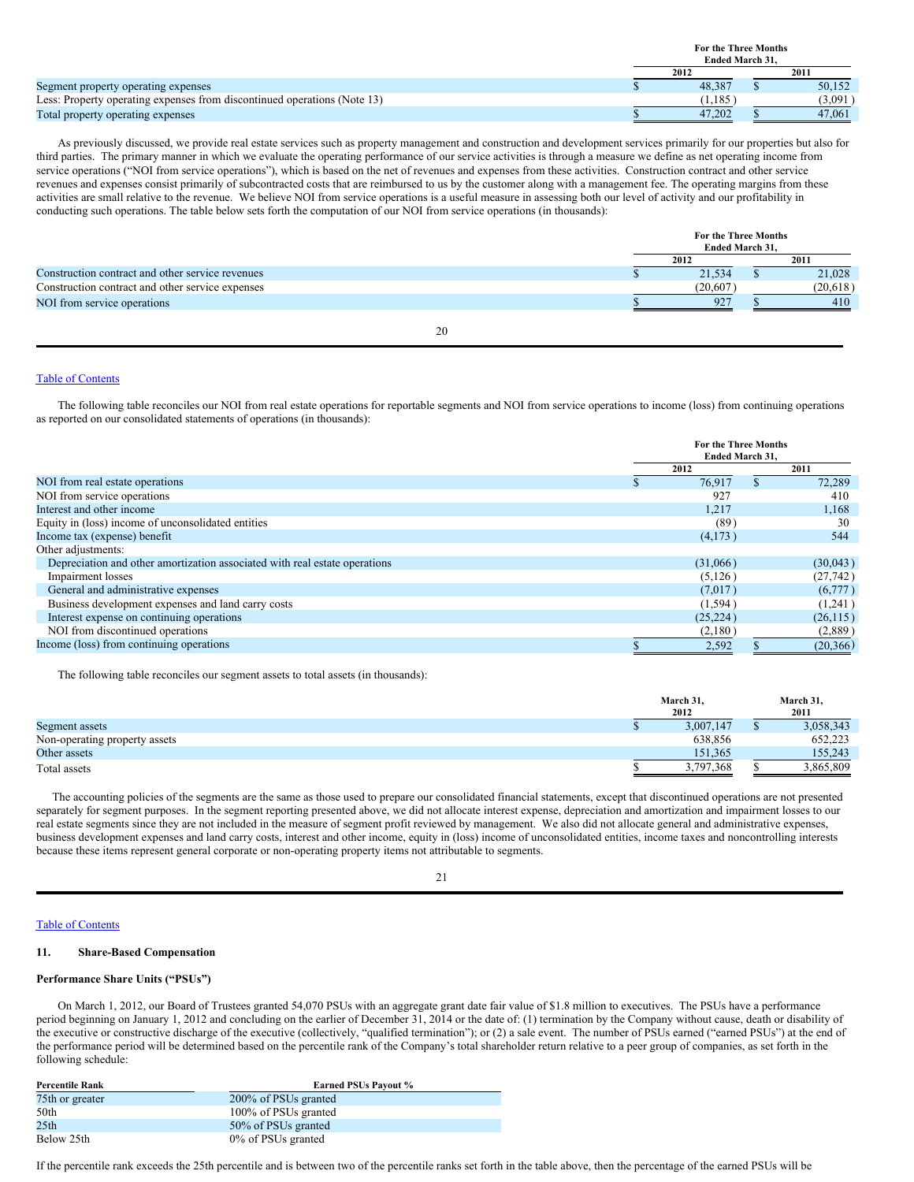| | For the Three Months Ended March 31, | |
|---|---|---|
| | 2012 | 2011 |
| Segment property operating expenses | $ 48,387 | $ 50,152 |
| Less: Property operating expenses from discontinued operations (Note 13) | (1,185) | (3,091) |
| Total property operating expenses | $ 47,202 | $ 47,061 |

As previously discussed, we provide real estate services such as property management and construction and development services primarily for our properties but also for third parties. The primary manner in which we evaluate the operating performance of our service activities is through a measure we define as net operating income from service operations ("NOI from service operations"), which is based on the net of revenues and expenses from these activities. Construction contract and other service revenues and expenses consist primarily of subcontracted costs that are reimbursed to us by the customer along with a management fee. The operating margins from these activities are small relative to the revenue. We believe NOI from service operations is a useful measure in assessing both our level of activity and our profitability in conducting such operations. The table below sets forth the computation of our NOI from service operations (in thousands):

| | For the Three Months Ended March 31, | |
|---|---|---|
| | 2012 | 2011 |
| Construction contract and other service revenues | $ 21,534 | $ 21,028 |
| Construction contract and other service expenses | (20,607) | (20,618) |
| NOI from service operations | $ 927 | $ 410 |

The following table reconciles our NOI from real estate operations for reportable segments and NOI from service operations to income (loss) from continuing operations as reported on our consolidated statements of operations (in thousands):

| | For the Three Months Ended March 31, | |
|---|---|---|
| | 2012 | 2011 |
| NOI from real estate operations | $ 76,917 | $ 72,289 |
| NOI from service operations | 927 | 410 |
| Interest and other income | 1,217 | 1,168 |
| Equity in (loss) income of unconsolidated entities | (89) | 30 |
| Income tax (expense) benefit | (4,173) | 544 |
| Other adjustments: | | |
| Depreciation and other amortization associated with real estate operations | (31,066) | (30,043) |
| Impairment losses | (5,126) | (27,742) |
| General and administrative expenses | (7,017) | (6,777) |
| Business development expenses and land carry costs | (1,594) | (1,241) |
| Interest expense on continuing operations | (25,224) | (26,115) |
| NOI from discontinued operations | (2,180) | (2,889) |
| Income (loss) from continuing operations | $ 2,592 | $ (20,366) |

The following table reconciles our segment assets to total assets (in thousands):

| | March 31, 2012 | March 31, 2011 |
|---|---|---|
| Segment assets | $ 3,007,147 | $ 3,058,343 |
| Non-operating property assets | 638,856 | 652,223 |
| Other assets | 151,365 | 155,243 |
| Total assets | $ 3,797,368 | $ 3,865,809 |

The accounting policies of the segments are the same as those used to prepare our consolidated financial statements, except that discontinued operations are not presented separately for segment purposes. In the segment reporting presented above, we did not allocate interest expense, depreciation and amortization and impairment losses to our real estate segments since they are not included in the measure of segment profit reviewed by management. We also did not allocate general and administrative expenses, business development expenses and land carry costs, interest and other income, equity in (loss) income of unconsolidated entities, income taxes and noncontrolling interests because these items represent general corporate or non-operating property items not attributable to segments.

Table of Contents

## 11. Share-Based Compensation

### Performance Share Units ("PSUs")

On March 1, 2012, our Board of Trustees granted 54,070 PSUs with an aggregate grant date fair value of $1.8 million to executives. The PSUs have a performance period beginning on January 1, 2012 and concluding on the earlier of December 31, 2014 or the date of: (1) termination by the Company without cause, death or disability of the executive or constructive discharge of the executive (collectively, "qualified termination"); or (2) a sale event. The number of PSUs earned ("earned PSUs") at the end of the performance period will be determined based on the percentile rank of the Company's total shareholder return relative to a peer group of companies, as set forth in the following schedule:

| Percentile Rank | Earned PSUs Payout % |
|---|---|
| 75th or greater | 200% of PSUs granted |
| 50th | 100% of PSUs granted |
| 25th | 50% of PSUs granted |
| Below 25th | 0% of PSUs granted |

If the percentile rank exceeds the 25th percentile and is between two of the percentile ranks set forth in the table above, then the percentage of the earned PSUs will be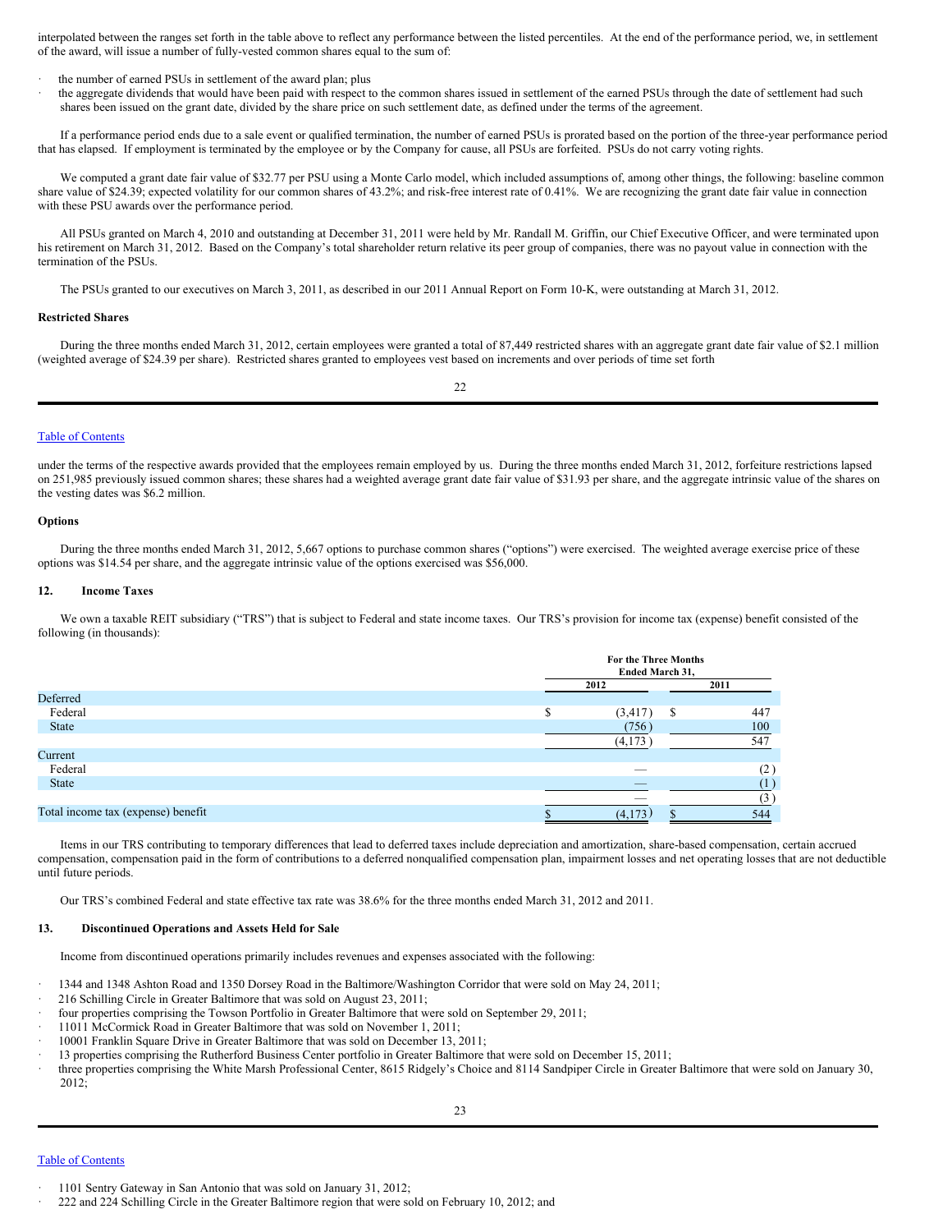interpolated between the ranges set forth in the table above to reflect any performance between the listed percentiles. At the end of the performance period, we, in settlement of the award, will issue a number of fully-vested common shares equal to the sum of:

- the number of earned PSUs in settlement of the award plan; plus
- the aggregate dividends that would have been paid with respect to the common shares issued in settlement of the earned PSUs through the date of settlement had such shares been issued on the grant date, divided by the share price on such settlement date, as defined under the terms of the agreement.

If a performance period ends due to a sale event or qualified termination, the number of earned PSUs is prorated based on the portion of the three-year performance period that has elapsed. If employment is terminated by the employee or by the Company for cause, all PSUs are forfeited. PSUs do not carry voting rights.

We computed a grant date fair value of $32.77 per PSU using a Monte Carlo model, which included assumptions of, among other things, the following: baseline common share value of $24.39; expected volatility for our common shares of 43.2%; and risk-free interest rate of 0.41%. We are recognizing the grant date fair value in connection with these PSU awards over the performance period.

All PSUs granted on March 4, 2010 and outstanding at December 31, 2011 were held by Mr. Randall M. Griffin, our Chief Executive Officer, and were terminated upon his retirement on March 31, 2012. Based on the Company's total shareholder return relative its peer group of companies, there was no payout value in connection with the termination of the PSUs.

The PSUs granted to our executives on March 3, 2011, as described in our 2011 Annual Report on Form 10-K, were outstanding at March 31, 2012.

**Restricted Shares**

During the three months ended March 31, 2012, certain employees were granted a total of 87,449 restricted shares with an aggregate grant date fair value of $2.1 million (weighted average of $24.39 per share). Restricted shares granted to employees vest based on increments and over periods of time set forth under the terms of the respective awards provided that the employees remain employed by us. During the three months ended March 31, 2012, forfeiture restrictions lapsed on 251,985 previously issued common shares; these shares had a weighted average grant date fair value of $31.93 per share, and the aggregate intrinsic value of the shares on the vesting dates was $6.2 million.

**Options**

During the three months ended March 31, 2012, 5,667 options to purchase common shares ("options") were exercised. The weighted average exercise price of these options was $14.54 per share, and the aggregate intrinsic value of the options exercised was $56,000.

## 12. Income Taxes

We own a taxable REIT subsidiary ("TRS") that is subject to Federal and state income taxes. Our TRS's provision for income tax (expense) benefit consisted of the following (in thousands):

| | For the Three Months Ended March 31, | |
|---|---|---|
| | 2012 | 2011 |
| Deferred | | |
| Federal | $ (3,417) | $ 447 |
| State | (756) | 100 |
| | (4,173) | 547 |
| Current | | |
| Federal | — | (2) |
| State | — | (1) |
| | — | (3) |
| Total income tax (expense) benefit | $ (4,173) | $ 544 |

Items in our TRS contributing to temporary differences that lead to deferred taxes include depreciation and amortization, share-based compensation, certain accrued compensation, compensation paid in the form of contributions to a deferred nonqualified compensation plan, impairment losses and net operating losses that are not deductible until future periods.

Our TRS's combined Federal and state effective tax rate was 38.6% for the three months ended March 31, 2012 and 2011.

## 13. Discontinued Operations and Assets Held for Sale

Income from discontinued operations primarily includes revenues and expenses associated with the following:

- 1344 and 1348 Ashton Road and 1350 Dorsey Road in the Baltimore/Washington Corridor that were sold on May 24, 2011;
- 216 Schilling Circle in Greater Baltimore that was sold on August 23, 2011;
- four properties comprising the Towson Portfolio in Greater Baltimore that were sold on September 29, 2011;
- 11011 McCormick Road in Greater Baltimore that was sold on November 1, 2011;
- 10001 Franklin Square Drive in Greater Baltimore that was sold on December 13, 2011;
- 13 properties comprising the Rutherford Business Center portfolio in Greater Baltimore that were sold on December 15, 2011;
- three properties comprising the White Marsh Professional Center, 8615 Ridgely's Choice and 8114 Sandpiper Circle in Greater Baltimore that were sold on January 30, 2012;
- 1101 Sentry Gateway in San Antonio that was sold on January 31, 2012;
- 222 and 224 Schilling Circle in the Greater Baltimore region that were sold on February 10, 2012; and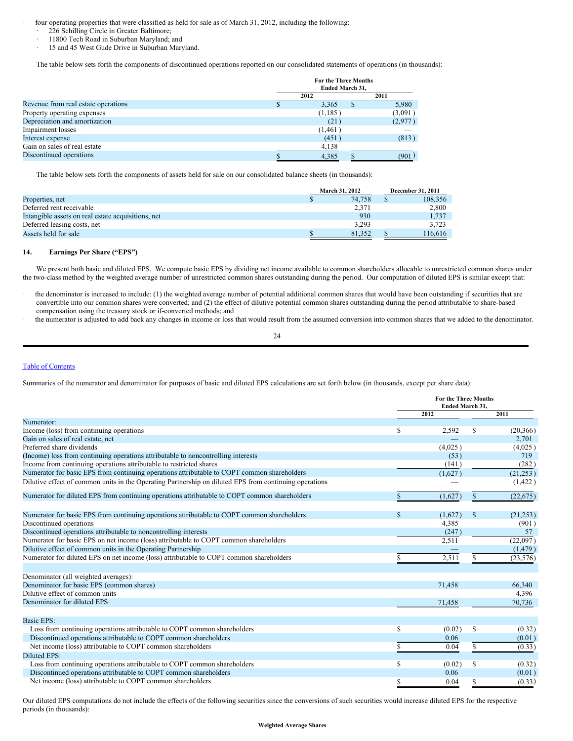- four operating properties that were classified as held for sale as of March 31, 2012, including the following:
  - 226 Schilling Circle in Greater Baltimore;
  - 11800 Tech Road in Suburban Maryland; and
  - 15 and 45 West Gude Drive in Suburban Maryland.

The table below sets forth the components of discontinued operations reported on our consolidated statements of operations (in thousands):

| | For the Three Months Ended March 31, | |
|---|---|---|
| | 2012 | 2011 |
| Revenue from real estate operations | $ 3,365 | $ 5,980 |
| Property operating expenses | (1,185) | (3,091) |
| Depreciation and amortization | (21) | (2,977) |
| Impairment losses | (1,461) | — |
| Interest expense | (451) | (813) |
| Gain on sales of real estate | 4,138 | — |
| Discontinued operations | $ 4,385 | $ (901) |

The table below sets forth the components of assets held for sale on our consolidated balance sheets (in thousands):

| | March 31, 2012 | December 31, 2011 |
|---|---|---|
| Properties, net | $ 74,758 | $ 108,356 |
| Deferred rent receivable | 2,371 | 2,800 |
| Intangible assets on real estate acquisitions, net | 930 | 1,737 |
| Deferred leasing costs, net | 3,293 | 3,723 |
| Assets held for sale | $ 81,352 | $ 116,616 |

## 14. Earnings Per Share ("EPS")

We present both basic and diluted EPS. We compute basic EPS by dividing net income available to common shareholders allocable to unrestricted common shares under the two-class method by the weighted average number of unrestricted common shares outstanding during the period. Our computation of diluted EPS is similar except that:

- the denominator is increased to include: (1) the weighted average number of potential additional common shares that would have been outstanding if securities that are convertible into our common shares were converted; and (2) the effect of dilutive potential common shares outstanding during the period attributable to share-based compensation using the treasury stock or if-converted methods; and
- the numerator is adjusted to add back any changes in income or loss that would result from the assumed conversion into common shares that we added to the denominator.

Summaries of the numerator and denominator for purposes of basic and diluted EPS calculations are set forth below (in thousands, except per share data):

| | For the Three Months Ended March 31, | |
|---|---|---|
| | 2012 | 2011 |
| Numerator: | | |
| Income (loss) from continuing operations | $ 2,592 | $ (20,366) |
| Gain on sales of real estate, net | — | 2,701 |
| Preferred share dividends | (4,025) | (4,025) |
| (Income) loss from continuing operations attributable to noncontrolling interests | (53) | 719 |
| Income from continuing operations attributable to restricted shares | (141) | (282) |
| Numerator for basic EPS from continuing operations attributable to COPT common shareholders | (1,627) | (21,253) |
| Dilutive effect of common units in the Operating Partnership on diluted EPS from continuing operations | — | (1,422) |
| Numerator for diluted EPS from continuing operations attributable to COPT common shareholders | $ (1,627) | $ (22,675) |
| | | |
| Numerator for basic EPS from continuing operations attributable to COPT common shareholders | $ (1,627) | $ (21,253) |
| Discontinued operations | 4,385 | (901) |
| Discontinued operations attributable to noncontrolling interests | (247) | 57 |
| Numerator for basic EPS on net income (loss) attributable to COPT common shareholders | 2,511 | (22,097) |
| Dilutive effect of common units in the Operating Partnership | — | (1,479) |
| Numerator for diluted EPS on net income (loss) attributable to COPT common shareholders | $ 2,511 | $ (23,576) |
| | | |
| Denominator (all weighted averages): | | |
| Denominator for basic EPS (common shares) | 71,458 | 66,340 |
| Dilutive effect of common units | — | 4,396 |
| Denominator for diluted EPS | 71,458 | 70,736 |
| | | |
| Basic EPS: | | |
| Loss from continuing operations attributable to COPT common shareholders | $ (0.02) | $ (0.32) |
| Discontinued operations attributable to COPT common shareholders | 0.06 | (0.01) |
| Net income (loss) attributable to COPT common shareholders | $ 0.04 | $ (0.33) |
| Diluted EPS: | | |
| Loss from continuing operations attributable to COPT common shareholders | $ (0.02) | $ (0.32) |
| Discontinued operations attributable to COPT common shareholders | 0.06 | (0.01) |
| Net income (loss) attributable to COPT common shareholders | $ 0.04 | $ (0.33) |

Our diluted EPS computations do not include the effects of the following securities since the conversions of such securities would increase diluted EPS for the respective periods (in thousands):

**Weighted Average Shares**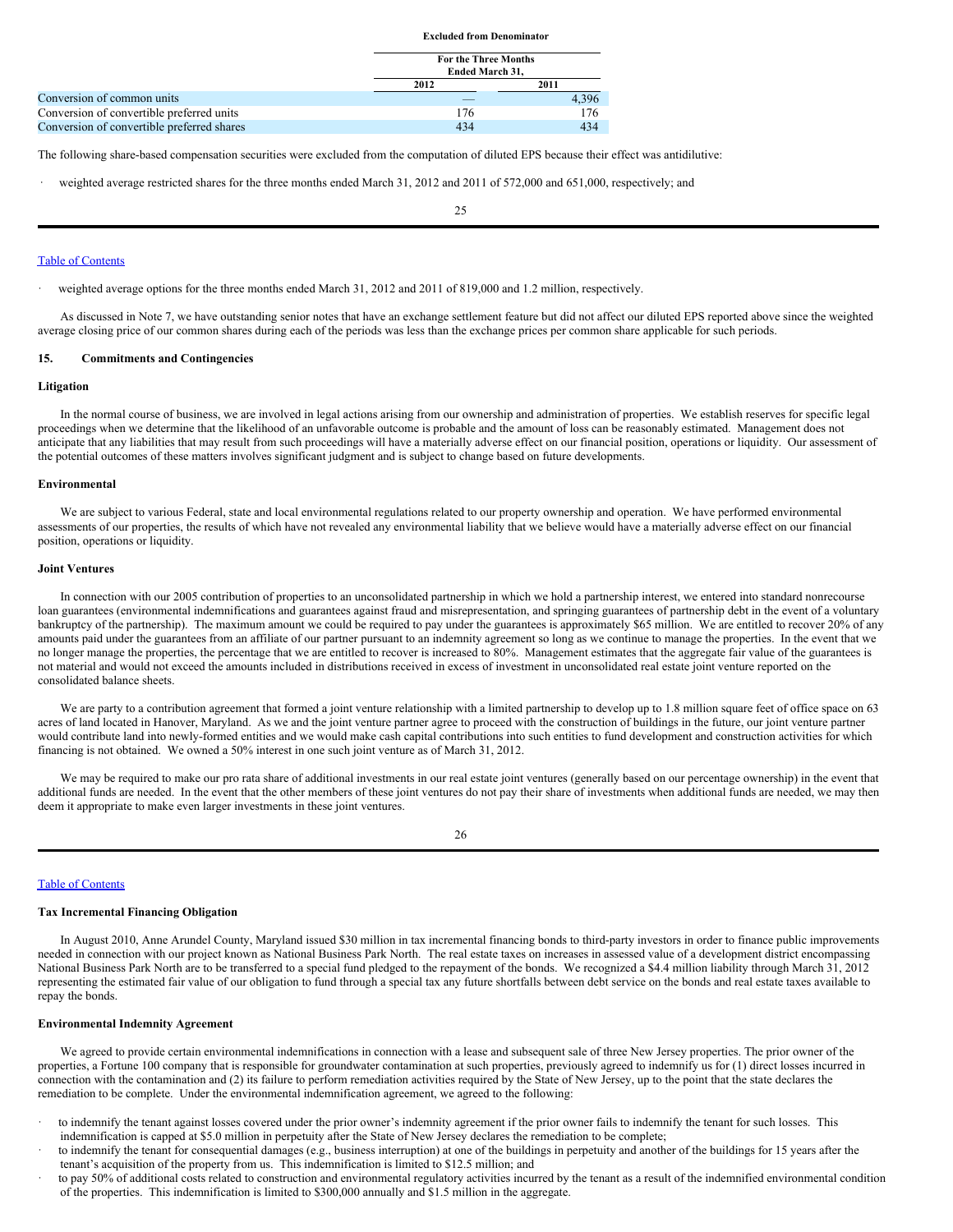**Excluded from Denominator**

| | For the Three Months Ended March 31, | |
|---|---|---|
| | 2012 | 2011 |
| Conversion of common units | — | 4,396 |
| Conversion of convertible preferred units | 176 | 176 |
| Conversion of convertible preferred shares | 434 | 434 |

The following share-based compensation securities were excluded from the computation of diluted EPS because their effect was antidilutive:

- weighted average restricted shares for the three months ended March 31, 2012 and 2011 of 572,000 and 651,000, respectively; and
- weighted average options for the three months ended March 31, 2012 and 2011 of 819,000 and 1.2 million, respectively.

As discussed in Note 7, we have outstanding senior notes that have an exchange settlement feature but did not affect our diluted EPS reported above since the weighted average closing price of our common shares during each of the periods was less than the exchange prices per common share applicable for such periods.

## 15. Commitments and Contingencies

### Litigation

In the normal course of business, we are involved in legal actions arising from our ownership and administration of properties. We establish reserves for specific legal proceedings when we determine that the likelihood of an unfavorable outcome is probable and the amount of loss can be reasonably estimated. Management does not anticipate that any liabilities that may result from such proceedings will have a materially adverse effect on our financial position, operations or liquidity. Our assessment of the potential outcomes of these matters involves significant judgment and is subject to change based on future developments.

### Environmental

We are subject to various Federal, state and local environmental regulations related to our property ownership and operation. We have performed environmental assessments of our properties, the results of which have not revealed any environmental liability that we believe would have a materially adverse effect on our financial position, operations or liquidity.

### Joint Ventures

In connection with our 2005 contribution of properties to an unconsolidated partnership in which we hold a partnership interest, we entered into standard nonrecourse loan guarantees (environmental indemnifications and guarantees against fraud and misrepresentation, and springing guarantees of partnership debt in the event of a voluntary bankruptcy of the partnership). The maximum amount we could be required to pay under the guarantees is approximately $65 million. We are entitled to recover 20% of any amounts paid under the guarantees from an affiliate of our partner pursuant to an indemnity agreement so long as we continue to manage the properties. In the event that we no longer manage the properties, the percentage that we are entitled to recover is increased to 80%. Management estimates that the aggregate fair value of the guarantees is not material and would not exceed the amounts included in distributions received in excess of investment in unconsolidated real estate joint venture reported on the consolidated balance sheets.

We are party to a contribution agreement that formed a joint venture relationship with a limited partnership to develop up to 1.8 million square feet of office space on 63 acres of land located in Hanover, Maryland. As we and the joint venture partner agree to proceed with the construction of buildings in the future, our joint venture partner would contribute land into newly-formed entities and we would make cash capital contributions into such entities to fund development and construction activities for which financing is not obtained. We owned a 50% interest in one such joint venture as of March 31, 2012.

We may be required to make our pro rata share of additional investments in our real estate joint ventures (generally based on our percentage ownership) in the event that additional funds are needed. In the event that the other members of these joint ventures do not pay their share of investments when additional funds are needed, we may then deem it appropriate to make even larger investments in these joint ventures.

### Tax Incremental Financing Obligation

In August 2010, Anne Arundel County, Maryland issued $30 million in tax incremental financing bonds to third-party investors in order to finance public improvements needed in connection with our project known as National Business Park North. The real estate taxes on increases in assessed value of a development district encompassing National Business Park North are to be transferred to a special fund pledged to the repayment of the bonds. We recognized a $4.4 million liability through March 31, 2012 representing the estimated fair value of our obligation to fund through a special tax any future shortfalls between debt service on the bonds and real estate taxes available to repay the bonds.

### Environmental Indemnity Agreement

We agreed to provide certain environmental indemnifications in connection with a lease and subsequent sale of three New Jersey properties. The prior owner of the properties, a Fortune 100 company that is responsible for groundwater contamination at such properties, previously agreed to indemnify us for (1) direct losses incurred in connection with the contamination and (2) its failure to perform remediation activities required by the State of New Jersey, up to the point that the state declares the remediation to be complete. Under the environmental indemnification agreement, we agreed to the following:

- to indemnify the tenant against losses covered under the prior owner's indemnity agreement if the prior owner fails to indemnify the tenant for such losses. This indemnification is capped at $5.0 million in perpetuity after the State of New Jersey declares the remediation to be complete;
- to indemnify the tenant for consequential damages (e.g., business interruption) at one of the buildings in perpetuity and another of the buildings for 15 years after the tenant's acquisition of the property from us. This indemnification is limited to $12.5 million; and
- to pay 50% of additional costs related to construction and environmental regulatory activities incurred by the tenant as a result of the indemnified environmental condition of the properties. This indemnification is limited to $300,000 annually and $1.5 million in the aggregate.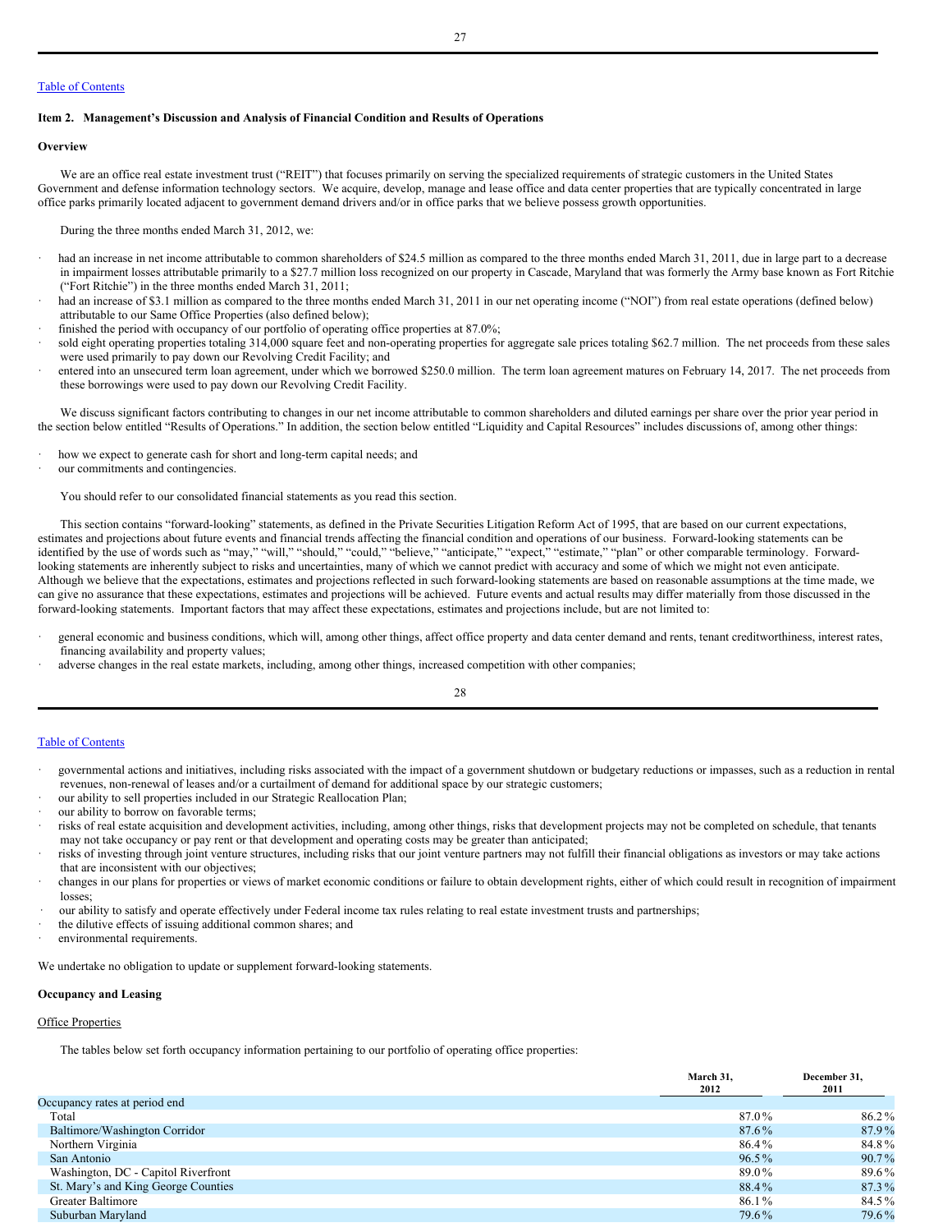Table of Contents

**Item 2. Management's Discussion and Analysis of Financial Condition and Results of Operations**

**Overview**

We are an office real estate investment trust ("REIT") that focuses primarily on serving the specialized requirements of strategic customers in the United States Government and defense information technology sectors. We acquire, develop, manage and lease office and data center properties that are typically concentrated in large office parks primarily located adjacent to government demand drivers and/or in office parks that we believe possess growth opportunities.

During the three months ended March 31, 2012, we:

- had an increase in net income attributable to common shareholders of $24.5 million as compared to the three months ended March 31, 2011, due in large part to a decrease in impairment losses attributable primarily to a $27.7 million loss recognized on our property in Cascade, Maryland that was formerly the Army base known as Fort Ritchie ("Fort Ritchie") in the three months ended March 31, 2011;
- had an increase of $3.1 million as compared to the three months ended March 31, 2011 in our net operating income ("NOI") from real estate operations (defined below) attributable to our Same Office Properties (also defined below);
- finished the period with occupancy of our portfolio of operating office properties at 87.0%;
- sold eight operating properties totaling 314,000 square feet and non-operating properties for aggregate sale prices totaling $62.7 million. The net proceeds from these sales were used primarily to pay down our Revolving Credit Facility; and
- entered into an unsecured term loan agreement, under which we borrowed $250.0 million. The term loan agreement matures on February 14, 2017. The net proceeds from these borrowings were used to pay down our Revolving Credit Facility.

We discuss significant factors contributing to changes in our net income attributable to common shareholders and diluted earnings per share over the prior year period in the section below entitled "Results of Operations." In addition, the section below entitled "Liquidity and Capital Resources" includes discussions of, among other things:

- how we expect to generate cash for short and long-term capital needs; and
- our commitments and contingencies.

You should refer to our consolidated financial statements as you read this section.

This section contains "forward-looking" statements, as defined in the Private Securities Litigation Reform Act of 1995, that are based on our current expectations, estimates and projections about future events and financial trends affecting the financial condition and operations of our business. Forward-looking statements can be identified by the use of words such as "may," "will," "should," "could," "believe," "anticipate," "expect," "estimate," "plan" or other comparable terminology. Forward-looking statements are inherently subject to risks and uncertainties, many of which we cannot predict with accuracy and some of which we might not even anticipate. Although we believe that the expectations, estimates and projections reflected in such forward-looking statements are based on reasonable assumptions at the time made, we can give no assurance that these expectations, estimates and projections will be achieved. Future events and actual results may differ materially from those discussed in the forward-looking statements. Important factors that may affect these expectations, estimates and projections include, but are not limited to:

- general economic and business conditions, which will, among other things, affect office property and data center demand and rents, tenant creditworthiness, interest rates, financing availability and property values;
- adverse changes in the real estate markets, including, among other things, increased competition with other companies;
- governmental actions and initiatives, including risks associated with the impact of a government shutdown or budgetary reductions or impasses, such as a reduction in rental revenues, non-renewal of leases and/or a curtailment of demand for additional space by our strategic customers;
- our ability to sell properties included in our Strategic Reallocation Plan;
- our ability to borrow on favorable terms;
- risks of real estate acquisition and development activities, including, among other things, risks that development projects may not be completed on schedule, that tenants may not take occupancy or pay rent or that development and operating costs may be greater than anticipated;
- risks of investing through joint venture structures, including risks that our joint venture partners may not fulfill their financial obligations as investors or may take actions that are inconsistent with our objectives;
- changes in our plans for properties or views of market economic conditions or failure to obtain development rights, either of which could result in recognition of impairment losses;
- our ability to satisfy and operate effectively under Federal income tax rules relating to real estate investment trusts and partnerships;
- the dilutive effects of issuing additional common shares; and
- environmental requirements.

We undertake no obligation to update or supplement forward-looking statements.

**Occupancy and Leasing**

Office Properties

The tables below set forth occupancy information pertaining to our portfolio of operating office properties:

| | March 31, 2012 | December 31, 2011 |
|---|---|---|
| Occupancy rates at period end | | |
| Total | 87.0% | 86.2% |
| Baltimore/Washington Corridor | 87.6% | 87.9% |
| Northern Virginia | 86.4% | 84.8% |
| San Antonio | 96.5% | 90.7% |
| Washington, DC - Capitol Riverfront | 89.0% | 89.6% |
| St. Mary's and King George Counties | 88.4% | 87.3% |
| Greater Baltimore | 86.1% | 84.5% |
| Suburban Maryland | 79.6% | 79.6% |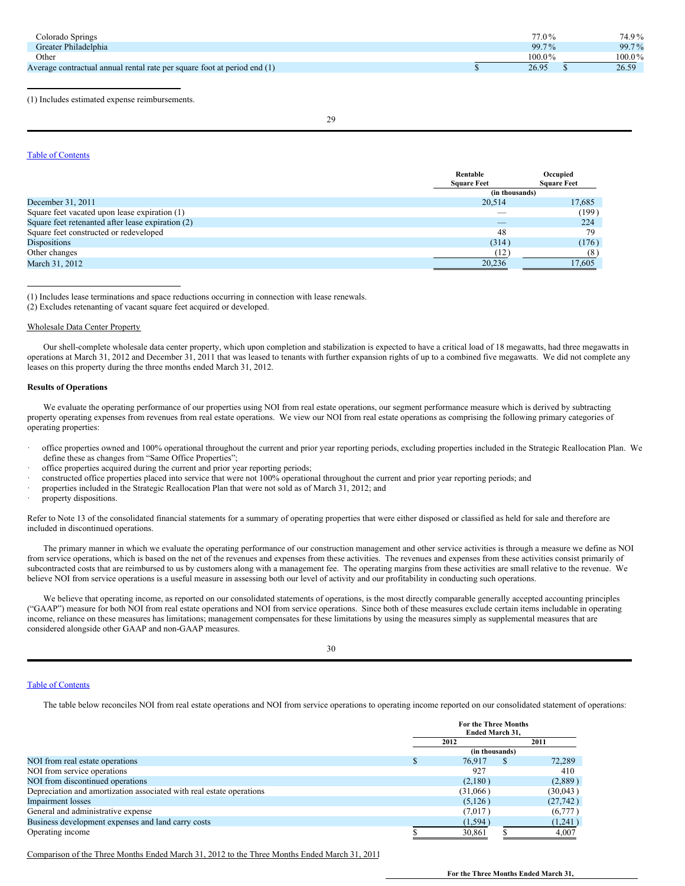| | | |
|---|---|---|
| Colorado Springs | 77.0% | 74.9% |
| Greater Philadelphia | 99.7% | 99.7% |
| Other | 100.0% | 100.0% |
| Average contractual annual rental rate per square foot at period end (1) | $ 26.95 | $ 26.59 |

(1) Includes estimated expense reimbursements.

| | Rentable Square Feet | Occupied Square Feet |
|---|---|---|
| | (in thousands) | |
| December 31, 2011 | 20,514 | 17,685 |
| Square feet vacated upon lease expiration (1) | — | (199) |
| Square feet retenanted after lease expiration (2) | — | 224 |
| Square feet constructed or redeveloped | 48 | 79 |
| Dispositions | (314) | (176) |
| Other changes | (12) | (8) |
| March 31, 2012 | 20,236 | 17,605 |

(1) Includes lease terminations and space reductions occurring in connection with lease renewals.
(2) Excludes retenanting of vacant square feet acquired or developed.

Wholesale Data Center Property

Our shell-complete wholesale data center property, which upon completion and stabilization is expected to have a critical load of 18 megawatts, had three megawatts in operations at March 31, 2012 and December 31, 2011 that was leased to tenants with further expansion rights of up to a combined five megawatts. We did not complete any leases on this property during the three months ended March 31, 2012.

**Results of Operations**

We evaluate the operating performance of our properties using NOI from real estate operations, our segment performance measure which is derived by subtracting property operating expenses from revenues from real estate operations. We view our NOI from real estate operations as comprising the following primary categories of operating properties:

- office properties owned and 100% operational throughout the current and prior year reporting periods, excluding properties included in the Strategic Reallocation Plan. We define these as changes from "Same Office Properties";
- office properties acquired during the current and prior year reporting periods;
- constructed office properties placed into service that were not 100% operational throughout the current and prior year reporting periods; and
- properties included in the Strategic Reallocation Plan that were not sold as of March 31, 2012; and
- property dispositions.

Refer to Note 13 of the consolidated financial statements for a summary of operating properties that were either disposed or classified as held for sale and therefore are included in discontinued operations.

The primary manner in which we evaluate the operating performance of our construction management and other service activities is through a measure we define as NOI from service operations, which is based on the net of the revenues and expenses from these activities. The revenues and expenses from these activities consist primarily of subcontracted costs that are reimbursed to us by customers along with a management fee. The operating margins from these activities are small relative to the revenue. We believe NOI from service operations is a useful measure in assessing both our level of activity and our profitability in conducting such operations.

We believe that operating income, as reported on our consolidated statements of operations, is the most directly comparable generally accepted accounting principles ("GAAP") measure for both NOI from real estate operations and NOI from service operations. Since both of these measures exclude certain items includable in operating income, reliance on these measures has limitations; management compensates for these limitations by using the measures simply as supplemental measures that are considered alongside other GAAP and non-GAAP measures.

The table below reconciles NOI from real estate operations and NOI from service operations to operating income reported on our consolidated statement of operations:

| | For the Three Months Ended March 31, | |
|---|---|---|
| | 2012 | 2011 |
| | (in thousands) | |
| NOI from real estate operations | $ 76,917 | $ 72,289 |
| NOI from service operations | 927 | 410 |
| NOI from discontinued operations | (2,180) | (2,889) |
| Depreciation and amortization associated with real estate operations | (31,066) | (30,043) |
| Impairment losses | (5,126) | (27,742) |
| General and administrative expense | (7,017) | (6,777) |
| Business development expenses and land carry costs | (1,594) | (1,241) |
| Operating income | $ 30,861 | $ 4,007 |

Comparison of the Three Months Ended March 31, 2012 to the Three Months Ended March 31, 2011

For the Three Months Ended March 31,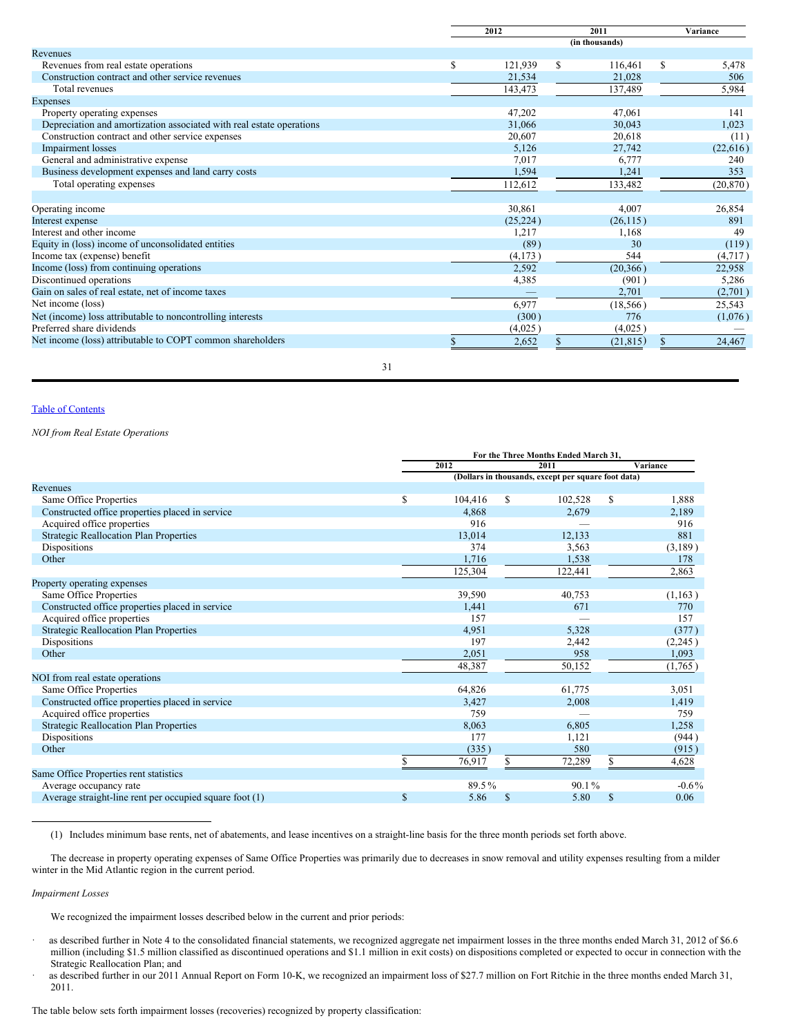| | 2012 | 2011 | Variance |
|---|---|---|---|
| | | (in thousands) | |
| Revenues | | | |
| Revenues from real estate operations | $ 121,939 | $ 116,461 | $ 5,478 |
| Construction contract and other service revenues | 21,534 | 21,028 | 506 |
| Total revenues | 143,473 | 137,489 | 5,984 |
| Expenses | | | |
| Property operating expenses | 47,202 | 47,061 | 141 |
| Depreciation and amortization associated with real estate operations | 31,066 | 30,043 | 1,023 |
| Construction contract and other service expenses | 20,607 | 20,618 | (11) |
| Impairment losses | 5,126 | 27,742 | (22,616) |
| General and administrative expense | 7,017 | 6,777 | 240 |
| Business development expenses and land carry costs | 1,594 | 1,241 | 353 |
| Total operating expenses | 112,612 | 133,482 | (20,870) |
| | | | |
| Operating income | 30,861 | 4,007 | 26,854 |
| Interest expense | (25,224) | (26,115) | 891 |
| Interest and other income | 1,217 | 1,168 | 49 |
| Equity in (loss) income of unconsolidated entities | (89) | 30 | (119) |
| Income tax (expense) benefit | (4,173) | 544 | (4,717) |
| Income (loss) from continuing operations | 2,592 | (20,366) | 22,958 |
| Discontinued operations | 4,385 | (901) | 5,286 |
| Gain on sales of real estate, net of income taxes | — | 2,701 | (2,701) |
| Net income (loss) | 6,977 | (18,566) | 25,543 |
| Net (income) loss attributable to noncontrolling interests | (300) | 776 | (1,076) |
| Preferred share dividends | (4,025) | (4,025) | — |
| Net income (loss) attributable to COPT common shareholders | $ 2,652 | $ (21,815) | $ 24,467 |

*NOI from Real Estate Operations*

| | For the Three Months Ended March 31, | | |
|---|---|---|---|
| | 2012 | 2011 | Variance |
| | (Dollars in thousands, except per square foot data) | | |
| Revenues | | | |
| Same Office Properties | $ 104,416 | $ 102,528 | $ 1,888 |
| Constructed office properties placed in service | 4,868 | 2,679 | 2,189 |
| Acquired office properties | 916 | — | 916 |
| Strategic Reallocation Plan Properties | 13,014 | 12,133 | 881 |
| Dispositions | 374 | 3,563 | (3,189) |
| Other | 1,716 | 1,538 | 178 |
| | 125,304 | 122,441 | 2,863 |
| Property operating expenses | | | |
| Same Office Properties | 39,590 | 40,753 | (1,163) |
| Constructed office properties placed in service | 1,441 | 671 | 770 |
| Acquired office properties | 157 | — | 157 |
| Strategic Reallocation Plan Properties | 4,951 | 5,328 | (377) |
| Dispositions | 197 | 2,442 | (2,245) |
| Other | 2,051 | 958 | 1,093 |
| | 48,387 | 50,152 | (1,765) |
| NOI from real estate operations | | | |
| Same Office Properties | 64,826 | 61,775 | 3,051 |
| Constructed office properties placed in service | 3,427 | 2,008 | 1,419 |
| Acquired office properties | 759 | — | 759 |
| Strategic Reallocation Plan Properties | 8,063 | 6,805 | 1,258 |
| Dispositions | 177 | 1,121 | (944) |
| Other | (335) | 580 | (915) |
| | $ 76,917 | $ 72,289 | $ 4,628 |
| Same Office Properties rent statistics | | | |
| Average occupancy rate | 89.5% | 90.1% | -0.6% |
| Average straight-line rent per occupied square foot (1) | $ 5.86 | $ 5.80 | $ 0.06 |

(1) Includes minimum base rents, net of abatements, and lease incentives on a straight-line basis for the three month periods set forth above.

The decrease in property operating expenses of Same Office Properties was primarily due to decreases in snow removal and utility expenses resulting from a milder winter in the Mid Atlantic region in the current period.

*Impairment Losses*

We recognized the impairment losses described below in the current and prior periods:

- as described further in Note 4 to the consolidated financial statements, we recognized aggregate net impairment losses in the three months ended March 31, 2012 of $6.6 million (including $1.5 million classified as discontinued operations and $1.1 million in exit costs) on dispositions completed or expected to occur in connection with the Strategic Reallocation Plan; and
- as described further in our 2011 Annual Report on Form 10-K, we recognized an impairment loss of $27.7 million on Fort Ritchie in the three months ended March 31, 2011.

The table below sets forth impairment losses (recoveries) recognized by property classification: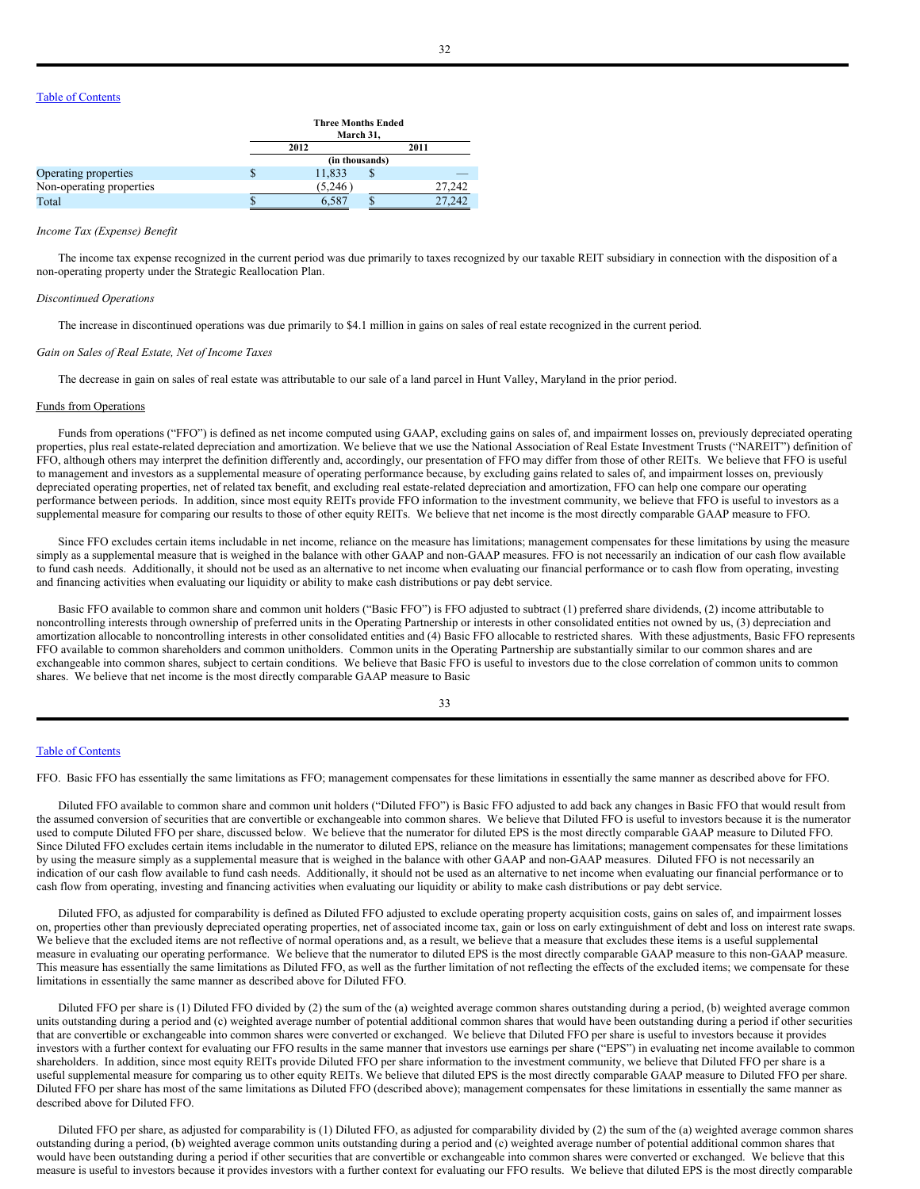| | Three Months Ended March 31, | |
|---|---|---|
| | 2012 | 2011 |
| | (in thousands) | |
| Operating properties | $ 11,833 | $ — |
| Non-operating properties | (5,246 ) | 27,242 |
| Total | $ 6,587 | $ 27,242 |

*Income Tax (Expense) Benefit*

The income tax expense recognized in the current period was due primarily to taxes recognized by our taxable REIT subsidiary in connection with the disposition of a non-operating property under the Strategic Reallocation Plan.

*Discontinued Operations*

The increase in discontinued operations was due primarily to $4.1 million in gains on sales of real estate recognized in the current period.

*Gain on Sales of Real Estate, Net of Income Taxes*

The decrease in gain on sales of real estate was attributable to our sale of a land parcel in Hunt Valley, Maryland in the prior period.

Funds from Operations

Funds from operations ("FFO") is defined as net income computed using GAAP, excluding gains on sales of, and impairment losses on, previously depreciated operating properties, plus real estate-related depreciation and amortization. We believe that we use the National Association of Real Estate Investment Trusts ("NAREIT") definition of FFO, although others may interpret the definition differently and, accordingly, our presentation of FFO may differ from those of other REITs. We believe that FFO is useful to management and investors as a supplemental measure of operating performance because, by excluding gains related to sales of, and impairment losses on, previously depreciated operating properties, net of related tax benefit, and excluding real estate-related depreciation and amortization, FFO can help one compare our operating performance between periods. In addition, since most equity REITs provide FFO information to the investment community, we believe that FFO is useful to investors as a supplemental measure for comparing our results to those of other equity REITs. We believe that net income is the most directly comparable GAAP measure to FFO.

Since FFO excludes certain items includable in net income, reliance on the measure has limitations; management compensates for these limitations by using the measure simply as a supplemental measure that is weighed in the balance with other GAAP and non-GAAP measures. FFO is not necessarily an indication of our cash flow available to fund cash needs. Additionally, it should not be used as an alternative to net income when evaluating our financial performance or to cash flow from operating, investing and financing activities when evaluating our liquidity or ability to make cash distributions or pay debt service.

Basic FFO available to common share and common unit holders ("Basic FFO") is FFO adjusted to subtract (1) preferred share dividends, (2) income attributable to noncontrolling interests through ownership of preferred units in the Operating Partnership or interests in other consolidated entities not owned by us, (3) depreciation and amortization allocable to noncontrolling interests in other consolidated entities and (4) Basic FFO allocable to restricted shares. With these adjustments, Basic FFO represents FFO available to common shareholders and common unitholders. Common units in the Operating Partnership are substantially similar to our common shares and are exchangeable into common shares, subject to certain conditions. We believe that Basic FFO is useful to investors due to the close correlation of common units to common shares. We believe that net income is the most directly comparable GAAP measure to Basic FFO. Basic FFO has essentially the same limitations as FFO; management compensates for these limitations in essentially the same manner as described above for FFO.

Diluted FFO available to common share and common unit holders ("Diluted FFO") is Basic FFO adjusted to add back any changes in Basic FFO that would result from the assumed conversion of securities that are convertible or exchangeable into common shares. We believe that Diluted FFO is useful to investors because it is the numerator used to compute Diluted FFO per share, discussed below. We believe that the numerator for diluted EPS is the most directly comparable GAAP measure to Diluted FFO. Since Diluted FFO excludes certain items includable in the numerator to diluted EPS, reliance on the measure has limitations; management compensates for these limitations by using the measure simply as a supplemental measure that is weighed in the balance with other GAAP and non-GAAP measures. Diluted FFO is not necessarily an indication of our cash flow available to fund cash needs. Additionally, it should not be used as an alternative to net income when evaluating our financial performance or to cash flow from operating, investing and financing activities when evaluating our liquidity or ability to make cash distributions or pay debt service.

Diluted FFO, as adjusted for comparability is defined as Diluted FFO adjusted to exclude operating property acquisition costs, gains on sales of, and impairment losses on, properties other than previously depreciated operating properties, net of associated income tax, gain or loss on early extinguishment of debt and loss on interest rate swaps. We believe that the excluded items are not reflective of normal operations and, as a result, we believe that a measure that excludes these items is a useful supplemental measure in evaluating our operating performance. We believe that the numerator to diluted EPS is the most directly comparable GAAP measure to this non-GAAP measure. This measure has essentially the same limitations as Diluted FFO, as well as the further limitation of not reflecting the effects of the excluded items; we compensate for these limitations in essentially the same manner as described above for Diluted FFO.

Diluted FFO per share is (1) Diluted FFO divided by (2) the sum of the (a) weighted average common shares outstanding during a period, (b) weighted average common units outstanding during a period and (c) weighted average number of potential additional common shares that would have been outstanding during a period if other securities that are convertible or exchangeable into common shares were converted or exchanged. We believe that Diluted FFO per share is useful to investors because it provides investors with a further context for evaluating our FFO results in the same manner that investors use earnings per share ("EPS") in evaluating net income available to common shareholders. In addition, since most equity REITs provide Diluted FFO per share information to the investment community, we believe that Diluted FFO per share is a useful supplemental measure for comparing us to other equity REITs. We believe that diluted EPS is the most directly comparable GAAP measure to Diluted FFO per share. Diluted FFO per share has most of the same limitations as Diluted FFO (described above); management compensates for these limitations in essentially the same manner as described above for Diluted FFO.

Diluted FFO per share, as adjusted for comparability is (1) Diluted FFO, as adjusted for comparability divided by (2) the sum of the (a) weighted average common shares outstanding during a period, (b) weighted average common units outstanding during a period and (c) weighted average number of potential additional common shares that would have been outstanding during a period if other securities that are convertible or exchangeable into common shares were converted or exchanged. We believe that this measure is useful to investors because it provides investors with a further context for evaluating our FFO results. We believe that diluted EPS is the most directly comparable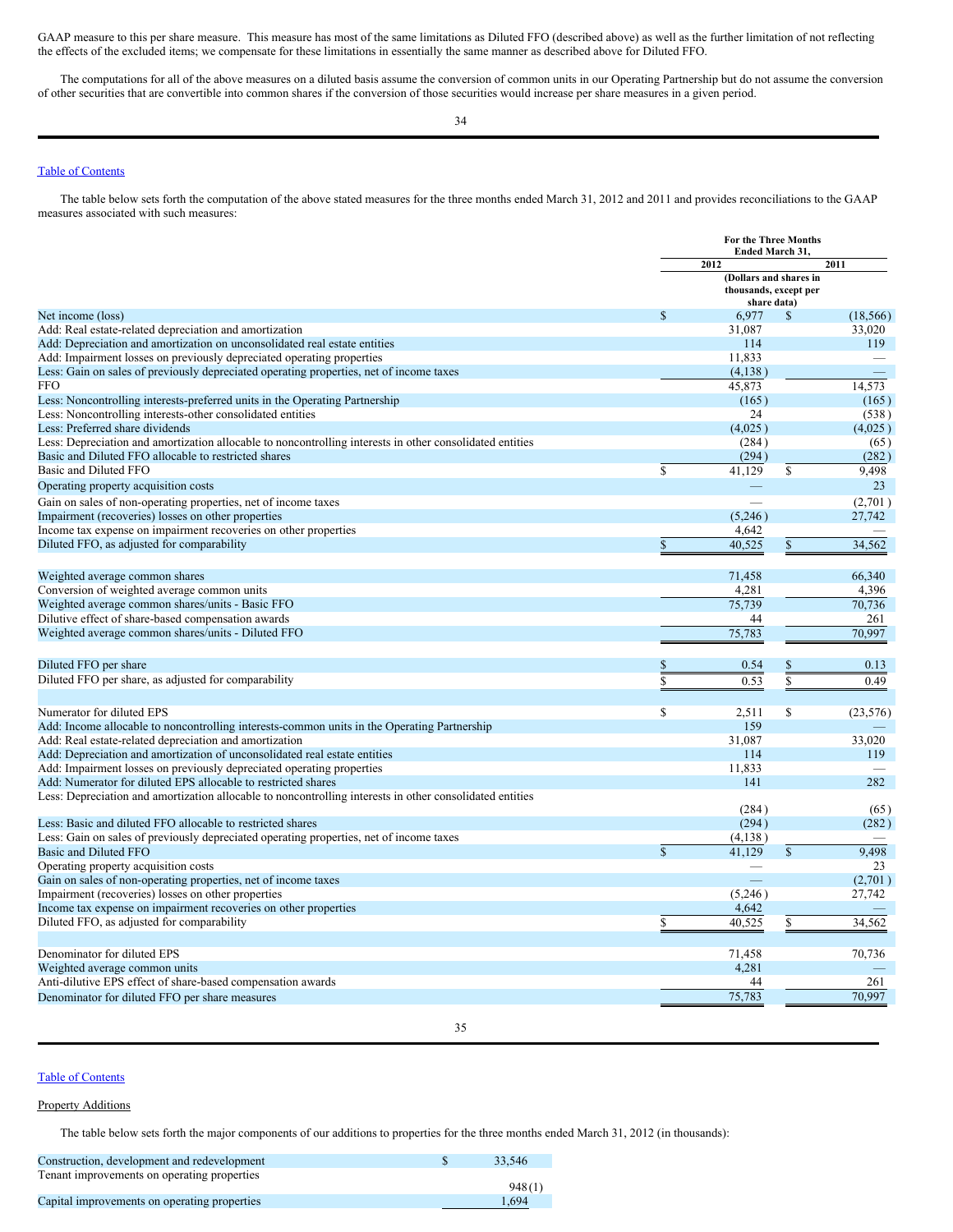GAAP measure to this per share measure. This measure has most of the same limitations as Diluted FFO (described above) as well as the further limitation of not reflecting the effects of the excluded items; we compensate for these limitations in essentially the same manner as described above for Diluted FFO.

The computations for all of the above measures on a diluted basis assume the conversion of common units in our Operating Partnership but do not assume the conversion of other securities that are convertible into common shares if the conversion of those securities would increase per share measures in a given period.

Table of Contents

The table below sets forth the computation of the above stated measures for the three months ended March 31, 2012 and 2011 and provides reconciliations to the GAAP measures associated with such measures:

| | For the Three Months Ended March 31, | |
|---|---|---|
| | 2012 | 2011 |
| | (Dollars and shares in thousands, except per share data) | |
| Net income (loss) | $ 6,977 | $ (18,566) |
| Add: Real estate-related depreciation and amortization | 31,087 | 33,020 |
| Add: Depreciation and amortization on unconsolidated real estate entities | 114 | 119 |
| Add: Impairment losses on previously depreciated operating properties | 11,833 | — |
| Less: Gain on sales of previously depreciated operating properties, net of income taxes | (4,138) | — |
| FFO | 45,873 | 14,573 |
| Less: Noncontrolling interests-preferred units in the Operating Partnership | (165) | (165) |
| Less: Noncontrolling interests-other consolidated entities | 24 | (538) |
| Less: Preferred share dividends | (4,025) | (4,025) |
| Less: Depreciation and amortization allocable to noncontrolling interests in other consolidated entities | (284) | (65) |
| Basic and Diluted FFO allocable to restricted shares | (294) | (282) |
| Basic and Diluted FFO | $ 41,129 | $ 9,498 |
| Operating property acquisition costs | — | 23 |
| Gain on sales of non-operating properties, net of income taxes | — | (2,701) |
| Impairment (recoveries) losses on other properties | (5,246) | 27,742 |
| Income tax expense on impairment recoveries on other properties | 4,642 | — |
| Diluted FFO, as adjusted for comparability | $ 40,525 | $ 34,562 |
| | | |
| Weighted average common shares | 71,458 | 66,340 |
| Conversion of weighted average common units | 4,281 | 4,396 |
| Weighted average common shares/units - Basic FFO | 75,739 | 70,736 |
| Dilutive effect of share-based compensation awards | 44 | 261 |
| Weighted average common shares/units - Diluted FFO | 75,783 | 70,997 |
| | | |
| Diluted FFO per share | $ 0.54 | $ 0.13 |
| Diluted FFO per share, as adjusted for comparability | $ 0.53 | $ 0.49 |
| | | |
| Numerator for diluted EPS | $ 2,511 | $ (23,576) |
| Add: Income allocable to noncontrolling interests-common units in the Operating Partnership | 159 | — |
| Add: Real estate-related depreciation and amortization | 31,087 | 33,020 |
| Add: Depreciation and amortization of unconsolidated real estate entities | 114 | 119 |
| Add: Impairment losses on previously depreciated operating properties | 11,833 | — |
| Add: Numerator for diluted EPS allocable to restricted shares | 141 | 282 |
| Less: Depreciation and amortization allocable to noncontrolling interests in other consolidated entities | (284) | (65) |
| Less: Basic and diluted FFO allocable to restricted shares | (294) | (282) |
| Less: Gain on sales of previously depreciated operating properties, net of income taxes | (4,138) | — |
| Basic and Diluted FFO | $ 41,129 | $ 9,498 |
| Operating property acquisition costs | — | 23 |
| Gain on sales of non-operating properties, net of income taxes | — | (2,701) |
| Impairment (recoveries) losses on other properties | (5,246) | 27,742 |
| Income tax expense on impairment recoveries on other properties | 4,642 | — |
| Diluted FFO, as adjusted for comparability | $ 40,525 | $ 34,562 |
| | | |
| Denominator for diluted EPS | 71,458 | 70,736 |
| Weighted average common units | 4,281 | — |
| Anti-dilutive EPS effect of share-based compensation awards | 44 | 261 |
| Denominator for diluted FFO per share measures | 75,783 | 70,997 |

Table of Contents

Property Additions

The table below sets forth the major components of our additions to properties for the three months ended March 31, 2012 (in thousands):

| | |
|---|---|
| Construction, development and redevelopment | $ 33,546 |
| Tenant improvements on operating properties | 948 (1) |
| Capital improvements on operating properties | 1,694 |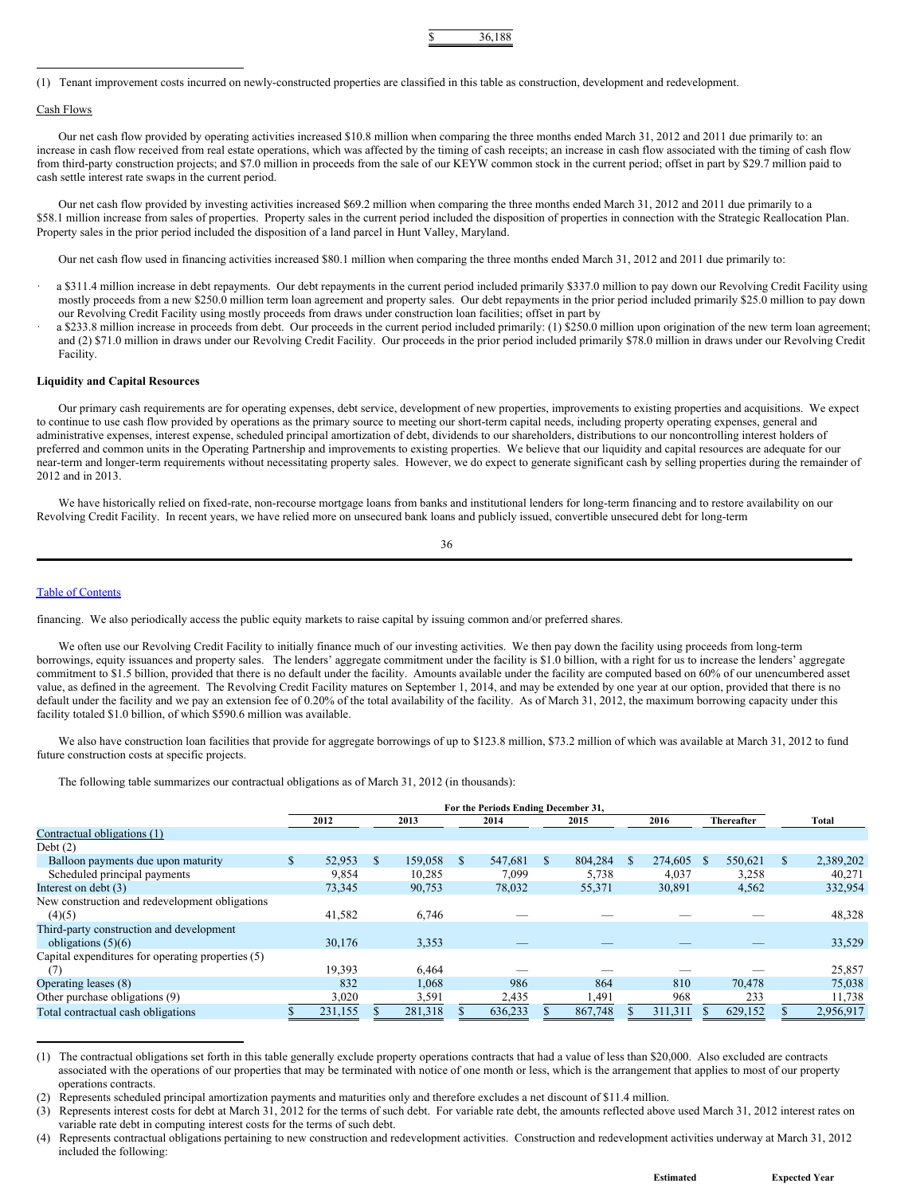| | $ | 36,188 |
|---|---|---|

(1) Tenant improvement costs incurred on newly-constructed properties are classified in this table as construction, development and redevelopment.

Cash Flows

Our net cash flow provided by operating activities increased $10.8 million when comparing the three months ended March 31, 2012 and 2011 due primarily to: an increase in cash flow received from real estate operations, which was affected by the timing of cash receipts; an increase in cash flow associated with the timing of cash flow from third-party construction projects; and $7.0 million in proceeds from the sale of our KEYW common stock in the current period; offset in part by $29.7 million paid to cash settle interest rate swaps in the current period.

Our net cash flow provided by investing activities increased $69.2 million when comparing the three months ended March 31, 2012 and 2011 due primarily to a $58.1 million increase from sales of properties. Property sales in the current period included the disposition of properties in connection with the Strategic Reallocation Plan. Property sales in the prior period included the disposition of a land parcel in Hunt Valley, Maryland.

Our net cash flow used in financing activities increased $80.1 million when comparing the three months ended March 31, 2012 and 2011 due primarily to:

- a $311.4 million increase in debt repayments. Our debt repayments in the current period included primarily $337.0 million to pay down our Revolving Credit Facility using mostly proceeds from a new $250.0 million term loan agreement and property sales. Our debt repayments in the prior period included primarily $25.0 million to pay down our Revolving Credit Facility using mostly proceeds from draws under construction loan facilities; offset in part by
- a $233.8 million increase in proceeds from debt. Our proceeds in the current period included primarily: (1) $250.0 million upon origination of the new term loan agreement; and (2) $71.0 million in draws under our Revolving Credit Facility. Our proceeds in the prior period included primarily $78.0 million in draws under our Revolving Credit Facility.

**Liquidity and Capital Resources**

Our primary cash requirements are for operating expenses, debt service, development of new properties, improvements to existing properties and acquisitions. We expect to continue to use cash flow provided by operations as the primary source to meeting our short-term capital needs, including property operating expenses, general and administrative expenses, interest expense, scheduled principal amortization of debt, dividends to our shareholders, distributions to our noncontrolling interest holders of preferred and common units in the Operating Partnership and improvements to existing properties. We believe that our liquidity and capital resources are adequate for our near-term and longer-term requirements without necessitating property sales. However, we do expect to generate significant cash by selling properties during the remainder of 2012 and in 2013.

We have historically relied on fixed-rate, non-recourse mortgage loans from banks and institutional lenders for long-term financing and to restore availability on our Revolving Credit Facility. In recent years, we have relied more on unsecured bank loans and publicly issued, convertible unsecured debt for long-term financing. We also periodically access the public equity markets to raise capital by issuing common and/or preferred shares.

We often use our Revolving Credit Facility to initially finance much of our investing activities. We then pay down the facility using proceeds from long-term borrowings, equity issuances and property sales. The lenders' aggregate commitment under the facility is $1.0 billion, with a right for us to increase the lenders' aggregate commitment to $1.5 billion, provided that there is no default under the facility. Amounts available under the facility are computed based on 60% of our unencumbered asset value, as defined in the agreement. The Revolving Credit Facility matures on September 1, 2014, and may be extended by one year at our option, provided that there is no default under the facility and we pay an extension fee of 0.20% of the total availability of the facility. As of March 31, 2012, the maximum borrowing capacity under this facility totaled $1.0 billion, of which $590.6 million was available.

We also have construction loan facilities that provide for aggregate borrowings of up to $123.8 million, $73.2 million of which was available at March 31, 2012 to fund future construction costs at specific projects.

The following table summarizes our contractual obligations as of March 31, 2012 (in thousands):

| | For the Periods Ending December 31, | | | | | | |
|---|---|---|---|---|---|---|---|
| | 2012 | 2013 | 2014 | 2015 | 2016 | Thereafter | Total |
| Contractual obligations (1) | | | | | | | |
| Debt (2) | | | | | | | |
| Balloon payments due upon maturity | $ 52,953 | $ 159,058 | $ 547,681 | $ 804,284 | $ 274,605 | $ 550,621 | $ 2,389,202 |
| Scheduled principal payments | 9,854 | 10,285 | 7,099 | 5,738 | 4,037 | 3,258 | 40,271 |
| Interest on debt (3) | 73,345 | 90,753 | 78,032 | 55,371 | 30,891 | 4,562 | 332,954 |
| New construction and redevelopment obligations (4)(5) | 41,582 | 6,746 | — | — | — | — | 48,328 |
| Third-party construction and development obligations (5)(6) | 30,176 | 3,353 | — | — | — | — | 33,529 |
| Capital expenditures for operating properties (5)(7) | 19,393 | 6,464 | — | — | — | — | 25,857 |
| Operating leases (8) | 832 | 1,068 | 986 | 864 | 810 | 70,478 | 75,038 |
| Other purchase obligations (9) | 3,020 | 3,591 | 2,435 | 1,491 | 968 | 233 | 11,738 |
| Total contractual cash obligations | $ 231,155 | $ 281,318 | $ 636,233 | $ 867,748 | $ 311,311 | $ 629,152 | $ 2,956,917 |

(1) The contractual obligations set forth in this table generally exclude property operations contracts that had a value of less than $20,000. Also excluded are contracts associated with the operations of our properties that may be terminated with notice of one month or less, which is the arrangement that applies to most of our property operations contracts.

(2) Represents scheduled principal amortization payments and maturities only and therefore excludes a net discount of $11.4 million.

(3) Represents interest costs for debt at March 31, 2012 for the terms of such debt. For variable rate debt, the amounts reflected above used March 31, 2012 interest rates on variable rate debt in computing interest costs for the terms of such debt.

(4) Represents contractual obligations pertaining to new construction and redevelopment activities. Construction and redevelopment activities underway at March 31, 2012 included the following:

| | Estimated | Expected Year |
|---|---|---|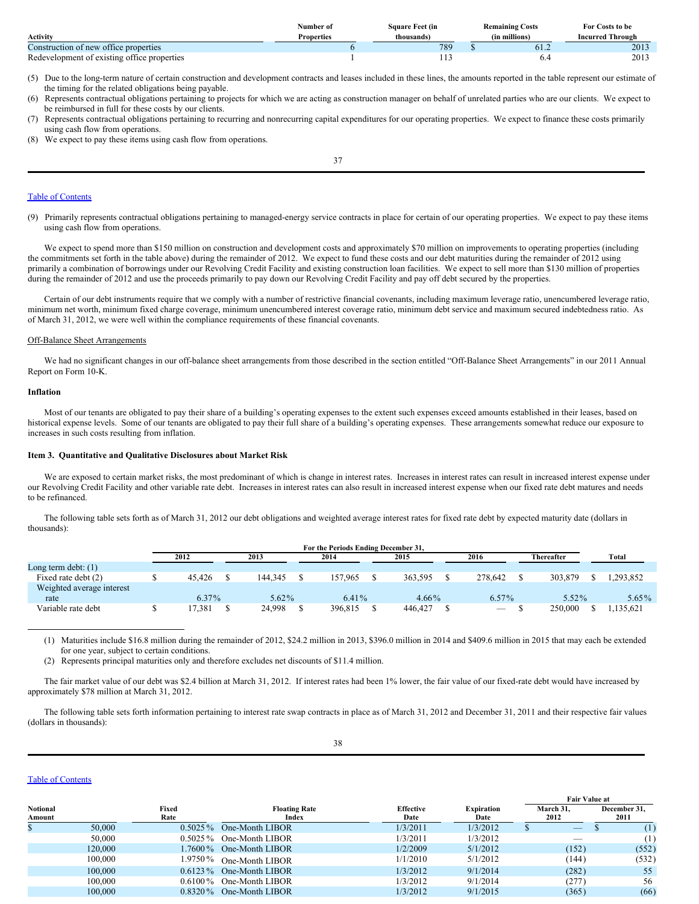| Activity | Number of Properties | Square Feet (in thousands) | Remaining Costs (in millions) | For Costs to be Incurred Through |
|---|---|---|---|---|
| Construction of new office properties | 6 | 789 | $ 61.2 | 2013 |
| Redevelopment of existing office properties | 1 | 113 | 6.4 | 2013 |

(5) Due to the long-term nature of certain construction and development contracts and leases included in these lines, the amounts reported in the table represent our estimate of the timing for the related obligations being payable.

(6) Represents contractual obligations pertaining to projects for which we are acting as construction manager on behalf of unrelated parties who are our clients. We expect to be reimbursed in full for these costs by our clients.

(7) Represents contractual obligations pertaining to recurring and nonrecurring capital expenditures for our operating properties. We expect to finance these costs primarily using cash flow from operations.

(8) We expect to pay these items using cash flow from operations.

(9) Primarily represents contractual obligations pertaining to managed-energy service contracts in place for certain of our operating properties. We expect to pay these items using cash flow from operations.

We expect to spend more than $150 million on construction and development costs and approximately $70 million on improvements to operating properties (including the commitments set forth in the table above) during the remainder of 2012. We expect to fund these costs and our debt maturities during the remainder of 2012 using primarily a combination of borrowings under our Revolving Credit Facility and existing construction loan facilities. We expect to sell more than $130 million of properties during the remainder of 2012 and use the proceeds primarily to pay down our Revolving Credit Facility and pay off debt secured by the properties.

Certain of our debt instruments require that we comply with a number of restrictive financial covenants, including maximum leverage ratio, unencumbered leverage ratio, minimum net worth, minimum fixed charge coverage, minimum unencumbered interest coverage ratio, minimum debt service and maximum secured indebtedness ratio. As of March 31, 2012, we were well within the compliance requirements of these financial covenants.

Off-Balance Sheet Arrangements

We had no significant changes in our off-balance sheet arrangements from those described in the section entitled "Off-Balance Sheet Arrangements" in our 2011 Annual Report on Form 10-K.

**Inflation**

Most of our tenants are obligated to pay their share of a building's operating expenses to the extent such expenses exceed amounts established in their leases, based on historical expense levels. Some of our tenants are obligated to pay their full share of a building's operating expenses. These arrangements somewhat reduce our exposure to increases in such costs resulting from inflation.

## Item 3. Quantitative and Qualitative Disclosures about Market Risk

We are exposed to certain market risks, the most predominant of which is change in interest rates. Increases in interest rates can result in increased interest expense under our Revolving Credit Facility and other variable rate debt. Increases in interest rates can also result in increased interest expense when our fixed rate debt matures and needs to be refinanced.

The following table sets forth as of March 31, 2012 our debt obligations and weighted average interest rates for fixed rate debt by expected maturity date (dollars in thousands):

| | For the Periods Ending December 31, | | | | | | |
|---|---|---|---|---|---|---|---|
| | 2012 | 2013 | 2014 | 2015 | 2016 | Thereafter | Total |
| Long term debt: (1) | | | | | | | |
| Fixed rate debt (2) | $ 45,426 | $ 144,345 | $ 157,965 | $ 363,595 | $ 278,642 | $ 303,879 | $ 1,293,852 |
| Weighted average interest rate | 6.37% | 5.62% | 6.41% | 4.66% | 6.57% | 5.52% | 5.65% |
| Variable rate debt | $ 17,381 | $ 24,998 | $ 396,815 | $ 446,427 | $ — | $ 250,000 | $ 1,135,621 |

(1) Maturities include $16.8 million during the remainder of 2012, $24.2 million in 2013, $396.0 million in 2014 and $409.6 million in 2015 that may each be extended for one year, subject to certain conditions.

(2) Represents principal maturities only and therefore excludes net discounts of $11.4 million.

The fair market value of our debt was $2.4 billion at March 31, 2012. If interest rates had been 1% lower, the fair value of our fixed-rate debt would have increased by approximately $78 million at March 31, 2012.

The following table sets forth information pertaining to interest rate swap contracts in place as of March 31, 2012 and December 31, 2011 and their respective fair values (dollars in thousands):

| Notional Amount | Fixed Rate | Floating Rate Index | Effective Date | Expiration Date | Fair Value at March 31, 2012 | Fair Value at December 31, 2011 |
|---|---|---|---|---|---|---|
| $ 50,000 | 0.5025% | One-Month LIBOR | 1/3/2011 | 1/3/2012 | $ — | $ (1) |
| 50,000 | 0.5025% | One-Month LIBOR | 1/3/2011 | 1/3/2012 | — | (1) |
| 120,000 | 1.7600% | One-Month LIBOR | 1/2/2009 | 5/1/2012 | (152) | (552) |
| 100,000 | 1.9750% | One-Month LIBOR | 1/1/2010 | 5/1/2012 | (144) | (532) |
| 100,000 | 0.6123% | One-Month LIBOR | 1/3/2012 | 9/1/2014 | (282) | 55 |
| 100,000 | 0.6100% | One-Month LIBOR | 1/3/2012 | 9/1/2014 | (277) | 56 |
| 100,000 | 0.8320% | One-Month LIBOR | 1/3/2012 | 9/1/2015 | (365) | (66) |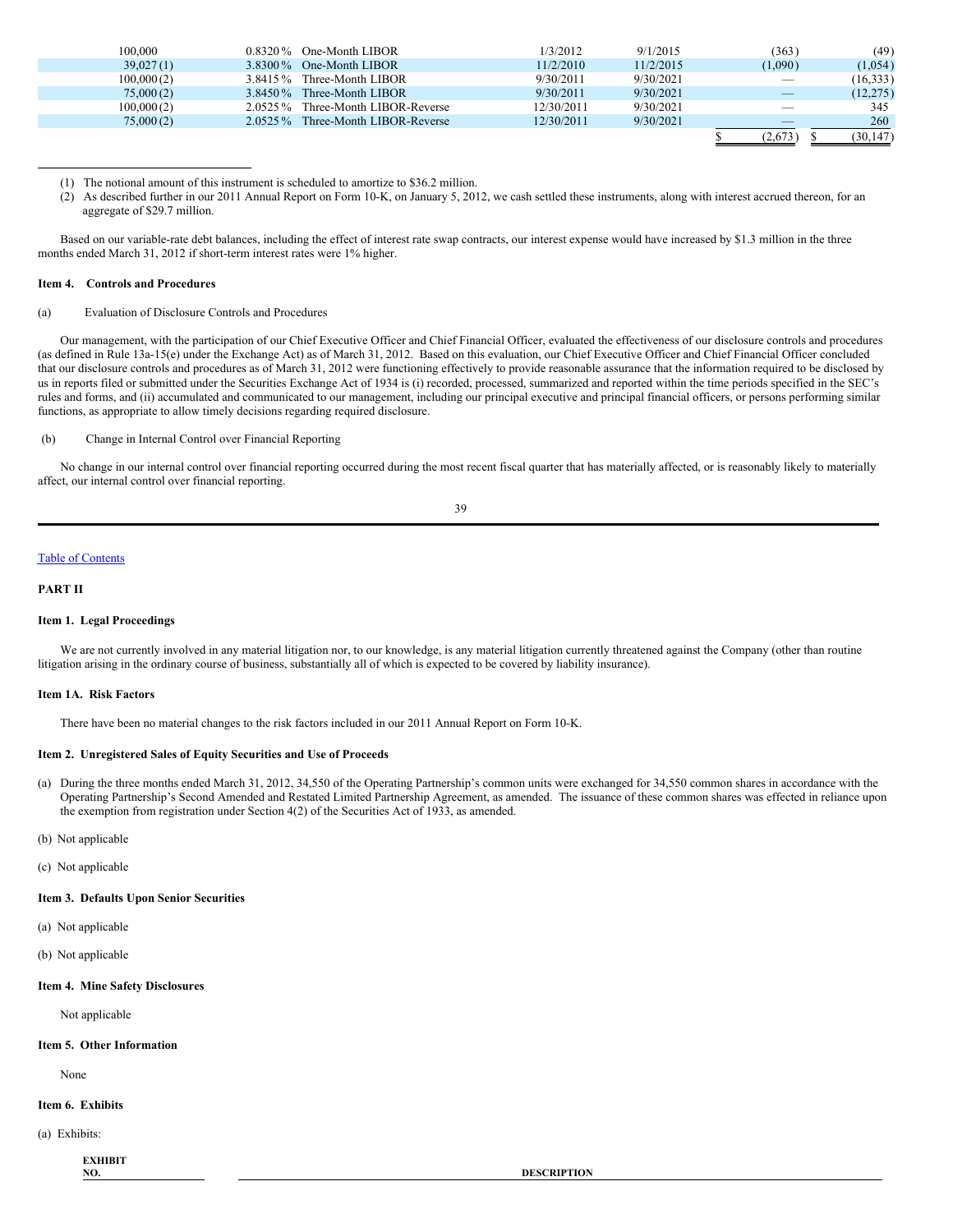| | | | | | | |
|---|---|---|---|---|---|---|
| 100,000 | 0.8320 % | One-Month LIBOR | 1/3/2012 | 9/1/2015 | (363 ) | (49 ) |
| 39,027 (1) | 3.8300 % | One-Month LIBOR | 11/2/2010 | 11/2/2015 | (1,090 ) | (1,054 ) |
| 100,000 (2) | 3.8415 % | Three-Month LIBOR | 9/30/2011 | 9/30/2021 | — | (16,333 ) |
| 75,000 (2) | 3.8450 % | Three-Month LIBOR | 9/30/2011 | 9/30/2021 | — | (12,275 ) |
| 100,000 (2) | 2.0525 % | Three-Month LIBOR-Reverse | 12/30/2011 | 9/30/2021 | — | 345 |
| 75,000 (2) | 2.0525 % | Three-Month LIBOR-Reverse | 12/30/2011 | 9/30/2021 | — | 260 |
| | | | | | $ (2,673 ) | $ (30,147 ) |

(1) The notional amount of this instrument is scheduled to amortize to $36.2 million.

(2) As described further in our 2011 Annual Report on Form 10-K, on January 5, 2012, we cash settled these instruments, along with interest accrued thereon, for an aggregate of $29.7 million.

Based on our variable-rate debt balances, including the effect of interest rate swap contracts, our interest expense would have increased by $1.3 million in the three months ended March 31, 2012 if short-term interest rates were 1% higher.

**Item 4. Controls and Procedures**

(a) Evaluation of Disclosure Controls and Procedures

Our management, with the participation of our Chief Executive Officer and Chief Financial Officer, evaluated the effectiveness of our disclosure controls and procedures (as defined in Rule 13a-15(e) under the Exchange Act) as of March 31, 2012. Based on this evaluation, our Chief Executive Officer and Chief Financial Officer concluded that our disclosure controls and procedures as of March 31, 2012 were functioning effectively to provide reasonable assurance that the information required to be disclosed by us in reports filed or submitted under the Securities Exchange Act of 1934 is (i) recorded, processed, summarized and reported within the time periods specified in the SEC's rules and forms, and (ii) accumulated and communicated to our management, including our principal executive and principal financial officers, or persons performing similar functions, as appropriate to allow timely decisions regarding required disclosure.

(b) Change in Internal Control over Financial Reporting

No change in our internal control over financial reporting occurred during the most recent fiscal quarter that has materially affected, or is reasonably likely to materially affect, our internal control over financial reporting.

Table of Contents

**PART II**

**Item 1. Legal Proceedings**

We are not currently involved in any material litigation nor, to our knowledge, is any material litigation currently threatened against the Company (other than routine litigation arising in the ordinary course of business, substantially all of which is expected to be covered by liability insurance).

**Item 1A. Risk Factors**

There have been no material changes to the risk factors included in our 2011 Annual Report on Form 10-K.

**Item 2. Unregistered Sales of Equity Securities and Use of Proceeds**

(a) During the three months ended March 31, 2012, 34,550 of the Operating Partnership's common units were exchanged for 34,550 common shares in accordance with the Operating Partnership's Second Amended and Restated Limited Partnership Agreement, as amended. The issuance of these common shares was effected in reliance upon the exemption from registration under Section 4(2) of the Securities Act of 1933, as amended.

(b) Not applicable

(c) Not applicable

**Item 3. Defaults Upon Senior Securities**

(a) Not applicable

(b) Not applicable

**Item 4. Mine Safety Disclosures**

Not applicable

**Item 5. Other Information**

None

**Item 6. Exhibits**

(a) Exhibits:

| EXHIBIT NO. | DESCRIPTION |
|---|---|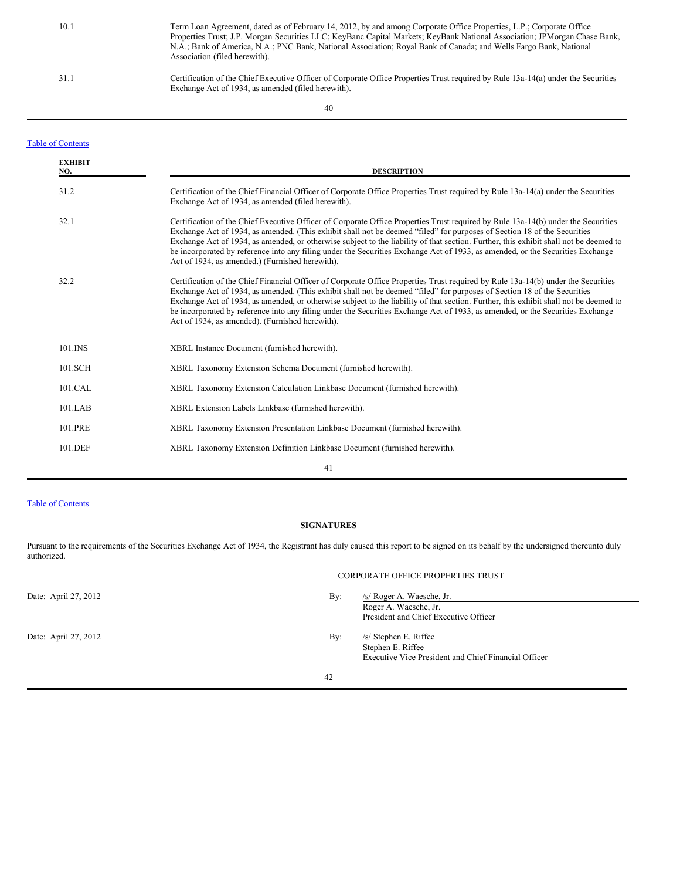| EXHIBIT NO. | DESCRIPTION |
| --- | --- |
| 10.1 | Term Loan Agreement, dated as of February 14, 2012, by and among Corporate Office Properties, L.P.; Corporate Office Properties Trust; J.P. Morgan Securities LLC; KeyBanc Capital Markets; KeyBank National Association; JPMorgan Chase Bank, N.A.; Bank of America, N.A.; PNC Bank, National Association; Royal Bank of Canada; and Wells Fargo Bank, National Association (filed herewith). |
| 31.1 | Certification of the Chief Executive Officer of Corporate Office Properties Trust required by Rule 13a-14(a) under the Securities Exchange Act of 1934, as amended (filed herewith). |
| 31.2 | Certification of the Chief Financial Officer of Corporate Office Properties Trust required by Rule 13a-14(a) under the Securities Exchange Act of 1934, as amended (filed herewith). |
| 32.1 | Certification of the Chief Executive Officer of Corporate Office Properties Trust required by Rule 13a-14(b) under the Securities Exchange Act of 1934, as amended. (This exhibit shall not be deemed "filed" for purposes of Section 18 of the Securities Exchange Act of 1934, as amended, or otherwise subject to the liability of that section. Further, this exhibit shall not be deemed to be incorporated by reference into any filing under the Securities Exchange Act of 1933, as amended, or the Securities Exchange Act of 1934, as amended.) (Furnished herewith). |
| 32.2 | Certification of the Chief Financial Officer of Corporate Office Properties Trust required by Rule 13a-14(b) under the Securities Exchange Act of 1934, as amended. (This exhibit shall not be deemed "filed" for purposes of Section 18 of the Securities Exchange Act of 1934, as amended, or otherwise subject to the liability of that section. Further, this exhibit shall not be deemed to be incorporated by reference into any filing under the Securities Exchange Act of 1933, as amended, or the Securities Exchange Act of 1934, as amended). (Furnished herewith). |
| 101.INS | XBRL Instance Document (furnished herewith). |
| 101.SCH | XBRL Taxonomy Extension Schema Document (furnished herewith). |
| 101.CAL | XBRL Taxonomy Extension Calculation Linkbase Document (furnished herewith). |
| 101.LAB | XBRL Extension Labels Linkbase (furnished herewith). |
| 101.PRE | XBRL Taxonomy Extension Presentation Linkbase Document (furnished herewith). |
| 101.DEF | XBRL Taxonomy Extension Definition Linkbase Document (furnished herewith). |

## SIGNATURES

Pursuant to the requirements of the Securities Exchange Act of 1934, the Registrant has duly caused this report to be signed on its behalf by the undersigned thereunto duly authorized.

CORPORATE OFFICE PROPERTIES TRUST

Date: April 27, 2012

By: /s/ Roger A. Waesche, Jr.
Roger A. Waesche, Jr.
President and Chief Executive Officer

Date: April 27, 2012

By: /s/ Stephen E. Riffee
Stephen E. Riffee
Executive Vice President and Chief Financial Officer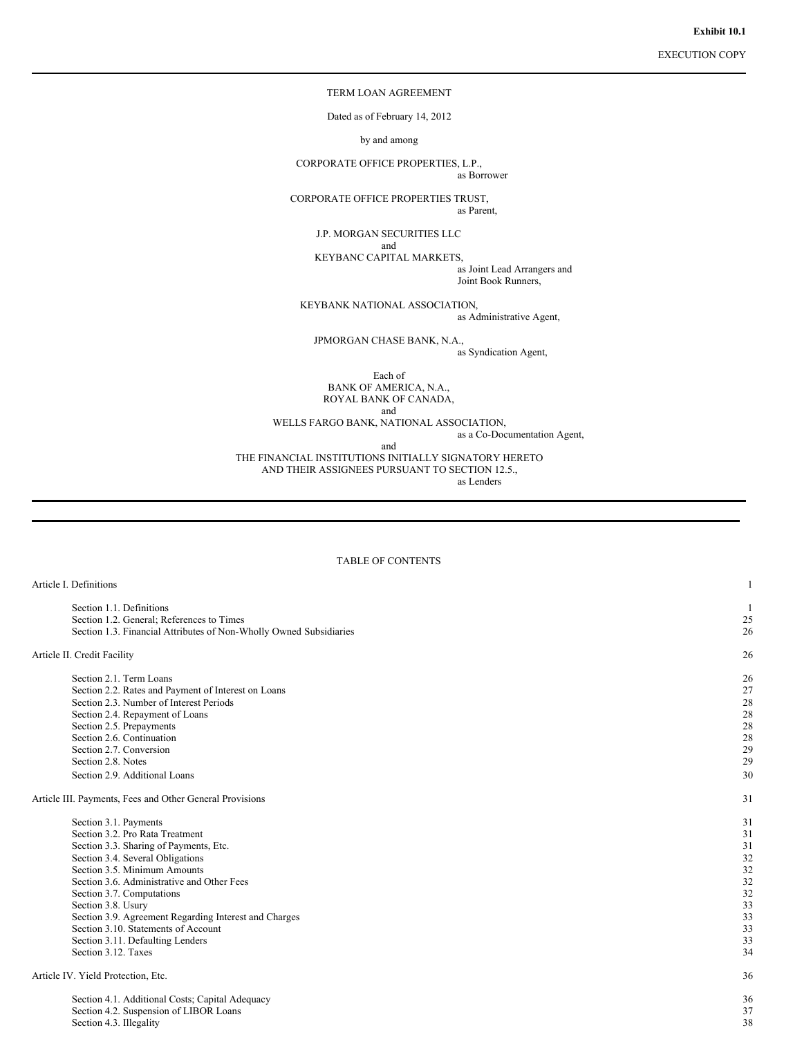**Exhibit 10.1**

EXECUTION COPY

---

TERM LOAN AGREEMENT

Dated as of February 14, 2012

by and among

CORPORATE OFFICE PROPERTIES, L.P.,
as Borrower

CORPORATE OFFICE PROPERTIES TRUST,
as Parent,

J.P. MORGAN SECURITIES LLC
and
KEYBANC CAPITAL MARKETS,
as Joint Lead Arrangers and
Joint Book Runners,

KEYBANK NATIONAL ASSOCIATION,
as Administrative Agent,

JPMORGAN CHASE BANK, N.A.,
as Syndication Agent,

Each of
BANK OF AMERICA, N.A.,
ROYAL BANK OF CANADA,
and
WELLS FARGO BANK, NATIONAL ASSOCIATION,
as a Co-Documentation Agent,
and
THE FINANCIAL INSTITUTIONS INITIALLY SIGNATORY HERETO
AND THEIR ASSIGNEES PURSUANT TO SECTION 12.5.,
as Lenders

---

---

TABLE OF CONTENTS

| | |
|---|---|
| Article I. Definitions | 1 |
| Section 1.1. Definitions | 1 |
| Section 1.2. General; References to Times | 25 |
| Section 1.3. Financial Attributes of Non-Wholly Owned Subsidiaries | 26 |
| Article II. Credit Facility | 26 |
| Section 2.1. Term Loans | 26 |
| Section 2.2. Rates and Payment of Interest on Loans | 27 |
| Section 2.3. Number of Interest Periods | 28 |
| Section 2.4. Repayment of Loans | 28 |
| Section 2.5. Prepayments | 28 |
| Section 2.6. Continuation | 28 |
| Section 2.7. Conversion | 29 |
| Section 2.8. Notes | 29 |
| Section 2.9. Additional Loans | 30 |
| Article III. Payments, Fees and Other General Provisions | 31 |
| Section 3.1. Payments | 31 |
| Section 3.2. Pro Rata Treatment | 31 |
| Section 3.3. Sharing of Payments, Etc. | 31 |
| Section 3.4. Several Obligations | 32 |
| Section 3.5. Minimum Amounts | 32 |
| Section 3.6. Administrative and Other Fees | 32 |
| Section 3.7. Computations | 32 |
| Section 3.8. Usury | 33 |
| Section 3.9. Agreement Regarding Interest and Charges | 33 |
| Section 3.10. Statements of Account | 33 |
| Section 3.11. Defaulting Lenders | 33 |
| Section 3.12. Taxes | 34 |
| Article IV. Yield Protection, Etc. | 36 |
| Section 4.1. Additional Costs; Capital Adequacy | 36 |
| Section 4.2. Suspension of LIBOR Loans | 37 |
| Section 4.3. Illegality | 38 |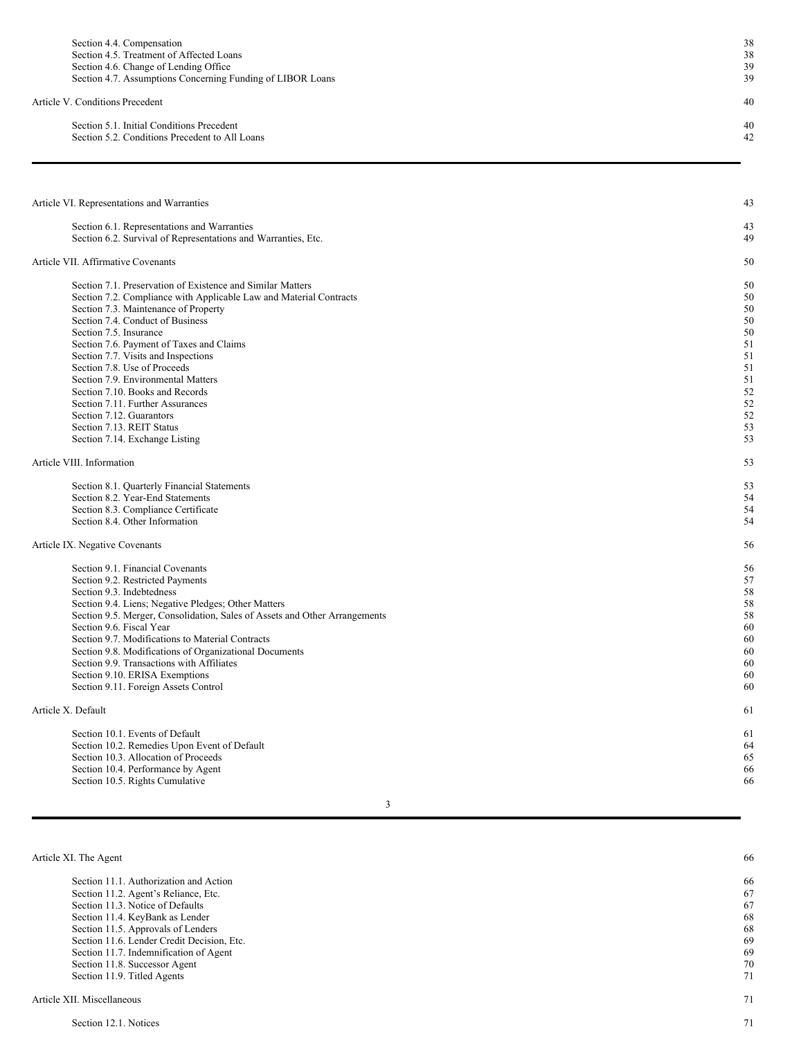| | |
|---|---|
| Section 4.4. Compensation | 38 |
| Section 4.5. Treatment of Affected Loans | 38 |
| Section 4.6. Change of Lending Office | 39 |
| Section 4.7. Assumptions Concerning Funding of LIBOR Loans | 39 |
| Article V. Conditions Precedent | 40 |
| Section 5.1. Initial Conditions Precedent | 40 |
| Section 5.2. Conditions Precedent to All Loans | 42 |
| Article VI. Representations and Warranties | 43 |
| Section 6.1. Representations and Warranties | 43 |
| Section 6.2. Survival of Representations and Warranties, Etc. | 49 |
| Article VII. Affirmative Covenants | 50 |
| Section 7.1. Preservation of Existence and Similar Matters | 50 |
| Section 7.2. Compliance with Applicable Law and Material Contracts | 50 |
| Section 7.3. Maintenance of Property | 50 |
| Section 7.4. Conduct of Business | 50 |
| Section 7.5. Insurance | 50 |
| Section 7.6. Payment of Taxes and Claims | 51 |
| Section 7.7. Visits and Inspections | 51 |
| Section 7.8. Use of Proceeds | 51 |
| Section 7.9. Environmental Matters | 51 |
| Section 7.10. Books and Records | 52 |
| Section 7.11. Further Assurances | 52 |
| Section 7.12. Guarantors | 52 |
| Section 7.13. REIT Status | 53 |
| Section 7.14. Exchange Listing | 53 |
| Article VIII. Information | 53 |
| Section 8.1. Quarterly Financial Statements | 53 |
| Section 8.2. Year-End Statements | 54 |
| Section 8.3. Compliance Certificate | 54 |
| Section 8.4. Other Information | 54 |
| Article IX. Negative Covenants | 56 |
| Section 9.1. Financial Covenants | 56 |
| Section 9.2. Restricted Payments | 57 |
| Section 9.3. Indebtedness | 58 |
| Section 9.4. Liens; Negative Pledges; Other Matters | 58 |
| Section 9.5. Merger, Consolidation, Sales of Assets and Other Arrangements | 58 |
| Section 9.6. Fiscal Year | 60 |
| Section 9.7. Modifications to Material Contracts | 60 |
| Section 9.8. Modifications of Organizational Documents | 60 |
| Section 9.9. Transactions with Affiliates | 60 |
| Section 9.10. ERISA Exemptions | 60 |
| Section 9.11. Foreign Assets Control | 60 |
| Article X. Default | 61 |
| Section 10.1. Events of Default | 61 |
| Section 10.2. Remedies Upon Event of Default | 64 |
| Section 10.3. Allocation of Proceeds | 65 |
| Section 10.4. Performance by Agent | 66 |
| Section 10.5. Rights Cumulative | 66 |
| Article XI. The Agent | 66 |
| Section 11.1. Authorization and Action | 66 |
| Section 11.2. Agent's Reliance, Etc. | 67 |
| Section 11.3. Notice of Defaults | 67 |
| Section 11.4. KeyBank as Lender | 68 |
| Section 11.5. Approvals of Lenders | 68 |
| Section 11.6. Lender Credit Decision, Etc. | 69 |
| Section 11.7. Indemnification of Agent | 69 |
| Section 11.8. Successor Agent | 70 |
| Section 11.9. Titled Agents | 71 |
| Article XII. Miscellaneous | 71 |
| Section 12.1. Notices | 71 |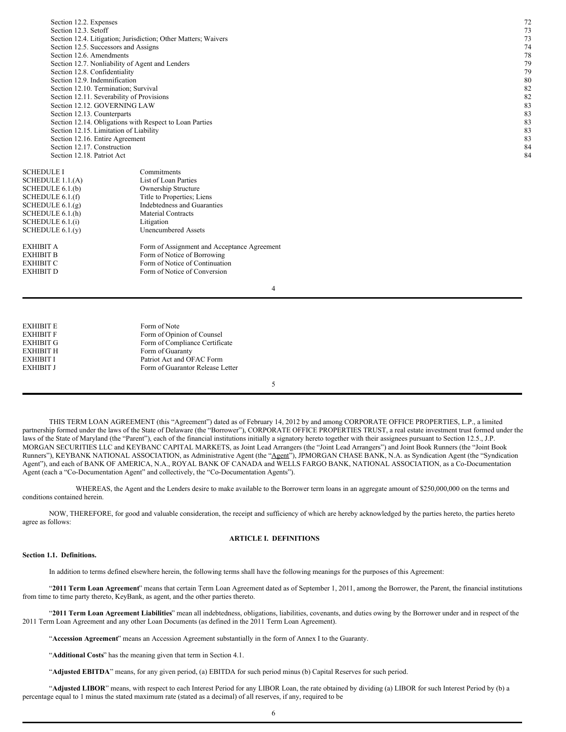| | |
|---|---|
| Section 12.2. Expenses | 72 |
| Section 12.3. Setoff | 73 |
| Section 12.4. Litigation; Jurisdiction; Other Matters; Waivers | 73 |
| Section 12.5. Successors and Assigns | 74 |
| Section 12.6. Amendments | 78 |
| Section 12.7. Nonliability of Agent and Lenders | 79 |
| Section 12.8. Confidentiality | 79 |
| Section 12.9. Indemnification | 80 |
| Section 12.10. Termination; Survival | 82 |
| Section 12.11. Severability of Provisions | 82 |
| Section 12.12. GOVERNING LAW | 83 |
| Section 12.13. Counterparts | 83 |
| Section 12.14. Obligations with Respect to Loan Parties | 83 |
| Section 12.15. Limitation of Liability | 83 |
| Section 12.16. Entire Agreement | 83 |
| Section 12.17. Construction | 84 |
| Section 12.18. Patriot Act | 84 |

| | |
|---|---|
| SCHEDULE I | Commitments |
| SCHEDULE 1.1.(A) | List of Loan Parties |
| SCHEDULE 6.1.(b) | Ownership Structure |
| SCHEDULE 6.1.(f) | Title to Properties; Liens |
| SCHEDULE 6.1.(g) | Indebtedness and Guaranties |
| SCHEDULE 6.1.(h) | Material Contracts |
| SCHEDULE 6.1.(i) | Litigation |
| SCHEDULE 6.1.(y) | Unencumbered Assets |
| EXHIBIT A | Form of Assignment and Acceptance Agreement |
| EXHIBIT B | Form of Notice of Borrowing |
| EXHIBIT C | Form of Notice of Continuation |
| EXHIBIT D | Form of Notice of Conversion |
| EXHIBIT E | Form of Note |
| EXHIBIT F | Form of Opinion of Counsel |
| EXHIBIT G | Form of Compliance Certificate |
| EXHIBIT H | Form of Guaranty |
| EXHIBIT I | Patriot Act and OFAC Form |
| EXHIBIT J | Form of Guarantor Release Letter |

THIS TERM LOAN AGREEMENT (this "Agreement") dated as of February 14, 2012 by and among CORPORATE OFFICE PROPERTIES, L.P., a limited partnership formed under the laws of the State of Delaware (the "Borrower"), CORPORATE OFFICE PROPERTIES TRUST, a real estate investment trust formed under the laws of the State of Maryland (the "Parent"), each of the financial institutions initially a signatory hereto together with their assignees pursuant to Section 12.5., J.P. MORGAN SECURITIES LLC and KEYBANC CAPITAL MARKETS, as Joint Lead Arrangers (the "Joint Lead Arrangers") and Joint Book Runners (the "Joint Book Runners"), KEYBANK NATIONAL ASSOCIATION, as Administrative Agent (the "Agent"), JPMORGAN CHASE BANK, N.A. as Syndication Agent (the "Syndication Agent"), and each of BANK OF AMERICA, N.A., ROYAL BANK OF CANADA and WELLS FARGO BANK, NATIONAL ASSOCIATION, as a Co-Documentation Agent (each a "Co-Documentation Agent" and collectively, the "Co-Documentation Agents").

WHEREAS, the Agent and the Lenders desire to make available to the Borrower term loans in an aggregate amount of $250,000,000 on the terms and conditions contained herein.

NOW, THEREFORE, for good and valuable consideration, the receipt and sufficiency of which are hereby acknowledged by the parties hereto, the parties hereto agree as follows:

## ARTICLE I. DEFINITIONS

### Section 1.1. Definitions.

In addition to terms defined elsewhere herein, the following terms shall have the following meanings for the purposes of this Agreement:

"**2011 Term Loan Agreement**" means that certain Term Loan Agreement dated as of September 1, 2011, among the Borrower, the Parent, the financial institutions from time to time party thereto, KeyBank, as agent, and the other parties thereto.

"**2011 Term Loan Agreement Liabilities**" mean all indebtedness, obligations, liabilities, covenants, and duties owing by the Borrower under and in respect of the 2011 Term Loan Agreement and any other Loan Documents (as defined in the 2011 Term Loan Agreement).

"**Accession Agreement**" means an Accession Agreement substantially in the form of Annex I to the Guaranty.

"**Additional Costs**" has the meaning given that term in Section 4.1.

"**Adjusted EBITDA**" means, for any given period, (a) EBITDA for such period minus (b) Capital Reserves for such period.

"**Adjusted LIBOR**" means, with respect to each Interest Period for any LIBOR Loan, the rate obtained by dividing (a) LIBOR for such Interest Period by (b) a percentage equal to 1 minus the stated maximum rate (stated as a decimal) of all reserves, if any, required to be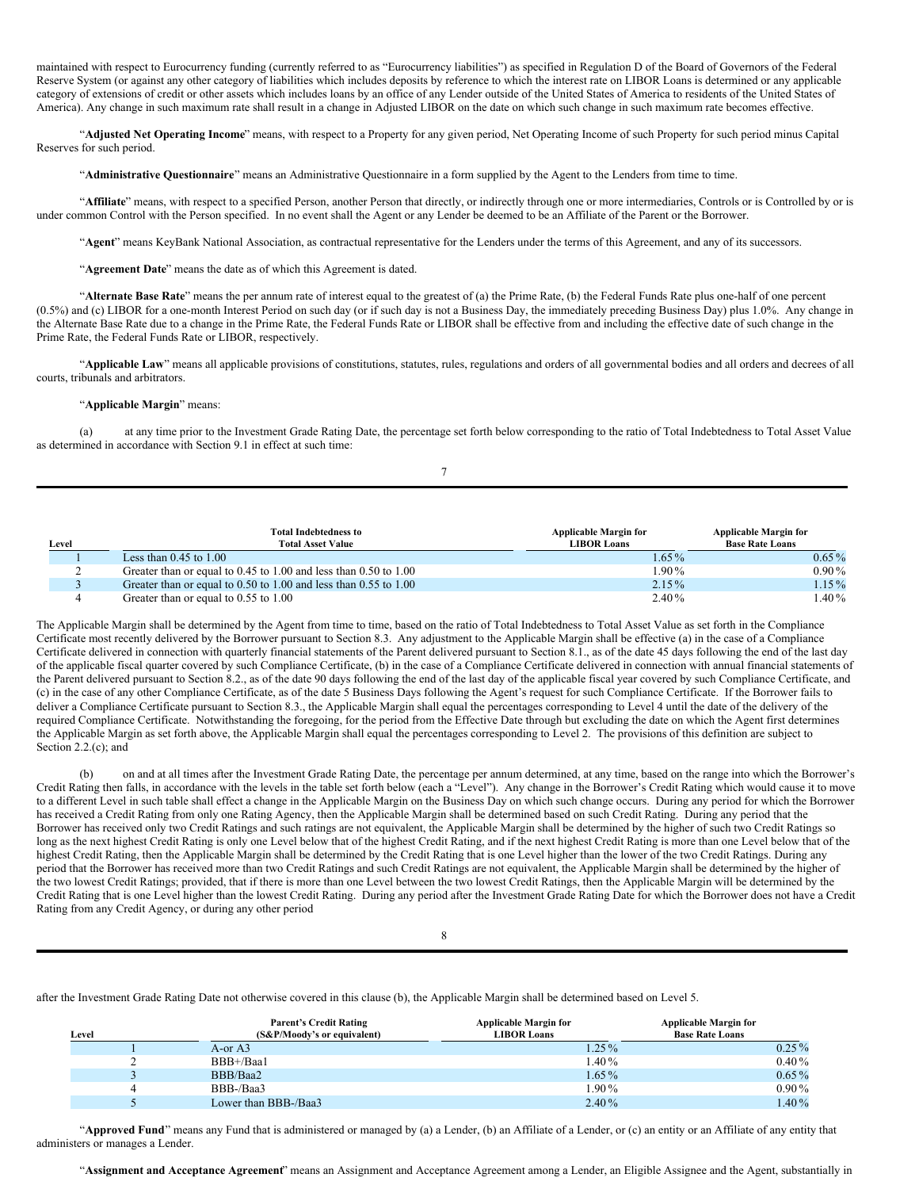maintained with respect to Eurocurrency funding (currently referred to as "Eurocurrency liabilities") as specified in Regulation D of the Board of Governors of the Federal Reserve System (or against any other category of liabilities which includes deposits by reference to which the interest rate on LIBOR Loans is determined or any applicable category of extensions of credit or other assets which includes loans by an office of any Lender outside of the United States of America to residents of the United States of America). Any change in such maximum rate shall result in a change in Adjusted LIBOR on the date on which such change in such maximum rate becomes effective.

"**Adjusted Net Operating Income**" means, with respect to a Property for any given period, Net Operating Income of such Property for such period minus Capital Reserves for such period.

"**Administrative Questionnaire**" means an Administrative Questionnaire in a form supplied by the Agent to the Lenders from time to time.

"**Affiliate**" means, with respect to a specified Person, another Person that directly, or indirectly through one or more intermediaries, Controls or is Controlled by or is under common Control with the Person specified. In no event shall the Agent or any Lender be deemed to be an Affiliate of the Parent or the Borrower.

"**Agent**" means KeyBank National Association, as contractual representative for the Lenders under the terms of this Agreement, and any of its successors.

"**Agreement Date**" means the date as of which this Agreement is dated.

"**Alternate Base Rate**" means the per annum rate of interest equal to the greatest of (a) the Prime Rate, (b) the Federal Funds Rate plus one-half of one percent (0.5%) and (c) LIBOR for a one-month Interest Period on such day (or if such day is not a Business Day, the immediately preceding Business Day) plus 1.0%. Any change in the Alternate Base Rate due to a change in the Prime Rate, the Federal Funds Rate or LIBOR shall be effective from and including the effective date of such change in the Prime Rate, the Federal Funds Rate or LIBOR, respectively.

"**Applicable Law**" means all applicable provisions of constitutions, statutes, rules, regulations and orders of all governmental bodies and all orders and decrees of all courts, tribunals and arbitrators.

"**Applicable Margin**" means:

(a) at any time prior to the Investment Grade Rating Date, the percentage set forth below corresponding to the ratio of Total Indebtedness to Total Asset Value as determined in accordance with Section 9.1 in effect at such time:

| Level | Total Indebtedness to Total Asset Value | Applicable Margin for LIBOR Loans | Applicable Margin for Base Rate Loans |
|---|---|---|---|
| 1 | Less than 0.45 to 1.00 | 1.65% | 0.65% |
| 2 | Greater than or equal to 0.45 to 1.00 and less than 0.50 to 1.00 | 1.90% | 0.90% |
| 3 | Greater than or equal to 0.50 to 1.00 and less than 0.55 to 1.00 | 2.15% | 1.15% |
| 4 | Greater than or equal to 0.55 to 1.00 | 2.40% | 1.40% |

The Applicable Margin shall be determined by the Agent from time to time, based on the ratio of Total Indebtedness to Total Asset Value as set forth in the Compliance Certificate most recently delivered by the Borrower pursuant to Section 8.3. Any adjustment to the Applicable Margin shall be effective (a) in the case of a Compliance Certificate delivered in connection with quarterly financial statements of the Parent delivered pursuant to Section 8.1., as of the date 45 days following the end of the last day of the applicable fiscal quarter covered by such Compliance Certificate, (b) in the case of a Compliance Certificate delivered in connection with annual financial statements of the Parent delivered pursuant to Section 8.2., as of the date 90 days following the end of the last day of the applicable fiscal year covered by such Compliance Certificate, and (c) in the case of any other Compliance Certificate, as of the date 5 Business Days following the Agent's request for such Compliance Certificate. If the Borrower fails to deliver a Compliance Certificate pursuant to Section 8.3., the Applicable Margin shall equal the percentages corresponding to Level 4 until the date of the delivery of the required Compliance Certificate. Notwithstanding the foregoing, for the period from the Effective Date through but excluding the date on which the Agent first determines the Applicable Margin as set forth above, the Applicable Margin shall equal the percentages corresponding to Level 2. The provisions of this definition are subject to Section 2.2.(c); and

(b) on and at all times after the Investment Grade Rating Date, the percentage per annum determined, at any time, based on the range into which the Borrower's Credit Rating then falls, in accordance with the levels in the table set forth below (each a "Level"). Any change in the Borrower's Credit Rating which would cause it to move to a different Level in such table shall effect a change in the Applicable Margin on the Business Day on which such change occurs. During any period for which the Borrower has received a Credit Rating from only one Rating Agency, then the Applicable Margin shall be determined based on such Credit Rating. During any period that the Borrower has received only two Credit Ratings and such ratings are not equivalent, the Applicable Margin shall be determined by the higher of such two Credit Ratings so long as the next highest Credit Rating is only one Level below that of the highest Credit Rating, and if the next highest Credit Rating is more than one Level below that of the highest Credit Rating, then the Applicable Margin shall be determined by the Credit Rating that is one Level higher than the lower of the two Credit Ratings. During any period that the Borrower has received more than two Credit Ratings and such Credit Ratings are not equivalent, the Applicable Margin shall be determined by the higher of the two lowest Credit Ratings; provided, that if there is more than one Level between the two lowest Credit Ratings, then the Applicable Margin will be determined by the Credit Rating that is one Level higher than the lowest Credit Rating. During any period after the Investment Grade Rating Date for which the Borrower does not have a Credit Rating from any Credit Agency, or during any other period after the Investment Grade Rating Date not otherwise covered in this clause (b), the Applicable Margin shall be determined based on Level 5.

| Level | Parent's Credit Rating (S&P/Moody's or equivalent) | Applicable Margin for LIBOR Loans | Applicable Margin for Base Rate Loans |
|---|---|---|---|
| 1 | A-or A3 | 1.25% | 0.25% |
| 2 | BBB+/Baa1 | 1.40% | 0.40% |
| 3 | BBB/Baa2 | 1.65% | 0.65% |
| 4 | BBB-/Baa3 | 1.90% | 0.90% |
| 5 | Lower than BBB-/Baa3 | 2.40% | 1.40% |

"**Approved Fund**" means any Fund that is administered or managed by (a) a Lender, (b) an Affiliate of a Lender, or (c) an entity or an Affiliate of any entity that administers or manages a Lender.

"**Assignment and Acceptance Agreement**" means an Assignment and Acceptance Agreement among a Lender, an Eligible Assignee and the Agent, substantially in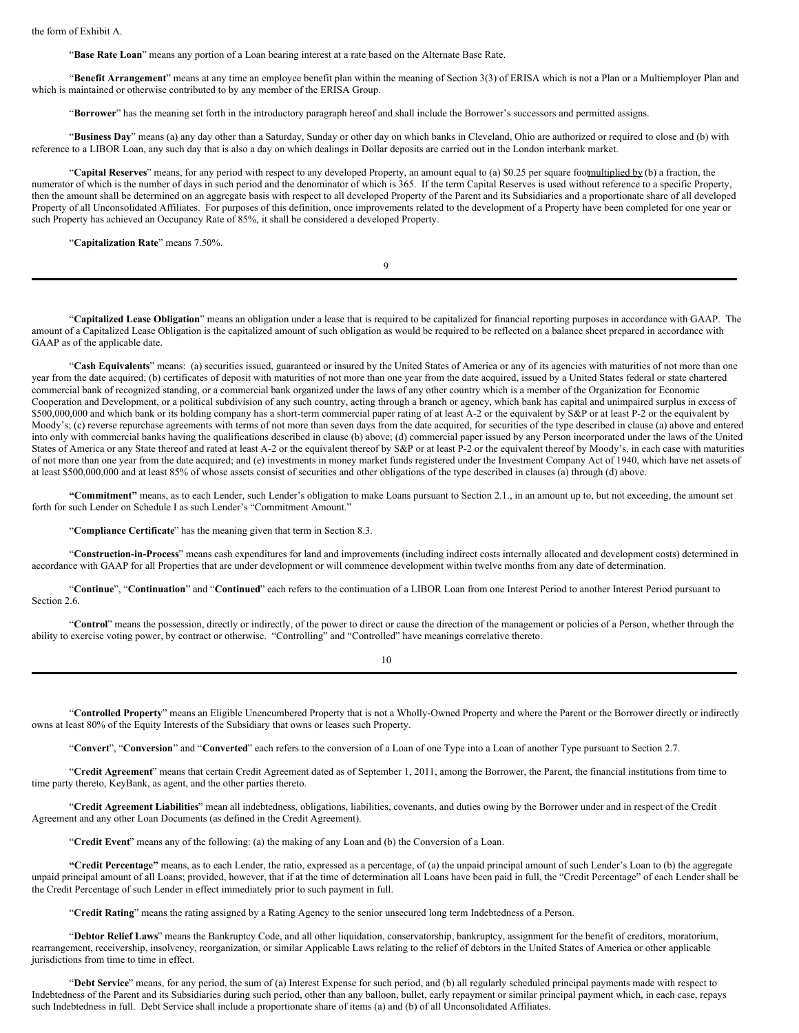the form of Exhibit A.

"**Base Rate Loan**" means any portion of a Loan bearing interest at a rate based on the Alternate Base Rate.

"**Benefit Arrangement**" means at any time an employee benefit plan within the meaning of Section 3(3) of ERISA which is not a Plan or a Multiemployer Plan and which is maintained or otherwise contributed to by any member of the ERISA Group.

"**Borrower**" has the meaning set forth in the introductory paragraph hereof and shall include the Borrower's successors and permitted assigns.

"**Business Day**" means (a) any day other than a Saturday, Sunday or other day on which banks in Cleveland, Ohio are authorized or required to close and (b) with reference to a LIBOR Loan, any such day that is also a day on which dealings in Dollar deposits are carried out in the London interbank market.

"**Capital Reserves**" means, for any period with respect to any developed Property, an amount equal to (a) $0.25 per square foot multiplied by (b) a fraction, the numerator of which is the number of days in such period and the denominator of which is 365. If the term Capital Reserves is used without reference to a specific Property, then the amount shall be determined on an aggregate basis with respect to all developed Property of the Parent and its Subsidiaries and a proportionate share of all developed Property of all Unconsolidated Affiliates. For purposes of this definition, once improvements related to the development of a Property have been completed for one year or such Property has achieved an Occupancy Rate of 85%, it shall be considered a developed Property.

"**Capitalization Rate**" means 7.50%.

"**Capitalized Lease Obligation**" means an obligation under a lease that is required to be capitalized for financial reporting purposes in accordance with GAAP. The amount of a Capitalized Lease Obligation is the capitalized amount of such obligation as would be required to be reflected on a balance sheet prepared in accordance with GAAP as of the applicable date.

"**Cash Equivalents**" means: (a) securities issued, guaranteed or insured by the United States of America or any of its agencies with maturities of not more than one year from the date acquired; (b) certificates of deposit with maturities of not more than one year from the date acquired, issued by a United States federal or state chartered commercial bank of recognized standing, or a commercial bank organized under the laws of any other country which is a member of the Organization for Economic Cooperation and Development, or a political subdivision of any such country, acting through a branch or agency, which bank has capital and unimpaired surplus in excess of $500,000,000 and which bank or its holding company has a short-term commercial paper rating of at least A-2 or the equivalent by S&P or at least P-2 or the equivalent by Moody's; (c) reverse repurchase agreements with terms of not more than seven days from the date acquired, for securities of the type described in clause (a) above and entered into only with commercial banks having the qualifications described in clause (b) above; (d) commercial paper issued by any Person incorporated under the laws of the United States of America or any State thereof and rated at least A-2 or the equivalent thereof by S&P or at least P-2 or the equivalent thereof by Moody's, in each case with maturities of not more than one year from the date acquired; and (e) investments in money market funds registered under the Investment Company Act of 1940, which have net assets of at least $500,000,000 and at least 85% of whose assets consist of securities and other obligations of the type described in clauses (a) through (d) above.

**"Commitment"** means, as to each Lender, such Lender's obligation to make Loans pursuant to Section 2.1., in an amount up to, but not exceeding, the amount set forth for such Lender on Schedule I as such Lender's "Commitment Amount."

"**Compliance Certificate**" has the meaning given that term in Section 8.3.

"**Construction-in-Process**" means cash expenditures for land and improvements (including indirect costs internally allocated and development costs) determined in accordance with GAAP for all Properties that are under development or will commence development within twelve months from any date of determination.

"**Continue**", "**Continuation**" and "**Continued**" each refers to the continuation of a LIBOR Loan from one Interest Period to another Interest Period pursuant to Section 2.6.

"**Control**" means the possession, directly or indirectly, of the power to direct or cause the direction of the management or policies of a Person, whether through the ability to exercise voting power, by contract or otherwise. "Controlling" and "Controlled" have meanings correlative thereto.

"**Controlled Property**" means an Eligible Unencumbered Property that is not a Wholly-Owned Property and where the Parent or the Borrower directly or indirectly owns at least 80% of the Equity Interests of the Subsidiary that owns or leases such Property.

"**Convert**", "**Conversion**" and "**Converted**" each refers to the conversion of a Loan of one Type into a Loan of another Type pursuant to Section 2.7.

"**Credit Agreement**" means that certain Credit Agreement dated as of September 1, 2011, among the Borrower, the Parent, the financial institutions from time to time party thereto, KeyBank, as agent, and the other parties thereto.

"**Credit Agreement Liabilities**" mean all indebtedness, obligations, liabilities, covenants, and duties owing by the Borrower under and in respect of the Credit Agreement and any other Loan Documents (as defined in the Credit Agreement).

"**Credit Event**" means any of the following: (a) the making of any Loan and (b) the Conversion of a Loan.

**"Credit Percentage"** means, as to each Lender, the ratio, expressed as a percentage, of (a) the unpaid principal amount of such Lender's Loan to (b) the aggregate unpaid principal amount of all Loans; provided, however, that if at the time of determination all Loans have been paid in full, the "Credit Percentage" of each Lender shall be the Credit Percentage of such Lender in effect immediately prior to such payment in full.

"**Credit Rating**" means the rating assigned by a Rating Agency to the senior unsecured long term Indebtedness of a Person.

"**Debtor Relief Laws**" means the Bankruptcy Code, and all other liquidation, conservatorship, bankruptcy, assignment for the benefit of creditors, moratorium, rearrangement, receivership, insolvency, reorganization, or similar Applicable Laws relating to the relief of debtors in the United States of America or other applicable jurisdictions from time to time in effect.

"**Debt Service**" means, for any period, the sum of (a) Interest Expense for such period, and (b) all regularly scheduled principal payments made with respect to Indebtedness of the Parent and its Subsidiaries during such period, other than any balloon, bullet, early repayment or similar principal payment which, in each case, repays such Indebtedness in full. Debt Service shall include a proportionate share of items (a) and (b) of all Unconsolidated Affiliates.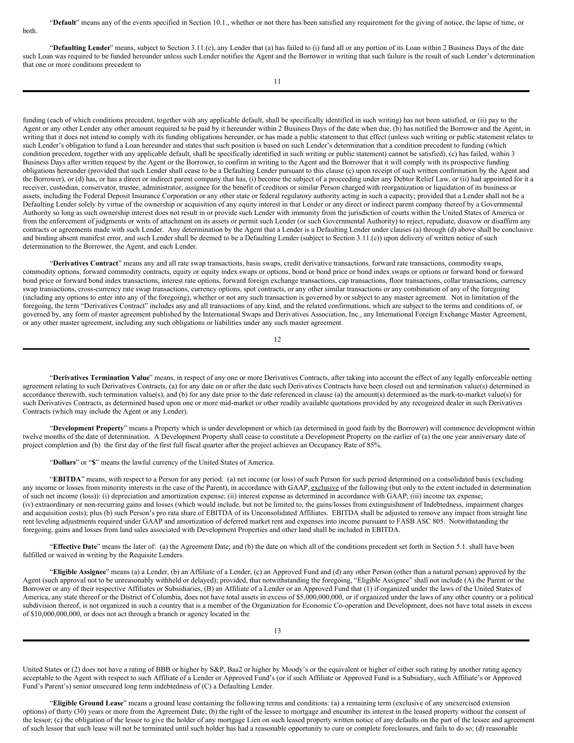"**Default**" means any of the events specified in Section 10.1., whether or not there has been satisfied any requirement for the giving of notice, the lapse of time, or both.

"**Defaulting Lender**" means, subject to Section 3.11.(c), any Lender that (a) has failed to (i) fund all or any portion of its Loan within 2 Business Days of the date such Loan was required to be funded hereunder unless such Lender notifies the Agent and the Borrower in writing that such failure is the result of such Lender's determination that one or more conditions precedent to funding (each of which conditions precedent, together with any applicable default, shall be specifically identified in such writing) has not been satisfied, or (ii) pay to the Agent or any other Lender any other amount required to be paid by it hereunder within 2 Business Days of the date when due, (b) has notified the Borrower and the Agent, in writing that it does not intend to comply with its funding obligations hereunder, or has made a public statement to that effect (unless such writing or public statement relates to such Lender's obligation to fund a Loan hereunder and states that such position is based on such Lender's determination that a condition precedent to funding (which condition precedent, together with any applicable default, shall be specifically identified in such writing or public statement) cannot be satisfied), (c) has failed, within 3 Business Days after written request by the Agent or the Borrower, to confirm in writing to the Agent and the Borrower that it will comply with its prospective funding obligations hereunder (provided that such Lender shall cease to be a Defaulting Lender pursuant to this clause (c) upon receipt of such written confirmation by the Agent and the Borrower), or (d) has, or has a direct or indirect parent company that has, (i) become the subject of a proceeding under any Debtor Relief Law, or (ii) had appointed for it a receiver, custodian, conservator, trustee, administrator, assignee for the benefit of creditors or similar Person charged with reorganization or liquidation of its business or assets, including the Federal Deposit Insurance Corporation or any other state or federal regulatory authority acting in such a capacity; provided that a Lender shall not be a Defaulting Lender solely by virtue of the ownership or acquisition of any equity interest in that Lender or any direct or indirect parent company thereof by a Governmental Authority so long as such ownership interest does not result in or provide such Lender with immunity from the jurisdiction of courts within the United States of America or from the enforcement of judgments or writs of attachment on its assets or permit such Lender (or such Governmental Authority) to reject, repudiate, disavow or disaffirm any contracts or agreements made with such Lender. Any determination by the Agent that a Lender is a Defaulting Lender under clauses (a) through (d) above shall be conclusive and binding absent manifest error, and such Lender shall be deemed to be a Defaulting Lender (subject to Section 3.11.(c)) upon delivery of written notice of such determination to the Borrower, the Agent, and each Lender.

"**Derivatives Contract**" means any and all rate swap transactions, basis swaps, credit derivative transactions, forward rate transactions, commodity swaps, commodity options, forward commodity contracts, equity or equity index swaps or options, bond or bond price or bond index swaps or options or forward bond or forward bond price or forward bond index transactions, interest rate options, forward foreign exchange transactions, cap transactions, floor transactions, collar transactions, currency swap transactions, cross-currency rate swap transactions, currency options, spot contracts, or any other similar transactions or any combination of any of the foregoing (including any options to enter into any of the foregoing), whether or not any such transaction is governed by or subject to any master agreement. Not in limitation of the foregoing, the term "Derivatives Contract" includes any and all transactions of any kind, and the related confirmations, which are subject to the terms and conditions of, or governed by, any form of master agreement published by the International Swaps and Derivatives Association, Inc., any International Foreign Exchange Master Agreement, or any other master agreement, including any such obligations or liabilities under any such master agreement.

"**Derivatives Termination Value**" means, in respect of any one or more Derivatives Contracts, after taking into account the effect of any legally enforceable netting agreement relating to such Derivatives Contracts, (a) for any date on or after the date such Derivatives Contracts have been closed out and termination value(s) determined in accordance therewith, such termination value(s), and (b) for any date prior to the date referenced in clause (a) the amount(s) determined as the mark-to-market value(s) for such Derivatives Contracts, as determined based upon one or more mid-market or other readily available quotations provided by any recognized dealer in such Derivatives Contracts (which may include the Agent or any Lender).

"**Development Property**" means a Property which is under development or which (as determined in good faith by the Borrower) will commence development within twelve months of the date of determination. A Development Property shall cease to constitute a Development Property on the earlier of (a) the one year anniversary date of project completion and (b) the first day of the first full fiscal quarter after the project achieves an Occupancy Rate of 85%.

"**Dollars**" or "**$**" means the lawful currency of the United States of America.

"**EBITDA**" means, with respect to a Person for any period: (a) net income (or loss) of such Person for such period determined on a consolidated basis (excluding any income or losses from minority interests in the case of the Parent), in accordance with GAAP, exclusive of the following (but only to the extent included in determination of such net income (loss)): (i) depreciation and amortization expense; (ii) interest expense as determined in accordance with GAAP; (iii) income tax expense; (iv) extraordinary or non-recurring gains and losses (which would include, but not be limited to, the gains/losses from extinguishment of Indebtedness, impairment charges and acquisition costs); plus (b) such Person's pro rata share of EBITDA of its Unconsolidated Affiliates. EBITDA shall be adjusted to remove any impact from straight line rent leveling adjustments required under GAAP and amortization of deferred market rent and expenses into income pursuant to FASB ASC 805. Notwithstanding the foregoing, gains and losses from land sales associated with Development Properties and other land shall be included in EBITDA.

"**Effective Date**" means the later of: (a) the Agreement Date; and (b) the date on which all of the conditions precedent set forth in Section 5.1. shall have been fulfilled or waived in writing by the Requisite Lenders.

"**Eligible Assignee**" means (a) a Lender, (b) an Affiliate of a Lender, (c) an Approved Fund and (d) any other Person (other than a natural person) approved by the Agent (such approval not to be unreasonably withheld or delayed); provided, that notwithstanding the foregoing, "Eligible Assignee" shall not include (A) the Parent or the Borrower or any of their respective Affiliates or Subsidiaries, (B) an Affiliate of a Lender or an Approved Fund that (1) if organized under the laws of the United States of America, any state thereof or the District of Columbia, does not have total assets in excess of $5,000,000,000, or if organized under the laws of any other country or a political subdivision thereof, is not organized in such a country that is a member of the Organization for Economic Co-operation and Development, does not have total assets in excess of $10,000,000,000, or does not act through a branch or agency located in the United States or (2) does not have a rating of BBB or higher by S&P, Baa2 or higher by Moody's or the equivalent or higher of either such rating by another rating agency acceptable to the Agent with respect to such Affiliate of a Lender or Approved Fund's (or if such Affiliate or Approved Fund is a Subsidiary, such Affiliate's or Approved Fund's Parent's) senior unsecured long term indebtedness of (C) a Defaulting Lender.

"**Eligible Ground Lease**" means a ground lease containing the following terms and conditions: (a) a remaining term (exclusive of any unexercised extension options) of thirty (30) years or more from the Agreement Date; (b) the right of the lessee to mortgage and encumber its interest in the leased property without the consent of the lessor; (c) the obligation of the lessor to give the holder of any mortgage Lien on such leased property written notice of any defaults on the part of the lessee and agreement of such lessor that such lease will not be terminated until such holder has had a reasonable opportunity to cure or complete foreclosures, and fails to do so; (d) reasonable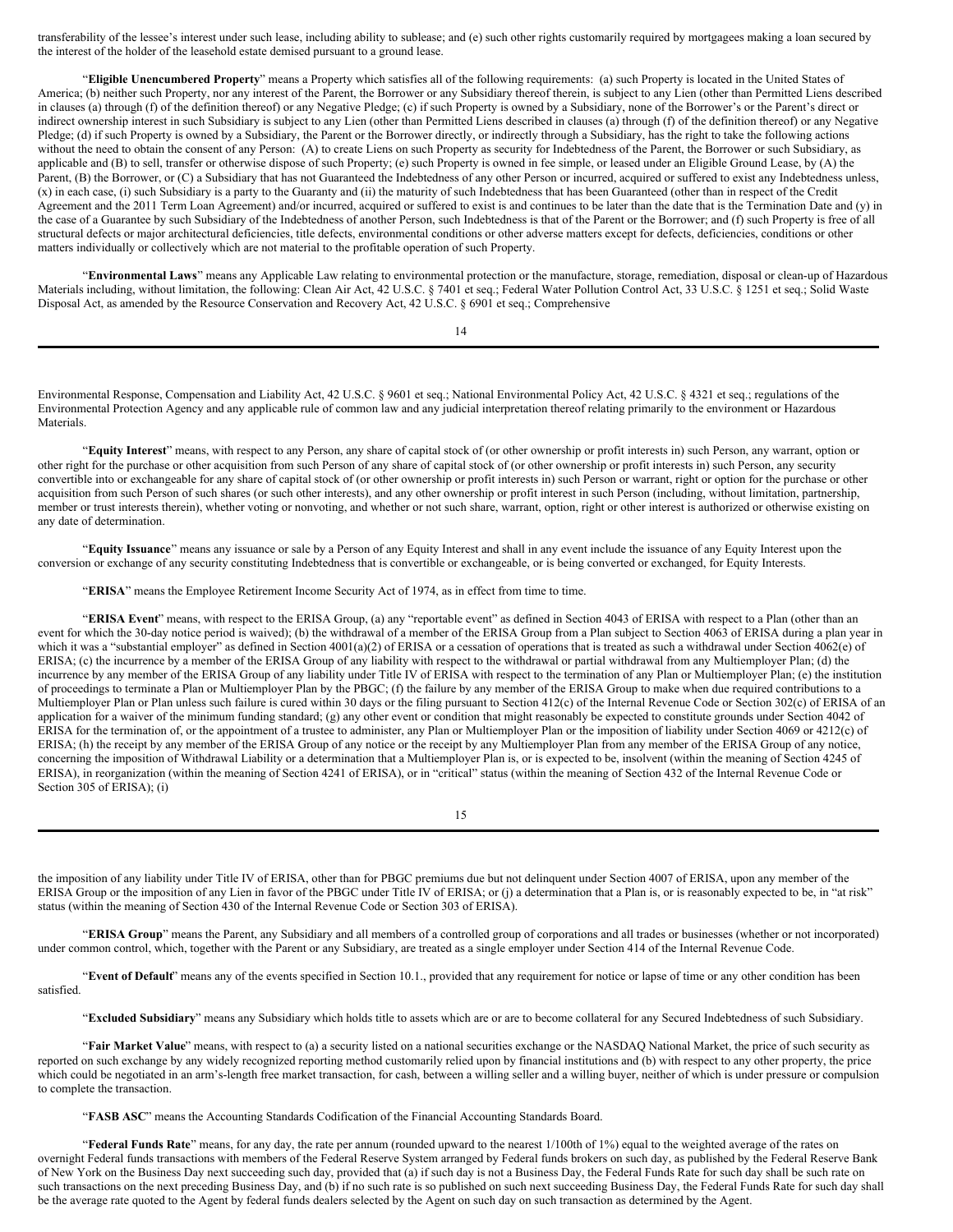transferability of the lessee's interest under such lease, including ability to sublease; and (e) such other rights customarily required by mortgagees making a loan secured by the interest of the holder of the leasehold estate demised pursuant to a ground lease.

"**Eligible Unencumbered Property**" means a Property which satisfies all of the following requirements: (a) such Property is located in the United States of America; (b) neither such Property, nor any interest of the Parent, the Borrower or any Subsidiary thereof therein, is subject to any Lien (other than Permitted Liens described in clauses (a) through (f) of the definition thereof) or any Negative Pledge; (c) if such Property is owned by a Subsidiary, none of the Borrower's or the Parent's direct or indirect ownership interest in such Subsidiary is subject to any Lien (other than Permitted Liens described in clauses (a) through (f) of the definition thereof) or any Negative Pledge; (d) if such Property is owned by a Subsidiary, the Parent or the Borrower directly, or indirectly through a Subsidiary, has the right to take the following actions without the need to obtain the consent of any Person: (A) to create Liens on such Property as security for Indebtedness of the Parent, the Borrower or such Subsidiary, as applicable and (B) to sell, transfer or otherwise dispose of such Property; (e) such Property is owned in fee simple, or leased under an Eligible Ground Lease, by (A) the Parent, (B) the Borrower, or (C) a Subsidiary that has not Guaranteed the Indebtedness of any other Person or incurred, acquired or suffered to exist any Indebtedness unless, (x) in each case, (i) such Subsidiary is a party to the Guaranty and (ii) the maturity of such Indebtedness that has been Guaranteed (other than in respect of the Credit Agreement and the 2011 Term Loan Agreement) and/or incurred, acquired or suffered to exist is and continues to be later than the date that is the Termination Date and (y) in the case of a Guarantee by such Subsidiary of the Indebtedness of another Person, such Indebtedness is that of the Parent or the Borrower; and (f) such Property is free of all structural defects or major architectural deficiencies, title defects, environmental conditions or other adverse matters except for defects, deficiencies, conditions or other matters individually or collectively which are not material to the profitable operation of such Property.

"**Environmental Laws**" means any Applicable Law relating to environmental protection or the manufacture, storage, remediation, disposal or clean-up of Hazardous Materials including, without limitation, the following: Clean Air Act, 42 U.S.C. § 7401 et seq.; Federal Water Pollution Control Act, 33 U.S.C. § 1251 et seq.; Solid Waste Disposal Act, as amended by the Resource Conservation and Recovery Act, 42 U.S.C. § 6901 et seq.; Comprehensive Environmental Response, Compensation and Liability Act, 42 U.S.C. § 9601 et seq.; National Environmental Policy Act, 42 U.S.C. § 4321 et seq.; regulations of the Environmental Protection Agency and any applicable rule of common law and any judicial interpretation thereof relating primarily to the environment or Hazardous Materials.

"**Equity Interest**" means, with respect to any Person, any share of capital stock of (or other ownership or profit interests in) such Person, any warrant, option or other right for the purchase or other acquisition from such Person of any share of capital stock of (or other ownership or profit interests in) such Person, any security convertible into or exchangeable for any share of capital stock of (or other ownership or profit interests in) such Person or warrant, right or option for the purchase or other acquisition from such Person of such shares (or such other interests), and any other ownership or profit interest in such Person (including, without limitation, partnership, member or trust interests therein), whether voting or nonvoting, and whether or not such share, warrant, option, right or other interest is authorized or otherwise existing on any date of determination.

"**Equity Issuance**" means any issuance or sale by a Person of any Equity Interest and shall in any event include the issuance of any Equity Interest upon the conversion or exchange of any security constituting Indebtedness that is convertible or exchangeable, or is being converted or exchanged, for Equity Interests.

"**ERISA**" means the Employee Retirement Income Security Act of 1974, as in effect from time to time.

"**ERISA Event**" means, with respect to the ERISA Group, (a) any "reportable event" as defined in Section 4043 of ERISA with respect to a Plan (other than an event for which the 30-day notice period is waived); (b) the withdrawal of a member of the ERISA Group from a Plan subject to Section 4063 of ERISA during a plan year in which it was a "substantial employer" as defined in Section 4001(a)(2) of ERISA or a cessation of operations that is treated as such a withdrawal under Section 4062(e) of ERISA; (c) the incurrence by a member of the ERISA Group of any liability with respect to the withdrawal or partial withdrawal from any Multiemployer Plan; (d) the incurrence by any member of the ERISA Group of any liability under Title IV of ERISA with respect to the termination of any Plan or Multiemployer Plan; (e) the institution of proceedings to terminate a Plan or Multiemployer Plan by the PBGC; (f) the failure by any member of the ERISA Group to make when due required contributions to a Multiemployer Plan or Plan unless such failure is cured within 30 days or the filing pursuant to Section 412(c) of the Internal Revenue Code or Section 302(c) of ERISA of an application for a waiver of the minimum funding standard; (g) any other event or condition that might reasonably be expected to constitute grounds under Section 4042 of ERISA for the termination of, or the appointment of a trustee to administer, any Plan or Multiemployer Plan or the imposition of liability under Section 4069 or 4212(c) of ERISA; (h) the receipt by any member of the ERISA Group of any notice or the receipt by any Multiemployer Plan from any member of the ERISA Group of any notice, concerning the imposition of Withdrawal Liability or a determination that a Multiemployer Plan is, or is expected to be, insolvent (within the meaning of Section 4245 of ERISA), in reorganization (within the meaning of Section 4241 of ERISA), or in "critical" status (within the meaning of Section 432 of the Internal Revenue Code or Section 305 of ERISA); (i) the imposition of any liability under Title IV of ERISA, other than for PBGC premiums due but not delinquent under Section 4007 of ERISA, upon any member of the ERISA Group or the imposition of any Lien in favor of the PBGC under Title IV of ERISA; or (j) a determination that a Plan is, or is reasonably expected to be, in "at risk" status (within the meaning of Section 430 of the Internal Revenue Code or Section 303 of ERISA).

"**ERISA Group**" means the Parent, any Subsidiary and all members of a controlled group of corporations and all trades or businesses (whether or not incorporated) under common control, which, together with the Parent or any Subsidiary, are treated as a single employer under Section 414 of the Internal Revenue Code.

"**Event of Default**" means any of the events specified in Section 10.1., provided that any requirement for notice or lapse of time or any other condition has been satisfied.

"**Excluded Subsidiary**" means any Subsidiary which holds title to assets which are or are to become collateral for any Secured Indebtedness of such Subsidiary.

"**Fair Market Value**" means, with respect to (a) a security listed on a national securities exchange or the NASDAQ National Market, the price of such security as reported on such exchange by any widely recognized reporting method customarily relied upon by financial institutions and (b) with respect to any other property, the price which could be negotiated in an arm's-length free market transaction, for cash, between a willing seller and a willing buyer, neither of which is under pressure or compulsion to complete the transaction.

"**FASB ASC**" means the Accounting Standards Codification of the Financial Accounting Standards Board.

"**Federal Funds Rate**" means, for any day, the rate per annum (rounded upward to the nearest 1/100th of 1%) equal to the weighted average of the rates on overnight Federal funds transactions with members of the Federal Reserve System arranged by Federal funds brokers on such day, as published by the Federal Reserve Bank of New York on the Business Day next succeeding such day, provided that (a) if such day is not a Business Day, the Federal Funds Rate for such day shall be such rate on such transactions on the next preceding Business Day, and (b) if no such rate is so published on such next succeeding Business Day, the Federal Funds Rate for such day shall be the average rate quoted to the Agent by federal funds dealers selected by the Agent on such day on such transaction as determined by the Agent.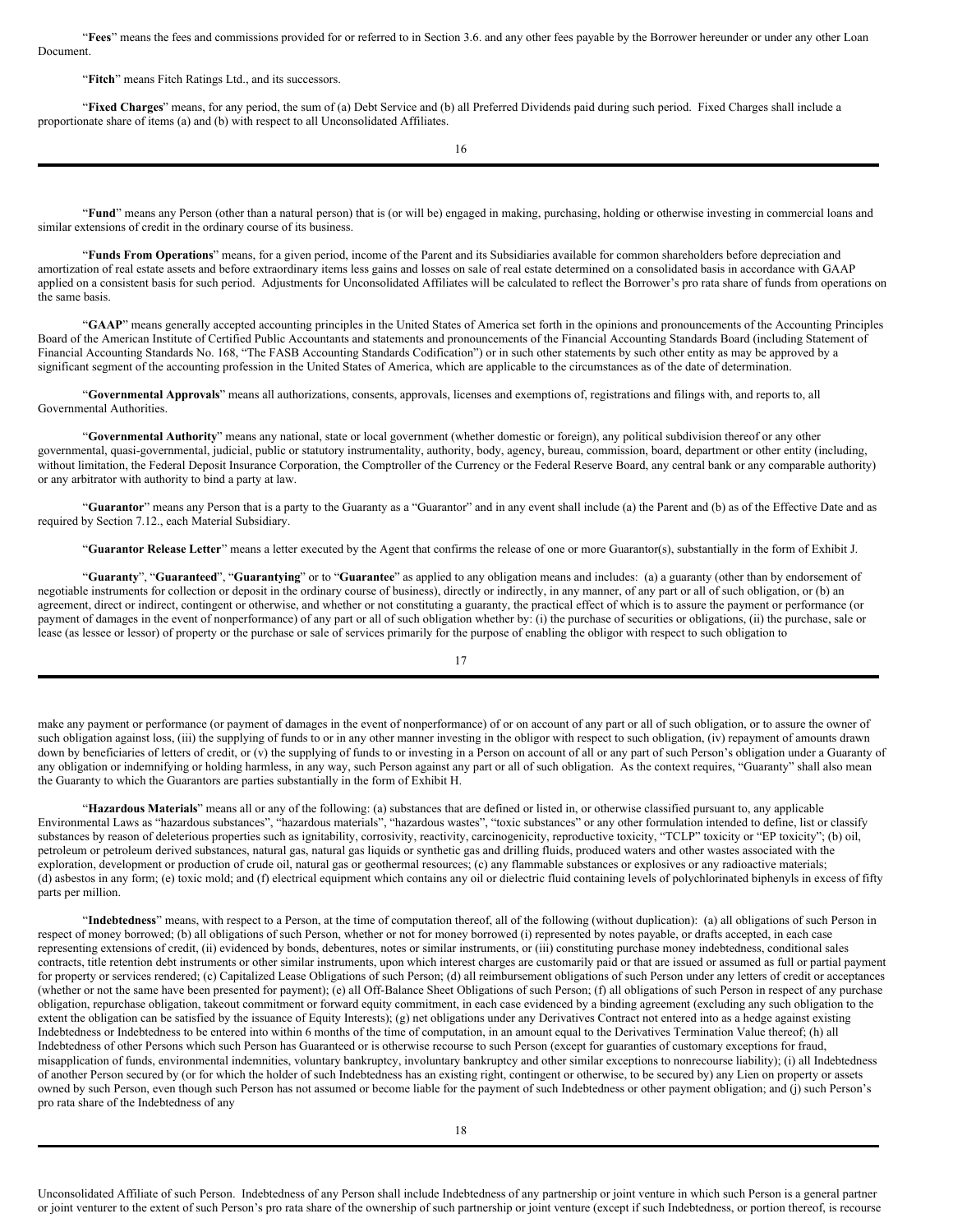"**Fees**" means the fees and commissions provided for or referred to in Section 3.6. and any other fees payable by the Borrower hereunder or under any other Loan Document.

"**Fitch**" means Fitch Ratings Ltd., and its successors.

"**Fixed Charges**" means, for any period, the sum of (a) Debt Service and (b) all Preferred Dividends paid during such period. Fixed Charges shall include a proportionate share of items (a) and (b) with respect to all Unconsolidated Affiliates.

"**Fund**" means any Person (other than a natural person) that is (or will be) engaged in making, purchasing, holding or otherwise investing in commercial loans and similar extensions of credit in the ordinary course of its business.

"**Funds From Operations**" means, for a given period, income of the Parent and its Subsidiaries available for common shareholders before depreciation and amortization of real estate assets and before extraordinary items less gains and losses on sale of real estate determined on a consolidated basis in accordance with GAAP applied on a consistent basis for such period. Adjustments for Unconsolidated Affiliates will be calculated to reflect the Borrower's pro rata share of funds from operations on the same basis.

"**GAAP**" means generally accepted accounting principles in the United States of America set forth in the opinions and pronouncements of the Accounting Principles Board of the American Institute of Certified Public Accountants and statements and pronouncements of the Financial Accounting Standards Board (including Statement of Financial Accounting Standards No. 168, "The FASB Accounting Standards Codification") or in such other statements by such other entity as may be approved by a significant segment of the accounting profession in the United States of America, which are applicable to the circumstances as of the date of determination.

"**Governmental Approvals**" means all authorizations, consents, approvals, licenses and exemptions of, registrations and filings with, and reports to, all Governmental Authorities.

"**Governmental Authority**" means any national, state or local government (whether domestic or foreign), any political subdivision thereof or any other governmental, quasi-governmental, judicial, public or statutory instrumentality, authority, body, agency, bureau, commission, board, department or other entity (including, without limitation, the Federal Deposit Insurance Corporation, the Comptroller of the Currency or the Federal Reserve Board, any central bank or any comparable authority) or any arbitrator with authority to bind a party at law.

"**Guarantor**" means any Person that is a party to the Guaranty as a "Guarantor" and in any event shall include (a) the Parent and (b) as of the Effective Date and as required by Section 7.12., each Material Subsidiary.

"**Guarantor Release Letter**" means a letter executed by the Agent that confirms the release of one or more Guarantor(s), substantially in the form of Exhibit J.

"**Guaranty**", "**Guaranteed**", "**Guarantying**" or to "**Guarantee**" as applied to any obligation means and includes: (a) a guaranty (other than by endorsement of negotiable instruments for collection or deposit in the ordinary course of business), directly or indirectly, in any manner, of any part or all of such obligation, or (b) an agreement, direct or indirect, contingent or otherwise, and whether or not constituting a guaranty, the practical effect of which is to assure the payment or performance (or payment of damages in the event of nonperformance) of any part or all of such obligation whether by: (i) the purchase of securities or obligations, (ii) the purchase, sale or lease (as lessee or lessor) of property or the purchase or sale of services primarily for the purpose of enabling the obligor with respect to such obligation to make any payment or performance (or payment of damages in the event of nonperformance) of or on account of any part or all of such obligation, or to assure the owner of such obligation against loss, (iii) the supplying of funds to or in any other manner investing in the obligor with respect to such obligation, (iv) repayment of amounts drawn down by beneficiaries of letters of credit, or (v) the supplying of funds to or investing in a Person on account of all or any part of such Person's obligation under a Guaranty of any obligation or indemnifying or holding harmless, in any way, such Person against any part or all of such obligation. As the context requires, "Guaranty" shall also mean the Guaranty to which the Guarantors are parties substantially in the form of Exhibit H.

"**Hazardous Materials**" means all or any of the following: (a) substances that are defined or listed in, or otherwise classified pursuant to, any applicable Environmental Laws as "hazardous substances", "hazardous materials", "hazardous wastes", "toxic substances" or any other formulation intended to define, list or classify substances by reason of deleterious properties such as ignitability, corrosivity, reactivity, carcinogenicity, reproductive toxicity, "TCLP" toxicity or "EP toxicity"; (b) oil, petroleum or petroleum derived substances, natural gas, natural gas liquids or synthetic gas and drilling fluids, produced waters and other wastes associated with the exploration, development or production of crude oil, natural gas or geothermal resources; (c) any flammable substances or explosives or any radioactive materials; (d) asbestos in any form; (e) toxic mold; and (f) electrical equipment which contains any oil or dielectric fluid containing levels of polychlorinated biphenyls in excess of fifty parts per million.

"**Indebtedness**" means, with respect to a Person, at the time of computation thereof, all of the following (without duplication): (a) all obligations of such Person in respect of money borrowed; (b) all obligations of such Person, whether or not for money borrowed (i) represented by notes payable, or drafts accepted, in each case representing extensions of credit, (ii) evidenced by bonds, debentures, notes or similar instruments, or (iii) constituting purchase money indebtedness, conditional sales contracts, title retention debt instruments or other similar instruments, upon which interest charges are customarily paid or that are issued or assumed as full or partial payment for property or services rendered; (c) Capitalized Lease Obligations of such Person; (d) all reimbursement obligations of such Person under any letters of credit or acceptances (whether or not the same have been presented for payment); (e) all Off-Balance Sheet Obligations of such Person; (f) all obligations of such Person in respect of any purchase obligation, repurchase obligation, takeout commitment or forward equity commitment, in each case evidenced by a binding agreement (excluding any such obligation to the extent the obligation can be satisfied by the issuance of Equity Interests); (g) net obligations under any Derivatives Contract not entered into as a hedge against existing Indebtedness or Indebtedness to be entered into within 6 months of the time of computation, in an amount equal to the Derivatives Termination Value thereof; (h) all Indebtedness of other Persons which such Person has Guaranteed or is otherwise recourse to such Person (except for guaranties of customary exceptions for fraud, misapplication of funds, environmental indemnities, voluntary bankruptcy, involuntary bankruptcy and other similar exceptions to nonrecourse liability); (i) all Indebtedness of another Person secured by (or for which the holder of such Indebtedness has an existing right, contingent or otherwise, to be secured by) any Lien on property or assets owned by such Person, even though such Person has not assumed or become liable for the payment of such Indebtedness or other payment obligation; and (j) such Person's pro rata share of the Indebtedness of any Unconsolidated Affiliate of such Person. Indebtedness of any Person shall include Indebtedness of any partnership or joint venture in which such Person is a general partner or joint venturer to the extent of such Person's pro rata share of the ownership of such partnership or joint venture (except if such Indebtedness, or portion thereof, is recourse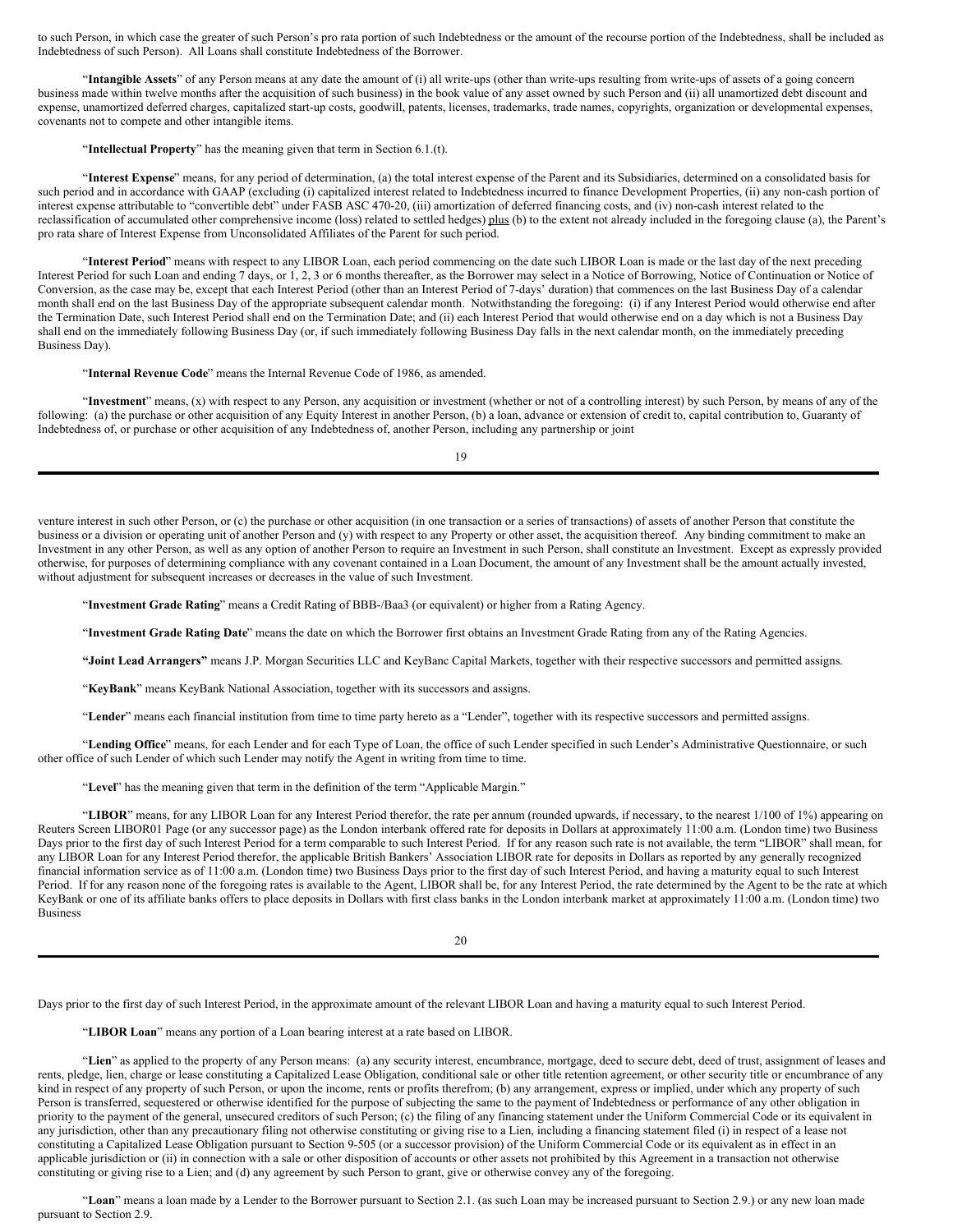to such Person, in which case the greater of such Person's pro rata portion of such Indebtedness or the amount of the recourse portion of the Indebtedness, shall be included as Indebtedness of such Person). All Loans shall constitute Indebtedness of the Borrower.

"**Intangible Assets**" of any Person means at any date the amount of (i) all write-ups (other than write-ups resulting from write-ups of assets of a going concern business made within twelve months after the acquisition of such business) in the book value of any asset owned by such Person and (ii) all unamortized debt discount and expense, unamortized deferred charges, capitalized start-up costs, goodwill, patents, licenses, trademarks, trade names, copyrights, organization or developmental expenses, covenants not to compete and other intangible items.

"**Intellectual Property**" has the meaning given that term in Section 6.1.(t).

"**Interest Expense**" means, for any period of determination, (a) the total interest expense of the Parent and its Subsidiaries, determined on a consolidated basis for such period and in accordance with GAAP (excluding (i) capitalized interest related to Indebtedness incurred to finance Development Properties, (ii) any non-cash portion of interest expense attributable to "convertible debt" under FASB ASC 470-20, (iii) amortization of deferred financing costs, and (iv) non-cash interest related to the reclassification of accumulated other comprehensive income (loss) related to settled hedges) plus (b) to the extent not already included in the foregoing clause (a), the Parent's pro rata share of Interest Expense from Unconsolidated Affiliates of the Parent for such period.

"**Interest Period**" means with respect to any LIBOR Loan, each period commencing on the date such LIBOR Loan is made or the last day of the next preceding Interest Period for such Loan and ending 7 days, or 1, 2, 3 or 6 months thereafter, as the Borrower may select in a Notice of Borrowing, Notice of Continuation or Notice of Conversion, as the case may be, except that each Interest Period (other than an Interest Period of 7-days' duration) that commences on the last Business Day of a calendar month shall end on the last Business Day of the appropriate subsequent calendar month. Notwithstanding the foregoing: (i) if any Interest Period would otherwise end after the Termination Date, such Interest Period shall end on the Termination Date; and (ii) each Interest Period that would otherwise end on a day which is not a Business Day shall end on the immediately following Business Day (or, if such immediately following Business Day falls in the next calendar month, on the immediately preceding Business Day).

"**Internal Revenue Code**" means the Internal Revenue Code of 1986, as amended.

"**Investment**" means, (x) with respect to any Person, any acquisition or investment (whether or not of a controlling interest) by such Person, by means of any of the following: (a) the purchase or other acquisition of any Equity Interest in another Person, (b) a loan, advance or extension of credit to, capital contribution to, Guaranty of Indebtedness of, or purchase or other acquisition of any Indebtedness of, another Person, including any partnership or joint venture interest in such other Person, or (c) the purchase or other acquisition (in one transaction or a series of transactions) of assets of another Person that constitute the business or a division or operating unit of another Person and (y) with respect to any Property or other asset, the acquisition thereof. Any binding commitment to make an Investment in any other Person, as well as any option of another Person to require an Investment in such Person, shall constitute an Investment. Except as expressly provided otherwise, for purposes of determining compliance with any covenant contained in a Loan Document, the amount of any Investment shall be the amount actually invested, without adjustment for subsequent increases or decreases in the value of such Investment.

"**Investment Grade Rating**" means a Credit Rating of BBB-/Baa3 (or equivalent) or higher from a Rating Agency.

"**Investment Grade Rating Date**" means the date on which the Borrower first obtains an Investment Grade Rating from any of the Rating Agencies.

"**Joint Lead Arrangers**" means J.P. Morgan Securities LLC and KeyBanc Capital Markets, together with their respective successors and permitted assigns.

"**KeyBank**" means KeyBank National Association, together with its successors and assigns.

"**Lender**" means each financial institution from time to time party hereto as a "Lender", together with its respective successors and permitted assigns.

"**Lending Office**" means, for each Lender and for each Type of Loan, the office of such Lender specified in such Lender's Administrative Questionnaire, or such other office of such Lender of which such Lender may notify the Agent in writing from time to time.

"**Level**" has the meaning given that term in the definition of the term "Applicable Margin."

"**LIBOR**" means, for any LIBOR Loan for any Interest Period therefor, the rate per annum (rounded upwards, if necessary, to the nearest 1/100 of 1%) appearing on Reuters Screen LIBOR01 Page (or any successor page) as the London interbank offered rate for deposits in Dollars at approximately 11:00 a.m. (London time) two Business Days prior to the first day of such Interest Period for a term comparable to such Interest Period. If for any reason such rate is not available, the term "LIBOR" shall mean, for any LIBOR Loan for any Interest Period therefor, the applicable British Bankers' Association LIBOR rate for deposits in Dollars as reported by any generally recognized financial information service as of 11:00 a.m. (London time) two Business Days prior to the first day of such Interest Period, and having a maturity equal to such Interest Period. If for any reason none of the foregoing rates is available to the Agent, LIBOR shall be, for any Interest Period, the rate determined by the Agent to be the rate at which KeyBank or one of its affiliate banks offers to place deposits in Dollars with first class banks in the London interbank market at approximately 11:00 a.m. (London time) two Business Days prior to the first day of such Interest Period, in the approximate amount of the relevant LIBOR Loan and having a maturity equal to such Interest Period.

"**LIBOR Loan**" means any portion of a Loan bearing interest at a rate based on LIBOR.

"**Lien**" as applied to the property of any Person means: (a) any security interest, encumbrance, mortgage, deed to secure debt, deed of trust, assignment of leases and rents, pledge, lien, charge or lease constituting a Capitalized Lease Obligation, conditional sale or other title retention agreement, or other security title or encumbrance of any kind in respect of any property of such Person, or upon the income, rents or profits therefrom; (b) any arrangement, express or implied, under which any property of such Person is transferred, sequestered or otherwise identified for the purpose of subjecting the same to the payment of Indebtedness or performance of any other obligation in priority to the payment of the general, unsecured creditors of such Person; (c) the filing of any financing statement under the Uniform Commercial Code or its equivalent in any jurisdiction, other than any precautionary filing not otherwise constituting or giving rise to a Lien, including a financing statement filed (i) in respect of a lease not constituting a Capitalized Lease Obligation pursuant to Section 9-505 (or a successor provision) of the Uniform Commercial Code or its equivalent as in effect in an applicable jurisdiction or (ii) in connection with a sale or other disposition of accounts or other assets not prohibited by this Agreement in a transaction not otherwise constituting or giving rise to a Lien; and (d) any agreement by such Person to grant, give or otherwise convey any of the foregoing.

"**Loan**" means a loan made by a Lender to the Borrower pursuant to Section 2.1. (as such Loan may be increased pursuant to Section 2.9.) or any new loan made pursuant to Section 2.9.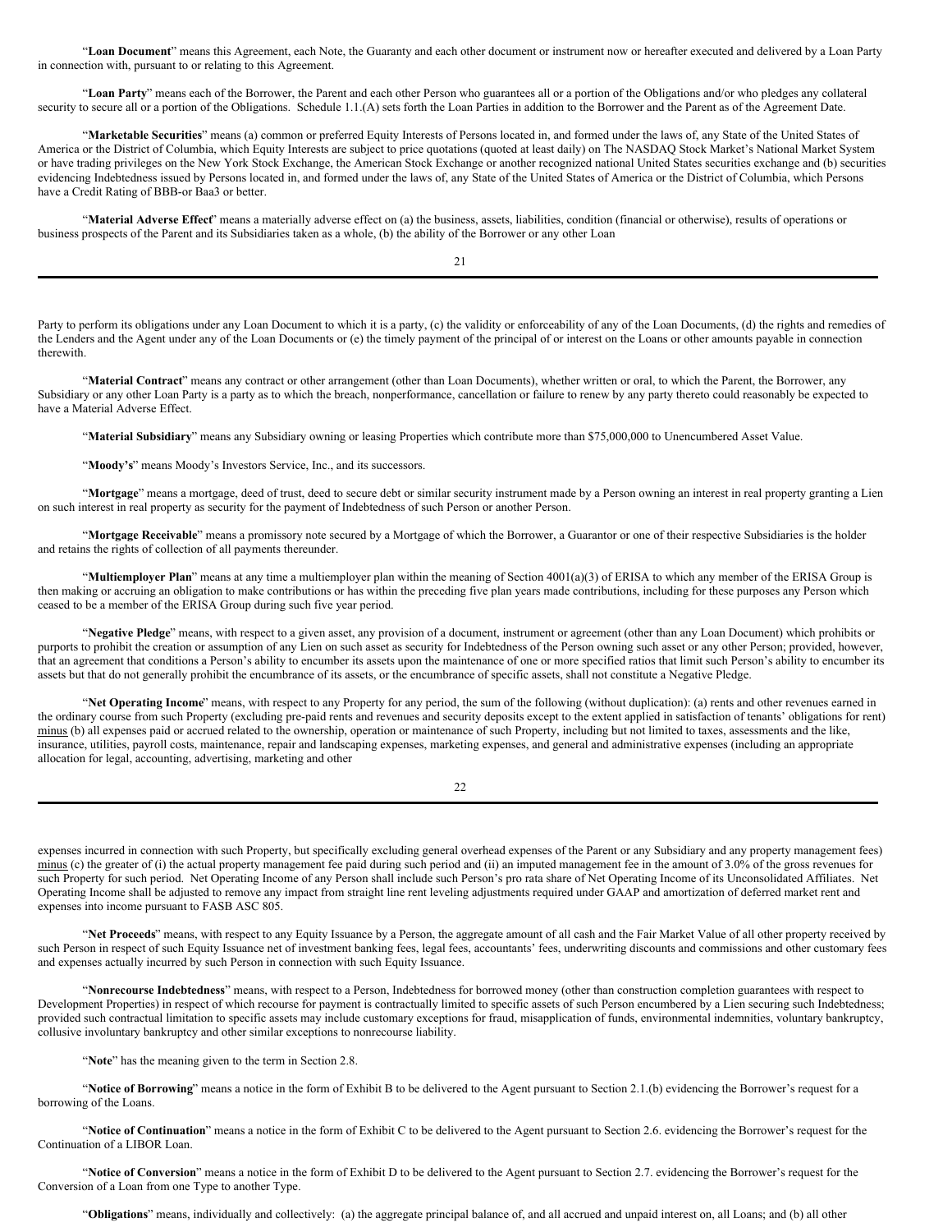"**Loan Document**" means this Agreement, each Note, the Guaranty and each other document or instrument now or hereafter executed and delivered by a Loan Party in connection with, pursuant to or relating to this Agreement.

"**Loan Party**" means each of the Borrower, the Parent and each other Person who guarantees all or a portion of the Obligations and/or who pledges any collateral security to secure all or a portion of the Obligations. Schedule 1.1.(A) sets forth the Loan Parties in addition to the Borrower and the Parent as of the Agreement Date.

"**Marketable Securities**" means (a) common or preferred Equity Interests of Persons located in, and formed under the laws of, any State of the United States of America or the District of Columbia, which Equity Interests are subject to price quotations (quoted at least daily) on The NASDAQ Stock Market's National Market System or have trading privileges on the New York Stock Exchange, the American Stock Exchange or another recognized national United States securities exchange and (b) securities evidencing Indebtedness issued by Persons located in, and formed under the laws of, any State of the United States of America or the District of Columbia, which Persons have a Credit Rating of BBB-or Baa3 or better.

"**Material Adverse Effect**" means a materially adverse effect on (a) the business, assets, liabilities, condition (financial or otherwise), results of operations or business prospects of the Parent and its Subsidiaries taken as a whole, (b) the ability of the Borrower or any other Loan Party to perform its obligations under any Loan Document to which it is a party, (c) the validity or enforceability of any of the Loan Documents, (d) the rights and remedies of the Lenders and the Agent under any of the Loan Documents or (e) the timely payment of the principal of or interest on the Loans or other amounts payable in connection therewith.

"**Material Contract**" means any contract or other arrangement (other than Loan Documents), whether written or oral, to which the Parent, the Borrower, any Subsidiary or any other Loan Party is a party as to which the breach, nonperformance, cancellation or failure to renew by any party thereto could reasonably be expected to have a Material Adverse Effect.

"**Material Subsidiary**" means any Subsidiary owning or leasing Properties which contribute more than $75,000,000 to Unencumbered Asset Value.

"**Moody's**" means Moody's Investors Service, Inc., and its successors.

"**Mortgage**" means a mortgage, deed of trust, deed to secure debt or similar security instrument made by a Person owning an interest in real property granting a Lien on such interest in real property as security for the payment of Indebtedness of such Person or another Person.

"**Mortgage Receivable**" means a promissory note secured by a Mortgage of which the Borrower, a Guarantor or one of their respective Subsidiaries is the holder and retains the rights of collection of all payments thereunder.

"**Multiemployer Plan**" means at any time a multiemployer plan within the meaning of Section 4001(a)(3) of ERISA to which any member of the ERISA Group is then making or accruing an obligation to make contributions or has within the preceding five plan years made contributions, including for these purposes any Person which ceased to be a member of the ERISA Group during such five year period.

"**Negative Pledge**" means, with respect to a given asset, any provision of a document, instrument or agreement (other than any Loan Document) which prohibits or purports to prohibit the creation or assumption of any Lien on such asset as security for Indebtedness of the Person owning such asset or any other Person; provided, however, that an agreement that conditions a Person's ability to encumber its assets upon the maintenance of one or more specified ratios that limit such Person's ability to encumber its assets but that do not generally prohibit the encumbrance of its assets, or the encumbrance of specific assets, shall not constitute a Negative Pledge.

"**Net Operating Income**" means, with respect to any Property for any period, the sum of the following (without duplication): (a) rents and other revenues earned in the ordinary course from such Property (excluding pre-paid rents and revenues and security deposits except to the extent applied in satisfaction of tenants' obligations for rent) minus (b) all expenses paid or accrued related to the ownership, operation or maintenance of such Property, including but not limited to taxes, assessments and the like, insurance, utilities, payroll costs, maintenance, repair and landscaping expenses, marketing expenses, and general and administrative expenses (including an appropriate allocation for legal, accounting, advertising, marketing and other expenses incurred in connection with such Property, but specifically excluding general overhead expenses of the Parent or any Subsidiary and any property management fees) minus (c) the greater of (i) the actual property management fee paid during such period and (ii) an imputed management fee in the amount of 3.0% of the gross revenues for such Property for such period. Net Operating Income of any Person shall include such Person's pro rata share of Net Operating Income of its Unconsolidated Affiliates. Net Operating Income shall be adjusted to remove any impact from straight line rent leveling adjustments required under GAAP and amortization of deferred market rent and expenses into income pursuant to FASB ASC 805.

"**Net Proceeds**" means, with respect to any Equity Issuance by a Person, the aggregate amount of all cash and the Fair Market Value of all other property received by such Person in respect of such Equity Issuance net of investment banking fees, legal fees, accountants' fees, underwriting discounts and commissions and other customary fees and expenses actually incurred by such Person in connection with such Equity Issuance.

"**Nonrecourse Indebtedness**" means, with respect to a Person, Indebtedness for borrowed money (other than construction completion guarantees with respect to Development Properties) in respect of which recourse for payment is contractually limited to specific assets of such Person encumbered by a Lien securing such Indebtedness; provided such contractual limitation to specific assets may include customary exceptions for fraud, misapplication of funds, environmental indemnities, voluntary bankruptcy, collusive involuntary bankruptcy and other similar exceptions to nonrecourse liability.

"**Note**" has the meaning given to the term in Section 2.8.

"**Notice of Borrowing**" means a notice in the form of Exhibit B to be delivered to the Agent pursuant to Section 2.1.(b) evidencing the Borrower's request for a borrowing of the Loans.

"**Notice of Continuation**" means a notice in the form of Exhibit C to be delivered to the Agent pursuant to Section 2.6. evidencing the Borrower's request for the Continuation of a LIBOR Loan.

"**Notice of Conversion**" means a notice in the form of Exhibit D to be delivered to the Agent pursuant to Section 2.7. evidencing the Borrower's request for the Conversion of a Loan from one Type to another Type.

"**Obligations**" means, individually and collectively: (a) the aggregate principal balance of, and all accrued and unpaid interest on, all Loans; and (b) all other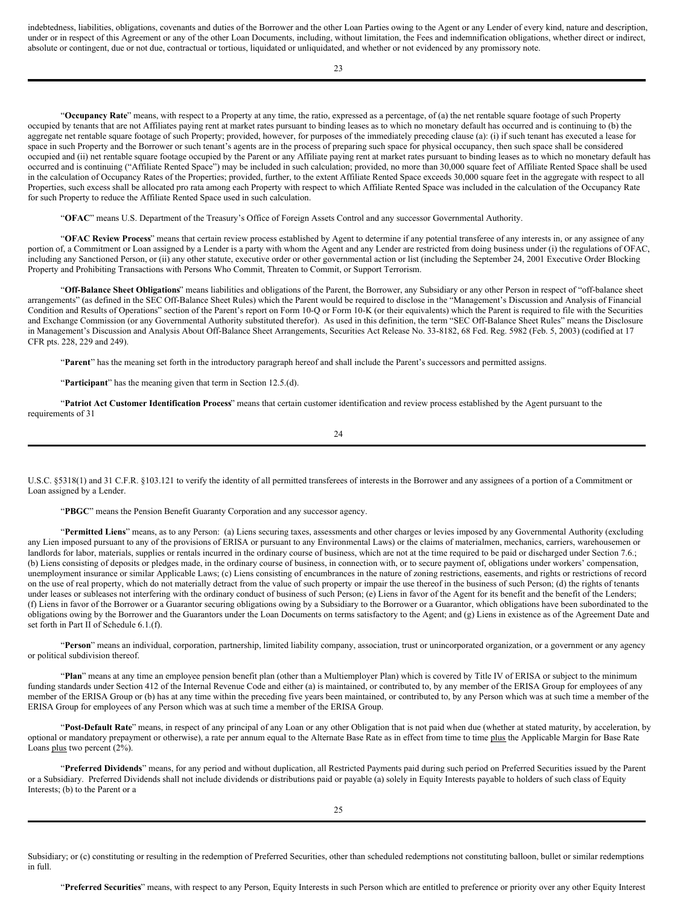indebtedness, liabilities, obligations, covenants and duties of the Borrower and the other Loan Parties owing to the Agent or any Lender of every kind, nature and description, under or in respect of this Agreement or any of the other Loan Documents, including, without limitation, the Fees and indemnification obligations, whether direct or indirect, absolute or contingent, due or not due, contractual or tortious, liquidated or unliquidated, and whether or not evidenced by any promissory note.

"**Occupancy Rate**" means, with respect to a Property at any time, the ratio, expressed as a percentage, of (a) the net rentable square footage of such Property occupied by tenants that are not Affiliates paying rent at market rates pursuant to binding leases as to which no monetary default has occurred and is continuing to (b) the aggregate net rentable square footage of such Property; provided, however, for purposes of the immediately preceding clause (a): (i) if such tenant has executed a lease for space in such Property and the Borrower or such tenant's agents are in the process of preparing such space for physical occupancy, then such space shall be considered occupied and (ii) net rentable square footage occupied by the Parent or any Affiliate paying rent at market rates pursuant to binding leases as to which no monetary default has occurred and is continuing ("Affiliate Rented Space") may be included in such calculation; provided, no more than 30,000 square feet of Affiliate Rented Space shall be used in the calculation of Occupancy Rates of the Properties; provided, further, to the extent Affiliate Rented Space exceeds 30,000 square feet in the aggregate with respect to all Properties, such excess shall be allocated pro rata among each Property with respect to which Affiliate Rented Space was included in the calculation of the Occupancy Rate for such Property to reduce the Affiliate Rented Space used in such calculation.

"**OFAC**" means U.S. Department of the Treasury's Office of Foreign Assets Control and any successor Governmental Authority.

"**OFAC Review Process**" means that certain review process established by Agent to determine if any potential transferee of any interests in, or any assignee of any portion of, a Commitment or Loan assigned by a Lender is a party with whom the Agent and any Lender are restricted from doing business under (i) the regulations of OFAC, including any Sanctioned Person, or (ii) any other statute, executive order or other governmental action or list (including the September 24, 2001 Executive Order Blocking Property and Prohibiting Transactions with Persons Who Commit, Threaten to Commit, or Support Terrorism.

"**Off-Balance Sheet Obligations**" means liabilities and obligations of the Parent, the Borrower, any Subsidiary or any other Person in respect of "off-balance sheet arrangements" (as defined in the SEC Off-Balance Sheet Rules) which the Parent would be required to disclose in the "Management's Discussion and Analysis of Financial Condition and Results of Operations" section of the Parent's report on Form 10-Q or Form 10-K (or their equivalents) which the Parent is required to file with the Securities and Exchange Commission (or any Governmental Authority substituted therefor). As used in this definition, the term "SEC Off-Balance Sheet Rules" means the Disclosure in Management's Discussion and Analysis About Off-Balance Sheet Arrangements, Securities Act Release No. 33-8182, 68 Fed. Reg. 5982 (Feb. 5, 2003) (codified at 17 CFR pts. 228, 229 and 249).

"**Parent**" has the meaning set forth in the introductory paragraph hereof and shall include the Parent's successors and permitted assigns.

"**Participant**" has the meaning given that term in Section 12.5.(d).

"**Patriot Act Customer Identification Process**" means that certain customer identification and review process established by the Agent pursuant to the requirements of 31 U.S.C. §5318(1) and 31 C.F.R. §103.121 to verify the identity of all permitted transferees of interests in the Borrower and any assignees of a portion of a Commitment or Loan assigned by a Lender.

"**PBGC**" means the Pension Benefit Guaranty Corporation and any successor agency.

"**Permitted Liens**" means, as to any Person: (a) Liens securing taxes, assessments and other charges or levies imposed by any Governmental Authority (excluding any Lien imposed pursuant to any of the provisions of ERISA or pursuant to any Environmental Laws) or the claims of materialmen, mechanics, carriers, warehousemen or landlords for labor, materials, supplies or rentals incurred in the ordinary course of business, which are not at the time required to be paid or discharged under Section 7.6.; (b) Liens consisting of deposits or pledges made, in the ordinary course of business, in connection with, or to secure payment of, obligations under workers' compensation, unemployment insurance or similar Applicable Laws; (c) Liens consisting of encumbrances in the nature of zoning restrictions, easements, and rights or restrictions of record on the use of real property, which do not materially detract from the value of such property or impair the use thereof in the business of such Person; (d) the rights of tenants under leases or subleases not interfering with the ordinary conduct of business of such Person; (e) Liens in favor of the Agent for its benefit and the benefit of the Lenders; (f) Liens in favor of the Borrower or a Guarantor securing obligations owing by a Subsidiary to the Borrower or a Guarantor, which obligations have been subordinated to the obligations owing by the Borrower and the Guarantors under the Loan Documents on terms satisfactory to the Agent; and (g) Liens in existence as of the Agreement Date and set forth in Part II of Schedule 6.1.(f).

"**Person**" means an individual, corporation, partnership, limited liability company, association, trust or unincorporated organization, or a government or any agency or political subdivision thereof.

"**Plan**" means at any time an employee pension benefit plan (other than a Multiemployer Plan) which is covered by Title IV of ERISA or subject to the minimum funding standards under Section 412 of the Internal Revenue Code and either (a) is maintained, or contributed to, by any member of the ERISA Group for employees of any member of the ERISA Group or (b) has at any time within the preceding five years been maintained, or contributed to, by any Person which was at such time a member of the ERISA Group for employees of any Person which was at such time a member of the ERISA Group.

"**Post-Default Rate**" means, in respect of any principal of any Loan or any other Obligation that is not paid when due (whether at stated maturity, by acceleration, by optional or mandatory prepayment or otherwise), a rate per annum equal to the Alternate Base Rate as in effect from time to time plus the Applicable Margin for Base Rate Loans plus two percent (2%).

"**Preferred Dividends**" means, for any period and without duplication, all Restricted Payments paid during such period on Preferred Securities issued by the Parent or a Subsidiary. Preferred Dividends shall not include dividends or distributions paid or payable (a) solely in Equity Interests payable to holders of such class of Equity Interests; (b) to the Parent or a Subsidiary; or (c) constituting or resulting in the redemption of Preferred Securities, other than scheduled redemptions not constituting balloon, bullet or similar redemptions in full.

"**Preferred Securities**" means, with respect to any Person, Equity Interests in such Person which are entitled to preference or priority over any other Equity Interest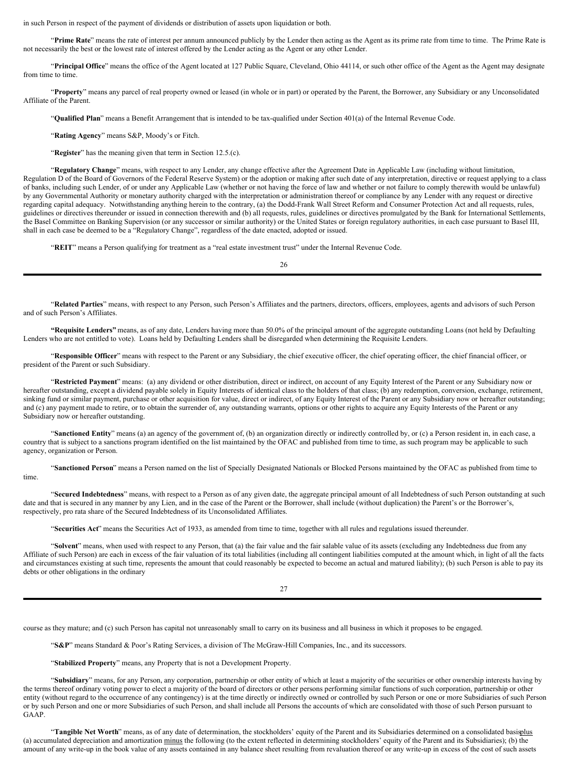in such Person in respect of the payment of dividends or distribution of assets upon liquidation or both.

"**Prime Rate**" means the rate of interest per annum announced publicly by the Lender then acting as the Agent as its prime rate from time to time. The Prime Rate is not necessarily the best or the lowest rate of interest offered by the Lender acting as the Agent or any other Lender.

"**Principal Office**" means the office of the Agent located at 127 Public Square, Cleveland, Ohio 44114, or such other office of the Agent as the Agent may designate from time to time.

"**Property**" means any parcel of real property owned or leased (in whole or in part) or operated by the Parent, the Borrower, any Subsidiary or any Unconsolidated Affiliate of the Parent.

"**Qualified Plan**" means a Benefit Arrangement that is intended to be tax-qualified under Section 401(a) of the Internal Revenue Code.

"**Rating Agency**" means S&P, Moody's or Fitch.

"**Register**" has the meaning given that term in Section 12.5.(c).

"**Regulatory Change**" means, with respect to any Lender, any change effective after the Agreement Date in Applicable Law (including without limitation, Regulation D of the Board of Governors of the Federal Reserve System) or the adoption or making after such date of any interpretation, directive or request applying to a class of banks, including such Lender, of or under any Applicable Law (whether or not having the force of law and whether or not failure to comply therewith would be unlawful) by any Governmental Authority or monetary authority charged with the interpretation or administration thereof or compliance by any Lender with any request or directive regarding capital adequacy. Notwithstanding anything herein to the contrary, (a) the Dodd-Frank Wall Street Reform and Consumer Protection Act and all requests, rules, guidelines or directives thereunder or issued in connection therewith and (b) all requests, rules, guidelines or directives promulgated by the Bank for International Settlements, the Basel Committee on Banking Supervision (or any successor or similar authority) or the United States or foreign regulatory authorities, in each case pursuant to Basel III, shall in each case be deemed to be a "Regulatory Change", regardless of the date enacted, adopted or issued.

"**REIT**" means a Person qualifying for treatment as a "real estate investment trust" under the Internal Revenue Code.

"**Related Parties**" means, with respect to any Person, such Person's Affiliates and the partners, directors, officers, employees, agents and advisors of such Person and of such Person's Affiliates.

**"Requisite Lenders"** means, as of any date, Lenders having more than 50.0% of the principal amount of the aggregate outstanding Loans (not held by Defaulting Lenders who are not entitled to vote). Loans held by Defaulting Lenders shall be disregarded when determining the Requisite Lenders.

"**Responsible Officer**" means with respect to the Parent or any Subsidiary, the chief executive officer, the chief operating officer, the chief financial officer, or president of the Parent or such Subsidiary.

"**Restricted Payment**" means: (a) any dividend or other distribution, direct or indirect, on account of any Equity Interest of the Parent or any Subsidiary now or hereafter outstanding, except a dividend payable solely in Equity Interests of identical class to the holders of that class; (b) any redemption, conversion, exchange, retirement, sinking fund or similar payment, purchase or other acquisition for value, direct or indirect, of any Equity Interest of the Parent or any Subsidiary now or hereafter outstanding; and (c) any payment made to retire, or to obtain the surrender of, any outstanding warrants, options or other rights to acquire any Equity Interests of the Parent or any Subsidiary now or hereafter outstanding.

"**Sanctioned Entity**" means (a) an agency of the government of, (b) an organization directly or indirectly controlled by, or (c) a Person resident in, in each case, a country that is subject to a sanctions program identified on the list maintained by the OFAC and published from time to time, as such program may be applicable to such agency, organization or Person.

"**Sanctioned Person**" means a Person named on the list of Specially Designated Nationals or Blocked Persons maintained by the OFAC as published from time to time.

"**Secured Indebtedness**" means, with respect to a Person as of any given date, the aggregate principal amount of all Indebtedness of such Person outstanding at such date and that is secured in any manner by any Lien, and in the case of the Parent or the Borrower, shall include (without duplication) the Parent's or the Borrower's, respectively, pro rata share of the Secured Indebtedness of its Unconsolidated Affiliates.

"**Securities Act**" means the Securities Act of 1933, as amended from time to time, together with all rules and regulations issued thereunder.

"**Solvent**" means, when used with respect to any Person, that (a) the fair value and the fair salable value of its assets (excluding any Indebtedness due from any Affiliate of such Person) are each in excess of the fair valuation of its total liabilities (including all contingent liabilities computed at the amount which, in light of all the facts and circumstances existing at such time, represents the amount that could reasonably be expected to become an actual and matured liability); (b) such Person is able to pay its debts or other obligations in the ordinary course as they mature; and (c) such Person has capital not unreasonably small to carry on its business and all business in which it proposes to be engaged.

"**S&P**" means Standard & Poor's Rating Services, a division of The McGraw-Hill Companies, Inc., and its successors.

"**Stabilized Property**" means, any Property that is not a Development Property.

"**Subsidiary**" means, for any Person, any corporation, partnership or other entity of which at least a majority of the securities or other ownership interests having by the terms thereof ordinary voting power to elect a majority of the board of directors or other persons performing similar functions of such corporation, partnership or other entity (without regard to the occurrence of any contingency) is at the time directly or indirectly owned or controlled by such Person or one or more Subsidiaries of such Person or by such Person and one or more Subsidiaries of such Person, and shall include all Persons the accounts of which are consolidated with those of such Person pursuant to GAAP.

"**Tangible Net Worth**" means, as of any date of determination, the stockholders' equity of the Parent and its Subsidiaries determined on a consolidated basis plus (a) accumulated depreciation and amortization minus the following (to the extent reflected in determining stockholders' equity of the Parent and its Subsidiaries): (b) the amount of any write-up in the book value of any assets contained in any balance sheet resulting from revaluation thereof or any write-up in excess of the cost of such assets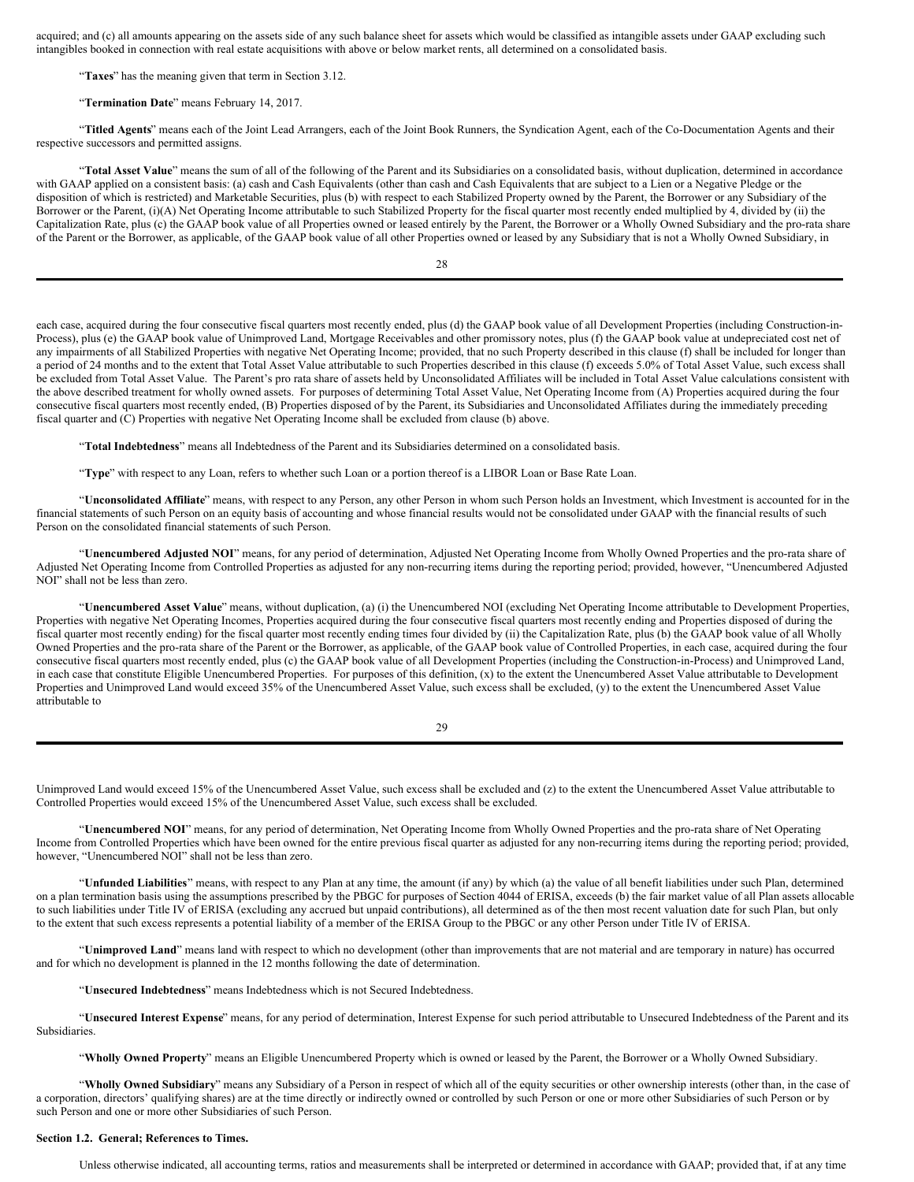acquired; and (c) all amounts appearing on the assets side of any such balance sheet for assets which would be classified as intangible assets under GAAP excluding such intangibles booked in connection with real estate acquisitions with above or below market rents, all determined on a consolidated basis.

"**Taxes**" has the meaning given that term in Section 3.12.

"**Termination Date**" means February 14, 2017.

"**Titled Agents**" means each of the Joint Lead Arrangers, each of the Joint Book Runners, the Syndication Agent, each of the Co-Documentation Agents and their respective successors and permitted assigns.

"**Total Asset Value**" means the sum of all of the following of the Parent and its Subsidiaries on a consolidated basis, without duplication, determined in accordance with GAAP applied on a consistent basis: (a) cash and Cash Equivalents (other than cash and Cash Equivalents that are subject to a Lien or a Negative Pledge or the disposition of which is restricted) and Marketable Securities, plus (b) with respect to each Stabilized Property owned by the Parent, the Borrower or any Subsidiary of the Borrower or the Parent, (i)(A) Net Operating Income attributable to such Stabilized Property for the fiscal quarter most recently ended multiplied by 4, divided by (ii) the Capitalization Rate, plus (c) the GAAP book value of all Properties owned or leased entirely by the Parent, the Borrower or a Wholly Owned Subsidiary and the pro-rata share of the Parent or the Borrower, as applicable, of the GAAP book value of all other Properties owned or leased by any Subsidiary that is not a Wholly Owned Subsidiary, in each case, acquired during the four consecutive fiscal quarters most recently ended, plus (d) the GAAP book value of all Development Properties (including Construction-in-Process), plus (e) the GAAP book value of Unimproved Land, Mortgage Receivables and other promissory notes, plus (f) the GAAP book value at undepreciated cost net of any impairments of all Stabilized Properties with negative Net Operating Income; provided, that no such Property described in this clause (f) shall be included for longer than a period of 24 months and to the extent that Total Asset Value attributable to such Properties described in this clause (f) exceeds 5.0% of Total Asset Value, such excess shall be excluded from Total Asset Value. The Parent's pro rata share of assets held by Unconsolidated Affiliates will be included in Total Asset Value calculations consistent with the above described treatment for wholly owned assets. For purposes of determining Total Asset Value, Net Operating Income from (A) Properties acquired during the four consecutive fiscal quarters most recently ended, (B) Properties disposed of by the Parent, its Subsidiaries and Unconsolidated Affiliates during the immediately preceding fiscal quarter and (C) Properties with negative Net Operating Income shall be excluded from clause (b) above.

"**Total Indebtedness**" means all Indebtedness of the Parent and its Subsidiaries determined on a consolidated basis.

"**Type**" with respect to any Loan, refers to whether such Loan or a portion thereof is a LIBOR Loan or Base Rate Loan.

"**Unconsolidated Affiliate**" means, with respect to any Person, any other Person in whom such Person holds an Investment, which Investment is accounted for in the financial statements of such Person on an equity basis of accounting and whose financial results would not be consolidated under GAAP with the financial results of such Person on the consolidated financial statements of such Person.

"**Unencumbered Adjusted NOI**" means, for any period of determination, Adjusted Net Operating Income from Wholly Owned Properties and the pro-rata share of Adjusted Net Operating Income from Controlled Properties as adjusted for any non-recurring items during the reporting period; provided, however, "Unencumbered Adjusted NOI" shall not be less than zero.

"**Unencumbered Asset Value**" means, without duplication, (a) (i) the Unencumbered NOI (excluding Net Operating Income attributable to Development Properties, Properties with negative Net Operating Incomes, Properties acquired during the four consecutive fiscal quarters most recently ending and Properties disposed of during the fiscal quarter most recently ending) for the fiscal quarter most recently ending times four divided by (ii) the Capitalization Rate, plus (b) the GAAP book value of all Wholly Owned Properties and the pro-rata share of the Parent or the Borrower, as applicable, of the GAAP book value of Controlled Properties, in each case, acquired during the four consecutive fiscal quarters most recently ended, plus (c) the GAAP book value of all Development Properties (including the Construction-in-Process) and Unimproved Land, in each case that constitute Eligible Unencumbered Properties. For purposes of this definition, (x) to the extent the Unencumbered Asset Value attributable to Development Properties and Unimproved Land would exceed 35% of the Unencumbered Asset Value, such excess shall be excluded, (y) to the extent the Unencumbered Asset Value attributable to Unimproved Land would exceed 15% of the Unencumbered Asset Value, such excess shall be excluded and (z) to the extent the Unencumbered Asset Value attributable to Controlled Properties would exceed 15% of the Unencumbered Asset Value, such excess shall be excluded.

"**Unencumbered NOI**" means, for any period of determination, Net Operating Income from Wholly Owned Properties and the pro-rata share of Net Operating Income from Controlled Properties which have been owned for the entire previous fiscal quarter as adjusted for any non-recurring items during the reporting period; provided, however, "Unencumbered NOI" shall not be less than zero.

"**Unfunded Liabilities**" means, with respect to any Plan at any time, the amount (if any) by which (a) the value of all benefit liabilities under such Plan, determined on a plan termination basis using the assumptions prescribed by the PBGC for purposes of Section 4044 of ERISA, exceeds (b) the fair market value of all Plan assets allocable to such liabilities under Title IV of ERISA (excluding any accrued but unpaid contributions), all determined as of the then most recent valuation date for such Plan, but only to the extent that such excess represents a potential liability of a member of the ERISA Group to the PBGC or any other Person under Title IV of ERISA.

"**Unimproved Land**" means land with respect to which no development (other than improvements that are not material and are temporary in nature) has occurred and for which no development is planned in the 12 months following the date of determination.

"**Unsecured Indebtedness**" means Indebtedness which is not Secured Indebtedness.

"**Unsecured Interest Expense**" means, for any period of determination, Interest Expense for such period attributable to Unsecured Indebtedness of the Parent and its Subsidiaries.

"**Wholly Owned Property**" means an Eligible Unencumbered Property which is owned or leased by the Parent, the Borrower or a Wholly Owned Subsidiary.

"**Wholly Owned Subsidiary**" means any Subsidiary of a Person in respect of which all of the equity securities or other ownership interests (other than, in the case of a corporation, directors' qualifying shares) are at the time directly or indirectly owned or controlled by such Person or one or more other Subsidiaries of such Person or by such Person and one or more other Subsidiaries of such Person.

**Section 1.2. General; References to Times.**

Unless otherwise indicated, all accounting terms, ratios and measurements shall be interpreted or determined in accordance with GAAP; provided that, if at any time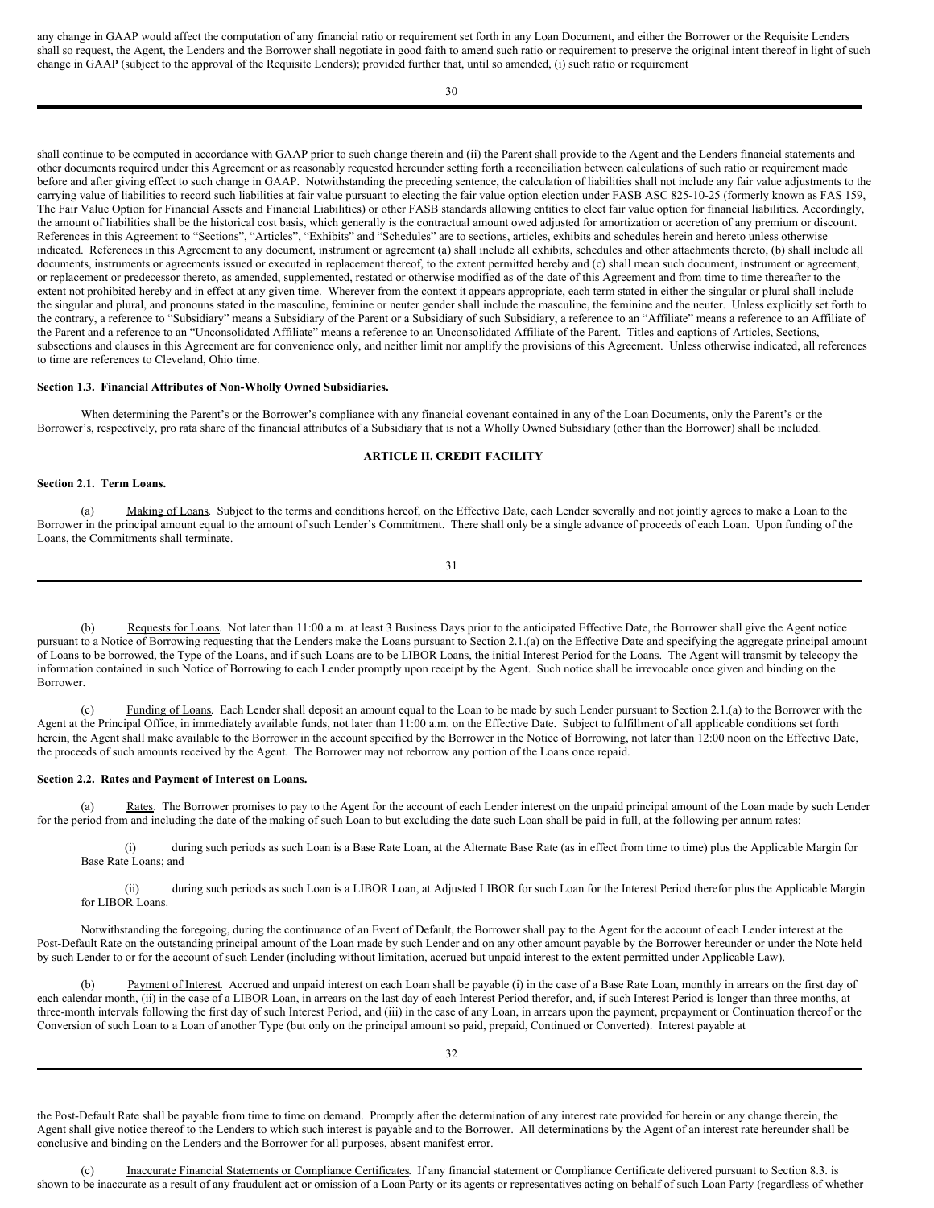any change in GAAP would affect the computation of any financial ratio or requirement set forth in any Loan Document, and either the Borrower or the Requisite Lenders shall so request, the Agent, the Lenders and the Borrower shall negotiate in good faith to amend such ratio or requirement to preserve the original intent thereof in light of such change in GAAP (subject to the approval of the Requisite Lenders); provided further that, until so amended, (i) such ratio or requirement shall continue to be computed in accordance with GAAP prior to such change therein and (ii) the Parent shall provide to the Agent and the Lenders financial statements and other documents required under this Agreement or as reasonably requested hereunder setting forth a reconciliation between calculations of such ratio or requirement made before and after giving effect to such change in GAAP. Notwithstanding the preceding sentence, the calculation of liabilities shall not include any fair value adjustments to the carrying value of liabilities to record such liabilities at fair value pursuant to electing the fair value option election under FASB ASC 825-10-25 (formerly known as FAS 159, The Fair Value Option for Financial Assets and Financial Liabilities) or other FASB standards allowing entities to elect fair value option for financial liabilities. Accordingly, the amount of liabilities shall be the historical cost basis, which generally is the contractual amount owed adjusted for amortization or accretion of any premium or discount. References in this Agreement to "Sections", "Articles", "Exhibits" and "Schedules" are to sections, articles, exhibits and schedules herein and hereto unless otherwise indicated. References in this Agreement to any document, instrument or agreement (a) shall include all exhibits, schedules and other attachments thereto, (b) shall include all documents, instruments or agreements issued or executed in replacement thereof, to the extent permitted hereby and (c) shall mean such document, instrument or agreement, or replacement or predecessor thereto, as amended, supplemented, restated or otherwise modified as of the date of this Agreement and from time to time thereafter to the extent not prohibited hereby and in effect at any given time. Wherever from the context it appears appropriate, each term stated in either the singular or plural shall include the singular and plural, and pronouns stated in the masculine, feminine or neuter gender shall include the masculine, the feminine and the neuter. Unless explicitly set forth to the contrary, a reference to "Subsidiary" means a Subsidiary of the Parent or a Subsidiary of such Subsidiary, a reference to an "Affiliate" means a reference to an Affiliate of the Parent and a reference to an "Unconsolidated Affiliate" means a reference to an Unconsolidated Affiliate of the Parent. Titles and captions of Articles, Sections, subsections and clauses in this Agreement are for convenience only, and neither limit nor amplify the provisions of this Agreement. Unless otherwise indicated, all references to time are references to Cleveland, Ohio time.

**Section 1.3. Financial Attributes of Non-Wholly Owned Subsidiaries.**

When determining the Parent's or the Borrower's compliance with any financial covenant contained in any of the Loan Documents, only the Parent's or the Borrower's, respectively, pro rata share of the financial attributes of a Subsidiary that is not a Wholly Owned Subsidiary (other than the Borrower) shall be included.

**ARTICLE II. CREDIT FACILITY**

**Section 2.1. Term Loans.**

(a) Making of Loans. Subject to the terms and conditions hereof, on the Effective Date, each Lender severally and not jointly agrees to make a Loan to the Borrower in the principal amount equal to the amount of such Lender's Commitment. There shall only be a single advance of proceeds of each Loan. Upon funding of the Loans, the Commitments shall terminate.

(b) Requests for Loans. Not later than 11:00 a.m. at least 3 Business Days prior to the anticipated Effective Date, the Borrower shall give the Agent notice pursuant to a Notice of Borrowing requesting that the Lenders make the Loans pursuant to Section 2.1.(a) on the Effective Date and specifying the aggregate principal amount of Loans to be borrowed, the Type of the Loans, and if such Loans are to be LIBOR Loans, the initial Interest Period for the Loans. The Agent will transmit by telecopy the information contained in such Notice of Borrowing to each Lender promptly upon receipt by the Agent. Such notice shall be irrevocable once given and binding on the Borrower.

(c) Funding of Loans. Each Lender shall deposit an amount equal to the Loan to be made by such Lender pursuant to Section 2.1.(a) to the Borrower with the Agent at the Principal Office, in immediately available funds, not later than 11:00 a.m. on the Effective Date. Subject to fulfillment of all applicable conditions set forth herein, the Agent shall make available to the Borrower in the account specified by the Borrower in the Notice of Borrowing, not later than 12:00 noon on the Effective Date, the proceeds of such amounts received by the Agent. The Borrower may not reborrow any portion of the Loans once repaid.

**Section 2.2. Rates and Payment of Interest on Loans.**

(a) Rates. The Borrower promises to pay to the Agent for the account of each Lender interest on the unpaid principal amount of the Loan made by such Lender for the period from and including the date of the making of such Loan to but excluding the date such Loan shall be paid in full, at the following per annum rates:

(i) during such periods as such Loan is a Base Rate Loan, at the Alternate Base Rate (as in effect from time to time) plus the Applicable Margin for Base Rate Loans; and

(ii) during such periods as such Loan is a LIBOR Loan, at Adjusted LIBOR for such Loan for the Interest Period therefor plus the Applicable Margin for LIBOR Loans.

Notwithstanding the foregoing, during the continuance of an Event of Default, the Borrower shall pay to the Agent for the account of each Lender interest at the Post-Default Rate on the outstanding principal amount of the Loan made by such Lender and on any other amount payable by the Borrower hereunder or under the Note held by such Lender to or for the account of such Lender (including without limitation, accrued but unpaid interest to the extent permitted under Applicable Law).

(b) Payment of Interest. Accrued and unpaid interest on each Loan shall be payable (i) in the case of a Base Rate Loan, monthly in arrears on the first day of each calendar month, (ii) in the case of a LIBOR Loan, in arrears on the last day of each Interest Period therefor and, if such Interest Period is longer than three months, at three-month intervals following the first day of such Interest Period, and (iii) in the case of any Loan, in arrears upon the payment, prepayment or Continuation thereof or the Conversion of such Loan to a Loan of another Type (but only on the principal amount so paid, prepaid, Continued or Converted). Interest payable at the Post-Default Rate shall be payable from time to time on demand. Promptly after the determination of any interest rate provided for herein or any change therein, the Agent shall give notice thereof to the Lenders to which such interest is payable and to the Borrower. All determinations by the Agent of an interest rate hereunder shall be conclusive and binding on the Lenders and the Borrower for all purposes, absent manifest error.

(c) Inaccurate Financial Statements or Compliance Certificates. If any financial statement or Compliance Certificate delivered pursuant to Section 8.3. is shown to be inaccurate as a result of any fraudulent act or omission of a Loan Party or its agents or representatives acting on behalf of such Loan Party (regardless of whether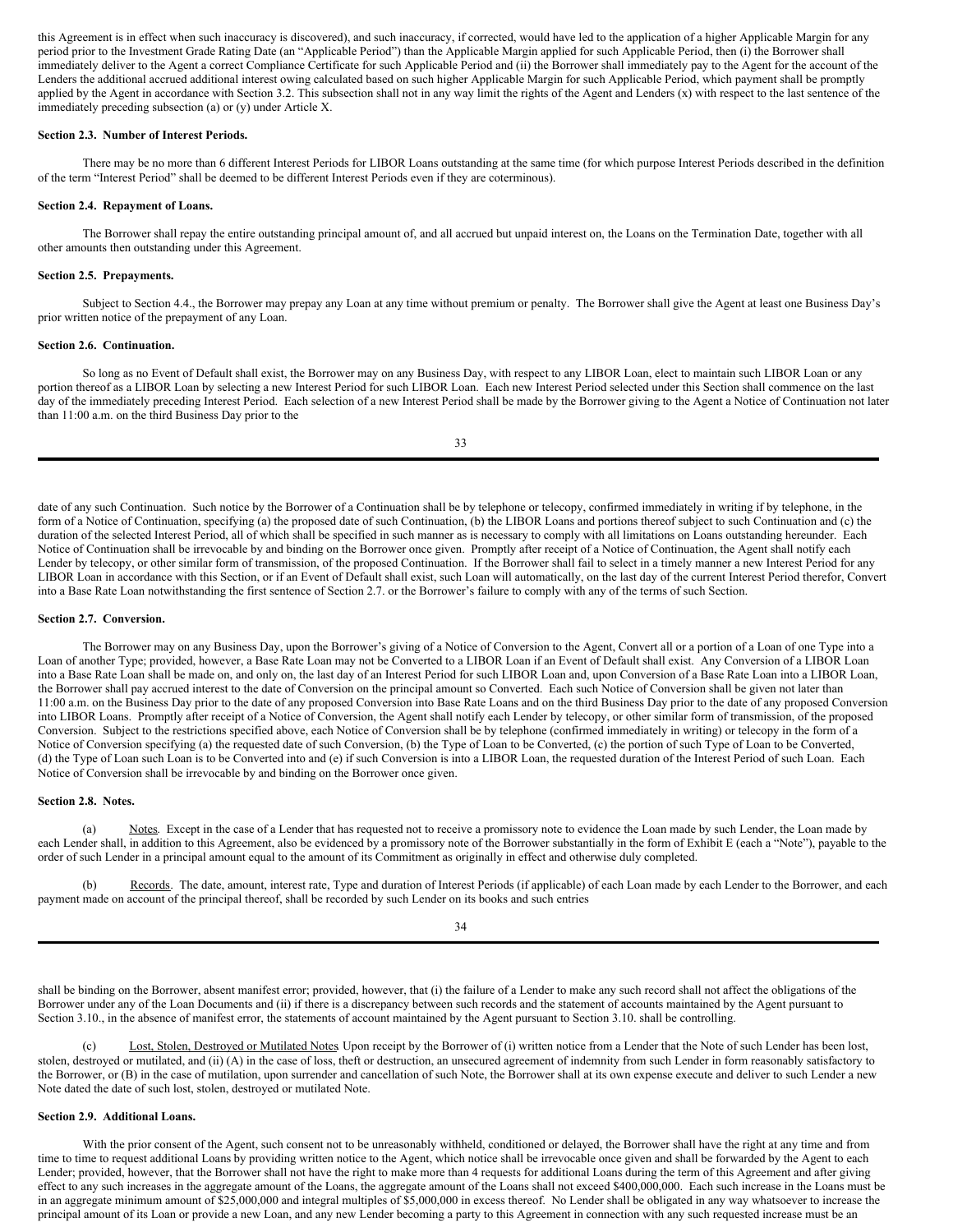this Agreement is in effect when such inaccuracy is discovered), and such inaccuracy, if corrected, would have led to the application of a higher Applicable Margin for any period prior to the Investment Grade Rating Date (an "Applicable Period") than the Applicable Margin applied for such Applicable Period, then (i) the Borrower shall immediately deliver to the Agent a correct Compliance Certificate for such Applicable Period and (ii) the Borrower shall immediately pay to the Agent for the account of the Lenders the additional accrued additional interest owing calculated based on such higher Applicable Margin for such Applicable Period, which payment shall be promptly applied by the Agent in accordance with Section 3.2. This subsection shall not in any way limit the rights of the Agent and Lenders (x) with respect to the last sentence of the immediately preceding subsection (a) or (y) under Article X.

**Section 2.3. Number of Interest Periods.**

There may be no more than 6 different Interest Periods for LIBOR Loans outstanding at the same time (for which purpose Interest Periods described in the definition of the term "Interest Period" shall be deemed to be different Interest Periods even if they are coterminous).

**Section 2.4. Repayment of Loans.**

The Borrower shall repay the entire outstanding principal amount of, and all accrued but unpaid interest on, the Loans on the Termination Date, together with all other amounts then outstanding under this Agreement.

**Section 2.5. Prepayments.**

Subject to Section 4.4., the Borrower may prepay any Loan at any time without premium or penalty. The Borrower shall give the Agent at least one Business Day's prior written notice of the prepayment of any Loan.

**Section 2.6. Continuation.**

So long as no Event of Default shall exist, the Borrower may on any Business Day, with respect to any LIBOR Loan, elect to maintain such LIBOR Loan or any portion thereof as a LIBOR Loan by selecting a new Interest Period for such LIBOR Loan. Each new Interest Period selected under this Section shall commence on the last day of the immediately preceding Interest Period. Each selection of a new Interest Period shall be made by the Borrower giving to the Agent a Notice of Continuation not later than 11:00 a.m. on the third Business Day prior to the date of any such Continuation. Such notice by the Borrower of a Continuation shall be by telephone or telecopy, confirmed immediately in writing if by telephone, in the form of a Notice of Continuation, specifying (a) the proposed date of such Continuation, (b) the LIBOR Loans and portions thereof subject to such Continuation and (c) the duration of the selected Interest Period, all of which shall be specified in such manner as is necessary to comply with all limitations on Loans outstanding hereunder. Each Notice of Continuation shall be irrevocable by and binding on the Borrower once given. Promptly after receipt of a Notice of Continuation, the Agent shall notify each Lender by telecopy, or other similar form of transmission, of the proposed Continuation. If the Borrower shall fail to select in a timely manner a new Interest Period for any LIBOR Loan in accordance with this Section, or if an Event of Default shall exist, such Loan will automatically, on the last day of the current Interest Period therefor, Convert into a Base Rate Loan notwithstanding the first sentence of Section 2.7. or the Borrower's failure to comply with any of the terms of such Section.

**Section 2.7. Conversion.**

The Borrower may on any Business Day, upon the Borrower's giving of a Notice of Conversion to the Agent, Convert all or a portion of a Loan of one Type into a Loan of another Type; provided, however, a Base Rate Loan may not be Converted to a LIBOR Loan if an Event of Default shall exist. Any Conversion of a LIBOR Loan into a Base Rate Loan shall be made on, and only on, the last day of an Interest Period for such LIBOR Loan and, upon Conversion of a Base Rate Loan into a LIBOR Loan, the Borrower shall pay accrued interest to the date of Conversion on the principal amount so Converted. Each such Notice of Conversion shall be given not later than 11:00 a.m. on the Business Day prior to the date of any proposed Conversion into Base Rate Loans and on the third Business Day prior to the date of any proposed Conversion into LIBOR Loans. Promptly after receipt of a Notice of Conversion, the Agent shall notify each Lender by telecopy, or other similar form of transmission, of the proposed Conversion. Subject to the restrictions specified above, each Notice of Conversion shall be by telephone (confirmed immediately in writing) or telecopy in the form of a Notice of Conversion specifying (a) the requested date of such Conversion, (b) the Type of Loan to be Converted, (c) the portion of such Type of Loan to be Converted, (d) the Type of Loan such Loan is to be Converted into and (e) if such Conversion is into a LIBOR Loan, the requested duration of the Interest Period of such Loan. Each Notice of Conversion shall be irrevocable by and binding on the Borrower once given.

**Section 2.8. Notes.**

(a) Notes. Except in the case of a Lender that has requested not to receive a promissory note to evidence the Loan made by such Lender, the Loan made by each Lender shall, in addition to this Agreement, also be evidenced by a promissory note of the Borrower substantially in the form of Exhibit E (each a "Note"), payable to the order of such Lender in a principal amount equal to the amount of its Commitment as originally in effect and otherwise duly completed.

(b) Records. The date, amount, interest rate, Type and duration of Interest Periods (if applicable) of each Loan made by each Lender to the Borrower, and each payment made on account of the principal thereof, shall be recorded by such Lender on its books and such entries shall be binding on the Borrower, absent manifest error; provided, however, that (i) the failure of a Lender to make any such record shall not affect the obligations of the Borrower under any of the Loan Documents and (ii) if there is a discrepancy between such records and the statement of accounts maintained by the Agent pursuant to Section 3.10., in the absence of manifest error, the statements of account maintained by the Agent pursuant to Section 3.10. shall be controlling.

(c) Lost, Stolen, Destroyed or Mutilated Notes. Upon receipt by the Borrower of (i) written notice from a Lender that the Note of such Lender has been lost, stolen, destroyed or mutilated, and (ii) (A) in the case of loss, theft or destruction, an unsecured agreement of indemnity from such Lender in form reasonably satisfactory to the Borrower, or (B) in the case of mutilation, upon surrender and cancellation of such Note, the Borrower shall at its own expense execute and deliver to such Lender a new Note dated the date of such lost, stolen, destroyed or mutilated Note.

**Section 2.9. Additional Loans.**

With the prior consent of the Agent, such consent not to be unreasonably withheld, conditioned or delayed, the Borrower shall have the right at any time and from time to time to request additional Loans by providing written notice to the Agent, which notice shall be irrevocable once given and shall be forwarded by the Agent to each Lender; provided, however, that the Borrower shall not have the right to make more than 4 requests for additional Loans during the term of this Agreement and after giving effect to any such increases in the aggregate amount of the Loans, the aggregate amount of the Loans shall not exceed $400,000,000. Each such increase in the Loans must be in an aggregate minimum amount of $25,000,000 and integral multiples of $5,000,000 in excess thereof. No Lender shall be obligated in any way whatsoever to increase the principal amount of its Loan or provide a new Loan, and any new Lender becoming a party to this Agreement in connection with any such requested increase must be an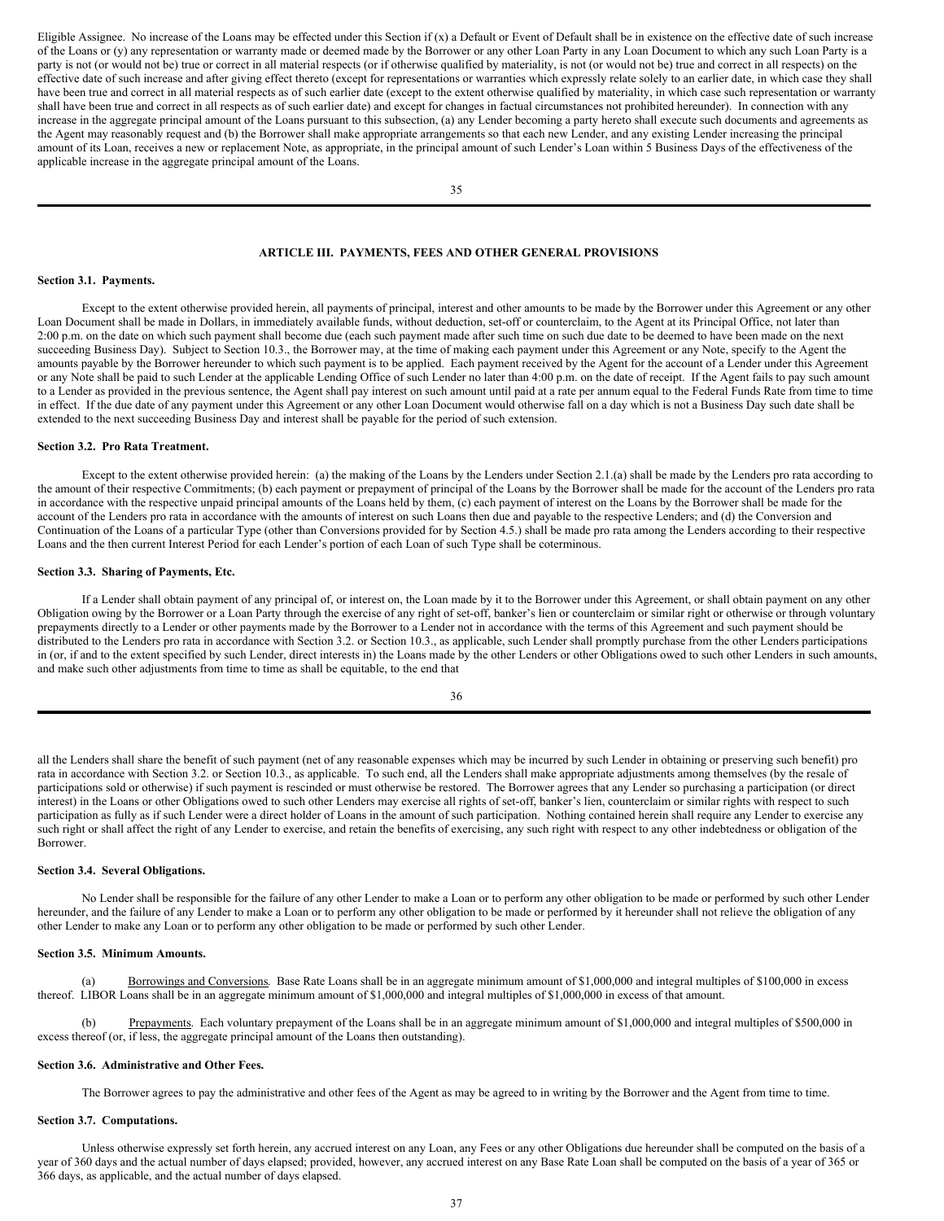Eligible Assignee. No increase of the Loans may be effected under this Section if (x) a Default or Event of Default shall be in existence on the effective date of such increase of the Loans or (y) any representation or warranty made or deemed made by the Borrower or any other Loan Party in any Loan Document to which any such Loan Party is a party is not (or would not be) true or correct in all material respects (or if otherwise qualified by materiality, is not (or would not be) true and correct in all respects) on the effective date of such increase and after giving effect thereto (except for representations or warranties which expressly relate solely to an earlier date, in which case they shall have been true and correct in all material respects as of such earlier date (except to the extent otherwise qualified by materiality, in which case such representation or warranty shall have been true and correct in all respects as of such earlier date) and except for changes in factual circumstances not prohibited hereunder). In connection with any increase in the aggregate principal amount of the Loans pursuant to this subsection, (a) any Lender becoming a party hereto shall execute such documents and agreements as the Agent may reasonably request and (b) the Borrower shall make appropriate arrangements so that each new Lender, and any existing Lender increasing the principal amount of its Loan, receives a new or replacement Note, as appropriate, in the principal amount of such Lender's Loan within 5 Business Days of the effectiveness of the applicable increase in the aggregate principal amount of the Loans.

## ARTICLE III. PAYMENTS, FEES AND OTHER GENERAL PROVISIONS

### Section 3.1. Payments.

Except to the extent otherwise provided herein, all payments of principal, interest and other amounts to be made by the Borrower under this Agreement or any other Loan Document shall be made in Dollars, in immediately available funds, without deduction, set-off or counterclaim, to the Agent at its Principal Office, not later than 2:00 p.m. on the date on which such payment shall become due (each such payment made after such time on such due date to be deemed to have been made on the next succeeding Business Day). Subject to Section 10.3., the Borrower may, at the time of making each payment under this Agreement or any Note, specify to the Agent the amounts payable by the Borrower hereunder to which such payment is to be applied. Each payment received by the Agent for the account of a Lender under this Agreement or any Note shall be paid to such Lender at the applicable Lending Office of such Lender no later than 4:00 p.m. on the date of receipt. If the Agent fails to pay such amount to a Lender as provided in the previous sentence, the Agent shall pay interest on such amount until paid at a rate per annum equal to the Federal Funds Rate from time to time in effect. If the due date of any payment under this Agreement or any other Loan Document would otherwise fall on a day which is not a Business Day such date shall be extended to the next succeeding Business Day and interest shall be payable for the period of such extension.

### Section 3.2. Pro Rata Treatment.

Except to the extent otherwise provided herein: (a) the making of the Loans by the Lenders under Section 2.1.(a) shall be made by the Lenders pro rata according to the amount of their respective Commitments; (b) each payment or prepayment of principal of the Loans by the Borrower shall be made for the account of the Lenders pro rata in accordance with the respective unpaid principal amounts of the Loans held by them, (c) each payment of interest on the Loans by the Borrower shall be made for the account of the Lenders pro rata in accordance with the amounts of interest on such Loans then due and payable to the respective Lenders; and (d) the Conversion and Continuation of the Loans of a particular Type (other than Conversions provided for by Section 4.5.) shall be made pro rata among the Lenders according to their respective Loans and the then current Interest Period for each Lender's portion of each Loan of such Type shall be coterminous.

### Section 3.3. Sharing of Payments, Etc.

If a Lender shall obtain payment of any principal of, or interest on, the Loan made by it to the Borrower under this Agreement, or shall obtain payment on any other Obligation owing by the Borrower or a Loan Party through the exercise of any right of set-off, banker's lien or counterclaim or similar right or otherwise or through voluntary prepayments directly to a Lender or other payments made by the Borrower to a Lender not in accordance with the terms of this Agreement and such payment should be distributed to the Lenders pro rata in accordance with Section 3.2. or Section 10.3., as applicable, such Lender shall promptly purchase from the other Lenders participations in (or, if and to the extent specified by such Lender, direct interests in) the Loans made by the other Lenders or other Obligations owed to such other Lenders in such amounts, and make such other adjustments from time to time as shall be equitable, to the end that all the Lenders shall share the benefit of such payment (net of any reasonable expenses which may be incurred by such Lender in obtaining or preserving such benefit) pro rata in accordance with Section 3.2. or Section 10.3., as applicable. To such end, all the Lenders shall make appropriate adjustments among themselves (by the resale of participations sold or otherwise) if such payment is rescinded or must otherwise be restored. The Borrower agrees that any Lender so purchasing a participation (or direct interest) in the Loans or other Obligations owed to such other Lenders may exercise all rights of set-off, banker's lien, counterclaim or similar rights with respect to such participation as fully as if such Lender were a direct holder of Loans in the amount of such participation. Nothing contained herein shall require any Lender to exercise any such right or shall affect the right of any Lender to exercise, and retain the benefits of exercising, any such right with respect to any other indebtedness or obligation of the Borrower.

### Section 3.4. Several Obligations.

No Lender shall be responsible for the failure of any other Lender to make a Loan or to perform any other obligation to be made or performed by such other Lender hereunder, and the failure of any Lender to make a Loan or to perform any other obligation to be made or performed by it hereunder shall not relieve the obligation of any other Lender to make any Loan or to perform any other obligation to be made or performed by such other Lender.

### Section 3.5. Minimum Amounts.

(a) Borrowings and Conversions. Base Rate Loans shall be in an aggregate minimum amount of $1,000,000 and integral multiples of $100,000 in excess thereof. LIBOR Loans shall be in an aggregate minimum amount of $1,000,000 and integral multiples of $1,000,000 in excess of that amount.

(b) Prepayments. Each voluntary prepayment of the Loans shall be in an aggregate minimum amount of $1,000,000 and integral multiples of $500,000 in excess thereof (or, if less, the aggregate principal amount of the Loans then outstanding).

### Section 3.6. Administrative and Other Fees.

The Borrower agrees to pay the administrative and other fees of the Agent as may be agreed to in writing by the Borrower and the Agent from time to time.

### Section 3.7. Computations.

Unless otherwise expressly set forth herein, any accrued interest on any Loan, any Fees or any other Obligations due hereunder shall be computed on the basis of a year of 360 days and the actual number of days elapsed; provided, however, any accrued interest on any Base Rate Loan shall be computed on the basis of a year of 365 or 366 days, as applicable, and the actual number of days elapsed.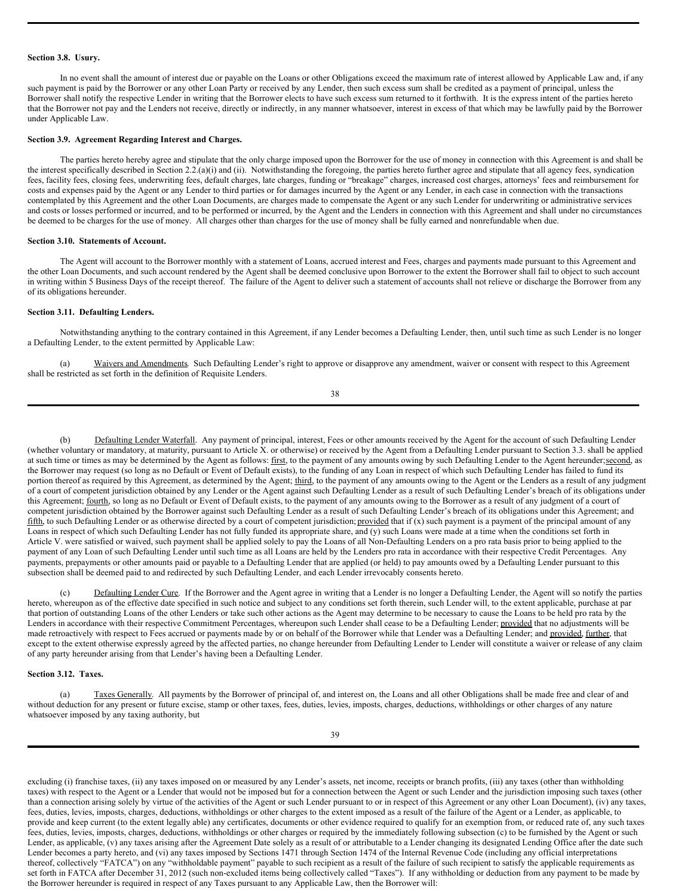**Section 3.8. Usury.**

In no event shall the amount of interest due or payable on the Loans or other Obligations exceed the maximum rate of interest allowed by Applicable Law and, if any such payment is paid by the Borrower or any other Loan Party or received by any Lender, then such excess sum shall be credited as a payment of principal, unless the Borrower shall notify the respective Lender in writing that the Borrower elects to have such excess sum returned to it forthwith. It is the express intent of the parties hereto that the Borrower not pay and the Lenders not receive, directly or indirectly, in any manner whatsoever, interest in excess of that which may be lawfully paid by the Borrower under Applicable Law.

**Section 3.9. Agreement Regarding Interest and Charges.**

The parties hereto hereby agree and stipulate that the only charge imposed upon the Borrower for the use of money in connection with this Agreement is and shall be the interest specifically described in Section 2.2.(a)(i) and (ii). Notwithstanding the foregoing, the parties hereto further agree and stipulate that all agency fees, syndication fees, facility fees, closing fees, underwriting fees, default charges, late charges, funding or "breakage" charges, increased cost charges, attorneys' fees and reimbursement for costs and expenses paid by the Agent or any Lender to third parties or for damages incurred by the Agent or any Lender, in each case in connection with the transactions contemplated by this Agreement and the other Loan Documents, are charges made to compensate the Agent or any such Lender for underwriting or administrative services and costs or losses performed or incurred, and to be performed or incurred, by the Agent and the Lenders in connection with this Agreement and shall under no circumstances be deemed to be charges for the use of money. All charges other than charges for the use of money shall be fully earned and nonrefundable when due.

**Section 3.10. Statements of Account.**

The Agent will account to the Borrower monthly with a statement of Loans, accrued interest and Fees, charges and payments made pursuant to this Agreement and the other Loan Documents, and such account rendered by the Agent shall be deemed conclusive upon Borrower to the extent the Borrower shall fail to object to such account in writing within 5 Business Days of the receipt thereof. The failure of the Agent to deliver such a statement of accounts shall not relieve or discharge the Borrower from any of its obligations hereunder.

**Section 3.11. Defaulting Lenders.**

Notwithstanding anything to the contrary contained in this Agreement, if any Lender becomes a Defaulting Lender, then, until such time as such Lender is no longer a Defaulting Lender, to the extent permitted by Applicable Law:

(a) Waivers and Amendments. Such Defaulting Lender's right to approve or disapprove any amendment, waiver or consent with respect to this Agreement shall be restricted as set forth in the definition of Requisite Lenders.

(b) Defaulting Lender Waterfall. Any payment of principal, interest, Fees or other amounts received by the Agent for the account of such Defaulting Lender (whether voluntary or mandatory, at maturity, pursuant to Article X. or otherwise) or received by the Agent from a Defaulting Lender pursuant to Section 3.3. shall be applied at such time or times as may be determined by the Agent as follows: first, to the payment of any amounts owing by such Defaulting Lender to the Agent hereunder; second, as the Borrower may request (so long as no Default or Event of Default exists), to the funding of any Loan in respect of which such Defaulting Lender has failed to fund its portion thereof as required by this Agreement, as determined by the Agent; third, to the payment of any amounts owing to the Agent or the Lenders as a result of any judgment of a court of competent jurisdiction obtained by any Lender or the Agent against such Defaulting Lender as a result of such Defaulting Lender's breach of its obligations under this Agreement; fourth, so long as no Default or Event of Default exists, to the payment of any amounts owing to the Borrower as a result of any judgment of a court of competent jurisdiction obtained by the Borrower against such Defaulting Lender as a result of such Defaulting Lender's breach of its obligations under this Agreement; and fifth, to such Defaulting Lender or as otherwise directed by a court of competent jurisdiction; provided that if (x) such payment is a payment of the principal amount of any Loans in respect of which such Defaulting Lender has not fully funded its appropriate share, and (y) such Loans were made at a time when the conditions set forth in Article V. were satisfied or waived, such payment shall be applied solely to pay the Loans of all Non-Defaulting Lenders on a pro rata basis prior to being applied to the payment of any Loan of such Defaulting Lender until such time as all Loans are held by the Lenders pro rata in accordance with their respective Credit Percentages. Any payments, prepayments or other amounts paid or payable to a Defaulting Lender that are applied (or held) to pay amounts owed by a Defaulting Lender pursuant to this subsection shall be deemed paid to and redirected by such Defaulting Lender, and each Lender irrevocably consents hereto.

(c) Defaulting Lender Cure. If the Borrower and the Agent agree in writing that a Lender is no longer a Defaulting Lender, the Agent will so notify the parties hereto, whereupon as of the effective date specified in such notice and subject to any conditions set forth therein, such Lender will, to the extent applicable, purchase at par that portion of outstanding Loans of the other Lenders or take such other actions as the Agent may determine to be necessary to cause the Loans to be held pro rata by the Lenders in accordance with their respective Commitment Percentages, whereupon such Lender shall cease to be a Defaulting Lender; provided that no adjustments will be made retroactively with respect to Fees accrued or payments made by or on behalf of the Borrower while that Lender was a Defaulting Lender; and provided, further, that except to the extent otherwise expressly agreed by the affected parties, no change hereunder from Defaulting Lender to Lender will constitute a waiver or release of any claim of any party hereunder arising from that Lender's having been a Defaulting Lender.

**Section 3.12. Taxes.**

(a) Taxes Generally. All payments by the Borrower of principal of, and interest on, the Loans and all other Obligations shall be made free and clear of and without deduction for any present or future excise, stamp or other taxes, fees, duties, levies, imposts, charges, deductions, withholdings or other charges of any nature whatsoever imposed by any taxing authority, but excluding (i) franchise taxes, (ii) any taxes imposed on or measured by any Lender's assets, net income, receipts or branch profits, (iii) any taxes (other than withholding taxes) with respect to the Agent or a Lender that would not be imposed but for a connection between the Agent or such Lender and the jurisdiction imposing such taxes (other than a connection arising solely by virtue of the activities of the Agent or such Lender pursuant to or in respect of this Agreement or any other Loan Document), (iv) any taxes, fees, duties, levies, imposts, charges, deductions, withholdings or other charges to the extent imposed as a result of the failure of the Agent or a Lender, as applicable, to provide and keep current (to the extent legally able) any certificates, documents or other evidence required to qualify for an exemption from, or reduced rate of, any such taxes fees, duties, levies, imposts, charges, deductions, withholdings or other charges or required by the immediately following subsection (c) to be furnished by the Agent or such Lender, as applicable, (v) any taxes arising after the Agreement Date solely as a result of or attributable to a Lender changing its designated Lending Office after the date such Lender becomes a party hereto, and (vi) any taxes imposed by Sections 1471 through Section 1474 of the Internal Revenue Code (including any official interpretations thereof, collectively "FATCA") on any "withholdable payment" payable to such recipient as a result of the failure of such recipient to satisfy the applicable requirements as set forth in FATCA after December 31, 2012 (such non-excluded items being collectively called "Taxes"). If any withholding or deduction from any payment to be made by the Borrower hereunder is required in respect of any Taxes pursuant to any Applicable Law, then the Borrower will: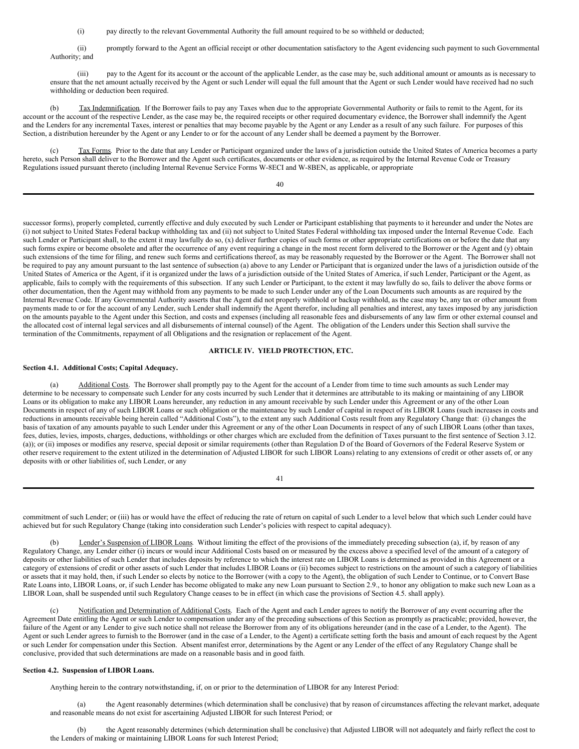(i) pay directly to the relevant Governmental Authority the full amount required to be so withheld or deducted;

(ii) promptly forward to the Agent an official receipt or other documentation satisfactory to the Agent evidencing such payment to such Governmental Authority; and

(iii) pay to the Agent for its account or the account of the applicable Lender, as the case may be, such additional amount or amounts as is necessary to ensure that the net amount actually received by the Agent or such Lender will equal the full amount that the Agent or such Lender would have received had no such withholding or deduction been required.

(b) Tax Indemnification. If the Borrower fails to pay any Taxes when due to the appropriate Governmental Authority or fails to remit to the Agent, for its account or the account of the respective Lender, as the case may be, the required receipts or other required documentary evidence, the Borrower shall indemnify the Agent and the Lenders for any incremental Taxes, interest or penalties that may become payable by the Agent or any Lender as a result of any such failure. For purposes of this Section, a distribution hereunder by the Agent or any Lender to or for the account of any Lender shall be deemed a payment by the Borrower.

(c) Tax Forms. Prior to the date that any Lender or Participant organized under the laws of a jurisdiction outside the United States of America becomes a party hereto, such Person shall deliver to the Borrower and the Agent such certificates, documents or other evidence, as required by the Internal Revenue Code or Treasury Regulations issued pursuant thereto (including Internal Revenue Service Forms W-8ECI and W-8BEN, as applicable, or appropriate successor forms), properly completed, currently effective and duly executed by such Lender or Participant establishing that payments to it hereunder and under the Notes are (i) not subject to United States Federal backup withholding tax and (ii) not subject to United States Federal withholding tax imposed under the Internal Revenue Code. Each such Lender or Participant shall, to the extent it may lawfully do so, (x) deliver further copies of such forms or other appropriate certifications on or before the date that any such forms expire or become obsolete and after the occurrence of any event requiring a change in the most recent form delivered to the Borrower or the Agent and (y) obtain such extensions of the time for filing, and renew such forms and certifications thereof, as may be reasonably requested by the Borrower or the Agent. The Borrower shall not be required to pay any amount pursuant to the last sentence of subsection (a) above to any Lender or Participant that is organized under the laws of a jurisdiction outside of the United States of America or the Agent, if it is organized under the laws of a jurisdiction outside of the United States of America, if such Lender, Participant or the Agent, as applicable, fails to comply with the requirements of this subsection. If any such Lender or Participant, to the extent it may lawfully do so, fails to deliver the above forms or other documentation, then the Agent may withhold from any payments to be made to such Lender under any of the Loan Documents such amounts as are required by the Internal Revenue Code. If any Governmental Authority asserts that the Agent did not properly withhold or backup withhold, as the case may be, any tax or other amount from payments made to or for the account of any Lender, such Lender shall indemnify the Agent therefor, including all penalties and interest, any taxes imposed by any jurisdiction on the amounts payable to the Agent under this Section, and costs and expenses (including all reasonable fees and disbursements of any law firm or other external counsel and the allocated cost of internal legal services and all disbursements of internal counsel) of the Agent. The obligation of the Lenders under this Section shall survive the termination of the Commitments, repayment of all Obligations and the resignation or replacement of the Agent.

## ARTICLE IV. YIELD PROTECTION, ETC.

**Section 4.1. Additional Costs; Capital Adequacy.**

(a) Additional Costs. The Borrower shall promptly pay to the Agent for the account of a Lender from time to time such amounts as such Lender may determine to be necessary to compensate such Lender for any costs incurred by such Lender that it determines are attributable to its making or maintaining of any LIBOR Loans or its obligation to make any LIBOR Loans hereunder, any reduction in any amount receivable by such Lender under this Agreement or any of the other Loan Documents in respect of any of such LIBOR Loans or such obligation or the maintenance by such Lender of capital in respect of its LIBOR Loans (such increases in costs and reductions in amounts receivable being herein called "Additional Costs"), to the extent any such Additional Costs result from any Regulatory Change that: (i) changes the basis of taxation of any amounts payable to such Lender under this Agreement or any of the other Loan Documents in respect of any of such LIBOR Loans (other than taxes, fees, duties, levies, imposts, charges, deductions, withholdings or other charges which are excluded from the definition of Taxes pursuant to the first sentence of Section 3.12.(a)); or (ii) imposes or modifies any reserve, special deposit or similar requirements (other than Regulation D of the Board of Governors of the Federal Reserve System or other reserve requirement to the extent utilized in the determination of Adjusted LIBOR for such LIBOR Loans) relating to any extensions of credit or other assets of, or any deposits with or other liabilities of, such Lender, or any commitment of such Lender; or (iii) has or would have the effect of reducing the rate of return on capital of such Lender to a level below that which such Lender could have achieved but for such Regulatory Change (taking into consideration such Lender's policies with respect to capital adequacy).

(b) Lender's Suspension of LIBOR Loans. Without limiting the effect of the provisions of the immediately preceding subsection (a), if, by reason of any Regulatory Change, any Lender either (i) incurs or would incur Additional Costs based on or measured by the excess above a specified level of the amount of a category of deposits or other liabilities of such Lender that includes deposits by reference to which the interest rate on LIBOR Loans is determined as provided in this Agreement or a category of extensions of credit or other assets of such Lender that includes LIBOR Loans or (ii) becomes subject to restrictions on the amount of such a category of liabilities or assets that it may hold, then, if such Lender so elects by notice to the Borrower (with a copy to the Agent), the obligation of such Lender to Continue, or to Convert Base Rate Loans into, LIBOR Loans, or, if such Lender has become obligated to make any new Loan pursuant to Section 2.9., to honor any obligation to make such new Loan as a LIBOR Loan, shall be suspended until such Regulatory Change ceases to be in effect (in which case the provisions of Section 4.5. shall apply).

(c) Notification and Determination of Additional Costs. Each of the Agent and each Lender agrees to notify the Borrower of any event occurring after the Agreement Date entitling the Agent or such Lender to compensation under any of the preceding subsections of this Section as promptly as practicable; provided, however, the failure of the Agent or any Lender to give such notice shall not release the Borrower from any of its obligations hereunder (and in the case of a Lender, to the Agent). The Agent or such Lender agrees to furnish to the Borrower (and in the case of a Lender, to the Agent) a certificate setting forth the basis and amount of each request by the Agent or such Lender for compensation under this Section. Absent manifest error, determinations by the Agent or any Lender of the effect of any Regulatory Change shall be conclusive, provided that such determinations are made on a reasonable basis and in good faith.

**Section 4.2. Suspension of LIBOR Loans.**

Anything herein to the contrary notwithstanding, if, on or prior to the determination of LIBOR for any Interest Period:

(a) the Agent reasonably determines (which determination shall be conclusive) that by reason of circumstances affecting the relevant market, adequate and reasonable means do not exist for ascertaining Adjusted LIBOR for such Interest Period; or

(b) the Agent reasonably determines (which determination shall be conclusive) that Adjusted LIBOR will not adequately and fairly reflect the cost to the Lenders of making or maintaining LIBOR Loans for such Interest Period;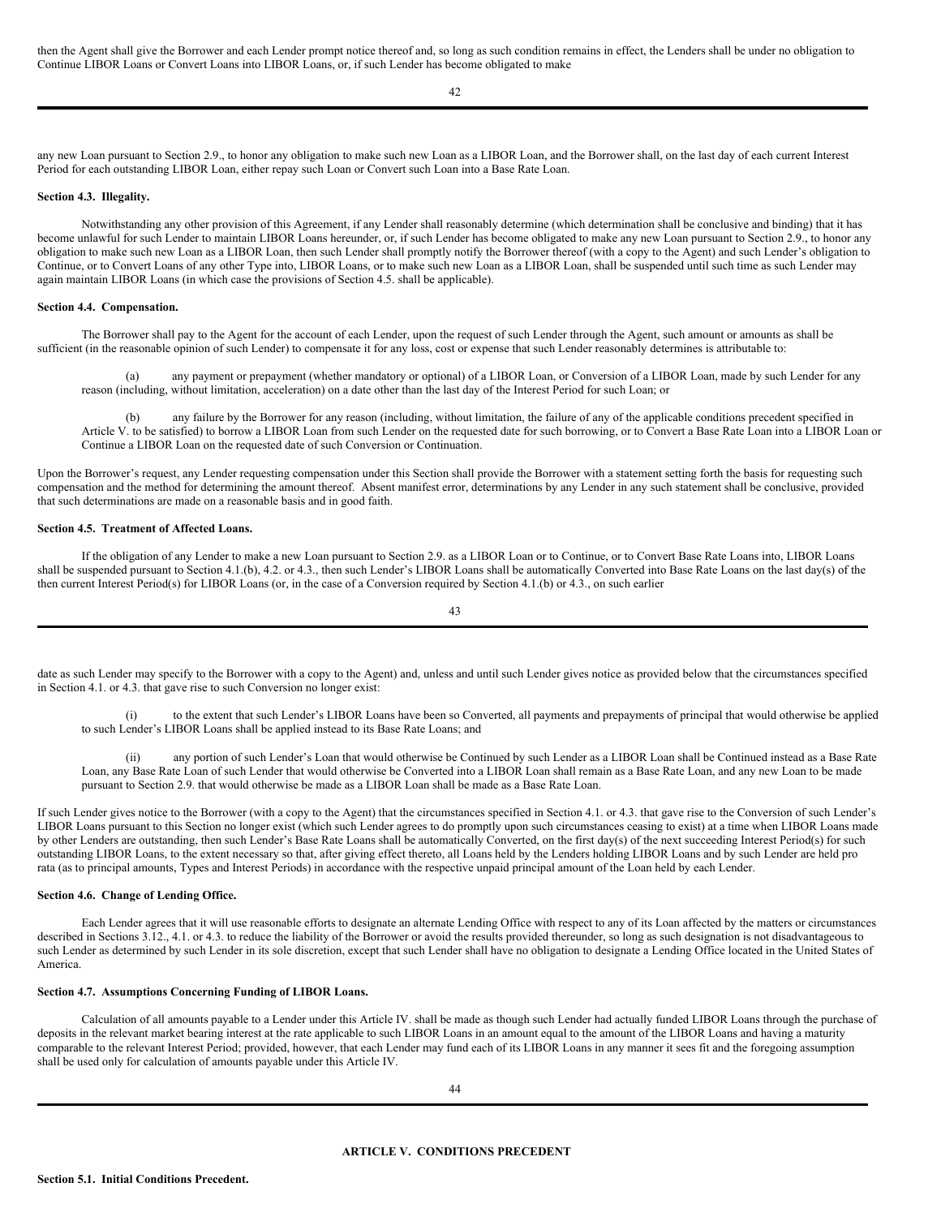then the Agent shall give the Borrower and each Lender prompt notice thereof and, so long as such condition remains in effect, the Lenders shall be under no obligation to Continue LIBOR Loans or Convert Loans into LIBOR Loans, or, if such Lender has become obligated to make

any new Loan pursuant to Section 2.9., to honor any obligation to make such new Loan as a LIBOR Loan, and the Borrower shall, on the last day of each current Interest Period for each outstanding LIBOR Loan, either repay such Loan or Convert such Loan into a Base Rate Loan.

**Section 4.3. Illegality.**

Notwithstanding any other provision of this Agreement, if any Lender shall reasonably determine (which determination shall be conclusive and binding) that it has become unlawful for such Lender to maintain LIBOR Loans hereunder, or, if such Lender has become obligated to make any new Loan pursuant to Section 2.9., to honor any obligation to make such new Loan as a LIBOR Loan, then such Lender shall promptly notify the Borrower thereof (with a copy to the Agent) and such Lender's obligation to Continue, or to Convert Loans of any other Type into, LIBOR Loans, or to make such new Loan as a LIBOR Loan, shall be suspended until such time as such Lender may again maintain LIBOR Loans (in which case the provisions of Section 4.5. shall be applicable).

**Section 4.4. Compensation.**

The Borrower shall pay to the Agent for the account of each Lender, upon the request of such Lender through the Agent, such amount or amounts as shall be sufficient (in the reasonable opinion of such Lender) to compensate it for any loss, cost or expense that such Lender reasonably determines is attributable to:

(a) any payment or prepayment (whether mandatory or optional) of a LIBOR Loan, or Conversion of a LIBOR Loan, made by such Lender for any reason (including, without limitation, acceleration) on a date other than the last day of the Interest Period for such Loan; or

(b) any failure by the Borrower for any reason (including, without limitation, the failure of any of the applicable conditions precedent specified in Article V. to be satisfied) to borrow a LIBOR Loan from such Lender on the requested date for such borrowing, or to Convert a Base Rate Loan into a LIBOR Loan or Continue a LIBOR Loan on the requested date of such Conversion or Continuation.

Upon the Borrower's request, any Lender requesting compensation under this Section shall provide the Borrower with a statement setting forth the basis for requesting such compensation and the method for determining the amount thereof. Absent manifest error, determinations by any Lender in any such statement shall be conclusive, provided that such determinations are made on a reasonable basis and in good faith.

**Section 4.5. Treatment of Affected Loans.**

If the obligation of any Lender to make a new Loan pursuant to Section 2.9. as a LIBOR Loan or to Continue, or to Convert Base Rate Loans into, LIBOR Loans shall be suspended pursuant to Section 4.1.(b), 4.2. or 4.3., then such Lender's LIBOR Loans shall be automatically Converted into Base Rate Loans on the last day(s) of the then current Interest Period(s) for LIBOR Loans (or, in the case of a Conversion required by Section 4.1.(b) or 4.3., on such earlier

date as such Lender may specify to the Borrower with a copy to the Agent) and, unless and until such Lender gives notice as provided below that the circumstances specified in Section 4.1. or 4.3. that gave rise to such Conversion no longer exist:

(i) to the extent that such Lender's LIBOR Loans have been so Converted, all payments and prepayments of principal that would otherwise be applied to such Lender's LIBOR Loans shall be applied instead to its Base Rate Loans; and

(ii) any portion of such Lender's Loan that would otherwise be Continued by such Lender as a LIBOR Loan shall be Continued instead as a Base Rate Loan, any Base Rate Loan of such Lender that would otherwise be Converted into a LIBOR Loan shall remain as a Base Rate Loan, and any new Loan to be made pursuant to Section 2.9. that would otherwise be made as a LIBOR Loan shall be made as a Base Rate Loan.

If such Lender gives notice to the Borrower (with a copy to the Agent) that the circumstances specified in Section 4.1. or 4.3. that gave rise to the Conversion of such Lender's LIBOR Loans pursuant to this Section no longer exist (which such Lender agrees to do promptly upon such circumstances ceasing to exist) at a time when LIBOR Loans made by other Lenders are outstanding, then such Lender's Base Rate Loans shall be automatically Converted, on the first day(s) of the next succeeding Interest Period(s) for such outstanding LIBOR Loans, to the extent necessary so that, after giving effect thereto, all Loans held by the Lenders holding LIBOR Loans and by such Lender are held pro rata (as to principal amounts, Types and Interest Periods) in accordance with the respective unpaid principal amount of the Loan held by each Lender.

**Section 4.6. Change of Lending Office.**

Each Lender agrees that it will use reasonable efforts to designate an alternate Lending Office with respect to any of its Loan affected by the matters or circumstances described in Sections 3.12., 4.1. or 4.3. to reduce the liability of the Borrower or avoid the results provided thereunder, so long as such designation is not disadvantageous to such Lender as determined by such Lender in its sole discretion, except that such Lender shall have no obligation to designate a Lending Office located in the United States of America.

**Section 4.7. Assumptions Concerning Funding of LIBOR Loans.**

Calculation of all amounts payable to a Lender under this Article IV. shall be made as though such Lender had actually funded LIBOR Loans through the purchase of deposits in the relevant market bearing interest at the rate applicable to such LIBOR Loans in an amount equal to the amount of the LIBOR Loans and having a maturity comparable to the relevant Interest Period; provided, however, that each Lender may fund each of its LIBOR Loans in any manner it sees fit and the foregoing assumption shall be used only for calculation of amounts payable under this Article IV.

## ARTICLE V. CONDITIONS PRECEDENT

**Section 5.1. Initial Conditions Precedent.**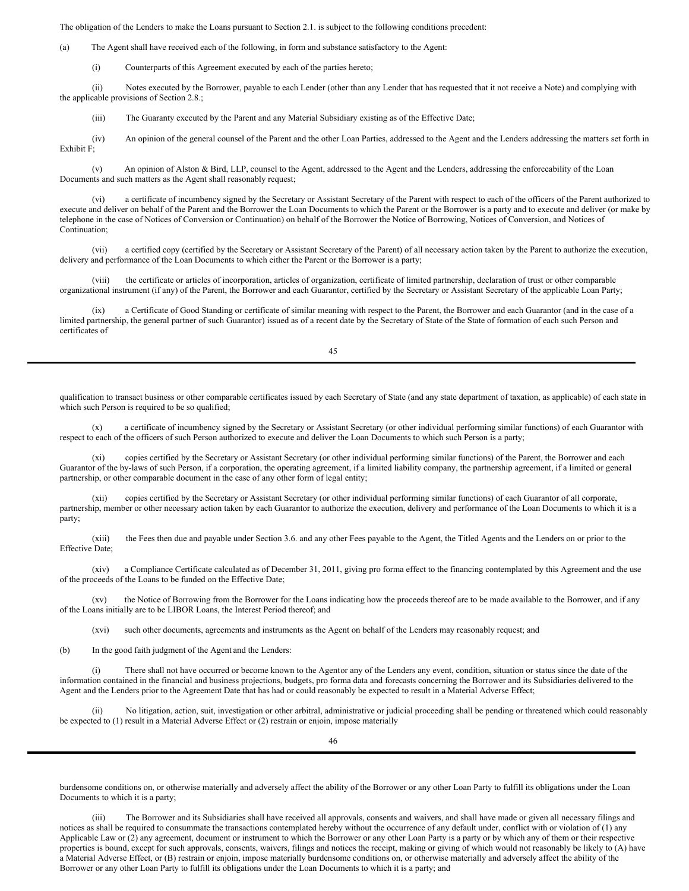The obligation of the Lenders to make the Loans pursuant to Section 2.1. is subject to the following conditions precedent:

(a) The Agent shall have received each of the following, in form and substance satisfactory to the Agent:

(i) Counterparts of this Agreement executed by each of the parties hereto;

(ii) Notes executed by the Borrower, payable to each Lender (other than any Lender that has requested that it not receive a Note) and complying with the applicable provisions of Section 2.8.;

(iii) The Guaranty executed by the Parent and any Material Subsidiary existing as of the Effective Date;

(iv) An opinion of the general counsel of the Parent and the other Loan Parties, addressed to the Agent and the Lenders addressing the matters set forth in Exhibit F;

(v) An opinion of Alston & Bird, LLP, counsel to the Agent, addressed to the Agent and the Lenders, addressing the enforceability of the Loan Documents and such matters as the Agent shall reasonably request;

(vi) a certificate of incumbency signed by the Secretary or Assistant Secretary of the Parent with respect to each of the officers of the Parent authorized to execute and deliver on behalf of the Parent and the Borrower the Loan Documents to which the Parent or the Borrower is a party and to execute and deliver (or make by telephone in the case of Notices of Conversion or Continuation) on behalf of the Borrower the Notice of Borrowing, Notices of Conversion, and Notices of Continuation;

(vii) a certified copy (certified by the Secretary or Assistant Secretary of the Parent) of all necessary action taken by the Parent to authorize the execution, delivery and performance of the Loan Documents to which either the Parent or the Borrower is a party;

(viii) the certificate or articles of incorporation, articles of organization, certificate of limited partnership, declaration of trust or other comparable organizational instrument (if any) of the Parent, the Borrower and each Guarantor, certified by the Secretary or Assistant Secretary of the applicable Loan Party;

(ix) a Certificate of Good Standing or certificate of similar meaning with respect to the Parent, the Borrower and each Guarantor (and in the case of a limited partnership, the general partner of such Guarantor) issued as of a recent date by the Secretary of State of the State of formation of each such Person and certificates of qualification to transact business or other comparable certificates issued by each Secretary of State (and any state department of taxation, as applicable) of each state in which such Person is required to be so qualified;

(x) a certificate of incumbency signed by the Secretary or Assistant Secretary (or other individual performing similar functions) of each Guarantor with respect to each of the officers of such Person authorized to execute and deliver the Loan Documents to which such Person is a party;

(xi) copies certified by the Secretary or Assistant Secretary (or other individual performing similar functions) of the Parent, the Borrower and each Guarantor of the by-laws of such Person, if a corporation, the operating agreement, if a limited liability company, the partnership agreement, if a limited or general partnership, or other comparable document in the case of any other form of legal entity;

(xii) copies certified by the Secretary or Assistant Secretary (or other individual performing similar functions) of each Guarantor of all corporate, partnership, member or other necessary action taken by each Guarantor to authorize the execution, delivery and performance of the Loan Documents to which it is a party;

(xiii) the Fees then due and payable under Section 3.6. and any other Fees payable to the Agent, the Titled Agents and the Lenders on or prior to the Effective Date;

(xiv) a Compliance Certificate calculated as of December 31, 2011, giving pro forma effect to the financing contemplated by this Agreement and the use of the proceeds of the Loans to be funded on the Effective Date;

(xv) the Notice of Borrowing from the Borrower for the Loans indicating how the proceeds thereof are to be made available to the Borrower, and if any of the Loans initially are to be LIBOR Loans, the Interest Period thereof; and

(xvi) such other documents, agreements and instruments as the Agent on behalf of the Lenders may reasonably request; and

(b) In the good faith judgment of the Agent and the Lenders:

(i) There shall not have occurred or become known to the Agentor any of the Lenders any event, condition, situation or status since the date of the information contained in the financial and business projections, budgets, pro forma data and forecasts concerning the Borrower and its Subsidiaries delivered to the Agent and the Lenders prior to the Agreement Date that has had or could reasonably be expected to result in a Material Adverse Effect;

(ii) No litigation, action, suit, investigation or other arbitral, administrative or judicial proceeding shall be pending or threatened which could reasonably be expected to (1) result in a Material Adverse Effect or (2) restrain or enjoin, impose materially burdensome conditions on, or otherwise materially and adversely affect the ability of the Borrower or any other Loan Party to fulfill its obligations under the Loan Documents to which it is a party;

(iii) The Borrower and its Subsidiaries shall have received all approvals, consents and waivers, and shall have made or given all necessary filings and notices as shall be required to consummate the transactions contemplated hereby without the occurrence of any default under, conflict with or violation of (1) any Applicable Law or (2) any agreement, document or instrument to which the Borrower or any other Loan Party is a party or by which any of them or their respective properties is bound, except for such approvals, consents, waivers, filings and notices the receipt, making or giving of which would not reasonably be likely to (A) have a Material Adverse Effect, or (B) restrain or enjoin, impose materially burdensome conditions on, or otherwise materially and adversely affect the ability of the Borrower or any other Loan Party to fulfill its obligations under the Loan Documents to which it is a party; and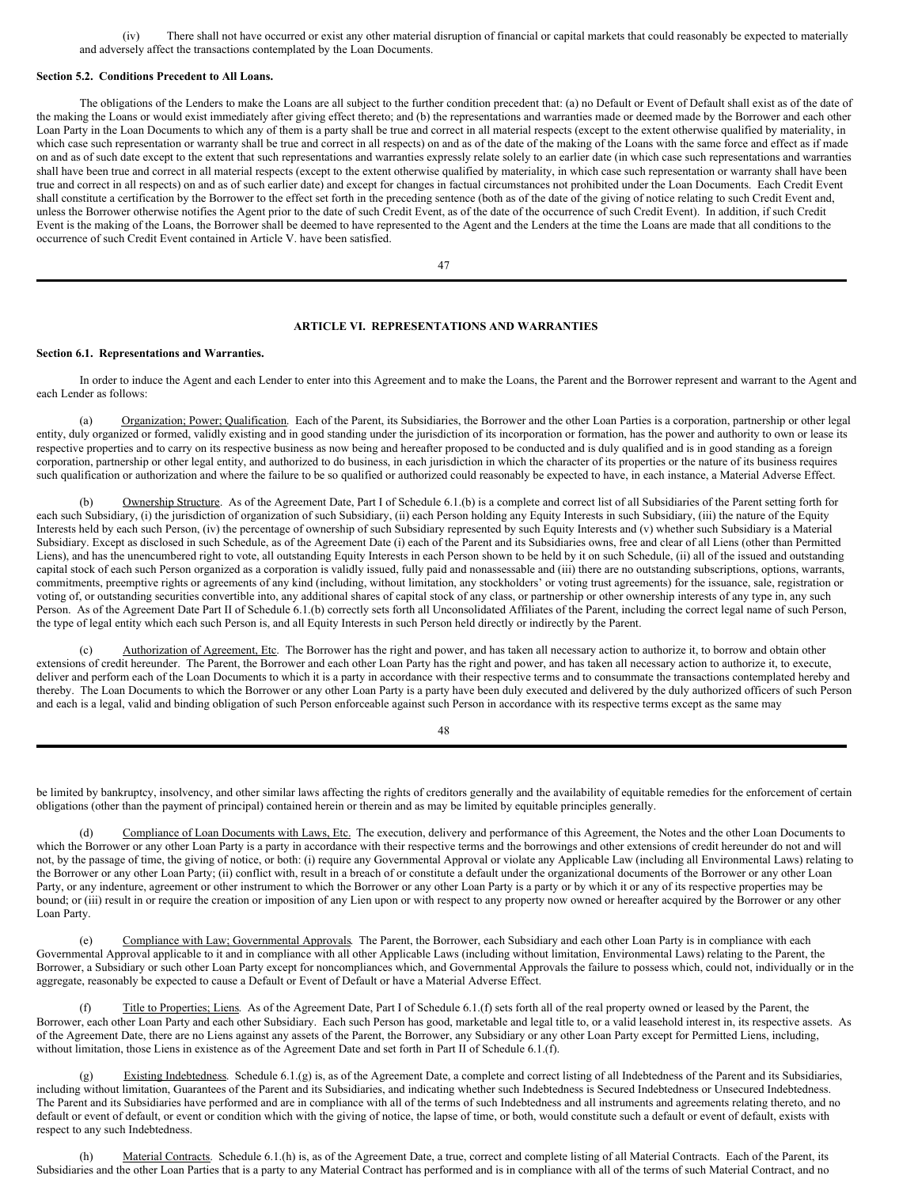(iv) There shall not have occurred or exist any other material disruption of financial or capital markets that could reasonably be expected to materially and adversely affect the transactions contemplated by the Loan Documents.

**Section 5.2. Conditions Precedent to All Loans.**

The obligations of the Lenders to make the Loans are all subject to the further condition precedent that: (a) no Default or Event of Default shall exist as of the date of the making the Loans or would exist immediately after giving effect thereto; and (b) the representations and warranties made or deemed made by the Borrower and each other Loan Party in the Loan Documents to which any of them is a party shall be true and correct in all material respects (except to the extent otherwise qualified by materiality, in which case such representation or warranty shall be true and correct in all respects) on and as of the date of the making of the Loans with the same force and effect as if made on and as of such date except to the extent that such representations and warranties expressly relate solely to an earlier date (in which case such representations and warranties shall have been true and correct in all material respects (except to the extent otherwise qualified by materiality, in which case such representation or warranty shall have been true and correct in all respects) on and as of such earlier date) and except for changes in factual circumstances not prohibited under the Loan Documents. Each Credit Event shall constitute a certification by the Borrower to the effect set forth in the preceding sentence (both as of the date of the giving of notice relating to such Credit Event and, unless the Borrower otherwise notifies the Agent prior to the date of such Credit Event, as of the date of the occurrence of such Credit Event). In addition, if such Credit Event is the making of the Loans, the Borrower shall be deemed to have represented to the Agent and the Lenders at the time the Loans are made that all conditions to the occurrence of such Credit Event contained in Article V. have been satisfied.

## ARTICLE VI. REPRESENTATIONS AND WARRANTIES

**Section 6.1. Representations and Warranties.**

In order to induce the Agent and each Lender to enter into this Agreement and to make the Loans, the Parent and the Borrower represent and warrant to the Agent and each Lender as follows:

(a) Organization; Power; Qualification. Each of the Parent, its Subsidiaries, the Borrower and the other Loan Parties is a corporation, partnership or other legal entity, duly organized or formed, validly existing and in good standing under the jurisdiction of its incorporation or formation, has the power and authority to own or lease its respective properties and to carry on its respective business as now being and hereafter proposed to be conducted and is duly qualified and is in good standing as a foreign corporation, partnership or other legal entity, and authorized to do business, in each jurisdiction in which the character of its properties or the nature of its business requires such qualification or authorization and where the failure to be so qualified or authorized could reasonably be expected to have, in each instance, a Material Adverse Effect.

(b) Ownership Structure. As of the Agreement Date, Part I of Schedule 6.1.(b) is a complete and correct list of all Subsidiaries of the Parent setting forth for each such Subsidiary, (i) the jurisdiction of organization of such Subsidiary, (ii) each Person holding any Equity Interests in such Subsidiary, (iii) the nature of the Equity Interests held by each such Person, (iv) the percentage of ownership of such Subsidiary represented by such Equity Interests and (v) whether such Subsidiary is a Material Subsidiary. Except as disclosed in such Schedule, as of the Agreement Date (i) each of the Parent and its Subsidiaries owns, free and clear of all Liens (other than Permitted Liens), and has the unencumbered right to vote, all outstanding Equity Interests in each Person shown to be held by it on such Schedule, (ii) all of the issued and outstanding capital stock of each such Person organized as a corporation is validly issued, fully paid and nonassessable and (iii) there are no outstanding subscriptions, options, warrants, commitments, preemptive rights or agreements of any kind (including, without limitation, any stockholders' or voting trust agreements) for the issuance, sale, registration or voting of, or outstanding securities convertible into, any additional shares of capital stock of any class, or partnership or other ownership interests of any type in, any such Person. As of the Agreement Date Part II of Schedule 6.1.(b) correctly sets forth all Unconsolidated Affiliates of the Parent, including the correct legal name of such Person, the type of legal entity which each such Person is, and all Equity Interests in such Person held directly or indirectly by the Parent.

(c) Authorization of Agreement, Etc. The Borrower has the right and power, and has taken all necessary action to authorize it, to borrow and obtain other extensions of credit hereunder. The Parent, the Borrower and each other Loan Party has the right and power, and has taken all necessary action to authorize it, to execute, deliver and perform each of the Loan Documents to which it is a party in accordance with their respective terms and to consummate the transactions contemplated hereby and thereby. The Loan Documents to which the Borrower or any other Loan Party is a party have been duly executed and delivered by the duly authorized officers of such Person and each is a legal, valid and binding obligation of such Person enforceable against such Person in accordance with its respective terms except as the same may be limited by bankruptcy, insolvency, and other similar laws affecting the rights of creditors generally and the availability of equitable remedies for the enforcement of certain obligations (other than the payment of principal) contained herein or therein and as may be limited by equitable principles generally.

(d) Compliance of Loan Documents with Laws, Etc. The execution, delivery and performance of this Agreement, the Notes and the other Loan Documents to which the Borrower or any other Loan Party is a party in accordance with their respective terms and the borrowings and other extensions of credit hereunder do not and will not, by the passage of time, the giving of notice, or both: (i) require any Governmental Approval or violate any Applicable Law (including all Environmental Laws) relating to the Borrower or any other Loan Party; (ii) conflict with, result in a breach of or constitute a default under the organizational documents of the Borrower or any other Loan Party, or any indenture, agreement or other instrument to which the Borrower or any other Loan Party is a party or by which it or any of its respective properties may be bound; or (iii) result in or require the creation or imposition of any Lien upon or with respect to any property now owned or hereafter acquired by the Borrower or any other Loan Party.

(e) Compliance with Law; Governmental Approvals. The Parent, the Borrower, each Subsidiary and each other Loan Party is in compliance with each Governmental Approval applicable to it and in compliance with all other Applicable Laws (including without limitation, Environmental Laws) relating to the Parent, the Borrower, a Subsidiary or such other Loan Party except for noncompliances which, and Governmental Approvals the failure to possess which, could not, individually or in the aggregate, reasonably be expected to cause a Default or Event of Default or have a Material Adverse Effect.

(f) Title to Properties; Liens. As of the Agreement Date, Part I of Schedule 6.1.(f) sets forth all of the real property owned or leased by the Parent, the Borrower, each other Loan Party and each other Subsidiary. Each such Person has good, marketable and legal title to, or a valid leasehold interest in, its respective assets. As of the Agreement Date, there are no Liens against any assets of the Parent, the Borrower, any Subsidiary or any other Loan Party except for Permitted Liens, including, without limitation, those Liens in existence as of the Agreement Date and set forth in Part II of Schedule 6.1.(f).

(g) Existing Indebtedness. Schedule 6.1.(g) is, as of the Agreement Date, a complete and correct listing of all Indebtedness of the Parent and its Subsidiaries, including without limitation, Guarantees of the Parent and its Subsidiaries, and indicating whether such Indebtedness is Secured Indebtedness or Unsecured Indebtedness. The Parent and its Subsidiaries have performed and are in compliance with all of the terms of such Indebtedness and all instruments and agreements relating thereto, and no default or event of default, or event or condition which with the giving of notice, the lapse of time, or both, would constitute such a default or event of default, exists with respect to any such Indebtedness.

(h) Material Contracts. Schedule 6.1.(h) is, as of the Agreement Date, a true, correct and complete listing of all Material Contracts. Each of the Parent, its Subsidiaries and the other Loan Parties that is a party to any Material Contract has performed and is in compliance with all of the terms of such Material Contract, and no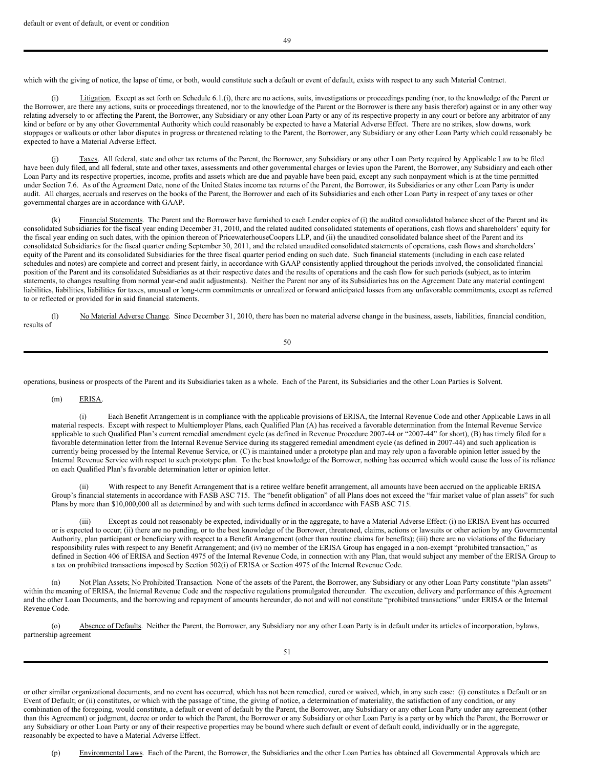default or event of default, or event or condition

which with the giving of notice, the lapse of time, or both, would constitute such a default or event of default, exists with respect to any such Material Contract.

(i) Litigation. Except as set forth on Schedule 6.1.(i), there are no actions, suits, investigations or proceedings pending (nor, to the knowledge of the Parent or the Borrower, are there any actions, suits or proceedings threatened, nor to the knowledge of the Parent or the Borrower is there any basis therefor) against or in any other way relating adversely to or affecting the Parent, the Borrower, any Subsidiary or any other Loan Party or any of its respective property in any court or before any arbitrator of any kind or before or by any other Governmental Authority which could reasonably be expected to have a Material Adverse Effect. There are no strikes, slow downs, work stoppages or walkouts or other labor disputes in progress or threatened relating to the Parent, the Borrower, any Subsidiary or any other Loan Party which could reasonably be expected to have a Material Adverse Effect.

(j) Taxes. All federal, state and other tax returns of the Parent, the Borrower, any Subsidiary or any other Loan Party required by Applicable Law to be filed have been duly filed, and all federal, state and other taxes, assessments and other governmental charges or levies upon the Parent, the Borrower, any Subsidiary and each other Loan Party and its respective properties, income, profits and assets which are due and payable have been paid, except any such nonpayment which is at the time permitted under Section 7.6. As of the Agreement Date, none of the United States income tax returns of the Parent, the Borrower, its Subsidiaries or any other Loan Party is under audit. All charges, accruals and reserves on the books of the Parent, the Borrower and each of its Subsidiaries and each other Loan Party in respect of any taxes or other governmental charges are in accordance with GAAP.

(k) Financial Statements. The Parent and the Borrower have furnished to each Lender copies of (i) the audited consolidated balance sheet of the Parent and its consolidated Subsidiaries for the fiscal year ending December 31, 2010, and the related audited consolidated statements of operations, cash flows and shareholders' equity for the fiscal year ending on such dates, with the opinion thereon of PricewaterhouseCoopers LLP, and (ii) the unaudited consolidated balance sheet of the Parent and its consolidated Subsidiaries for the fiscal quarter ending September 30, 2011, and the related unaudited consolidated statements of operations, cash flows and shareholders' equity of the Parent and its consolidated Subsidiaries for the three fiscal quarter period ending on such date. Such financial statements (including in each case related schedules and notes) are complete and correct and present fairly, in accordance with GAAP consistently applied throughout the periods involved, the consolidated financial position of the Parent and its consolidated Subsidiaries as at their respective dates and the results of operations and the cash flow for such periods (subject, as to interim statements, to changes resulting from normal year-end audit adjustments). Neither the Parent nor any of its Subsidiaries has on the Agreement Date any material contingent liabilities, liabilities, liabilities for taxes, unusual or long-term commitments or unrealized or forward anticipated losses from any unfavorable commitments, except as referred to or reflected or provided for in said financial statements.

(l) No Material Adverse Change. Since December 31, 2010, there has been no material adverse change in the business, assets, liabilities, financial condition, results of operations, business or prospects of the Parent and its Subsidiaries taken as a whole. Each of the Parent, its Subsidiaries and the other Loan Parties is Solvent.

(m) ERISA.

(i) Each Benefit Arrangement is in compliance with the applicable provisions of ERISA, the Internal Revenue Code and other Applicable Laws in all material respects. Except with respect to Multiemployer Plans, each Qualified Plan (A) has received a favorable determination from the Internal Revenue Service applicable to such Qualified Plan's current remedial amendment cycle (as defined in Revenue Procedure 2007-44 or "2007-44" for short), (B) has timely filed for a favorable determination letter from the Internal Revenue Service during its staggered remedial amendment cycle (as defined in 2007-44) and such application is currently being processed by the Internal Revenue Service, or (C) is maintained under a prototype plan and may rely upon a favorable opinion letter issued by the Internal Revenue Service with respect to such prototype plan. To the best knowledge of the Borrower, nothing has occurred which would cause the loss of its reliance on each Qualified Plan's favorable determination letter or opinion letter.

(ii) With respect to any Benefit Arrangement that is a retiree welfare benefit arrangement, all amounts have been accrued on the applicable ERISA Group's financial statements in accordance with FASB ASC 715. The "benefit obligation" of all Plans does not exceed the "fair market value of plan assets" for such Plans by more than $10,000,000 all as determined by and with such terms defined in accordance with FASB ASC 715.

(iii) Except as could not reasonably be expected, individually or in the aggregate, to have a Material Adverse Effect: (i) no ERISA Event has occurred or is expected to occur; (ii) there are no pending, or to the best knowledge of the Borrower, threatened, claims, actions or lawsuits or other action by any Governmental Authority, plan participant or beneficiary with respect to a Benefit Arrangement (other than routine claims for benefits); (iii) there are no violations of the fiduciary responsibility rules with respect to any Benefit Arrangement; and (iv) no member of the ERISA Group has engaged in a non-exempt "prohibited transaction," as defined in Section 406 of ERISA and Section 4975 of the Internal Revenue Code, in connection with any Plan, that would subject any member of the ERISA Group to a tax on prohibited transactions imposed by Section 502(i) of ERISA or Section 4975 of the Internal Revenue Code.

(n) Not Plan Assets; No Prohibited Transaction. None of the assets of the Parent, the Borrower, any Subsidiary or any other Loan Party constitute "plan assets" within the meaning of ERISA, the Internal Revenue Code and the respective regulations promulgated thereunder. The execution, delivery and performance of this Agreement and the other Loan Documents, and the borrowing and repayment of amounts hereunder, do not and will not constitute "prohibited transactions" under ERISA or the Internal Revenue Code.

(o) Absence of Defaults. Neither the Parent, the Borrower, any Subsidiary nor any other Loan Party is in default under its articles of incorporation, bylaws, partnership agreement or other similar organizational documents, and no event has occurred, which has not been remedied, cured or waived, which, in any such case: (i) constitutes a Default or an Event of Default; or (ii) constitutes, or which with the passage of time, the giving of notice, a determination of materiality, the satisfaction of any condition, or any combination of the foregoing, would constitute, a default or event of default by the Parent, the Borrower, any Subsidiary or any other Loan Party under any agreement (other than this Agreement) or judgment, decree or order to which the Parent, the Borrower or any Subsidiary or other Loan Party is a party or by which the Parent, the Borrower or any Subsidiary or other Loan Party or any of their respective properties may be bound where such default or event of default could, individually or in the aggregate, reasonably be expected to have a Material Adverse Effect.

(p) Environmental Laws. Each of the Parent, the Borrower, the Subsidiaries and the other Loan Parties has obtained all Governmental Approvals which are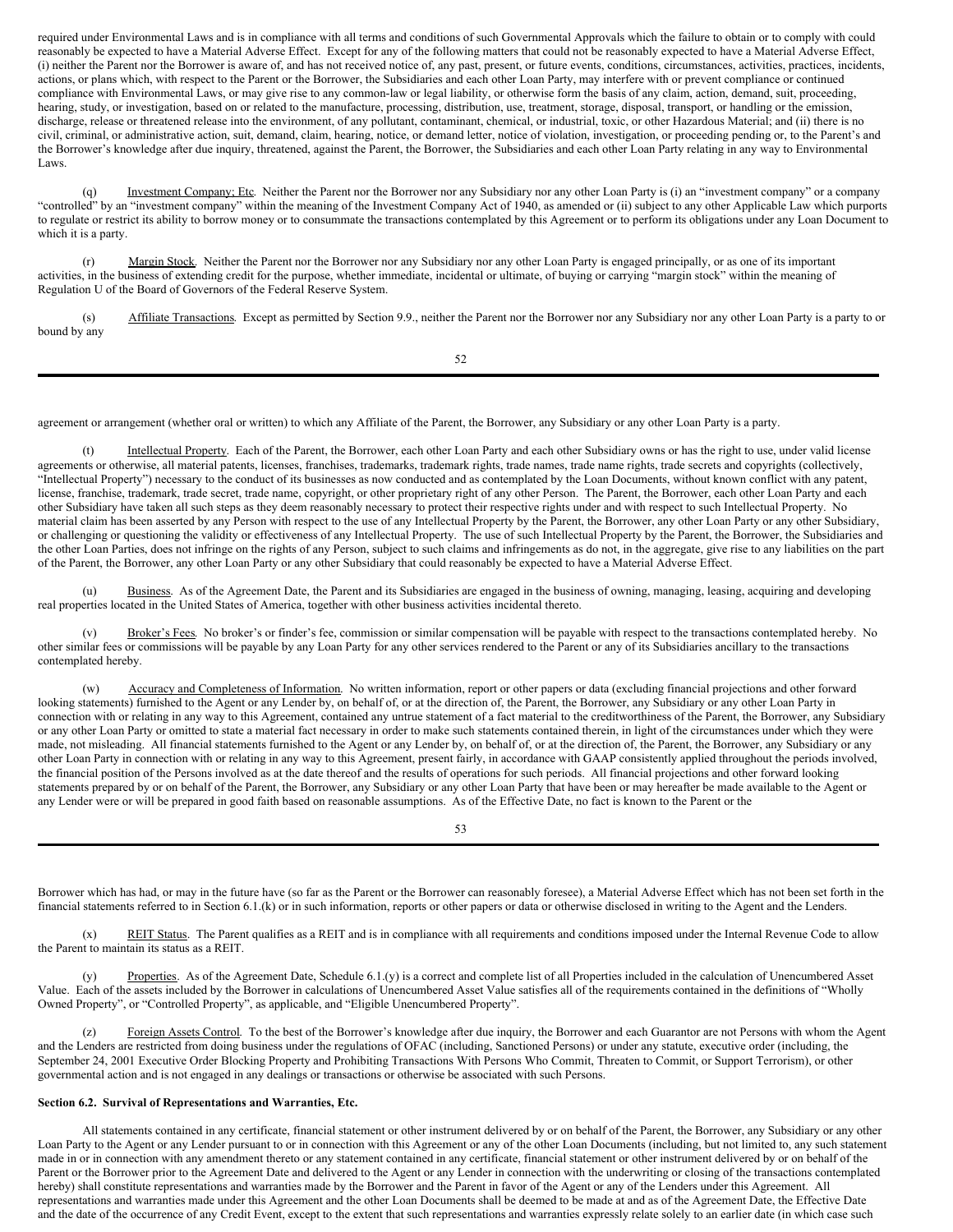required under Environmental Laws and is in compliance with all terms and conditions of such Governmental Approvals which the failure to obtain or to comply with could reasonably be expected to have a Material Adverse Effect. Except for any of the following matters that could not be reasonably expected to have a Material Adverse Effect, (i) neither the Parent nor the Borrower is aware of, and has not received notice of, any past, present, or future events, conditions, circumstances, activities, practices, incidents, actions, or plans which, with respect to the Parent or the Borrower, the Subsidiaries and each other Loan Party, may interfere with or prevent compliance or continued compliance with Environmental Laws, or may give rise to any common-law or legal liability, or otherwise form the basis of any claim, action, demand, suit, proceeding, hearing, study, or investigation, based on or related to the manufacture, processing, distribution, use, treatment, storage, disposal, transport, or handling or the emission, discharge, release or threatened release into the environment, of any pollutant, contaminant, chemical, or industrial, toxic, or other Hazardous Material; and (ii) there is no civil, criminal, or administrative action, suit, demand, claim, hearing, notice, or demand letter, notice of violation, investigation, or proceeding pending or, to the Parent's and the Borrower's knowledge after due inquiry, threatened, against the Parent, the Borrower, the Subsidiaries and each other Loan Party relating in any way to Environmental Laws.

(q) Investment Company; Etc. Neither the Parent nor the Borrower nor any Subsidiary nor any other Loan Party is (i) an "investment company" or a company "controlled" by an "investment company" within the meaning of the Investment Company Act of 1940, as amended or (ii) subject to any other Applicable Law which purports to regulate or restrict its ability to borrow money or to consummate the transactions contemplated by this Agreement or to perform its obligations under any Loan Document to which it is a party.

(r) Margin Stock. Neither the Parent nor the Borrower nor any Subsidiary nor any other Loan Party is engaged principally, or as one of its important activities, in the business of extending credit for the purpose, whether immediate, incidental or ultimate, of buying or carrying "margin stock" within the meaning of Regulation U of the Board of Governors of the Federal Reserve System.

(s) Affiliate Transactions. Except as permitted by Section 9.9., neither the Parent nor the Borrower nor any Subsidiary nor any other Loan Party is a party to or bound by any agreement or arrangement (whether oral or written) to which any Affiliate of the Parent, the Borrower, any Subsidiary or any other Loan Party is a party.

(t) Intellectual Property. Each of the Parent, the Borrower, each other Loan Party and each other Subsidiary owns or has the right to use, under valid license agreements or otherwise, all material patents, licenses, franchises, trademarks, trademark rights, trade names, trade name rights, trade secrets and copyrights (collectively, "Intellectual Property") necessary to the conduct of its businesses as now conducted and as contemplated by the Loan Documents, without known conflict with any patent, license, franchise, trademark, trade secret, trade name, copyright, or other proprietary right of any other Person. The Parent, the Borrower, each other Loan Party and each other Subsidiary have taken all such steps as they deem reasonably necessary to protect their respective rights under and with respect to such Intellectual Property. No material claim has been asserted by any Person with respect to the use of any Intellectual Property by the Parent, the Borrower, any other Loan Party or any other Subsidiary, or challenging or questioning the validity or effectiveness of any Intellectual Property. The use of such Intellectual Property by the Parent, the Borrower, the Subsidiaries and the other Loan Parties, does not infringe on the rights of any Person, subject to such claims and infringements as do not, in the aggregate, give rise to any liabilities on the part of the Parent, the Borrower, any other Loan Party or any other Subsidiary that could reasonably be expected to have a Material Adverse Effect.

(u) Business. As of the Agreement Date, the Parent and its Subsidiaries are engaged in the business of owning, managing, leasing, acquiring and developing real properties located in the United States of America, together with other business activities incidental thereto.

(v) Broker's Fees. No broker's or finder's fee, commission or similar compensation will be payable with respect to the transactions contemplated hereby. No other similar fees or commissions will be payable by any Loan Party for any other services rendered to the Parent or any of its Subsidiaries ancillary to the transactions contemplated hereby.

(w) Accuracy and Completeness of Information. No written information, report or other papers or data (excluding financial projections and other forward looking statements) furnished to the Agent or any Lender by, on behalf of, or at the direction of, the Parent, the Borrower, any Subsidiary or any other Loan Party in connection with or relating in any way to this Agreement, contained any untrue statement of a fact material to the creditworthiness of the Parent, the Borrower, any Subsidiary or any other Loan Party or omitted to state a material fact necessary in order to make such statements contained therein, in light of the circumstances under which they were made, not misleading. All financial statements furnished to the Agent or any Lender by, on behalf of, or at the direction of, the Parent, the Borrower, any Subsidiary or any other Loan Party in connection with or relating in any way to this Agreement, present fairly, in accordance with GAAP consistently applied throughout the periods involved, the financial position of the Persons involved as at the date thereof and the results of operations for such periods. All financial projections and other forward looking statements prepared by or on behalf of the Parent, the Borrower, any Subsidiary or any other Loan Party that have been or may hereafter be made available to the Agent or any Lender were or will be prepared in good faith based on reasonable assumptions. As of the Effective Date, no fact is known to the Parent or the Borrower which has had, or may in the future have (so far as the Parent or the Borrower can reasonably foresee), a Material Adverse Effect which has not been set forth in the financial statements referred to in Section 6.1.(k) or in such information, reports or other papers or data or otherwise disclosed in writing to the Agent and the Lenders.

(x) REIT Status. The Parent qualifies as a REIT and is in compliance with all requirements and conditions imposed under the Internal Revenue Code to allow the Parent to maintain its status as a REIT.

(y) Properties. As of the Agreement Date, Schedule 6.1.(y) is a correct and complete list of all Properties included in the calculation of Unencumbered Asset Value. Each of the assets included by the Borrower in calculations of Unencumbered Asset Value satisfies all of the requirements contained in the definitions of "Wholly Owned Property", or "Controlled Property", as applicable, and "Eligible Unencumbered Property".

(z) Foreign Assets Control. To the best of the Borrower's knowledge after due inquiry, the Borrower and each Guarantor are not Persons with whom the Agent and the Lenders are restricted from doing business under the regulations of OFAC (including, Sanctioned Persons) or under any statute, executive order (including, the September 24, 2001 Executive Order Blocking Property and Prohibiting Transactions With Persons Who Commit, Threaten to Commit, or Support Terrorism), or other governmental action and is not engaged in any dealings or transactions or otherwise be associated with such Persons.

**Section 6.2. Survival of Representations and Warranties, Etc.**

All statements contained in any certificate, financial statement or other instrument delivered by or on behalf of the Parent, the Borrower, any Subsidiary or any other Loan Party to the Agent or any Lender pursuant to or in connection with this Agreement or any of the other Loan Documents (including, but not limited to, any such statement made in or in connection with any amendment thereto or any statement contained in any certificate, financial statement or other instrument delivered by or on behalf of the Parent or the Borrower prior to the Agreement Date and delivered to the Agent or any Lender in connection with the underwriting or closing of the transactions contemplated hereby) shall constitute representations and warranties made by the Borrower and the Parent in favor of the Agent or any of the Lenders under this Agreement. All representations and warranties made under this Agreement and the other Loan Documents shall be deemed to be made at and as of the Agreement Date, the Effective Date and the date of the occurrence of any Credit Event, except to the extent that such representations and warranties expressly relate solely to an earlier date (in which case such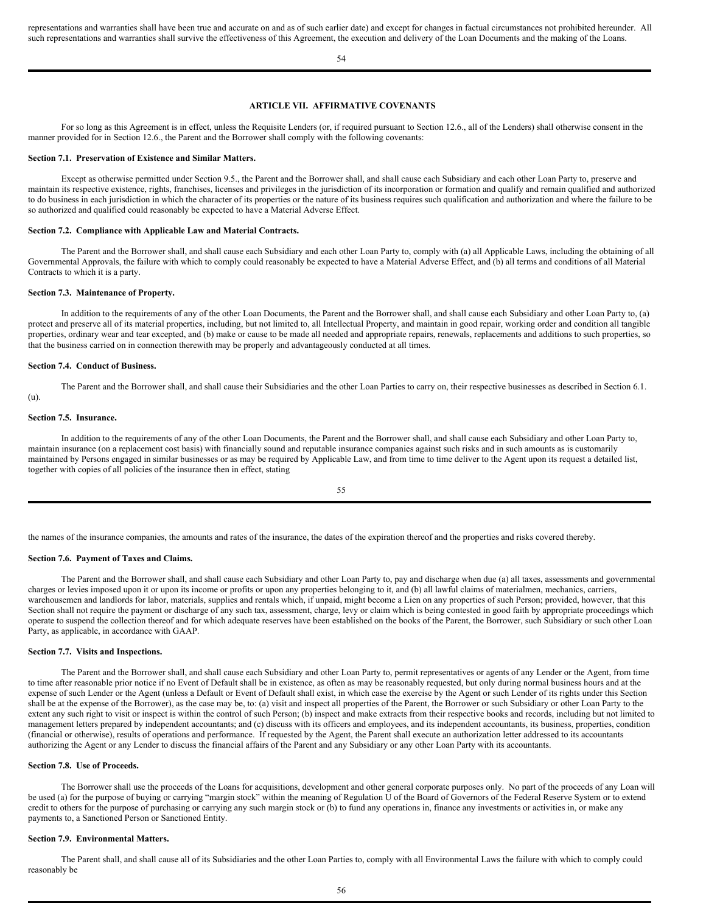representations and warranties shall have been true and accurate on and as of such earlier date) and except for changes in factual circumstances not prohibited hereunder. All such representations and warranties shall survive the effectiveness of this Agreement, the execution and delivery of the Loan Documents and the making of the Loans.

## ARTICLE VII. AFFIRMATIVE COVENANTS

For so long as this Agreement is in effect, unless the Requisite Lenders (or, if required pursuant to Section 12.6., all of the Lenders) shall otherwise consent in the manner provided for in Section 12.6., the Parent and the Borrower shall comply with the following covenants:

### Section 7.1. Preservation of Existence and Similar Matters.

Except as otherwise permitted under Section 9.5., the Parent and the Borrower shall, and shall cause each Subsidiary and each other Loan Party to, preserve and maintain its respective existence, rights, franchises, licenses and privileges in the jurisdiction of its incorporation or formation and qualify and remain qualified and authorized to do business in each jurisdiction in which the character of its properties or the nature of its business requires such qualification and authorization and where the failure to be so authorized and qualified could reasonably be expected to have a Material Adverse Effect.

### Section 7.2. Compliance with Applicable Law and Material Contracts.

The Parent and the Borrower shall, and shall cause each Subsidiary and each other Loan Party to, comply with (a) all Applicable Laws, including the obtaining of all Governmental Approvals, the failure with which to comply could reasonably be expected to have a Material Adverse Effect, and (b) all terms and conditions of all Material Contracts to which it is a party.

### Section 7.3. Maintenance of Property.

In addition to the requirements of any of the other Loan Documents, the Parent and the Borrower shall, and shall cause each Subsidiary and other Loan Party to, (a) protect and preserve all of its material properties, including, but not limited to, all Intellectual Property, and maintain in good repair, working order and condition all tangible properties, ordinary wear and tear excepted, and (b) make or cause to be made all needed and appropriate repairs, renewals, replacements and additions to such properties, so that the business carried on in connection therewith may be properly and advantageously conducted at all times.

### Section 7.4. Conduct of Business.

The Parent and the Borrower shall, and shall cause their Subsidiaries and the other Loan Parties to carry on, their respective businesses as described in Section 6.1.(u).

### Section 7.5. Insurance.

In addition to the requirements of any of the other Loan Documents, the Parent and the Borrower shall, and shall cause each Subsidiary and other Loan Party to, maintain insurance (on a replacement cost basis) with financially sound and reputable insurance companies against such risks and in such amounts as is customarily maintained by Persons engaged in similar businesses or as may be required by Applicable Law, and from time to time deliver to the Agent upon its request a detailed list, together with copies of all policies of the insurance then in effect, stating the names of the insurance companies, the amounts and rates of the insurance, the dates of the expiration thereof and the properties and risks covered thereby.

### Section 7.6. Payment of Taxes and Claims.

The Parent and the Borrower shall, and shall cause each Subsidiary and other Loan Party to, pay and discharge when due (a) all taxes, assessments and governmental charges or levies imposed upon it or upon its income or profits or upon any properties belonging to it, and (b) all lawful claims of materialmen, mechanics, carriers, warehousemen and landlords for labor, materials, supplies and rentals which, if unpaid, might become a Lien on any properties of such Person; provided, however, that this Section shall not require the payment or discharge of any such tax, assessment, charge, levy or claim which is being contested in good faith by appropriate proceedings which operate to suspend the collection thereof and for which adequate reserves have been established on the books of the Parent, the Borrower, such Subsidiary or such other Loan Party, as applicable, in accordance with GAAP.

### Section 7.7. Visits and Inspections.

The Parent and the Borrower shall, and shall cause each Subsidiary and other Loan Party to, permit representatives or agents of any Lender or the Agent, from time to time after reasonable prior notice if no Event of Default shall be in existence, as often as may be reasonably requested, but only during normal business hours and at the expense of such Lender or the Agent (unless a Default or Event of Default shall exist, in which case the exercise by the Agent or such Lender of its rights under this Section shall be at the expense of the Borrower), as the case may be, to: (a) visit and inspect all properties of the Parent, the Borrower or such Subsidiary or other Loan Party to the extent any such right to visit or inspect is within the control of such Person; (b) inspect and make extracts from their respective books and records, including but not limited to management letters prepared by independent accountants; and (c) discuss with its officers and employees, and its independent accountants, its business, properties, condition (financial or otherwise), results of operations and performance. If requested by the Agent, the Parent shall execute an authorization letter addressed to its accountants authorizing the Agent or any Lender to discuss the financial affairs of the Parent and any Subsidiary or any other Loan Party with its accountants.

### Section 7.8. Use of Proceeds.

The Borrower shall use the proceeds of the Loans for acquisitions, development and other general corporate purposes only. No part of the proceeds of any Loan will be used (a) for the purpose of buying or carrying "margin stock" within the meaning of Regulation U of the Board of Governors of the Federal Reserve System or to extend credit to others for the purpose of purchasing or carrying any such margin stock or (b) to fund any operations in, finance any investments or activities in, or make any payments to, a Sanctioned Person or Sanctioned Entity.

### Section 7.9. Environmental Matters.

The Parent shall, and shall cause all of its Subsidiaries and the other Loan Parties to, comply with all Environmental Laws the failure with which to comply could reasonably be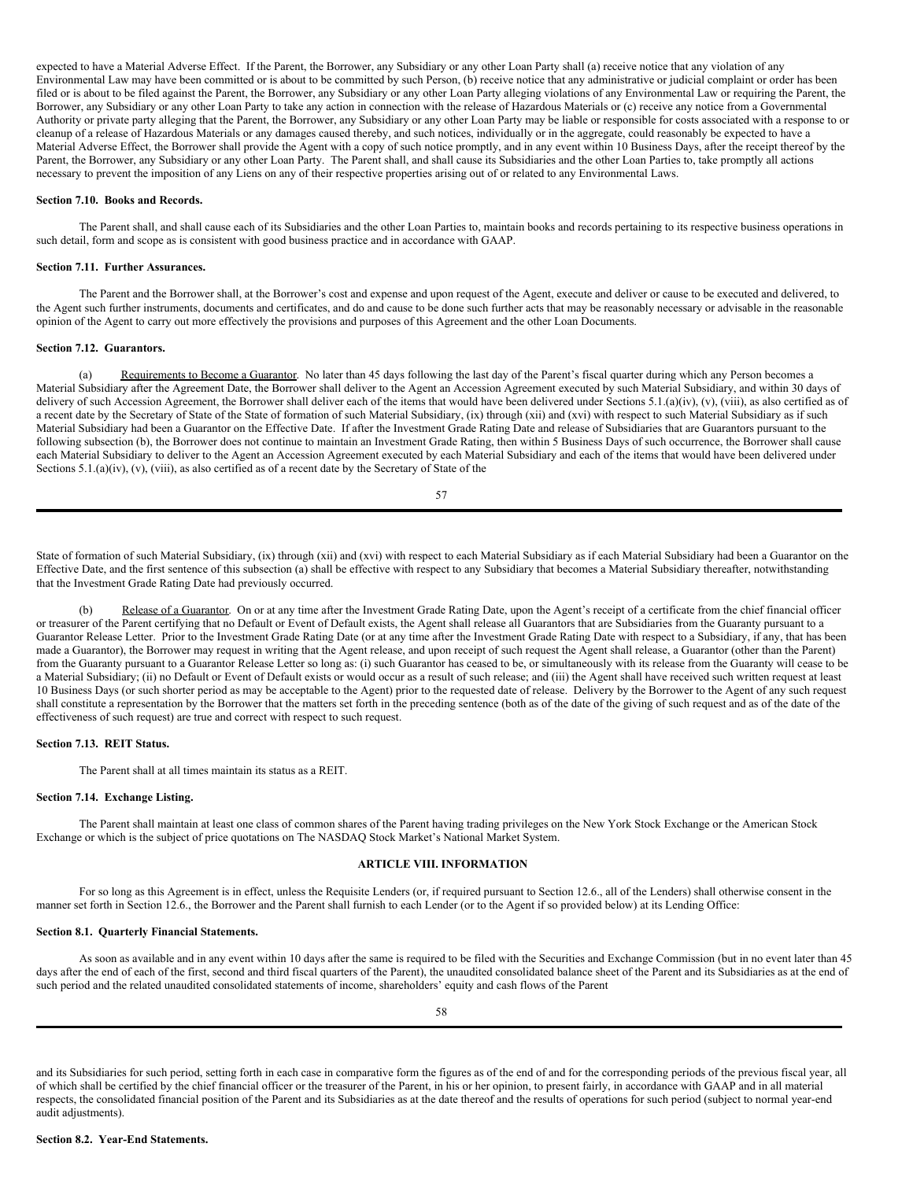expected to have a Material Adverse Effect. If the Parent, the Borrower, any Subsidiary or any other Loan Party shall (a) receive notice that any violation of any Environmental Law may have been committed or is about to be committed by such Person, (b) receive notice that any administrative or judicial complaint or order has been filed or is about to be filed against the Parent, the Borrower, any Subsidiary or any other Loan Party alleging violations of any Environmental Law or requiring the Parent, the Borrower, any Subsidiary or any other Loan Party to take any action in connection with the release of Hazardous Materials or (c) receive any notice from a Governmental Authority or private party alleging that the Parent, the Borrower, any Subsidiary or any other Loan Party may be liable or responsible for costs associated with a response to or cleanup of a release of Hazardous Materials or any damages caused thereby, and such notices, individually or in the aggregate, could reasonably be expected to have a Material Adverse Effect, the Borrower shall provide the Agent with a copy of such notice promptly, and in any event within 10 Business Days, after the receipt thereof by the Parent, the Borrower, any Subsidiary or any other Loan Party. The Parent shall, and shall cause its Subsidiaries and the other Loan Parties to, take promptly all actions necessary to prevent the imposition of any Liens on any of their respective properties arising out of or related to any Environmental Laws.

**Section 7.10. Books and Records.**

The Parent shall, and shall cause each of its Subsidiaries and the other Loan Parties to, maintain books and records pertaining to its respective business operations in such detail, form and scope as is consistent with good business practice and in accordance with GAAP.

**Section 7.11. Further Assurances.**

The Parent and the Borrower shall, at the Borrower's cost and expense and upon request of the Agent, execute and deliver or cause to be executed and delivered, to the Agent such further instruments, documents and certificates, and do and cause to be done such further acts that may be reasonably necessary or advisable in the reasonable opinion of the Agent to carry out more effectively the provisions and purposes of this Agreement and the other Loan Documents.

**Section 7.12. Guarantors.**

(a) Requirements to Become a Guarantor. No later than 45 days following the last day of the Parent's fiscal quarter during which any Person becomes a Material Subsidiary after the Agreement Date, the Borrower shall deliver to the Agent an Accession Agreement executed by such Material Subsidiary, and within 30 days of delivery of such Accession Agreement, the Borrower shall deliver each of the items that would have been delivered under Sections 5.1.(a)(iv), (v), (viii), as also certified as of a recent date by the Secretary of State of the State of formation of such Material Subsidiary, (ix) through (xii) and (xvi) with respect to such Material Subsidiary as if such Material Subsidiary had been a Guarantor on the Effective Date. If after the Investment Grade Rating Date and release of Subsidiaries that are Guarantors pursuant to the following subsection (b), the Borrower does not continue to maintain an Investment Grade Rating, then within 5 Business Days of such occurrence, the Borrower shall cause each Material Subsidiary to deliver to the Agent an Accession Agreement executed by each Material Subsidiary and each of the items that would have been delivered under Sections 5.1.(a)(iv), (v), (viii), as also certified as of a recent date by the Secretary of State of the State of formation of such Material Subsidiary, (ix) through (xii) and (xvi) with respect to each Material Subsidiary as if each Material Subsidiary had been a Guarantor on the Effective Date, and the first sentence of this subsection (a) shall be effective with respect to any Subsidiary that becomes a Material Subsidiary thereafter, notwithstanding that the Investment Grade Rating Date had previously occurred.

(b) Release of a Guarantor. On or at any time after the Investment Grade Rating Date, upon the Agent's receipt of a certificate from the chief financial officer or treasurer of the Parent certifying that no Default or Event of Default exists, the Agent shall release all Guarantors that are Subsidiaries from the Guaranty pursuant to a Guarantor Release Letter. Prior to the Investment Grade Rating Date (or at any time after the Investment Grade Rating Date with respect to a Subsidiary, if any, that has been made a Guarantor), the Borrower may request in writing that the Agent release, and upon receipt of such request the Agent shall release, a Guarantor (other than the Parent) from the Guaranty pursuant to a Guarantor Release Letter so long as: (i) such Guarantor has ceased to be, or simultaneously with its release from the Guaranty will cease to be a Material Subsidiary; (ii) no Default or Event of Default exists or would occur as a result of such release; and (iii) the Agent shall have received such written request at least 10 Business Days (or such shorter period as may be acceptable to the Agent) prior to the requested date of release. Delivery by the Borrower to the Agent of any such request shall constitute a representation by the Borrower that the matters set forth in the preceding sentence (both as of the date of the giving of such request and as of the date of the effectiveness of such request) are true and correct with respect to such request.

**Section 7.13. REIT Status.**

The Parent shall at all times maintain its status as a REIT.

**Section 7.14. Exchange Listing.**

The Parent shall maintain at least one class of common shares of the Parent having trading privileges on the New York Stock Exchange or the American Stock Exchange or which is the subject of price quotations on The NASDAQ Stock Market's National Market System.

## ARTICLE VIII. INFORMATION

For so long as this Agreement is in effect, unless the Requisite Lenders (or, if required pursuant to Section 12.6., all of the Lenders) shall otherwise consent in the manner set forth in Section 12.6., the Borrower and the Parent shall furnish to each Lender (or to the Agent if so provided below) at its Lending Office:

**Section 8.1. Quarterly Financial Statements.**

As soon as available and in any event within 10 days after the same is required to be filed with the Securities and Exchange Commission (but in no event later than 45 days after the end of each of the first, second and third fiscal quarters of the Parent), the unaudited consolidated balance sheet of the Parent and its Subsidiaries as at the end of such period and the related unaudited consolidated statements of income, shareholders' equity and cash flows of the Parent and its Subsidiaries for such period, setting forth in each case in comparative form the figures as of the end of and for the corresponding periods of the previous fiscal year, all of which shall be certified by the chief financial officer or the treasurer of the Parent, in his or her opinion, to present fairly, in accordance with GAAP and in all material respects, the consolidated financial position of the Parent and its Subsidiaries as at the date thereof and the results of operations for such period (subject to normal year-end audit adjustments).

**Section 8.2. Year-End Statements.**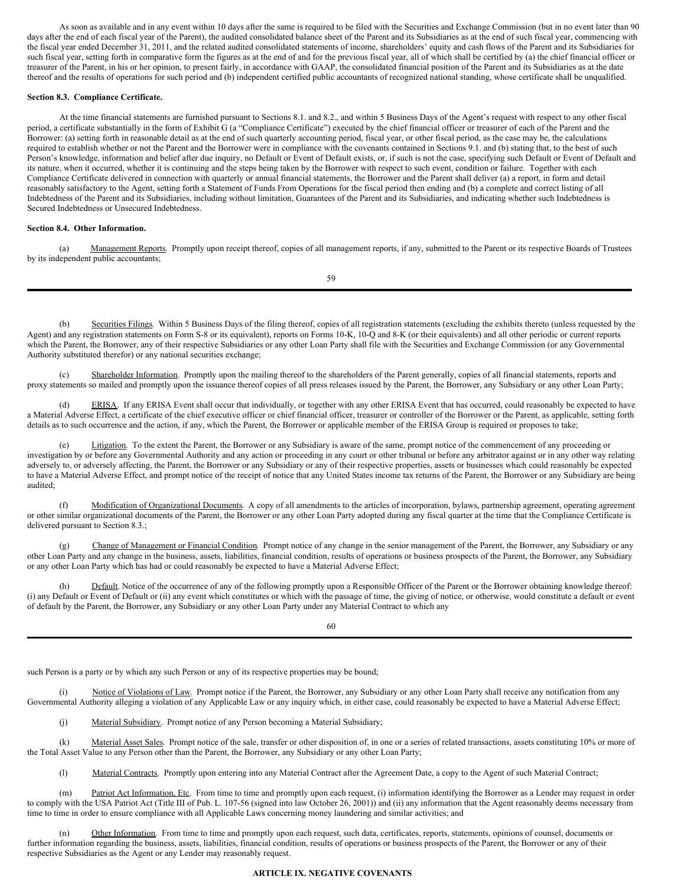As soon as available and in any event within 10 days after the same is required to be filed with the Securities and Exchange Commission (but in no event later than 90 days after the end of each fiscal year of the Parent), the audited consolidated balance sheet of the Parent and its Subsidiaries as at the end of such fiscal year, commencing with the fiscal year ended December 31, 2011, and the related audited consolidated statements of income, shareholders' equity and cash flows of the Parent and its Subsidiaries for such fiscal year, setting forth in comparative form the figures as at the end of and for the previous fiscal year, all of which shall be certified by (a) the chief financial officer or treasurer of the Parent, in his or her opinion, to present fairly, in accordance with GAAP, the consolidated financial position of the Parent and its Subsidiaries as at the date thereof and the results of operations for such period and (b) independent certified public accountants of recognized national standing, whose certificate shall be unqualified.

**Section 8.3. Compliance Certificate.**

At the time financial statements are furnished pursuant to Sections 8.1. and 8.2., and within 5 Business Days of the Agent's request with respect to any other fiscal period, a certificate substantially in the form of Exhibit G (a "Compliance Certificate") executed by the chief financial officer or treasurer of each of the Parent and the Borrower: (a) setting forth in reasonable detail as at the end of such quarterly accounting period, fiscal year, or other fiscal period, as the case may be, the calculations required to establish whether or not the Parent and the Borrower were in compliance with the covenants contained in Sections 9.1. and (b) stating that, to the best of such Person's knowledge, information and belief after due inquiry, no Default or Event of Default exists, or, if such is not the case, specifying such Default or Event of Default and its nature, when it occurred, whether it is continuing and the steps being taken by the Borrower with respect to such event, condition or failure. Together with each Compliance Certificate delivered in connection with quarterly or annual financial statements, the Borrower and the Parent shall deliver (a) a report, in form and detail reasonably satisfactory to the Agent, setting forth a Statement of Funds From Operations for the fiscal period then ending and (b) a complete and correct listing of all Indebtedness of the Parent and its Subsidiaries, including without limitation, Guarantees of the Parent and its Subsidiaries, and indicating whether such Indebtedness is Secured Indebtedness or Unsecured Indebtedness.

**Section 8.4. Other Information.**

(a) Management Reports. Promptly upon receipt thereof, copies of all management reports, if any, submitted to the Parent or its respective Boards of Trustees by its independent public accountants;

(b) Securities Filings. Within 5 Business Days of the filing thereof, copies of all registration statements (excluding the exhibits thereto (unless requested by the Agent) and any registration statements on Form S-8 or its equivalent), reports on Forms 10-K, 10-Q and 8-K (or their equivalents) and all other periodic or current reports which the Parent, the Borrower, any of their respective Subsidiaries or any other Loan Party shall file with the Securities and Exchange Commission (or any Governmental Authority substituted therefor) or any national securities exchange;

(c) Shareholder Information. Promptly upon the mailing thereof to the shareholders of the Parent generally, copies of all financial statements, reports and proxy statements so mailed and promptly upon the issuance thereof copies of all press releases issued by the Parent, the Borrower, any Subsidiary or any other Loan Party;

(d) ERISA. If any ERISA Event shall occur that individually, or together with any other ERISA Event that has occurred, could reasonably be expected to have a Material Adverse Effect, a certificate of the chief executive officer or chief financial officer, treasurer or controller of the Borrower or the Parent, as applicable, setting forth details as to such occurrence and the action, if any, which the Parent, the Borrower or applicable member of the ERISA Group is required or proposes to take;

(e) Litigation. To the extent the Parent, the Borrower or any Subsidiary is aware of the same, prompt notice of the commencement of any proceeding or investigation by or before any Governmental Authority and any action or proceeding in any court or other tribunal or before any arbitrator against or in any other way relating adversely to, or adversely affecting, the Parent, the Borrower or any Subsidiary or any of their respective properties, assets or businesses which could reasonably be expected to have a Material Adverse Effect, and prompt notice of the receipt of notice that any United States income tax returns of the Parent, the Borrower or any Subsidiary are being audited;

(f) Modification of Organizational Documents. A copy of all amendments to the articles of incorporation, bylaws, partnership agreement, operating agreement or other similar organizational documents of the Parent, the Borrower or any other Loan Party adopted during any fiscal quarter at the time that the Compliance Certificate is delivered pursuant to Section 8.3.;

(g) Change of Management or Financial Condition. Prompt notice of any change in the senior management of the Parent, the Borrower, any Subsidiary or any other Loan Party and any change in the business, assets, liabilities, financial condition, results of operations or business prospects of the Parent, the Borrower, any Subsidiary or any other Loan Party which has had or could reasonably be expected to have a Material Adverse Effect;

(h) Default. Notice of the occurrence of any of the following promptly upon a Responsible Officer of the Parent or the Borrower obtaining knowledge thereof: (i) any Default or Event of Default or (ii) any event which constitutes or which with the passage of time, the giving of notice, or otherwise, would constitute a default or event of default by the Parent, the Borrower, any Subsidiary or any other Loan Party under any Material Contract to which any such Person is a party or by which any such Person or any of its respective properties may be bound;

(i) Notice of Violations of Law. Prompt notice if the Parent, the Borrower, any Subsidiary or any other Loan Party shall receive any notification from any Governmental Authority alleging a violation of any Applicable Law or any inquiry which, in either case, could reasonably be expected to have a Material Adverse Effect;

(j) Material Subsidiary. Prompt notice of any Person becoming a Material Subsidiary;

(k) Material Asset Sales. Prompt notice of the sale, transfer or other disposition of, in one or a series of related transactions, assets constituting 10% or more of the Total Asset Value to any Person other than the Parent, the Borrower, any Subsidiary or any other Loan Party;

(l) Material Contracts. Promptly upon entering into any Material Contract after the Agreement Date, a copy to the Agent of such Material Contract;

(m) Patriot Act Information, Etc. From time to time and promptly upon each request, (i) information identifying the Borrower as a Lender may request in order to comply with the USA Patriot Act (Title III of Pub. L. 107-56 (signed into law October 26, 2001)) and (ii) any information that the Agent reasonably deems necessary from time to time in order to ensure compliance with all Applicable Laws concerning money laundering and similar activities; and

(n) Other Information. From time to time and promptly upon each request, such data, certificates, reports, statements, opinions of counsel, documents or further information regarding the business, assets, liabilities, financial condition, results of operations or business prospects of the Parent, the Borrower or any of their respective Subsidiaries as the Agent or any Lender may reasonably request.

**ARTICLE IX. NEGATIVE COVENANTS**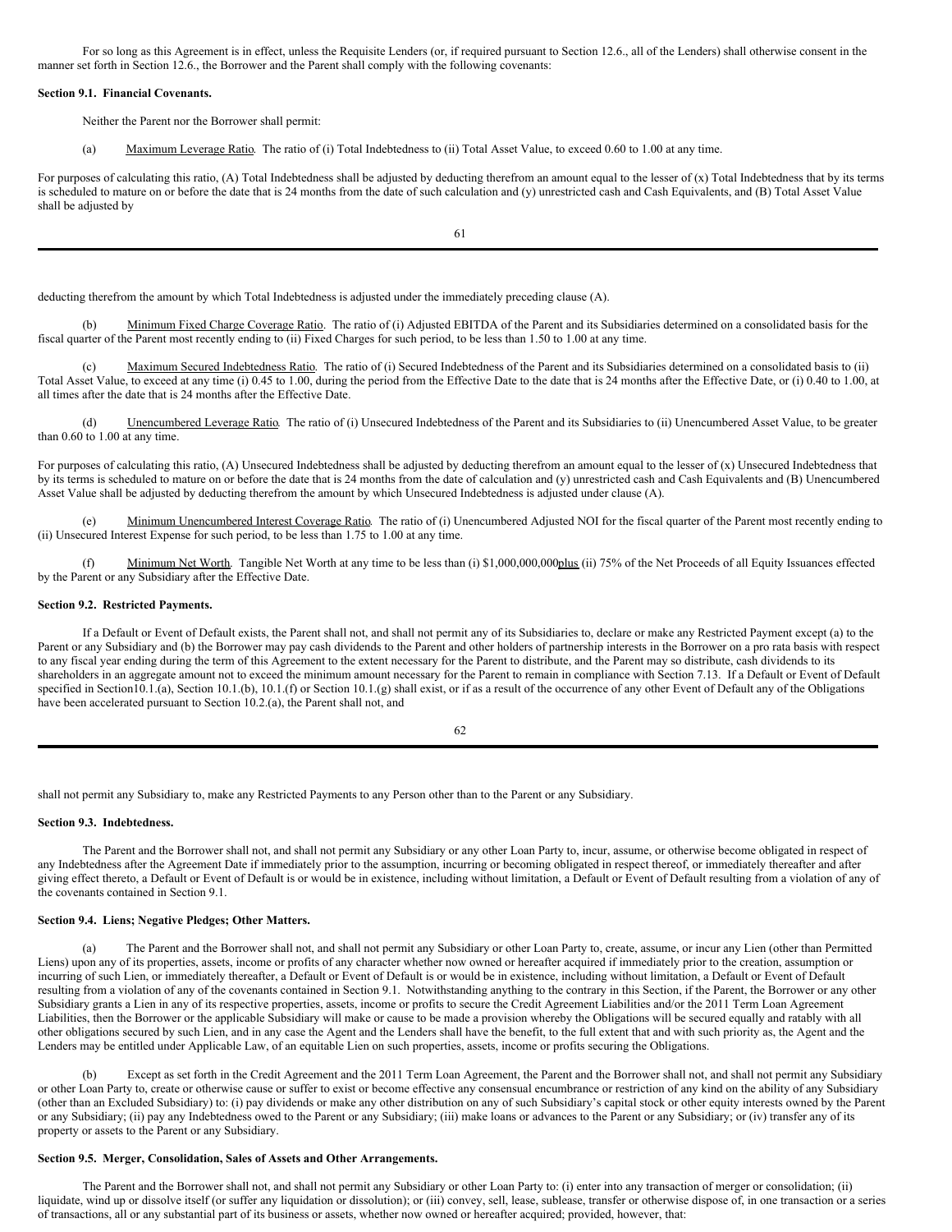For so long as this Agreement is in effect, unless the Requisite Lenders (or, if required pursuant to Section 12.6., all of the Lenders) shall otherwise consent in the manner set forth in Section 12.6., the Borrower and the Parent shall comply with the following covenants:

**Section 9.1. Financial Covenants.**

Neither the Parent nor the Borrower shall permit:

(a) Maximum Leverage Ratio. The ratio of (i) Total Indebtedness to (ii) Total Asset Value, to exceed 0.60 to 1.00 at any time.

For purposes of calculating this ratio, (A) Total Indebtedness shall be adjusted by deducting therefrom an amount equal to the lesser of (x) Total Indebtedness that by its terms is scheduled to mature on or before the date that is 24 months from the date of such calculation and (y) unrestricted cash and Cash Equivalents, and (B) Total Asset Value shall be adjusted by deducting therefrom the amount by which Total Indebtedness is adjusted under the immediately preceding clause (A).

(b) Minimum Fixed Charge Coverage Ratio. The ratio of (i) Adjusted EBITDA of the Parent and its Subsidiaries determined on a consolidated basis for the fiscal quarter of the Parent most recently ending to (ii) Fixed Charges for such period, to be less than 1.50 to 1.00 at any time.

(c) Maximum Secured Indebtedness Ratio. The ratio of (i) Secured Indebtedness of the Parent and its Subsidiaries determined on a consolidated basis to (ii) Total Asset Value, to exceed at any time (i) 0.45 to 1.00, during the period from the Effective Date to the date that is 24 months after the Effective Date, or (i) 0.40 to 1.00, at all times after the date that is 24 months after the Effective Date.

(d) Unencumbered Leverage Ratio. The ratio of (i) Unsecured Indebtedness of the Parent and its Subsidiaries to (ii) Unencumbered Asset Value, to be greater than 0.60 to 1.00 at any time.

For purposes of calculating this ratio, (A) Unsecured Indebtedness shall be adjusted by deducting therefrom an amount equal to the lesser of (x) Unsecured Indebtedness that by its terms is scheduled to mature on or before the date that is 24 months from the date of calculation and (y) unrestricted cash and Cash Equivalents and (B) Unencumbered Asset Value shall be adjusted by deducting therefrom the amount by which Unsecured Indebtedness is adjusted under clause (A).

(e) Minimum Unencumbered Interest Coverage Ratio. The ratio of (i) Unencumbered Adjusted NOI for the fiscal quarter of the Parent most recently ending to (ii) Unsecured Interest Expense for such period, to be less than 1.75 to 1.00 at any time.

(f) Minimum Net Worth. Tangible Net Worth at any time to be less than (i) $1,000,000,000plus (ii) 75% of the Net Proceeds of all Equity Issuances effected by the Parent or any Subsidiary after the Effective Date.

**Section 9.2. Restricted Payments.**

If a Default or Event of Default exists, the Parent shall not, and shall not permit any of its Subsidiaries to, declare or make any Restricted Payment except (a) to the Parent or any Subsidiary and (b) the Borrower may pay cash dividends to the Parent and other holders of partnership interests in the Borrower on a pro rata basis with respect to any fiscal year ending during the term of this Agreement to the extent necessary for the Parent to distribute, and the Parent may so distribute, cash dividends to its shareholders in an aggregate amount not to exceed the minimum amount necessary for the Parent to remain in compliance with Section 7.13. If a Default or Event of Default specified in Section10.1.(a), Section 10.1.(b), 10.1.(f) or Section 10.1.(g) shall exist, or if as a result of the occurrence of any other Event of Default any of the Obligations have been accelerated pursuant to Section 10.2.(a), the Parent shall not, and shall not permit any Subsidiary to, make any Restricted Payments to any Person other than to the Parent or any Subsidiary.

**Section 9.3. Indebtedness.**

The Parent and the Borrower shall not, and shall not permit any Subsidiary or any other Loan Party to, incur, assume, or otherwise become obligated in respect of any Indebtedness after the Agreement Date if immediately prior to the assumption, incurring or becoming obligated in respect thereof, or immediately thereafter and after giving effect thereto, a Default or Event of Default is or would be in existence, including without limitation, a Default or Event of Default resulting from a violation of any of the covenants contained in Section 9.1.

**Section 9.4. Liens; Negative Pledges; Other Matters.**

(a) The Parent and the Borrower shall not, and shall not permit any Subsidiary or other Loan Party to, create, assume, or incur any Lien (other than Permitted Liens) upon any of its properties, assets, income or profits of any character whether now owned or hereafter acquired if immediately prior to the creation, assumption or incurring of such Lien, or immediately thereafter, a Default or Event of Default is or would be in existence, including without limitation, a Default or Event of Default resulting from a violation of any of the covenants contained in Section 9.1. Notwithstanding anything to the contrary in this Section, if the Parent, the Borrower or any other Subsidiary grants a Lien in any of its respective properties, assets, income or profits to secure the Credit Agreement Liabilities and/or the 2011 Term Loan Agreement Liabilities, then the Borrower or the applicable Subsidiary will make or cause to be made a provision whereby the Obligations will be secured equally and ratably with all other obligations secured by such Lien, and in any case the Agent and the Lenders shall have the benefit, to the full extent that and with such priority as, the Agent and the Lenders may be entitled under Applicable Law, of an equitable Lien on such properties, assets, income or profits securing the Obligations.

(b) Except as set forth in the Credit Agreement and the 2011 Term Loan Agreement, the Parent and the Borrower shall not, and shall not permit any Subsidiary or other Loan Party to, create or otherwise cause or suffer to exist or become effective any consensual encumbrance or restriction of any kind on the ability of any Subsidiary (other than an Excluded Subsidiary) to: (i) pay dividends or make any other distribution on any of such Subsidiary's capital stock or other equity interests owned by the Parent or any Subsidiary; (ii) pay any Indebtedness owed to the Parent or any Subsidiary; (iii) make loans or advances to the Parent or any Subsidiary; or (iv) transfer any of its property or assets to the Parent or any Subsidiary.

**Section 9.5. Merger, Consolidation, Sales of Assets and Other Arrangements.**

The Parent and the Borrower shall not, and shall not permit any Subsidiary or other Loan Party to: (i) enter into any transaction of merger or consolidation; (ii) liquidate, wind up or dissolve itself (or suffer any liquidation or dissolution); or (iii) convey, sell, lease, sublease, transfer or otherwise dispose of, in one transaction or a series of transactions, all or any substantial part of its business or assets, whether now owned or hereafter acquired; provided, however, that: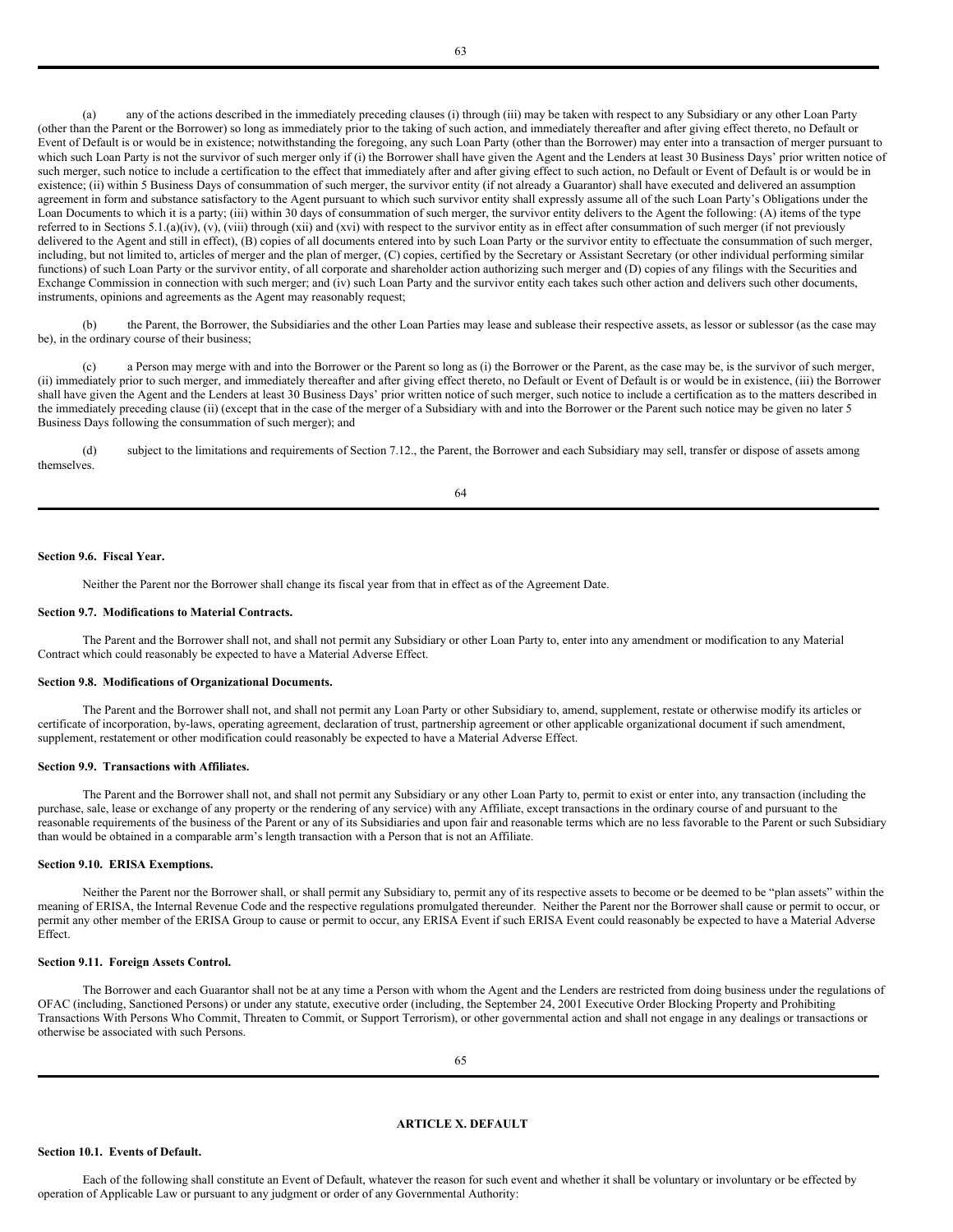(a) any of the actions described in the immediately preceding clauses (i) through (iii) may be taken with respect to any Subsidiary or any other Loan Party (other than the Parent or the Borrower) so long as immediately prior to the taking of such action, and immediately thereafter and after giving effect thereto, no Default or Event of Default is or would be in existence; notwithstanding the foregoing, any such Loan Party (other than the Borrower) may enter into a transaction of merger pursuant to which such Loan Party is not the survivor of such merger only if (i) the Borrower shall have given the Agent and the Lenders at least 30 Business Days' prior written notice of such merger, such notice to include a certification to the effect that immediately after and after giving effect to such action, no Default or Event of Default is or would be in existence; (ii) within 5 Business Days of consummation of such merger, the survivor entity (if not already a Guarantor) shall have executed and delivered an assumption agreement in form and substance satisfactory to the Agent pursuant to which such survivor entity shall expressly assume all of the such Loan Party's Obligations under the Loan Documents to which it is a party; (iii) within 30 days of consummation of such merger, the survivor entity delivers to the Agent the following: (A) items of the type referred to in Sections 5.1.(a)(iv), (v), (viii) through (xii) and (xvi) with respect to the survivor entity as in effect after consummation of such merger (if not previously delivered to the Agent and still in effect), (B) copies of all documents entered into by such Loan Party or the survivor entity to effectuate the consummation of such merger, including, but not limited to, articles of merger and the plan of merger, (C) copies, certified by the Secretary or Assistant Secretary (or other individual performing similar functions) of such Loan Party or the survivor entity, of all corporate and shareholder action authorizing such merger and (D) copies of any filings with the Securities and Exchange Commission in connection with such merger; and (iv) such Loan Party and the survivor entity each takes such other action and delivers such other documents, instruments, opinions and agreements as the Agent may reasonably request;

(b) the Parent, the Borrower, the Subsidiaries and the other Loan Parties may lease and sublease their respective assets, as lessor or sublessor (as the case may be), in the ordinary course of their business;

(c) a Person may merge with and into the Borrower or the Parent so long as (i) the Borrower or the Parent, as the case may be, is the survivor of such merger, (ii) immediately prior to such merger, and immediately thereafter and after giving effect thereto, no Default or Event of Default is or would be in existence, (iii) the Borrower shall have given the Agent and the Lenders at least 30 Business Days' prior written notice of such merger, such notice to include a certification as to the matters described in the immediately preceding clause (ii) (except that in the case of the merger of a Subsidiary with and into the Borrower or the Parent such notice may be given no later 5 Business Days following the consummation of such merger); and

(d) subject to the limitations and requirements of Section 7.12., the Parent, the Borrower and each Subsidiary may sell, transfer or dispose of assets among themselves.

**Section 9.6. Fiscal Year.**

Neither the Parent nor the Borrower shall change its fiscal year from that in effect as of the Agreement Date.

**Section 9.7. Modifications to Material Contracts.**

The Parent and the Borrower shall not, and shall not permit any Subsidiary or other Loan Party to, enter into any amendment or modification to any Material Contract which could reasonably be expected to have a Material Adverse Effect.

**Section 9.8. Modifications of Organizational Documents.**

The Parent and the Borrower shall not, and shall not permit any Loan Party or other Subsidiary to, amend, supplement, restate or otherwise modify its articles or certificate of incorporation, by-laws, operating agreement, declaration of trust, partnership agreement or other applicable organizational document if such amendment, supplement, restatement or other modification could reasonably be expected to have a Material Adverse Effect.

**Section 9.9. Transactions with Affiliates.**

The Parent and the Borrower shall not, and shall not permit any Subsidiary or any other Loan Party to, permit to exist or enter into, any transaction (including the purchase, sale, lease or exchange of any property or the rendering of any service) with any Affiliate, except transactions in the ordinary course of and pursuant to the reasonable requirements of the business of the Parent or any of its Subsidiaries and upon fair and reasonable terms which are no less favorable to the Parent or such Subsidiary than would be obtained in a comparable arm's length transaction with a Person that is not an Affiliate.

**Section 9.10. ERISA Exemptions.**

Neither the Parent nor the Borrower shall, or shall permit any Subsidiary to, permit any of its respective assets to become or be deemed to be "plan assets" within the meaning of ERISA, the Internal Revenue Code and the respective regulations promulgated thereunder. Neither the Parent nor the Borrower shall cause or permit to occur, or permit any other member of the ERISA Group to cause or permit to occur, any ERISA Event if such ERISA Event could reasonably be expected to have a Material Adverse Effect.

**Section 9.11. Foreign Assets Control.**

The Borrower and each Guarantor shall not be at any time a Person with whom the Agent and the Lenders are restricted from doing business under the regulations of OFAC (including, Sanctioned Persons) or under any statute, executive order (including, the September 24, 2001 Executive Order Blocking Property and Prohibiting Transactions With Persons Who Commit, Threaten to Commit, or Support Terrorism), or other governmental action and shall not engage in any dealings or transactions or otherwise be associated with such Persons.

## ARTICLE X. DEFAULT

**Section 10.1. Events of Default.**

Each of the following shall constitute an Event of Default, whatever the reason for such event and whether it shall be voluntary or involuntary or be effected by operation of Applicable Law or pursuant to any judgment or order of any Governmental Authority: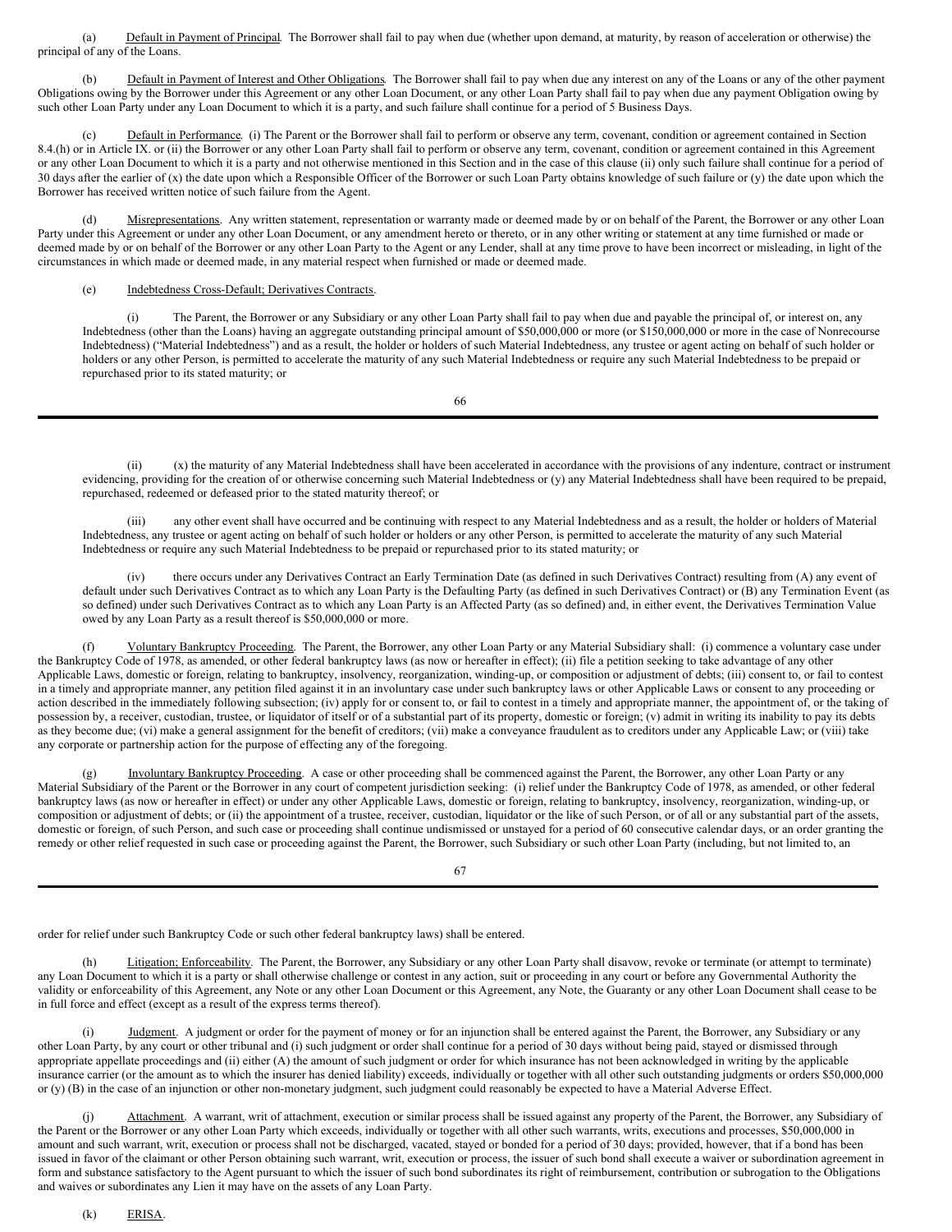(a) Default in Payment of Principal. The Borrower shall fail to pay when due (whether upon demand, at maturity, by reason of acceleration or otherwise) the principal of any of the Loans.

(b) Default in Payment of Interest and Other Obligations. The Borrower shall fail to pay when due any interest on any of the Loans or any of the other payment Obligations owing by the Borrower under this Agreement or any other Loan Document, or any other Loan Party shall fail to pay when due any payment Obligation owing by such other Loan Party under any Loan Document to which it is a party, and such failure shall continue for a period of 5 Business Days.

(c) Default in Performance. (i) The Parent or the Borrower shall fail to perform or observe any term, covenant, condition or agreement contained in Section 8.4.(h) or in Article IX. or (ii) the Borrower or any other Loan Party shall fail to perform or observe any term, covenant, condition or agreement contained in this Agreement or any other Loan Document to which it is a party and not otherwise mentioned in this Section and in the case of this clause (ii) only such failure shall continue for a period of 30 days after the earlier of (x) the date upon which a Responsible Officer of the Borrower or such Loan Party obtains knowledge of such failure or (y) the date upon which the Borrower has received written notice of such failure from the Agent.

(d) Misrepresentations. Any written statement, representation or warranty made or deemed made by or on behalf of the Parent, the Borrower or any other Loan Party under this Agreement or under any other Loan Document, or any amendment hereto or thereto, or in any other writing or statement at any time furnished or made or deemed made by or on behalf of the Borrower or any other Loan Party to the Agent or any Lender, shall at any time prove to have been incorrect or misleading, in light of the circumstances in which made or deemed made, in any material respect when furnished or made or deemed made.

(e) Indebtedness Cross-Default; Derivatives Contracts.

(i) The Parent, the Borrower or any Subsidiary or any other Loan Party shall fail to pay when due and payable the principal of, or interest on, any Indebtedness (other than the Loans) having an aggregate outstanding principal amount of $50,000,000 or more (or $150,000,000 or more in the case of Nonrecourse Indebtedness) ("Material Indebtedness") and as a result, the holder or holders of such Material Indebtedness, any trustee or agent acting on behalf of such holder or holders or any other Person, is permitted to accelerate the maturity of any such Material Indebtedness or require any such Material Indebtedness to be prepaid or repurchased prior to its stated maturity; or

(ii) (x) the maturity of any Material Indebtedness shall have been accelerated in accordance with the provisions of any indenture, contract or instrument evidencing, providing for the creation of or otherwise concerning such Material Indebtedness or (y) any Material Indebtedness shall have been required to be prepaid, repurchased, redeemed or defeased prior to the stated maturity thereof; or

(iii) any other event shall have occurred and be continuing with respect to any Material Indebtedness and as a result, the holder or holders of Material Indebtedness, any trustee or agent acting on behalf of such holder or holders or any other Person, is permitted to accelerate the maturity of any such Material Indebtedness or require any such Material Indebtedness to be prepaid or repurchased prior to its stated maturity; or

(iv) there occurs under any Derivatives Contract an Early Termination Date (as defined in such Derivatives Contract) resulting from (A) any event of default under such Derivatives Contract as to which any Loan Party is the Defaulting Party (as defined in such Derivatives Contract) or (B) any Termination Event (as so defined) under such Derivatives Contract as to which any Loan Party is an Affected Party (as so defined) and, in either event, the Derivatives Termination Value owed by any Loan Party as a result thereof is $50,000,000 or more.

(f) Voluntary Bankruptcy Proceeding. The Parent, the Borrower, any other Loan Party or any Material Subsidiary shall: (i) commence a voluntary case under the Bankruptcy Code of 1978, as amended, or other federal bankruptcy laws (as now or hereafter in effect); (ii) file a petition seeking to take advantage of any other Applicable Laws, domestic or foreign, relating to bankruptcy, insolvency, reorganization, winding-up, or composition or adjustment of debts; (iii) consent to, or fail to contest in a timely and appropriate manner, any petition filed against it in an involuntary case under such bankruptcy laws or other Applicable Laws or consent to any proceeding or action described in the immediately following subsection; (iv) apply for or consent to, or fail to contest in a timely and appropriate manner, the appointment of, or the taking of possession by, a receiver, custodian, trustee, or liquidator of itself or of a substantial part of its property, domestic or foreign; (v) admit in writing its inability to pay its debts as they become due; (vi) make a general assignment for the benefit of creditors; (vii) make a conveyance fraudulent as to creditors under any Applicable Law; or (viii) take any corporate or partnership action for the purpose of effecting any of the foregoing.

(g) Involuntary Bankruptcy Proceeding. A case or other proceeding shall be commenced against the Parent, the Borrower, any other Loan Party or any Material Subsidiary of the Parent or the Borrower in any court of competent jurisdiction seeking: (i) relief under the Bankruptcy Code of 1978, as amended, or other federal bankruptcy laws (as now or hereafter in effect) or under any other Applicable Laws, domestic or foreign, relating to bankruptcy, insolvency, reorganization, winding-up, or composition or adjustment of debts; or (ii) the appointment of a trustee, receiver, custodian, liquidator or the like of such Person, or of all or any substantial part of the assets, domestic or foreign, of such Person, and such case or proceeding shall continue undismissed or unstayed for a period of 60 consecutive calendar days, or an order granting the remedy or other relief requested in such case or proceeding against the Parent, the Borrower, such Subsidiary or such other Loan Party (including, but not limited to, an order for relief under such Bankruptcy Code or such other federal bankruptcy laws) shall be entered.

(h) Litigation; Enforceability. The Parent, the Borrower, any Subsidiary or any other Loan Party shall disavow, revoke or terminate (or attempt to terminate) any Loan Document to which it is a party or shall otherwise challenge or contest in any action, suit or proceeding in any court or before any Governmental Authority the validity or enforceability of this Agreement, any Note or any other Loan Document or this Agreement, any Note, the Guaranty or any other Loan Document shall cease to be in full force and effect (except as a result of the express terms thereof).

(i) Judgment. A judgment or order for the payment of money or for an injunction shall be entered against the Parent, the Borrower, any Subsidiary or any other Loan Party, by any court or other tribunal and (i) such judgment or order shall continue for a period of 30 days without being paid, stayed or dismissed through appropriate appellate proceedings and (ii) either (A) the amount of such judgment or order for which insurance has not been acknowledged in writing by the applicable insurance carrier (or the amount as to which the insurer has denied liability) exceeds, individually or together with all other such outstanding judgments or orders $50,000,000 or (y) (B) in the case of an injunction or other non-monetary judgment, such judgment could reasonably be expected to have a Material Adverse Effect.

(j) Attachment. A warrant, writ of attachment, execution or similar process shall be issued against any property of the Parent, the Borrower, any Subsidiary of the Parent or the Borrower or any other Loan Party which exceeds, individually or together with all other such warrants, writs, executions and processes, $50,000,000 in amount and such warrant, writ, execution or process shall not be discharged, vacated, stayed or bonded for a period of 30 days; provided, however, that if a bond has been issued in favor of the claimant or other Person obtaining such warrant, writ, execution or process, the issuer of such bond shall execute a waiver or subordination agreement in form and substance satisfactory to the Agent pursuant to which the issuer of such bond subordinates its right of reimbursement, contribution or subrogation to the Obligations and waives or subordinates any Lien it may have on the assets of any Loan Party.

(k) ERISA.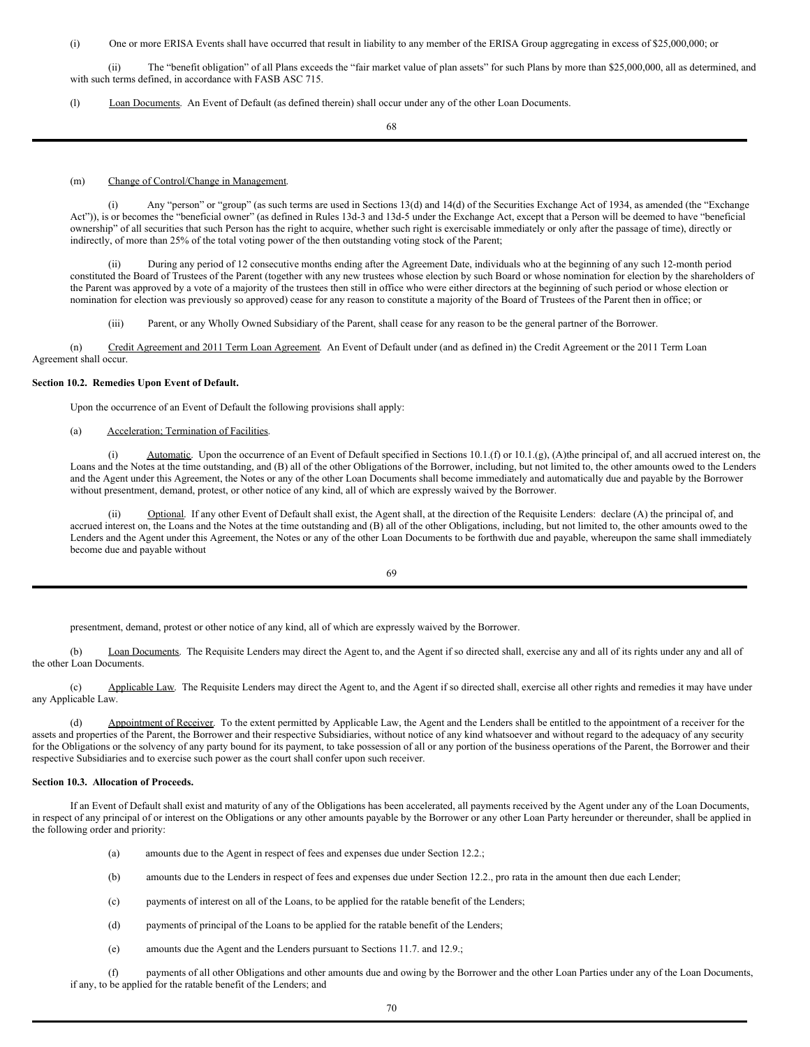(i) One or more ERISA Events shall have occurred that result in liability to any member of the ERISA Group aggregating in excess of $25,000,000; or

(ii) The "benefit obligation" of all Plans exceeds the "fair market value of plan assets" for such Plans by more than $25,000,000, all as determined, and with such terms defined, in accordance with FASB ASC 715.

(l) Loan Documents. An Event of Default (as defined therein) shall occur under any of the other Loan Documents.

(m) Change of Control/Change in Management.

(i) Any "person" or "group" (as such terms are used in Sections 13(d) and 14(d) of the Securities Exchange Act of 1934, as amended (the "Exchange Act")), is or becomes the "beneficial owner" (as defined in Rules 13d-3 and 13d-5 under the Exchange Act, except that a Person will be deemed to have "beneficial ownership" of all securities that such Person has the right to acquire, whether such right is exercisable immediately or only after the passage of time), directly or indirectly, of more than 25% of the total voting power of the then outstanding voting stock of the Parent;

(ii) During any period of 12 consecutive months ending after the Agreement Date, individuals who at the beginning of any such 12-month period constituted the Board of Trustees of the Parent (together with any new trustees whose election by such Board or whose nomination for election by the shareholders of the Parent was approved by a vote of a majority of the trustees then still in office who were either directors at the beginning of such period or whose election or nomination for election was previously so approved) cease for any reason to constitute a majority of the Board of Trustees of the Parent then in office; or

(iii) Parent, or any Wholly Owned Subsidiary of the Parent, shall cease for any reason to be the general partner of the Borrower.

(n) Credit Agreement and 2011 Term Loan Agreement. An Event of Default under (and as defined in) the Credit Agreement or the 2011 Term Loan Agreement shall occur.

**Section 10.2. Remedies Upon Event of Default.**

Upon the occurrence of an Event of Default the following provisions shall apply:

(a) Acceleration; Termination of Facilities.

(i) Automatic. Upon the occurrence of an Event of Default specified in Sections 10.1.(f) or 10.1.(g), (A)the principal of, and all accrued interest on, the Loans and the Notes at the time outstanding, and (B) all of the other Obligations of the Borrower, including, but not limited to, the other amounts owed to the Lenders and the Agent under this Agreement, the Notes or any of the other Loan Documents shall become immediately and automatically due and payable by the Borrower without presentment, demand, protest, or other notice of any kind, all of which are expressly waived by the Borrower.

(ii) Optional. If any other Event of Default shall exist, the Agent shall, at the direction of the Requisite Lenders: declare (A) the principal of, and accrued interest on, the Loans and the Notes at the time outstanding and (B) all of the other Obligations, including, but not limited to, the other amounts owed to the Lenders and the Agent under this Agreement, the Notes or any of the other Loan Documents to be forthwith due and payable, whereupon the same shall immediately become due and payable without presentment, demand, protest or other notice of any kind, all of which are expressly waived by the Borrower.

(b) Loan Documents. The Requisite Lenders may direct the Agent to, and the Agent if so directed shall, exercise any and all of its rights under any and all of the other Loan Documents.

(c) Applicable Law. The Requisite Lenders may direct the Agent to, and the Agent if so directed shall, exercise all other rights and remedies it may have under any Applicable Law.

(d) Appointment of Receiver. To the extent permitted by Applicable Law, the Agent and the Lenders shall be entitled to the appointment of a receiver for the assets and properties of the Parent, the Borrower and their respective Subsidiaries, without notice of any kind whatsoever and without regard to the adequacy of any security for the Obligations or the solvency of any party bound for its payment, to take possession of all or any portion of the business operations of the Parent, the Borrower and their respective Subsidiaries and to exercise such power as the court shall confer upon such receiver.

**Section 10.3. Allocation of Proceeds.**

If an Event of Default shall exist and maturity of any of the Obligations has been accelerated, all payments received by the Agent under any of the Loan Documents, in respect of any principal of or interest on the Obligations or any other amounts payable by the Borrower or any other Loan Party hereunder or thereunder, shall be applied in the following order and priority:

(a) amounts due to the Agent in respect of fees and expenses due under Section 12.2.;

(b) amounts due to the Lenders in respect of fees and expenses due under Section 12.2., pro rata in the amount then due each Lender;

(c) payments of interest on all of the Loans, to be applied for the ratable benefit of the Lenders;

(d) payments of principal of the Loans to be applied for the ratable benefit of the Lenders;

(e) amounts due the Agent and the Lenders pursuant to Sections 11.7. and 12.9.;

(f) payments of all other Obligations and other amounts due and owing by the Borrower and the other Loan Parties under any of the Loan Documents, if any, to be applied for the ratable benefit of the Lenders; and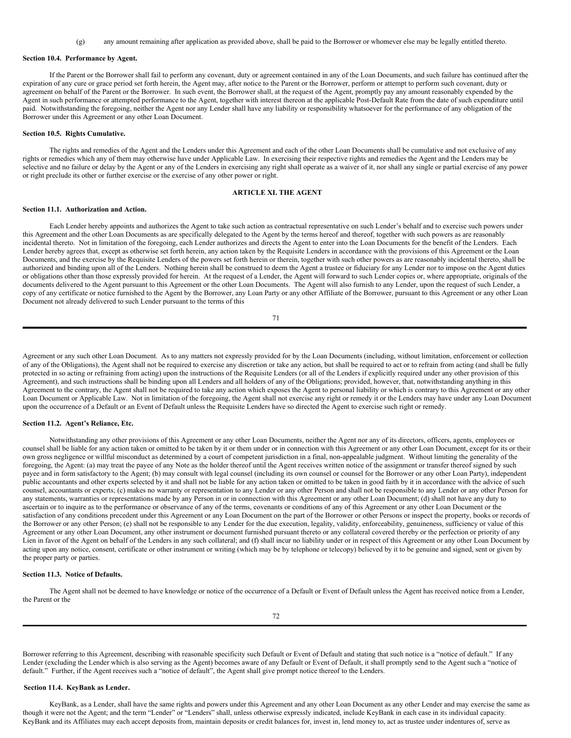(g) any amount remaining after application as provided above, shall be paid to the Borrower or whomever else may be legally entitled thereto.

**Section 10.4. Performance by Agent.**

If the Parent or the Borrower shall fail to perform any covenant, duty or agreement contained in any of the Loan Documents, and such failure has continued after the expiration of any cure or grace period set forth herein, the Agent may, after notice to the Parent or the Borrower, perform or attempt to perform such covenant, duty or agreement on behalf of the Parent or the Borrower. In such event, the Borrower shall, at the request of the Agent, promptly pay any amount reasonably expended by the Agent in such performance or attempted performance to the Agent, together with interest thereon at the applicable Post-Default Rate from the date of such expenditure until paid. Notwithstanding the foregoing, neither the Agent nor any Lender shall have any liability or responsibility whatsoever for the performance of any obligation of the Borrower under this Agreement or any other Loan Document.

**Section 10.5. Rights Cumulative.**

The rights and remedies of the Agent and the Lenders under this Agreement and each of the other Loan Documents shall be cumulative and not exclusive of any rights or remedies which any of them may otherwise have under Applicable Law. In exercising their respective rights and remedies the Agent and the Lenders may be selective and no failure or delay by the Agent or any of the Lenders in exercising any right shall operate as a waiver of it, nor shall any single or partial exercise of any power or right preclude its other or further exercise or the exercise of any other power or right.

## ARTICLE XI. THE AGENT

**Section 11.1. Authorization and Action.**

Each Lender hereby appoints and authorizes the Agent to take such action as contractual representative on such Lender's behalf and to exercise such powers under this Agreement and the other Loan Documents as are specifically delegated to the Agent by the terms hereof and thereof, together with such powers as are reasonably incidental thereto. Not in limitation of the foregoing, each Lender authorizes and directs the Agent to enter into the Loan Documents for the benefit of the Lenders. Each Lender hereby agrees that, except as otherwise set forth herein, any action taken by the Requisite Lenders in accordance with the provisions of this Agreement or the Loan Documents, and the exercise by the Requisite Lenders of the powers set forth herein or therein, together with such other powers as are reasonably incidental thereto, shall be authorized and binding upon all of the Lenders. Nothing herein shall be construed to deem the Agent a trustee or fiduciary for any Lender nor to impose on the Agent duties or obligations other than those expressly provided for herein. At the request of a Lender, the Agent will forward to such Lender copies or, where appropriate, originals of the documents delivered to the Agent pursuant to this Agreement or the other Loan Documents. The Agent will also furnish to any Lender, upon the request of such Lender, a copy of any certificate or notice furnished to the Agent by the Borrower, any Loan Party or any other Affiliate of the Borrower, pursuant to this Agreement or any other Loan Document not already delivered to such Lender pursuant to the terms of this Agreement or any such other Loan Document. As to any matters not expressly provided for by the Loan Documents (including, without limitation, enforcement or collection of any of the Obligations), the Agent shall not be required to exercise any discretion or take any action, but shall be required to act or to refrain from acting (and shall be fully protected in so acting or refraining from acting) upon the instructions of the Requisite Lenders (or all of the Lenders if explicitly required under any other provision of this Agreement), and such instructions shall be binding upon all Lenders and all holders of any of the Obligations; provided, however, that, notwithstanding anything in this Agreement to the contrary, the Agent shall not be required to take any action which exposes the Agent to personal liability or which is contrary to this Agreement or any other Loan Document or Applicable Law. Not in limitation of the foregoing, the Agent shall not exercise any right or remedy it or the Lenders may have under any Loan Document upon the occurrence of a Default or an Event of Default unless the Requisite Lenders have so directed the Agent to exercise such right or remedy.

**Section 11.2. Agent's Reliance, Etc.**

Notwithstanding any other provisions of this Agreement or any other Loan Documents, neither the Agent nor any of its directors, officers, agents, employees or counsel shall be liable for any action taken or omitted to be taken by it or them under or in connection with this Agreement or any other Loan Document, except for its or their own gross negligence or willful misconduct as determined by a court of competent jurisdiction in a final, non-appealable judgment. Without limiting the generality of the foregoing, the Agent: (a) may treat the payee of any Note as the holder thereof until the Agent receives written notice of the assignment or transfer thereof signed by such payee and in form satisfactory to the Agent; (b) may consult with legal counsel (including its own counsel or counsel for the Borrower or any other Loan Party), independent public accountants and other experts selected by it and shall not be liable for any action taken or omitted to be taken in good faith by it in accordance with the advice of such counsel, accountants or experts; (c) makes no warranty or representation to any Lender or any other Person and shall not be responsible to any Lender or any other Person for any statements, warranties or representations made by any Person in or in connection with this Agreement or any other Loan Document; (d) shall not have any duty to ascertain or to inquire as to the performance or observance of any of the terms, covenants or conditions of any of this Agreement or any other Loan Document or the satisfaction of any conditions precedent under this Agreement or any Loan Document on the part of the Borrower or other Persons or inspect the property, books or records of the Borrower or any other Person; (e) shall not be responsible to any Lender for the due execution, legality, validity, enforceability, genuineness, sufficiency or value of this Agreement or any other Loan Document, any other instrument or document furnished pursuant thereto or any collateral covered thereby or the perfection or priority of any Lien in favor of the Agent on behalf of the Lenders in any such collateral; and (f) shall incur no liability under or in respect of this Agreement or any other Loan Document by acting upon any notice, consent, certificate or other instrument or writing (which may be by telephone or telecopy) believed by it to be genuine and signed, sent or given by the proper party or parties.

**Section 11.3. Notice of Defaults.**

The Agent shall not be deemed to have knowledge or notice of the occurrence of a Default or Event of Default unless the Agent has received notice from a Lender, the Parent or the Borrower referring to this Agreement, describing with reasonable specificity such Default or Event of Default and stating that such notice is a "notice of default." If any Lender (excluding the Lender which is also serving as the Agent) becomes aware of any Default or Event of Default, it shall promptly send to the Agent such a "notice of default." Further, if the Agent receives such a "notice of default", the Agent shall give prompt notice thereof to the Lenders.

**Section 11.4. KeyBank as Lender.**

KeyBank, as a Lender, shall have the same rights and powers under this Agreement and any other Loan Document as any other Lender and may exercise the same as though it were not the Agent; and the term "Lender" or "Lenders" shall, unless otherwise expressly indicated, include KeyBank in each case in its individual capacity. KeyBank and its Affiliates may each accept deposits from, maintain deposits or credit balances for, invest in, lend money to, act as trustee under indentures of, serve as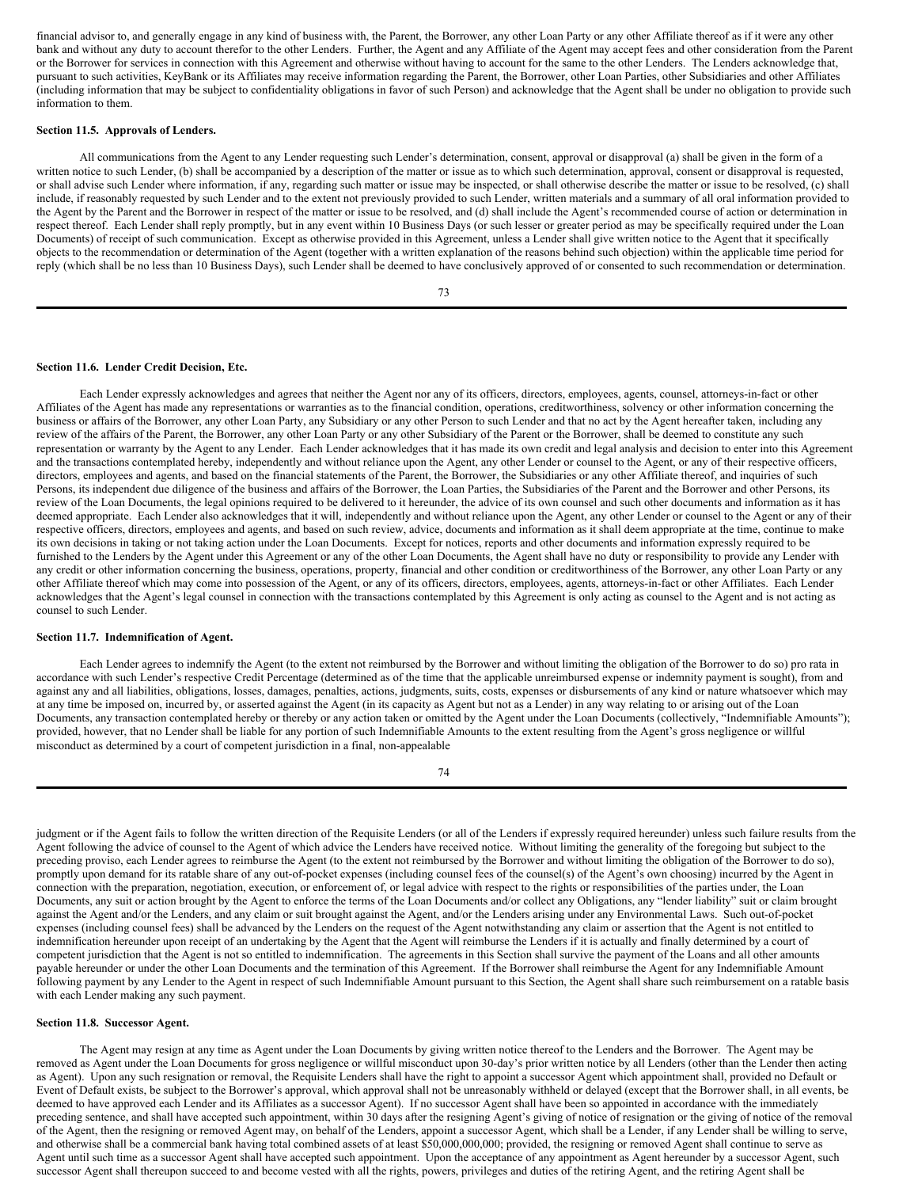financial advisor to, and generally engage in any kind of business with, the Parent, the Borrower, any other Loan Party or any other Affiliate thereof as if it were any other bank and without any duty to account therefor to the other Lenders. Further, the Agent and any Affiliate of the Agent may accept fees and other consideration from the Parent or the Borrower for services in connection with this Agreement and otherwise without having to account for the same to the other Lenders. The Lenders acknowledge that, pursuant to such activities, KeyBank or its Affiliates may receive information regarding the Parent, the Borrower, other Loan Parties, other Subsidiaries and other Affiliates (including information that may be subject to confidentiality obligations in favor of such Person) and acknowledge that the Agent shall be under no obligation to provide such information to them.

**Section 11.5. Approvals of Lenders.**

All communications from the Agent to any Lender requesting such Lender's determination, consent, approval or disapproval (a) shall be given in the form of a written notice to such Lender, (b) shall be accompanied by a description of the matter or issue as to which such determination, approval, consent or disapproval is requested, or shall advise such Lender where information, if any, regarding such matter or issue may be inspected, or shall otherwise describe the matter or issue to be resolved, (c) shall include, if reasonably requested by such Lender and to the extent not previously provided to such Lender, written materials and a summary of all oral information provided to the Agent by the Parent and the Borrower in respect of the matter or issue to be resolved, and (d) shall include the Agent's recommended course of action or determination in respect thereof. Each Lender shall reply promptly, but in any event within 10 Business Days (or such lesser or greater period as may be specifically required under the Loan Documents) of receipt of such communication. Except as otherwise provided in this Agreement, unless a Lender shall give written notice to the Agent that it specifically objects to the recommendation or determination of the Agent (together with a written explanation of the reasons behind such objection) within the applicable time period for reply (which shall be no less than 10 Business Days), such Lender shall be deemed to have conclusively approved of or consented to such recommendation or determination.

**Section 11.6. Lender Credit Decision, Etc.**

Each Lender expressly acknowledges and agrees that neither the Agent nor any of its officers, directors, employees, agents, counsel, attorneys-in-fact or other Affiliates of the Agent has made any representations or warranties as to the financial condition, operations, creditworthiness, solvency or other information concerning the business or affairs of the Borrower, any other Loan Party, any Subsidiary or any other Person to such Lender and that no act by the Agent hereafter taken, including any review of the affairs of the Parent, the Borrower, any other Loan Party or any other Subsidiary of the Parent or the Borrower, shall be deemed to constitute any such representation or warranty by the Agent to any Lender. Each Lender acknowledges that it has made its own credit and legal analysis and decision to enter into this Agreement and the transactions contemplated hereby, independently and without reliance upon the Agent, any other Lender or counsel to the Agent, or any of their respective officers, directors, employees and agents, and based on the financial statements of the Parent, the Borrower, the Subsidiaries or any other Affiliate thereof, and inquiries of such Persons, its independent due diligence of the business and affairs of the Borrower, the Loan Parties, the Subsidiaries of the Parent and the Borrower and other Persons, its review of the Loan Documents, the legal opinions required to be delivered to it hereunder, the advice of its own counsel and such other documents and information as it has deemed appropriate. Each Lender also acknowledges that it will, independently and without reliance upon the Agent, any other Lender or counsel to the Agent or any of their respective officers, directors, employees and agents, and based on such review, advice, documents and information as it shall deem appropriate at the time, continue to make its own decisions in taking or not taking action under the Loan Documents. Except for notices, reports and other documents and information expressly required to be furnished to the Lenders by the Agent under this Agreement or any of the other Loan Documents, the Agent shall have no duty or responsibility to provide any Lender with any credit or other information concerning the business, operations, property, financial and other condition or creditworthiness of the Borrower, any other Loan Party or any other Affiliate thereof which may come into possession of the Agent, or any of its officers, directors, employees, agents, attorneys-in-fact or other Affiliates. Each Lender acknowledges that the Agent's legal counsel in connection with the transactions contemplated by this Agreement is only acting as counsel to the Agent and is not acting as counsel to such Lender.

**Section 11.7. Indemnification of Agent.**

Each Lender agrees to indemnify the Agent (to the extent not reimbursed by the Borrower and without limiting the obligation of the Borrower to do so) pro rata in accordance with such Lender's respective Credit Percentage (determined as of the time that the applicable unreimbursed expense or indemnity payment is sought), from and against any and all liabilities, obligations, losses, damages, penalties, actions, judgments, suits, costs, expenses or disbursements of any kind or nature whatsoever which may at any time be imposed on, incurred by, or asserted against the Agent (in its capacity as Agent but not as a Lender) in any way relating to or arising out of the Loan Documents, any transaction contemplated hereby or thereby or any action taken or omitted by the Agent under the Loan Documents (collectively, "Indemnifiable Amounts"); provided, however, that no Lender shall be liable for any portion of such Indemnifiable Amounts to the extent resulting from the Agent's gross negligence or willful misconduct as determined by a court of competent jurisdiction in a final, non-appealable judgment or if the Agent fails to follow the written direction of the Requisite Lenders (or all of the Lenders if expressly required hereunder) unless such failure results from the Agent following the advice of counsel to the Agent of which advice the Lenders have received notice. Without limiting the generality of the foregoing but subject to the preceding proviso, each Lender agrees to reimburse the Agent (to the extent not reimbursed by the Borrower and without limiting the obligation of the Borrower to do so), promptly upon demand for its ratable share of any out-of-pocket expenses (including counsel fees of the counsel(s) of the Agent's own choosing) incurred by the Agent in connection with the preparation, negotiation, execution, or enforcement of, or legal advice with respect to the rights or responsibilities of the parties under, the Loan Documents, any suit or action brought by the Agent to enforce the terms of the Loan Documents and/or collect any Obligations, any "lender liability" suit or claim brought against the Agent and/or the Lenders, and any claim or suit brought against the Agent, and/or the Lenders arising under any Environmental Laws. Such out-of-pocket expenses (including counsel fees) shall be advanced by the Lenders on the request of the Agent notwithstanding any claim or assertion that the Agent is not entitled to indemnification hereunder upon receipt of an undertaking by the Agent that the Agent will reimburse the Lenders if it is actually and finally determined by a court of competent jurisdiction that the Agent is not so entitled to indemnification. The agreements in this Section shall survive the payment of the Loans and all other amounts payable hereunder or under the other Loan Documents and the termination of this Agreement. If the Borrower shall reimburse the Agent for any Indemnifiable Amount following payment by any Lender to the Agent in respect of such Indemnifiable Amount pursuant to this Section, the Agent shall share such reimbursement on a ratable basis with each Lender making any such payment.

**Section 11.8. Successor Agent.**

The Agent may resign at any time as Agent under the Loan Documents by giving written notice thereof to the Lenders and the Borrower. The Agent may be removed as Agent under the Loan Documents for gross negligence or willful misconduct upon 30-day's prior written notice by all Lenders (other than the Lender then acting as Agent). Upon any such resignation or removal, the Requisite Lenders shall have the right to appoint a successor Agent which appointment shall, provided no Default or Event of Default exists, be subject to the Borrower's approval, which approval shall not be unreasonably withheld or delayed (except that the Borrower shall, in all events, be deemed to have approved each Lender and its Affiliates as a successor Agent). If no successor Agent shall have been so appointed in accordance with the immediately preceding sentence, and shall have accepted such appointment, within 30 days after the resigning Agent's giving of notice of resignation or the giving of notice of the removal of the Agent, then the resigning or removed Agent may, on behalf of the Lenders, appoint a successor Agent, which shall be a Lender, if any Lender shall be willing to serve, and otherwise shall be a commercial bank having total combined assets of at least $50,000,000,000; provided, the resigning or removed Agent shall continue to serve as Agent until such time as a successor Agent shall have accepted such appointment. Upon the acceptance of any appointment as Agent hereunder by a successor Agent, such successor Agent shall thereupon succeed to and become vested with all the rights, powers, privileges and duties of the retiring Agent, and the retiring Agent shall be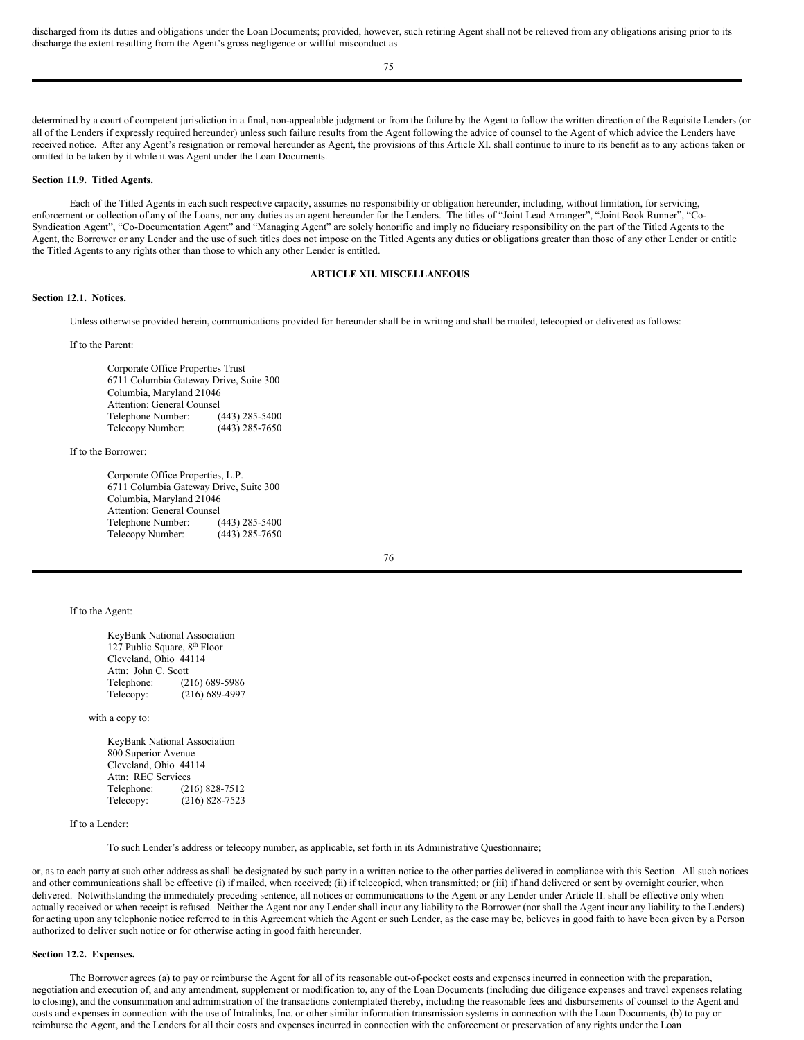discharged from its duties and obligations under the Loan Documents; provided, however, such retiring Agent shall not be relieved from any obligations arising prior to its discharge the extent resulting from the Agent's gross negligence or willful misconduct as

determined by a court of competent jurisdiction in a final, non-appealable judgment or from the failure by the Agent to follow the written direction of the Requisite Lenders (or all of the Lenders if expressly required hereunder) unless such failure results from the Agent following the advice of counsel to the Agent of which advice the Lenders have received notice. After any Agent's resignation or removal hereunder as Agent, the provisions of this Article XI. shall continue to inure to its benefit as to any actions taken or omitted to be taken by it while it was Agent under the Loan Documents.

**Section 11.9. Titled Agents.**

Each of the Titled Agents in each such respective capacity, assumes no responsibility or obligation hereunder, including, without limitation, for servicing, enforcement or collection of any of the Loans, nor any duties as an agent hereunder for the Lenders. The titles of "Joint Lead Arranger", "Joint Book Runner", "Co-Syndication Agent", "Co-Documentation Agent" and "Managing Agent" are solely honorific and imply no fiduciary responsibility on the part of the Titled Agents to the Agent, the Borrower or any Lender and the use of such titles does not impose on the Titled Agents any duties or obligations greater than those of any other Lender or entitle the Titled Agents to any rights other than those to which any other Lender is entitled.

## ARTICLE XII. MISCELLANEOUS

**Section 12.1. Notices.**

Unless otherwise provided herein, communications provided for hereunder shall be in writing and shall be mailed, telecopied or delivered as follows:

If to the Parent:

Corporate Office Properties Trust
6711 Columbia Gateway Drive, Suite 300
Columbia, Maryland 21046
Attention: General Counsel
Telephone Number: (443) 285-5400
Telecopy Number: (443) 285-7650

If to the Borrower:

Corporate Office Properties, L.P.
6711 Columbia Gateway Drive, Suite 300
Columbia, Maryland 21046
Attention: General Counsel
Telephone Number: (443) 285-5400
Telecopy Number: (443) 285-7650

If to the Agent:

KeyBank National Association
127 Public Square, 8th Floor
Cleveland, Ohio 44114
Attn: John C. Scott
Telephone: (216) 689-5986
Telecopy: (216) 689-4997

with a copy to:

KeyBank National Association
800 Superior Avenue
Cleveland, Ohio 44114
Attn: REC Services
Telephone: (216) 828-7512
Telecopy: (216) 828-7523

If to a Lender:

To such Lender's address or telecopy number, as applicable, set forth in its Administrative Questionnaire;

or, as to each party at such other address as shall be designated by such party in a written notice to the other parties delivered in compliance with this Section. All such notices and other communications shall be effective (i) if mailed, when received; (ii) if telecopied, when transmitted; or (iii) if hand delivered or sent by overnight courier, when delivered. Notwithstanding the immediately preceding sentence, all notices or communications to the Agent or any Lender under Article II. shall be effective only when actually received or when receipt is refused. Neither the Agent nor any Lender shall incur any liability to the Borrower (nor shall the Agent incur any liability to the Lenders) for acting upon any telephonic notice referred to in this Agreement which the Agent or such Lender, as the case may be, believes in good faith to have been given by a Person authorized to deliver such notice or for otherwise acting in good faith hereunder.

**Section 12.2. Expenses.**

The Borrower agrees (a) to pay or reimburse the Agent for all of its reasonable out-of-pocket costs and expenses incurred in connection with the preparation, negotiation and execution of, and any amendment, supplement or modification to, any of the Loan Documents (including due diligence expenses and travel expenses relating to closing), and the consummation and administration of the transactions contemplated thereby, including the reasonable fees and disbursements of counsel to the Agent and costs and expenses in connection with the use of Intralinks, Inc. or other similar information transmission systems in connection with the Loan Documents, (b) to pay or reimburse the Agent, and the Lenders for all their costs and expenses incurred in connection with the enforcement or preservation of any rights under the Loan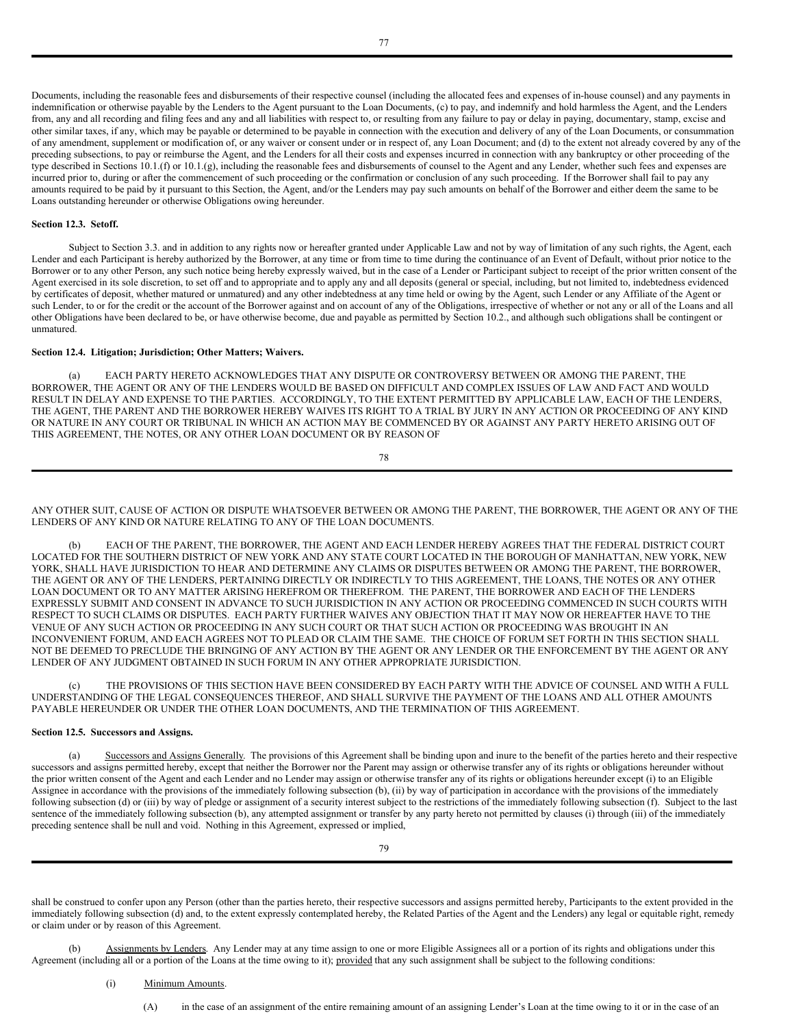Documents, including the reasonable fees and disbursements of their respective counsel (including the allocated fees and expenses of in-house counsel) and any payments in indemnification or otherwise payable by the Lenders to the Agent pursuant to the Loan Documents, (c) to pay, and indemnify and hold harmless the Agent, and the Lenders from, any and all recording and filing fees and any and all liabilities with respect to, or resulting from any failure to pay or delay in paying, documentary, stamp, excise and other similar taxes, if any, which may be payable or determined to be payable in connection with the execution and delivery of any of the Loan Documents, or consummation of any amendment, supplement or modification of, or any waiver or consent under or in respect of, any Loan Document; and (d) to the extent not already covered by any of the preceding subsections, to pay or reimburse the Agent, and the Lenders for all their costs and expenses incurred in connection with any bankruptcy or other proceeding of the type described in Sections 10.1.(f) or 10.1.(g), including the reasonable fees and disbursements of counsel to the Agent and any Lender, whether such fees and expenses are incurred prior to, during or after the commencement of such proceeding or the confirmation or conclusion of any such proceeding. If the Borrower shall fail to pay any amounts required to be paid by it pursuant to this Section, the Agent, and/or the Lenders may pay such amounts on behalf of the Borrower and either deem the same to be Loans outstanding hereunder or otherwise Obligations owing hereunder.

**Section 12.3. Setoff.**

Subject to Section 3.3. and in addition to any rights now or hereafter granted under Applicable Law and not by way of limitation of any such rights, the Agent, each Lender and each Participant is hereby authorized by the Borrower, at any time or from time to time during the continuance of an Event of Default, without prior notice to the Borrower or to any other Person, any such notice being hereby expressly waived, but in the case of a Lender or Participant subject to receipt of the prior written consent of the Agent exercised in its sole discretion, to set off and to appropriate and to apply any and all deposits (general or special, including, but not limited to, indebtedness evidenced by certificates of deposit, whether matured or unmatured) and any other indebtedness at any time held or owing by the Agent, such Lender or any Affiliate of the Agent or such Lender, to or for the credit or the account of the Borrower against and on account of any of the Obligations, irrespective of whether or not any or all of the Loans and all other Obligations have been declared to be, or have otherwise become, due and payable as permitted by Section 10.2., and although such obligations shall be contingent or unmatured.

**Section 12.4. Litigation; Jurisdiction; Other Matters; Waivers.**

(a) EACH PARTY HERETO ACKNOWLEDGES THAT ANY DISPUTE OR CONTROVERSY BETWEEN OR AMONG THE PARENT, THE BORROWER, THE AGENT OR ANY OF THE LENDERS WOULD BE BASED ON DIFFICULT AND COMPLEX ISSUES OF LAW AND FACT AND WOULD RESULT IN DELAY AND EXPENSE TO THE PARTIES. ACCORDINGLY, TO THE EXTENT PERMITTED BY APPLICABLE LAW, EACH OF THE LENDERS, THE AGENT, THE PARENT AND THE BORROWER HEREBY WAIVES ITS RIGHT TO A TRIAL BY JURY IN ANY ACTION OR PROCEEDING OF ANY KIND OR NATURE IN ANY COURT OR TRIBUNAL IN WHICH AN ACTION MAY BE COMMENCED BY OR AGAINST ANY PARTY HERETO ARISING OUT OF THIS AGREEMENT, THE NOTES, OR ANY OTHER LOAN DOCUMENT OR BY REASON OF ANY OTHER SUIT, CAUSE OF ACTION OR DISPUTE WHATSOEVER BETWEEN OR AMONG THE PARENT, THE BORROWER, THE AGENT OR ANY OF THE LENDERS OF ANY KIND OR NATURE RELATING TO ANY OF THE LOAN DOCUMENTS.

(b) EACH OF THE PARENT, THE BORROWER, THE AGENT AND EACH LENDER HEREBY AGREES THAT THE FEDERAL DISTRICT COURT LOCATED FOR THE SOUTHERN DISTRICT OF NEW YORK AND ANY STATE COURT LOCATED IN THE BOROUGH OF MANHATTAN, NEW YORK, NEW YORK, SHALL HAVE JURISDICTION TO HEAR AND DETERMINE ANY CLAIMS OR DISPUTES BETWEEN OR AMONG THE PARENT, THE BORROWER, THE AGENT OR ANY OF THE LENDERS, PERTAINING DIRECTLY OR INDIRECTLY TO THIS AGREEMENT, THE LOANS, THE NOTES OR ANY OTHER LOAN DOCUMENT OR TO ANY MATTER ARISING HEREFROM OR THEREFROM. THE PARENT, THE BORROWER AND EACH OF THE LENDERS EXPRESSLY SUBMIT AND CONSENT IN ADVANCE TO SUCH JURISDICTION IN ANY ACTION OR PROCEEDING COMMENCED IN SUCH COURTS WITH RESPECT TO SUCH CLAIMS OR DISPUTES. EACH PARTY FURTHER WAIVES ANY OBJECTION THAT IT MAY NOW OR HEREAFTER HAVE TO THE VENUE OF ANY SUCH ACTION OR PROCEEDING IN ANY SUCH COURT OR THAT SUCH ACTION OR PROCEEDING WAS BROUGHT IN AN INCONVENIENT FORUM, AND EACH AGREES NOT TO PLEAD OR CLAIM THE SAME. THE CHOICE OF FORUM SET FORTH IN THIS SECTION SHALL NOT BE DEEMED TO PRECLUDE THE BRINGING OF ANY ACTION BY THE AGENT OR ANY LENDER OR THE ENFORCEMENT BY THE AGENT OR ANY LENDER OF ANY JUDGMENT OBTAINED IN SUCH FORUM IN ANY OTHER APPROPRIATE JURISDICTION.

(c) THE PROVISIONS OF THIS SECTION HAVE BEEN CONSIDERED BY EACH PARTY WITH THE ADVICE OF COUNSEL AND WITH A FULL UNDERSTANDING OF THE LEGAL CONSEQUENCES THEREOF, AND SHALL SURVIVE THE PAYMENT OF THE LOANS AND ALL OTHER AMOUNTS PAYABLE HEREUNDER OR UNDER THE OTHER LOAN DOCUMENTS, AND THE TERMINATION OF THIS AGREEMENT.

**Section 12.5. Successors and Assigns.**

(a) Successors and Assigns Generally. The provisions of this Agreement shall be binding upon and inure to the benefit of the parties hereto and their respective successors and assigns permitted hereby, except that neither the Borrower nor the Parent may assign or otherwise transfer any of its rights or obligations hereunder without the prior written consent of the Agent and each Lender and no Lender may assign or otherwise transfer any of its rights or obligations hereunder except (i) to an Eligible Assignee in accordance with the provisions of the immediately following subsection (b), (ii) by way of participation in accordance with the provisions of the immediately following subsection (d) or (iii) by way of pledge or assignment of a security interest subject to the restrictions of the immediately following subsection (f). Subject to the last sentence of the immediately following subsection (b), any attempted assignment or transfer by any party hereto not permitted by clauses (i) through (iii) of the immediately preceding sentence shall be null and void. Nothing in this Agreement, expressed or implied, shall be construed to confer upon any Person (other than the parties hereto, their respective successors and assigns permitted hereby, Participants to the extent provided in the immediately following subsection (d) and, to the extent expressly contemplated hereby, the Related Parties of the Agent and the Lenders) any legal or equitable right, remedy or claim under or by reason of this Agreement.

(b) Assignments by Lenders. Any Lender may at any time assign to one or more Eligible Assignees all or a portion of its rights and obligations under this Agreement (including all or a portion of the Loans at the time owing to it); provided that any such assignment shall be subject to the following conditions:

(i) Minimum Amounts.

(A) in the case of an assignment of the entire remaining amount of an assigning Lender's Loan at the time owing to it or in the case of an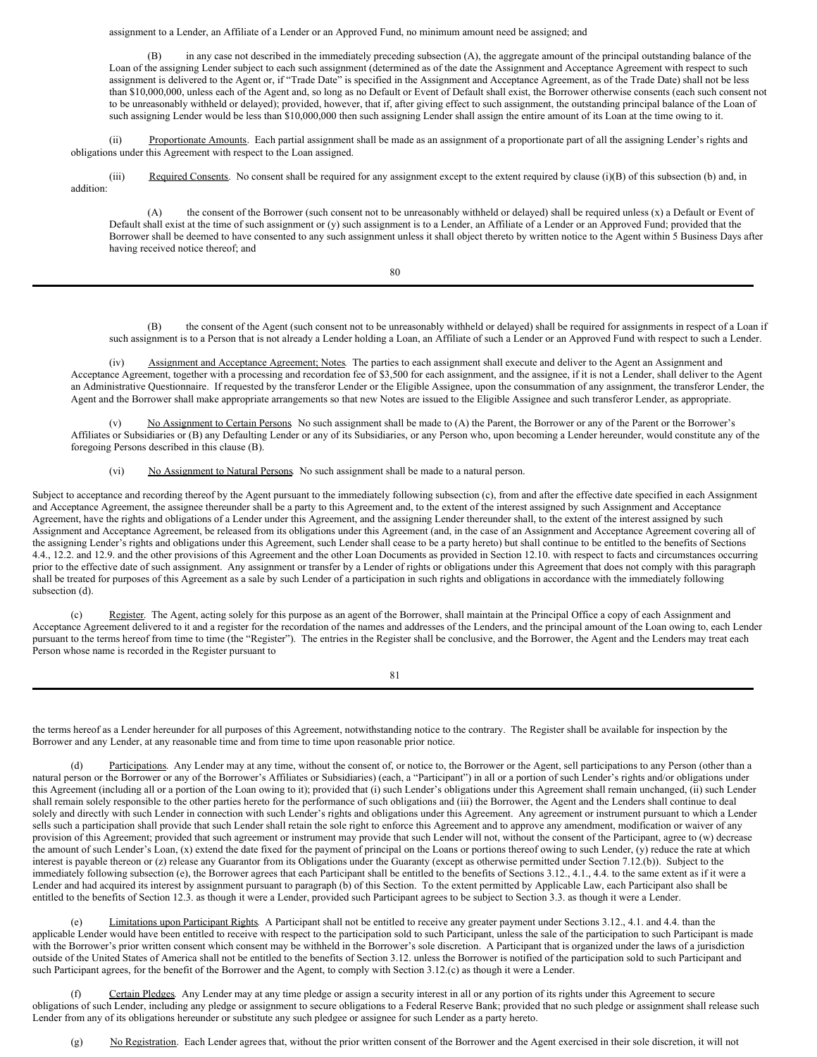assignment to a Lender, an Affiliate of a Lender or an Approved Fund, no minimum amount need be assigned; and

(B) in any case not described in the immediately preceding subsection (A), the aggregate amount of the principal outstanding balance of the Loan of the assigning Lender subject to each such assignment (determined as of the date the Assignment and Acceptance Agreement with respect to such assignment is delivered to the Agent or, if "Trade Date" is specified in the Assignment and Acceptance Agreement, as of the Trade Date) shall not be less than $10,000,000, unless each of the Agent and, so long as no Default or Event of Default shall exist, the Borrower otherwise consents (each such consent not to be unreasonably withheld or delayed); provided, however, that if, after giving effect to such assignment, the outstanding principal balance of the Loan of such assigning Lender would be less than $10,000,000 then such assigning Lender shall assign the entire amount of its Loan at the time owing to it.

(ii) Proportionate Amounts. Each partial assignment shall be made as an assignment of a proportionate part of all the assigning Lender's rights and obligations under this Agreement with respect to the Loan assigned.

(iii) Required Consents. No consent shall be required for any assignment except to the extent required by clause (i)(B) of this subsection (b) and, in addition:

(A) the consent of the Borrower (such consent not to be unreasonably withheld or delayed) shall be required unless (x) a Default or Event of Default shall exist at the time of such assignment or (y) such assignment is to a Lender, an Affiliate of a Lender or an Approved Fund; provided that the Borrower shall be deemed to have consented to any such assignment unless it shall object thereto by written notice to the Agent within 5 Business Days after having received notice thereof; and

(B) the consent of the Agent (such consent not to be unreasonably withheld or delayed) shall be required for assignments in respect of a Loan if such assignment is to a Person that is not already a Lender holding a Loan, an Affiliate of such a Lender or an Approved Fund with respect to such a Lender.

(iv) Assignment and Acceptance Agreement; Notes. The parties to each assignment shall execute and deliver to the Agent an Assignment and Acceptance Agreement, together with a processing and recordation fee of $3,500 for each assignment, and the assignee, if it is not a Lender, shall deliver to the Agent an Administrative Questionnaire. If requested by the transferor Lender or the Eligible Assignee, upon the consummation of any assignment, the transferor Lender, the Agent and the Borrower shall make appropriate arrangements so that new Notes are issued to the Eligible Assignee and such transferor Lender, as appropriate.

(v) No Assignment to Certain Persons. No such assignment shall be made to (A) the Parent, the Borrower or any of the Parent or the Borrower's Affiliates or Subsidiaries or (B) any Defaulting Lender or any of its Subsidiaries, or any Person who, upon becoming a Lender hereunder, would constitute any of the foregoing Persons described in this clause (B).

(vi) No Assignment to Natural Persons. No such assignment shall be made to a natural person.

Subject to acceptance and recording thereof by the Agent pursuant to the immediately following subsection (c), from and after the effective date specified in each Assignment and Acceptance Agreement, the assignee thereunder shall be a party to this Agreement and, to the extent of the interest assigned by such Assignment and Acceptance Agreement, have the rights and obligations of a Lender under this Agreement, and the assigning Lender thereunder shall, to the extent of the interest assigned by such Assignment and Acceptance Agreement, be released from its obligations under this Agreement (and, in the case of an Assignment and Acceptance Agreement covering all of the assigning Lender's rights and obligations under this Agreement, such Lender shall cease to be a party hereto) but shall continue to be entitled to the benefits of Sections 4.4., 12.2. and 12.9. and the other provisions of this Agreement and the other Loan Documents as provided in Section 12.10. with respect to facts and circumstances occurring prior to the effective date of such assignment. Any assignment or transfer by a Lender of rights or obligations under this Agreement that does not comply with this paragraph shall be treated for purposes of this Agreement as a sale by such Lender of a participation in such rights and obligations in accordance with the immediately following subsection (d).

(c) Register. The Agent, acting solely for this purpose as an agent of the Borrower, shall maintain at the Principal Office a copy of each Assignment and Acceptance Agreement delivered to it and a register for the recordation of the names and addresses of the Lenders, and the principal amount of the Loan owing to, each Lender pursuant to the terms hereof from time to time (the "Register"). The entries in the Register shall be conclusive, and the Borrower, the Agent and the Lenders may treat each Person whose name is recorded in the Register pursuant to the terms hereof as a Lender hereunder for all purposes of this Agreement, notwithstanding notice to the contrary. The Register shall be available for inspection by the Borrower and any Lender, at any reasonable time and from time to time upon reasonable prior notice.

(d) Participations. Any Lender may at any time, without the consent of, or notice to, the Borrower or the Agent, sell participations to any Person (other than a natural person or the Borrower or any of the Borrower's Affiliates or Subsidiaries) (each, a "Participant") in all or a portion of such Lender's rights and/or obligations under this Agreement (including all or a portion of the Loan owing to it); provided that (i) such Lender's obligations under this Agreement shall remain unchanged, (ii) such Lender shall remain solely responsible to the other parties hereto for the performance of such obligations and (iii) the Borrower, the Agent and the Lenders shall continue to deal solely and directly with such Lender in connection with such Lender's rights and obligations under this Agreement. Any agreement or instrument pursuant to which a Lender sells such a participation shall provide that such Lender shall retain the sole right to enforce this Agreement and to approve any amendment, modification or waiver of any provision of this Agreement; provided that such agreement or instrument may provide that such Lender will not, without the consent of the Participant, agree to (w) decrease the amount of such Lender's Loan, (x) extend the date fixed for the payment of principal on the Loans or portions thereof owing to such Lender, (y) reduce the rate at which interest is payable thereon or (z) release any Guarantor from its Obligations under the Guaranty (except as otherwise permitted under Section 7.12.(b)). Subject to the immediately following subsection (e), the Borrower agrees that each Participant shall be entitled to the benefits of Sections 3.12., 4.1., 4.4. to the same extent as if it were a Lender and had acquired its interest by assignment pursuant to paragraph (b) of this Section. To the extent permitted by Applicable Law, each Participant also shall be entitled to the benefits of Section 12.3. as though it were a Lender, provided such Participant agrees to be subject to Section 3.3. as though it were a Lender.

(e) Limitations upon Participant Rights. A Participant shall not be entitled to receive any greater payment under Sections 3.12., 4.1. and 4.4. than the applicable Lender would have been entitled to receive with respect to the participation sold to such Participant, unless the sale of the participation to such Participant is made with the Borrower's prior written consent which consent may be withheld in the Borrower's sole discretion. A Participant that is organized under the laws of a jurisdiction outside of the United States of America shall not be entitled to the benefits of Section 3.12. unless the Borrower is notified of the participation sold to such Participant and such Participant agrees, for the benefit of the Borrower and the Agent, to comply with Section 3.12.(c) as though it were a Lender.

(f) Certain Pledges. Any Lender may at any time pledge or assign a security interest in all or any portion of its rights under this Agreement to secure obligations of such Lender, including any pledge or assignment to secure obligations to a Federal Reserve Bank; provided that no such pledge or assignment shall release such Lender from any of its obligations hereunder or substitute any such pledgee or assignee for such Lender as a party hereto.

(g) No Registration. Each Lender agrees that, without the prior written consent of the Borrower and the Agent exercised in their sole discretion, it will not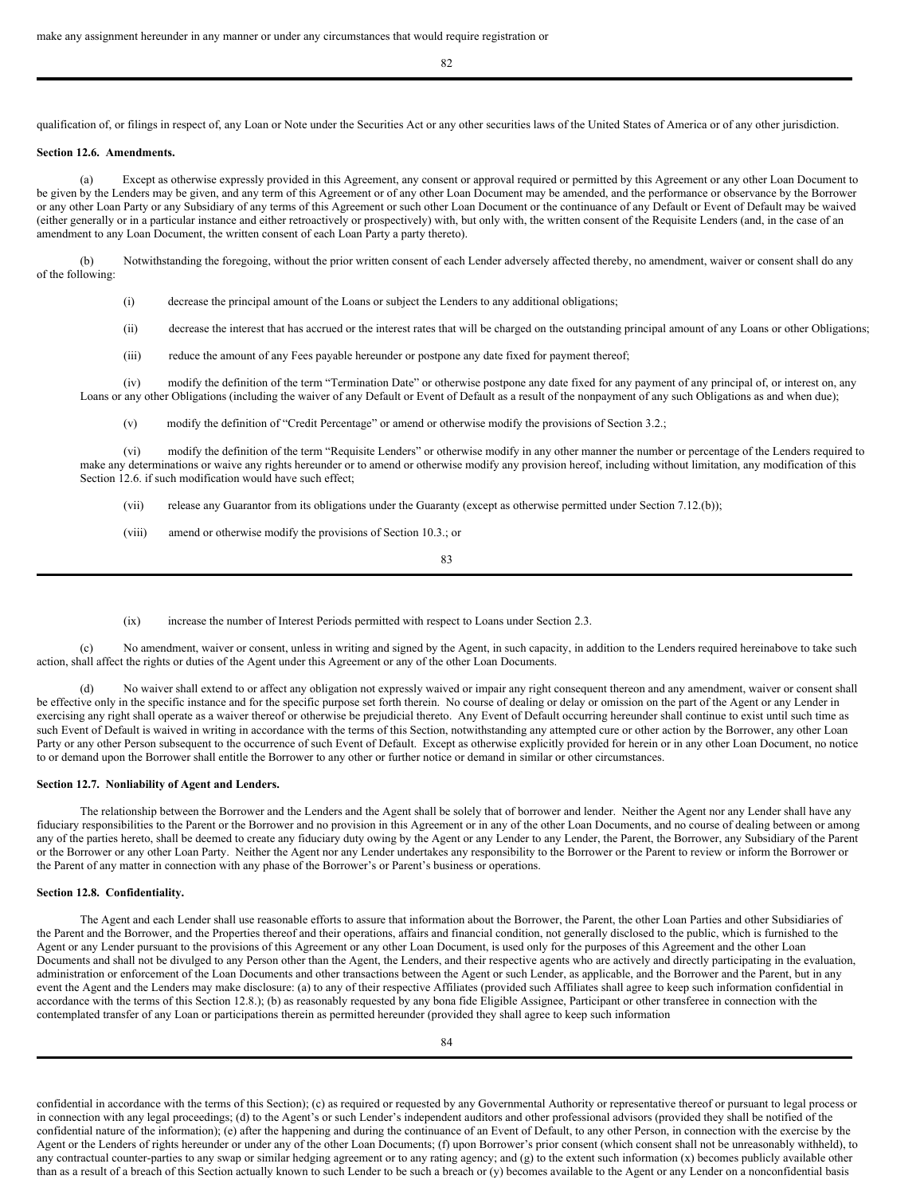make any assignment hereunder in any manner or under any circumstances that would require registration or

qualification of, or filings in respect of, any Loan or Note under the Securities Act or any other securities laws of the United States of America or of any other jurisdiction.

**Section 12.6. Amendments.**

(a) Except as otherwise expressly provided in this Agreement, any consent or approval required or permitted by this Agreement or any other Loan Document to be given by the Lenders may be given, and any term of this Agreement or of any other Loan Document may be amended, and the performance or observance by the Borrower or any other Loan Party or any Subsidiary of any terms of this Agreement or such other Loan Document or the continuance of any Default or Event of Default may be waived (either generally or in a particular instance and either retroactively or prospectively) with, but only with, the written consent of the Requisite Lenders (and, in the case of an amendment to any Loan Document, the written consent of each Loan Party a party thereto).

(b) Notwithstanding the foregoing, without the prior written consent of each Lender adversely affected thereby, no amendment, waiver or consent shall do any of the following:

(i) decrease the principal amount of the Loans or subject the Lenders to any additional obligations;

(ii) decrease the interest that has accrued or the interest rates that will be charged on the outstanding principal amount of any Loans or other Obligations;

(iii) reduce the amount of any Fees payable hereunder or postpone any date fixed for payment thereof;

(iv) modify the definition of the term "Termination Date" or otherwise postpone any date fixed for any payment of any principal of, or interest on, any Loans or any other Obligations (including the waiver of any Default or Event of Default as a result of the nonpayment of any such Obligations as and when due);

(v) modify the definition of "Credit Percentage" or amend or otherwise modify the provisions of Section 3.2.;

(vi) modify the definition of the term "Requisite Lenders" or otherwise modify in any other manner the number or percentage of the Lenders required to make any determinations or waive any rights hereunder or to amend or otherwise modify any provision hereof, including without limitation, any modification of this Section 12.6. if such modification would have such effect;

(vii) release any Guarantor from its obligations under the Guaranty (except as otherwise permitted under Section 7.12.(b));

(viii) amend or otherwise modify the provisions of Section 10.3.; or

(ix) increase the number of Interest Periods permitted with respect to Loans under Section 2.3.

(c) No amendment, waiver or consent, unless in writing and signed by the Agent, in such capacity, in addition to the Lenders required hereinabove to take such action, shall affect the rights or duties of the Agent under this Agreement or any of the other Loan Documents.

(d) No waiver shall extend to or affect any obligation not expressly waived or impair any right consequent thereon and any amendment, waiver or consent shall be effective only in the specific instance and for the specific purpose set forth therein. No course of dealing or delay or omission on the part of the Agent or any Lender in exercising any right shall operate as a waiver thereof or otherwise be prejudicial thereto. Any Event of Default occurring hereunder shall continue to exist until such time as such Event of Default is waived in writing in accordance with the terms of this Section, notwithstanding any attempted cure or other action by the Borrower, any other Loan Party or any other Person subsequent to the occurrence of such Event of Default. Except as otherwise explicitly provided for herein or in any other Loan Document, no notice to or demand upon the Borrower shall entitle the Borrower to any other or further notice or demand in similar or other circumstances.

**Section 12.7. Nonliability of Agent and Lenders.**

The relationship between the Borrower and the Lenders and the Agent shall be solely that of borrower and lender. Neither the Agent nor any Lender shall have any fiduciary responsibilities to the Parent or the Borrower and no provision in this Agreement or in any of the other Loan Documents, and no course of dealing between or among any of the parties hereto, shall be deemed to create any fiduciary duty owing by the Agent or any Lender to any Lender, the Parent, the Borrower, any Subsidiary of the Parent or the Borrower or any other Loan Party. Neither the Agent nor any Lender undertakes any responsibility to the Borrower or the Parent to review or inform the Borrower or the Parent of any matter in connection with any phase of the Borrower's or Parent's business or operations.

**Section 12.8. Confidentiality.**

The Agent and each Lender shall use reasonable efforts to assure that information about the Borrower, the Parent, the other Loan Parties and other Subsidiaries of the Parent and the Borrower, and the Properties thereof and their operations, affairs and financial condition, not generally disclosed to the public, which is furnished to the Agent or any Lender pursuant to the provisions of this Agreement or any other Loan Document, is used only for the purposes of this Agreement and the other Loan Documents and shall not be divulged to any Person other than the Agent, the Lenders, and their respective agents who are actively and directly participating in the evaluation, administration or enforcement of the Loan Documents and other transactions between the Agent or such Lender, as applicable, and the Borrower and the Parent, but in any event the Agent and the Lenders may make disclosure: (a) to any of their respective Affiliates (provided such Affiliates shall agree to keep such information confidential in accordance with the terms of this Section 12.8.); (b) as reasonably requested by any bona fide Eligible Assignee, Participant or other transferee in connection with the contemplated transfer of any Loan or participations therein as permitted hereunder (provided they shall agree to keep such information confidential in accordance with the terms of this Section); (c) as required or requested by any Governmental Authority or representative thereof or pursuant to legal process or in connection with any legal proceedings; (d) to the Agent's or such Lender's independent auditors and other professional advisors (provided they shall be notified of the confidential nature of the information); (e) after the happening and during the continuance of an Event of Default, to any other Person, in connection with the exercise by the Agent or the Lenders of rights hereunder or under any of the other Loan Documents; (f) upon Borrower's prior consent (which consent shall not be unreasonably withheld), to any contractual counter-parties to any swap or similar hedging agreement or to any rating agency; and (g) to the extent such information (x) becomes publicly available other than as a result of a breach of this Section actually known to such Lender to be such a breach or (y) becomes available to the Agent or any Lender on a nonconfidential basis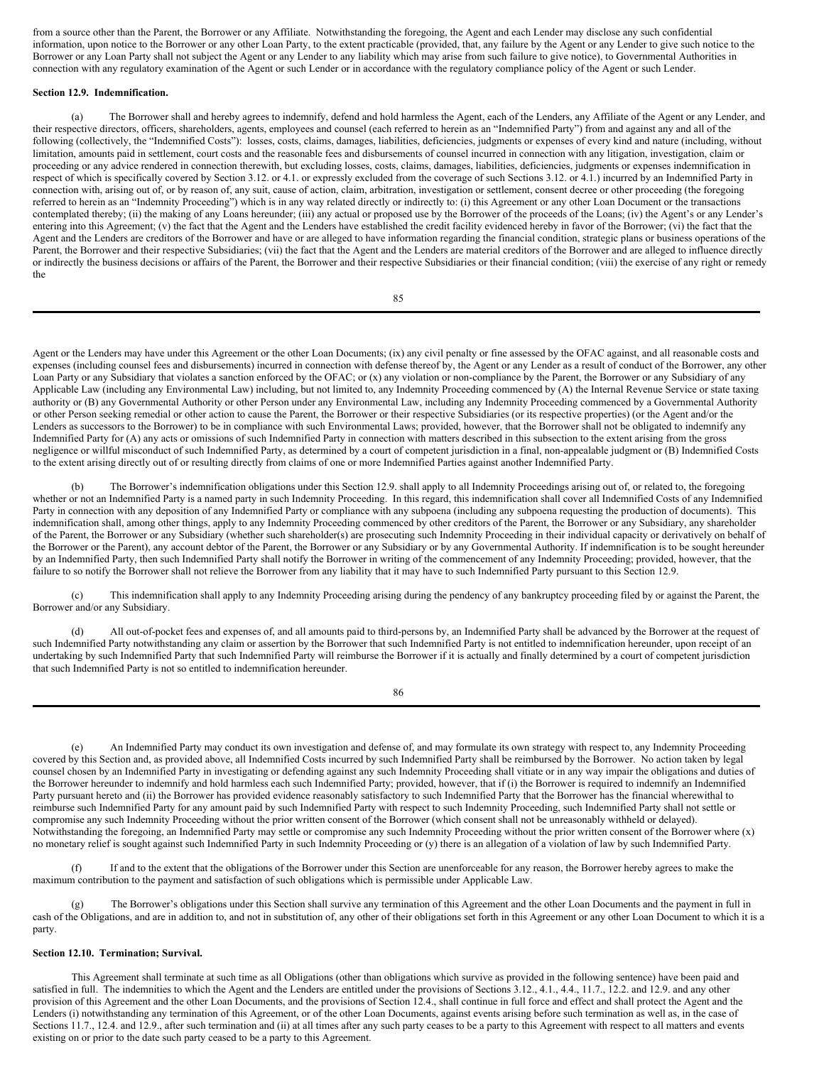from a source other than the Parent, the Borrower or any Affiliate. Notwithstanding the foregoing, the Agent and each Lender may disclose any such confidential information, upon notice to the Borrower or any other Loan Party, to the extent practicable (provided, that, any failure by the Agent or any Lender to give such notice to the Borrower or any Loan Party shall not subject the Agent or any Lender to any liability which may arise from such failure to give notice), to Governmental Authorities in connection with any regulatory examination of the Agent or such Lender or in accordance with the regulatory compliance policy of the Agent or such Lender.

**Section 12.9. Indemnification.**

(a) The Borrower shall and hereby agrees to indemnify, defend and hold harmless the Agent, each of the Lenders, any Affiliate of the Agent or any Lender, and their respective directors, officers, shareholders, agents, employees and counsel (each referred to herein as an "Indemnified Party") from and against any and all of the following (collectively, the "Indemnified Costs"): losses, costs, claims, damages, liabilities, deficiencies, judgments or expenses of every kind and nature (including, without limitation, amounts paid in settlement, court costs and the reasonable fees and disbursements of counsel incurred in connection with any litigation, investigation, claim or proceeding or any advice rendered in connection therewith, but excluding losses, costs, claims, damages, liabilities, deficiencies, judgments or expenses indemnification in respect of which is specifically covered by Section 3.12. or 4.1. or expressly excluded from the coverage of such Sections 3.12. or 4.1.) incurred by an Indemnified Party in connection with, arising out of, or by reason of, any suit, cause of action, claim, arbitration, investigation or settlement, consent decree or other proceeding (the foregoing referred to herein as an "Indemnity Proceeding") which is in any way related directly or indirectly to: (i) this Agreement or any other Loan Document or the transactions contemplated thereby; (ii) the making of any Loans hereunder; (iii) any actual or proposed use by the Borrower of the proceeds of the Loans; (iv) the Agent's or any Lender's entering into this Agreement; (v) the fact that the Agent and the Lenders have established the credit facility evidenced hereby in favor of the Borrower; (vi) the fact that the Agent and the Lenders are creditors of the Borrower and have or are alleged to have information regarding the financial condition, strategic plans or business operations of the Parent, the Borrower and their respective Subsidiaries; (vii) the fact that the Agent and the Lenders are material creditors of the Borrower and are alleged to influence directly or indirectly the business decisions or affairs of the Parent, the Borrower and their respective Subsidiaries or their financial condition; (viii) the exercise of any right or remedy the Agent or the Lenders may have under this Agreement or the other Loan Documents; (ix) any civil penalty or fine assessed by the OFAC against, and all reasonable costs and expenses (including counsel fees and disbursements) incurred in connection with defense thereof by, the Agent or any Lender as a result of conduct of the Borrower, any other Loan Party or any Subsidiary that violates a sanction enforced by the OFAC; or (x) any violation or non-compliance by the Parent, the Borrower or any Subsidiary of any Applicable Law (including any Environmental Law) including, but not limited to, any Indemnity Proceeding commenced by (A) the Internal Revenue Service or state taxing authority or (B) any Governmental Authority or other Person under any Environmental Law, including any Indemnity Proceeding commenced by a Governmental Authority or other Person seeking remedial or other action to cause the Parent, the Borrower or their respective Subsidiaries (or its respective properties) (or the Agent and/or the Lenders as successors to the Borrower) to be in compliance with such Environmental Laws; provided, however, that the Borrower shall not be obligated to indemnify any Indemnified Party for (A) any acts or omissions of such Indemnified Party in connection with matters described in this subsection to the extent arising from the gross negligence or willful misconduct of such Indemnified Party, as determined by a court of competent jurisdiction in a final, non-appealable judgment or (B) Indemnified Costs to the extent arising directly out of or resulting directly from claims of one or more Indemnified Parties against another Indemnified Party.

(b) The Borrower's indemnification obligations under this Section 12.9. shall apply to all Indemnity Proceedings arising out of, or related to, the foregoing whether or not an Indemnified Party is a named party in such Indemnity Proceeding. In this regard, this indemnification shall cover all Indemnified Costs of any Indemnified Party in connection with any deposition of any Indemnified Party or compliance with any subpoena (including any subpoena requesting the production of documents). This indemnification shall, among other things, apply to any Indemnity Proceeding commenced by other creditors of the Parent, the Borrower or any Subsidiary, any shareholder of the Parent, the Borrower or any Subsidiary (whether such shareholder(s) are prosecuting such Indemnity Proceeding in their individual capacity or derivatively on behalf of the Borrower or the Parent), any account debtor of the Parent, the Borrower or any Subsidiary or by any Governmental Authority. If indemnification is to be sought hereunder by an Indemnified Party, then such Indemnified Party shall notify the Borrower in writing of the commencement of any Indemnity Proceeding; provided, however, that the failure to so notify the Borrower shall not relieve the Borrower from any liability that it may have to such Indemnified Party pursuant to this Section 12.9.

(c) This indemnification shall apply to any Indemnity Proceeding arising during the pendency of any bankruptcy proceeding filed by or against the Parent, the Borrower and/or any Subsidiary.

(d) All out-of-pocket fees and expenses of, and all amounts paid to third-persons by, an Indemnified Party shall be advanced by the Borrower at the request of such Indemnified Party notwithstanding any claim or assertion by the Borrower that such Indemnified Party is not entitled to indemnification hereunder, upon receipt of an undertaking by such Indemnified Party that such Indemnified Party will reimburse the Borrower if it is actually and finally determined by a court of competent jurisdiction that such Indemnified Party is not so entitled to indemnification hereunder.

(e) An Indemnified Party may conduct its own investigation and defense of, and may formulate its own strategy with respect to, any Indemnity Proceeding covered by this Section and, as provided above, all Indemnified Costs incurred by such Indemnified Party shall be reimbursed by the Borrower. No action taken by legal counsel chosen by an Indemnified Party in investigating or defending against any such Indemnity Proceeding shall vitiate or in any way impair the obligations and duties of the Borrower hereunder to indemnify and hold harmless each such Indemnified Party; provided, however, that if (i) the Borrower is required to indemnify an Indemnified Party pursuant hereto and (ii) the Borrower has provided evidence reasonably satisfactory to such Indemnified Party that the Borrower has the financial wherewithal to reimburse such Indemnified Party for any amount paid by such Indemnified Party with respect to such Indemnity Proceeding, such Indemnified Party shall not settle or compromise any such Indemnity Proceeding without the prior written consent of the Borrower (which consent shall not be unreasonably withheld or delayed). Notwithstanding the foregoing, an Indemnified Party may settle or compromise any such Indemnity Proceeding without the prior written consent of the Borrower where (x) no monetary relief is sought against such Indemnified Party in such Indemnity Proceeding or (y) there is an allegation of a violation of law by such Indemnified Party.

(f) If and to the extent that the obligations of the Borrower under this Section are unenforceable for any reason, the Borrower hereby agrees to make the maximum contribution to the payment and satisfaction of such obligations which is permissible under Applicable Law.

(g) The Borrower's obligations under this Section shall survive any termination of this Agreement and the other Loan Documents and the payment in full in cash of the Obligations, and are in addition to, and not in substitution of, any other of their obligations set forth in this Agreement or any other Loan Document to which it is a party.

**Section 12.10. Termination; Survival.**

This Agreement shall terminate at such time as all Obligations (other than obligations which survive as provided in the following sentence) have been paid and satisfied in full. The indemnities to which the Agent and the Lenders are entitled under the provisions of Sections 3.12., 4.1., 4.4., 11.7., 12.2. and 12.9. and any other provision of this Agreement and the other Loan Documents, and the provisions of Section 12.4., shall continue in full force and effect and shall protect the Agent and the Lenders (i) notwithstanding any termination of this Agreement, or of the other Loan Documents, against events arising before such termination as well as, in the case of Sections 11.7., 12.4. and 12.9., after such termination and (ii) at all times after any such party ceases to be a party to this Agreement with respect to all matters and events existing on or prior to the date such party ceased to be a party to this Agreement.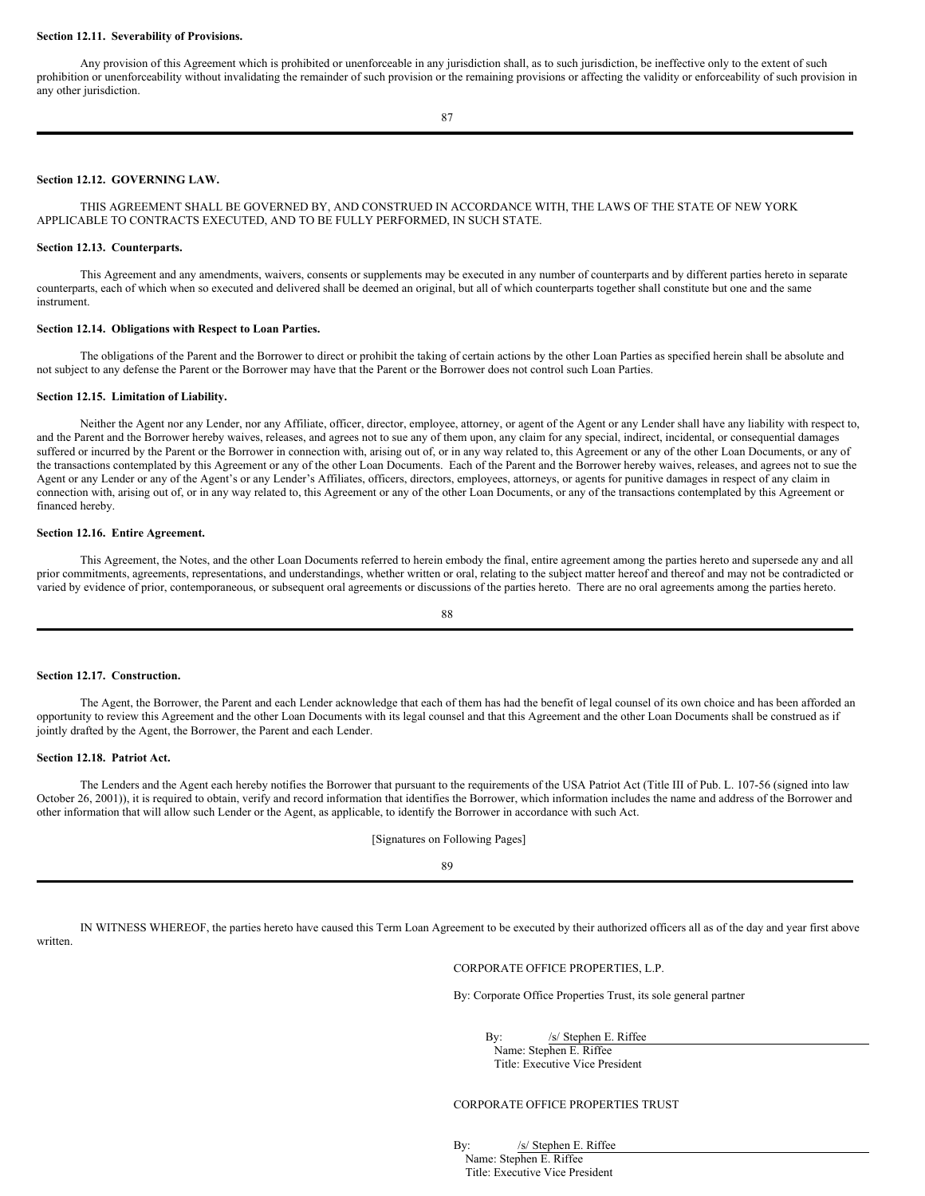**Section 12.11. Severability of Provisions.**

Any provision of this Agreement which is prohibited or unenforceable in any jurisdiction shall, as to such jurisdiction, be ineffective only to the extent of such prohibition or unenforceability without invalidating the remainder of such provision or the remaining provisions or affecting the validity or enforceability of such provision in any other jurisdiction.

**Section 12.12. GOVERNING LAW.**

THIS AGREEMENT SHALL BE GOVERNED BY, AND CONSTRUED IN ACCORDANCE WITH, THE LAWS OF THE STATE OF NEW YORK APPLICABLE TO CONTRACTS EXECUTED, AND TO BE FULLY PERFORMED, IN SUCH STATE.

**Section 12.13. Counterparts.**

This Agreement and any amendments, waivers, consents or supplements may be executed in any number of counterparts and by different parties hereto in separate counterparts, each of which when so executed and delivered shall be deemed an original, but all of which counterparts together shall constitute but one and the same instrument.

**Section 12.14. Obligations with Respect to Loan Parties.**

The obligations of the Parent and the Borrower to direct or prohibit the taking of certain actions by the other Loan Parties as specified herein shall be absolute and not subject to any defense the Parent or the Borrower may have that the Parent or the Borrower does not control such Loan Parties.

**Section 12.15. Limitation of Liability.**

Neither the Agent nor any Lender, nor any Affiliate, officer, director, employee, attorney, or agent of the Agent or any Lender shall have any liability with respect to, and the Parent and the Borrower hereby waives, releases, and agrees not to sue any of them upon, any claim for any special, indirect, incidental, or consequential damages suffered or incurred by the Parent or the Borrower in connection with, arising out of, or in any way related to, this Agreement or any of the other Loan Documents, or any of the transactions contemplated by this Agreement or any of the other Loan Documents. Each of the Parent and the Borrower hereby waives, releases, and agrees not to sue the Agent or any Lender or any of the Agent's or any Lender's Affiliates, officers, directors, employees, attorneys, or agents for punitive damages in respect of any claim in connection with, arising out of, or in any way related to, this Agreement or any of the other Loan Documents, or any of the transactions contemplated by this Agreement or financed hereby.

**Section 12.16. Entire Agreement.**

This Agreement, the Notes, and the other Loan Documents referred to herein embody the final, entire agreement among the parties hereto and supersede any and all prior commitments, agreements, representations, and understandings, whether written or oral, relating to the subject matter hereof and thereof and may not be contradicted or varied by evidence of prior, contemporaneous, or subsequent oral agreements or discussions of the parties hereto. There are no oral agreements among the parties hereto.

**Section 12.17. Construction.**

The Agent, the Borrower, the Parent and each Lender acknowledge that each of them has had the benefit of legal counsel of its own choice and has been afforded an opportunity to review this Agreement and the other Loan Documents with its legal counsel and that this Agreement and the other Loan Documents shall be construed as if jointly drafted by the Agent, the Borrower, the Parent and each Lender.

**Section 12.18. Patriot Act.**

The Lenders and the Agent each hereby notifies the Borrower that pursuant to the requirements of the USA Patriot Act (Title III of Pub. L. 107-56 (signed into law October 26, 2001)), it is required to obtain, verify and record information that identifies the Borrower, which information includes the name and address of the Borrower and other information that will allow such Lender or the Agent, as applicable, to identify the Borrower in accordance with such Act.

[Signatures on Following Pages]

IN WITNESS WHEREOF, the parties hereto have caused this Term Loan Agreement to be executed by their authorized officers all as of the day and year first above written.

CORPORATE OFFICE PROPERTIES, L.P.

By: Corporate Office Properties Trust, its sole general partner

By: /s/ Stephen E. Riffee
Name: Stephen E. Riffee
Title: Executive Vice President

CORPORATE OFFICE PROPERTIES TRUST

By: /s/ Stephen E. Riffee
Name: Stephen E. Riffee
Title: Executive Vice President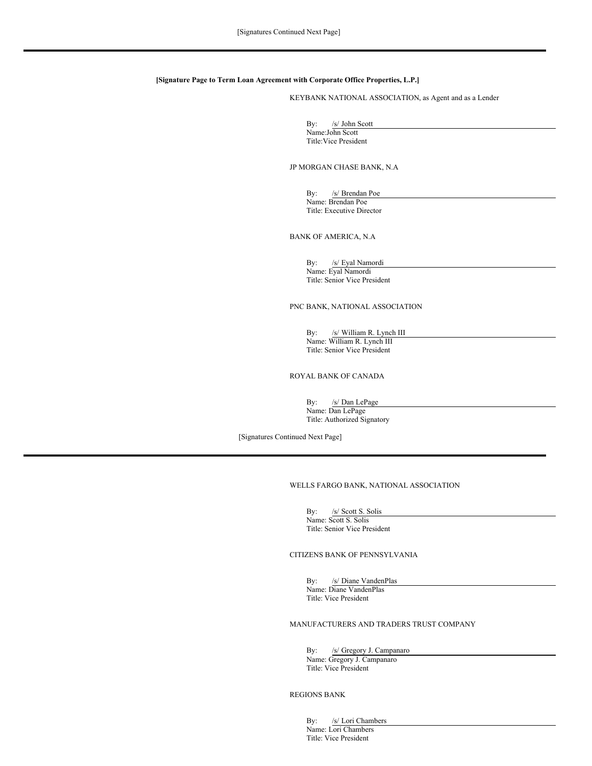[Signatures Continued Next Page]

---

**[Signature Page to Term Loan Agreement with Corporate Office Properties, L.P.]**

KEYBANK NATIONAL ASSOCIATION, as Agent and as a Lender

By: /s/ John Scott
Name: John Scott
Title: Vice President

JP MORGAN CHASE BANK, N.A

By: /s/ Brendan Poe
Name: Brendan Poe
Title: Executive Director

BANK OF AMERICA, N.A

By: /s/ Eyal Namordi
Name: Eyal Namordi
Title: Senior Vice President

PNC BANK, NATIONAL ASSOCIATION

By: /s/ William R. Lynch III
Name: William R. Lynch III
Title: Senior Vice President

ROYAL BANK OF CANADA

By: /s/ Dan LePage
Name: Dan LePage
Title: Authorized Signatory

[Signatures Continued Next Page]

---

WELLS FARGO BANK, NATIONAL ASSOCIATION

By: /s/ Scott S. Solis
Name: Scott S. Solis
Title: Senior Vice President

CITIZENS BANK OF PENNSYLVANIA

By: /s/ Diane VandenPlas
Name: Diane VandenPlas
Title: Vice President

MANUFACTURERS AND TRADERS TRUST COMPANY

By: /s/ Gregory J. Campanaro
Name: Gregory J. Campanaro
Title: Vice President

REGIONS BANK

By: /s/ Lori Chambers
Name: Lori Chambers
Title: Vice President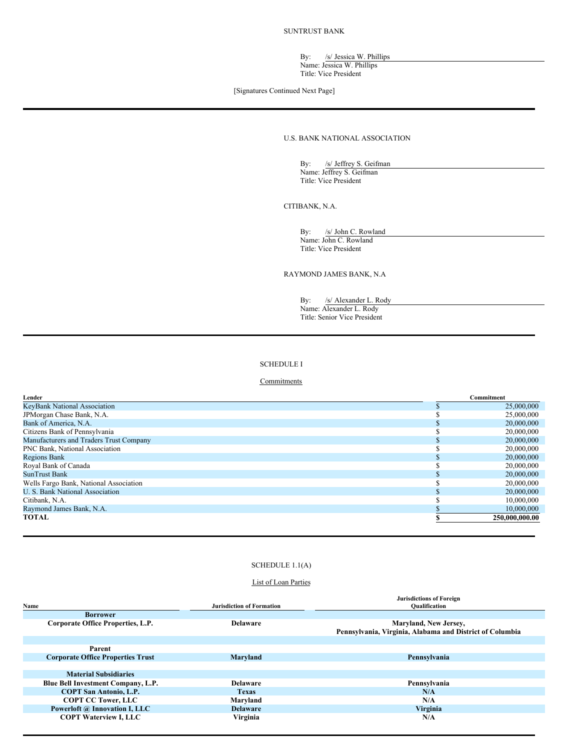SUNTRUST BANK

By: /s/ Jessica W. Phillips
Name: Jessica W. Phillips
Title: Vice President

[Signatures Continued Next Page]

---

U.S. BANK NATIONAL ASSOCIATION

By: /s/ Jeffrey S. Geifman
Name: Jeffrey S. Geifman
Title: Vice President

CITIBANK, N.A.

By: /s/ John C. Rowland
Name: John C. Rowland
Title: Vice President

RAYMOND JAMES BANK, N.A

By: /s/ Alexander L. Rody
Name: Alexander L. Rody
Title: Senior Vice President

---

SCHEDULE I

Commitments

| Lender | Commitment |
|---|---|
| KeyBank National Association | $ 25,000,000 |
| JPMorgan Chase Bank, N.A. | $ 25,000,000 |
| Bank of America, N.A. | $ 20,000,000 |
| Citizens Bank of Pennsylvania | $ 20,000,000 |
| Manufacturers and Traders Trust Company | $ 20,000,000 |
| PNC Bank, National Association | $ 20,000,000 |
| Regions Bank | $ 20,000,000 |
| Royal Bank of Canada | $ 20,000,000 |
| SunTrust Bank | $ 20,000,000 |
| Wells Fargo Bank, National Association | $ 20,000,000 |
| U. S. Bank National Association | $ 20,000,000 |
| Citibank, N.A. | $ 10,000,000 |
| Raymond James Bank, N.A. | $ 10,000,000 |
| **TOTAL** | **$ 250,000,000.00** |

---

SCHEDULE 1.1(A)

List of Loan Parties

| Name | Jurisdiction of Formation | Jurisdictions of Foreign Qualification |
|---|---|---|
| **Borrower** | | |
| **Corporate Office Properties, L.P.** | **Delaware** | **Maryland, New Jersey, Pennsylvania, Virginia, Alabama and District of Columbia** |
| | | |
| **Parent** | | |
| **Corporate Office Properties Trust** | **Maryland** | **Pennsylvania** |
| | | |
| **Material Subsidiaries** | | |
| **Blue Bell Investment Company, L.P.** | **Delaware** | **Pennsylvania** |
| **COPT San Antonio, L.P.** | **Texas** | **N/A** |
| **COPT CC Tower, LLC** | **Maryland** | **N/A** |
| **Powerloft @ Innovation I, LLC** | **Delaware** | **Virginia** |
| **COPT Waterview I, LLC** | **Virginia** | **N/A** |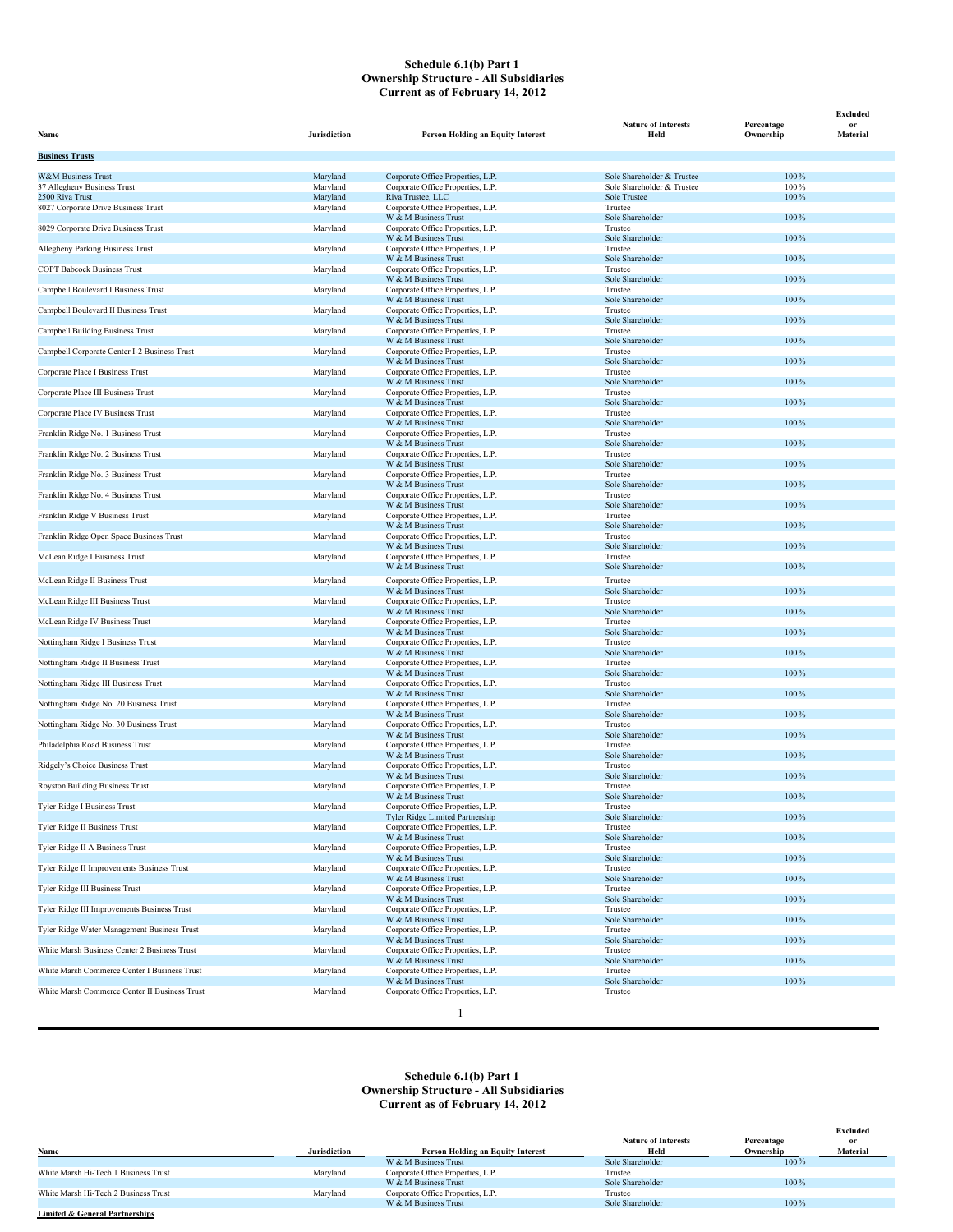# Schedule 6.1(b) Part 1
## Ownership Structure - All Subsidiaries
### Current as of February 14, 2012

| Name | Jurisdiction | Person Holding an Equity Interest | Nature of Interests Held | Percentage Ownership | Excluded or Material |
|---|---|---|---|---|---|
| **Business Trusts** | | | | | |
| W&M Business Trust | Maryland | Corporate Office Properties, L.P. | Sole Shareholder & Trustee | 100% | |
| 37 Allegheny Business Trust | Maryland | Corporate Office Properties, L.P. | Sole Shareholder & Trustee | 100% | |
| 2500 Riva Trust | Maryland | Riva Trustee, LLC | Sole Trustee | 100% | |
| 8027 Corporate Drive Business Trust | Maryland | Corporate Office Properties, L.P. | Trustee | | |
| | | W & M Business Trust | Sole Shareholder | 100% | |
| 8029 Corporate Drive Business Trust | Maryland | Corporate Office Properties, L.P. | Trustee | | |
| | | W & M Business Trust | Sole Shareholder | 100% | |
| Allegheny Parking Business Trust | Maryland | Corporate Office Properties, L.P. | Trustee | | |
| | | W & M Business Trust | Sole Shareholder | 100% | |
| COPT Babcock Business Trust | Maryland | Corporate Office Properties, L.P. | Trustee | | |
| | | W & M Business Trust | Sole Shareholder | 100% | |
| Campbell Boulevard I Business Trust | Maryland | Corporate Office Properties, L.P. | Trustee | | |
| | | W & M Business Trust | Sole Shareholder | 100% | |
| Campbell Boulevard II Business Trust | Maryland | Corporate Office Properties, L.P. | Trustee | | |
| | | W & M Business Trust | Sole Shareholder | 100% | |
| Campbell Building Business Trust | Maryland | Corporate Office Properties, L.P. | Trustee | | |
| | | W & M Business Trust | Sole Shareholder | 100% | |
| Campbell Corporate Center I-2 Business Trust | Maryland | Corporate Office Properties, L.P. | Trustee | | |
| | | W & M Business Trust | Sole Shareholder | 100% | |
| Corporate Place I Business Trust | Maryland | Corporate Office Properties, L.P. | Trustee | | |
| | | W & M Business Trust | Sole Shareholder | 100% | |
| Corporate Place III Business Trust | Maryland | Corporate Office Properties, L.P. | Trustee | | |
| | | W & M Business Trust | Sole Shareholder | 100% | |
| Corporate Place IV Business Trust | Maryland | Corporate Office Properties, L.P. | Trustee | | |
| | | W & M Business Trust | Sole Shareholder | 100% | |
| Franklin Ridge No. 1 Business Trust | Maryland | Corporate Office Properties, L.P. | Trustee | | |
| | | W & M Business Trust | Sole Shareholder | 100% | |
| Franklin Ridge No. 2 Business Trust | Maryland | Corporate Office Properties, L.P. | Trustee | | |
| | | W & M Business Trust | Sole Shareholder | 100% | |
| Franklin Ridge No. 3 Business Trust | Maryland | Corporate Office Properties, L.P. | Trustee | | |
| | | W & M Business Trust | Sole Shareholder | 100% | |
| Franklin Ridge No. 4 Business Trust | Maryland | Corporate Office Properties, L.P. | Trustee | | |
| | | W & M Business Trust | Sole Shareholder | 100% | |
| Franklin Ridge V Business Trust | Maryland | Corporate Office Properties, L.P. | Trustee | | |
| | | W & M Business Trust | Sole Shareholder | 100% | |
| Franklin Ridge Open Space Business Trust | Maryland | Corporate Office Properties, L.P. | Trustee | | |
| | | W & M Business Trust | Sole Shareholder | 100% | |
| McLean Ridge I Business Trust | Maryland | Corporate Office Properties, L.P. | Trustee | | |
| | | W & M Business Trust | Sole Shareholder | 100% | |
| McLean Ridge II Business Trust | Maryland | Corporate Office Properties, L.P. | Trustee | | |
| | | W & M Business Trust | Sole Shareholder | 100% | |
| McLean Ridge III Business Trust | Maryland | Corporate Office Properties, L.P. | Trustee | | |
| | | W & M Business Trust | Sole Shareholder | 100% | |
| McLean Ridge IV Business Trust | Maryland | Corporate Office Properties, L.P. | Trustee | | |
| | | W & M Business Trust | Sole Shareholder | 100% | |
| Nottingham Ridge I Business Trust | Maryland | Corporate Office Properties, L.P. | Trustee | | |
| | | W & M Business Trust | Sole Shareholder | 100% | |
| Nottingham Ridge II Business Trust | Maryland | Corporate Office Properties, L.P. | Trustee | | |
| | | W & M Business Trust | Sole Shareholder | 100% | |
| Nottingham Ridge III Business Trust | Maryland | Corporate Office Properties, L.P. | Trustee | | |
| | | W & M Business Trust | Sole Shareholder | 100% | |
| Nottingham Ridge No. 20 Business Trust | Maryland | Corporate Office Properties, L.P. | Trustee | | |
| | | W & M Business Trust | Sole Shareholder | 100% | |
| Nottingham Ridge No. 30 Business Trust | Maryland | Corporate Office Properties, L.P. | Trustee | | |
| | | W & M Business Trust | Sole Shareholder | 100% | |
| Philadelphia Road Business Trust | Maryland | Corporate Office Properties, L.P. | Trustee | | |
| | | W & M Business Trust | Sole Shareholder | 100% | |
| Ridgely's Choice Business Trust | Maryland | Corporate Office Properties, L.P. | Trustee | | |
| | | W & M Business Trust | Sole Shareholder | 100% | |
| Royston Building Business Trust | Maryland | Corporate Office Properties, L.P. | Trustee | | |
| | | W & M Business Trust | Sole Shareholder | 100% | |
| Tyler Ridge I Business Trust | Maryland | Corporate Office Properties, L.P. | Trustee | | |
| | | Tyler Ridge Limited Partnership | Sole Shareholder | 100% | |
| Tyler Ridge II Business Trust | Maryland | Corporate Office Properties, L.P. | Trustee | | |
| | | W & M Business Trust | Sole Shareholder | 100% | |
| Tyler Ridge II A Business Trust | Maryland | Corporate Office Properties, L.P. | Trustee | | |
| | | W & M Business Trust | Sole Shareholder | 100% | |
| Tyler Ridge II Improvements Business Trust | Maryland | Corporate Office Properties, L.P. | Trustee | | |
| | | W & M Business Trust | Sole Shareholder | 100% | |
| Tyler Ridge III Business Trust | Maryland | Corporate Office Properties, L.P. | Trustee | | |
| | | W & M Business Trust | Sole Shareholder | 100% | |
| Tyler Ridge III Improvements Business Trust | Maryland | Corporate Office Properties, L.P. | Trustee | | |
| | | W & M Business Trust | Sole Shareholder | 100% | |
| Tyler Ridge Water Management Business Trust | Maryland | Corporate Office Properties, L.P. | Trustee | | |
| | | W & M Business Trust | Sole Shareholder | 100% | |
| White Marsh Business Center 2 Business Trust | Maryland | Corporate Office Properties, L.P. | Trustee | | |
| | | W & M Business Trust | Sole Shareholder | 100% | |
| White Marsh Commerce Center I Business Trust | Maryland | Corporate Office Properties, L.P. | Trustee | | |
| | | W & M Business Trust | Sole Shareholder | 100% | |
| White Marsh Commerce Center II Business Trust | Maryland | Corporate Office Properties, L.P. | Trustee | | |
| | | W & M Business Trust | Sole Shareholder | 100% | |
| White Marsh Hi-Tech 1 Business Trust | Maryland | Corporate Office Properties, L.P. | Trustee | | |
| | | W & M Business Trust | Sole Shareholder | 100% | |
| White Marsh Hi-Tech 2 Business Trust | Maryland | Corporate Office Properties, L.P. | Trustee | | |
| | | W & M Business Trust | Sole Shareholder | 100% | |
| **Limited & General Partnerships** | | | | | |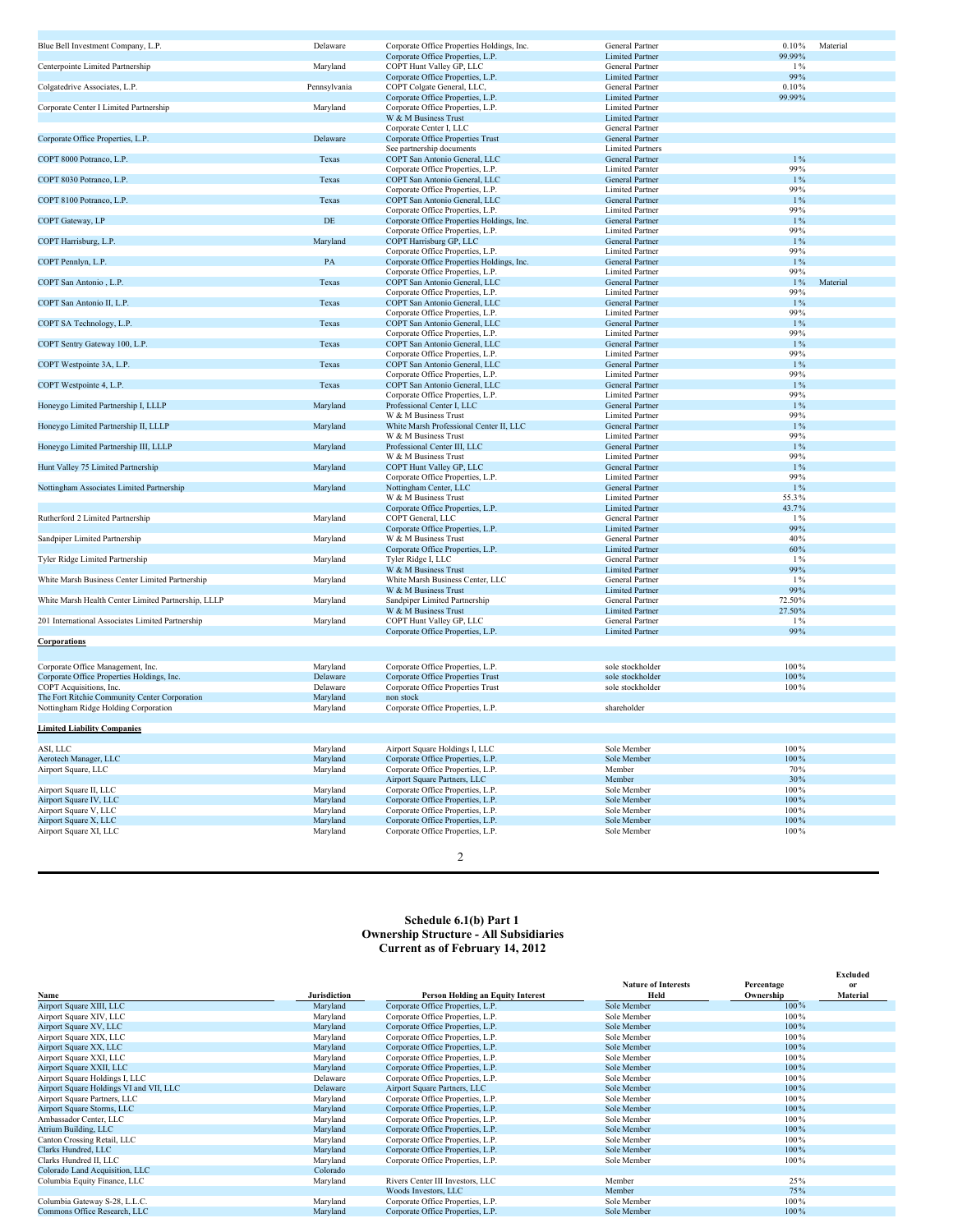| Name | Jurisdiction | Person Holding an Equity Interest | Nature of Interests Held | Percentage Ownership | Excluded or Material |
|---|---|---|---|---|---|
| Blue Bell Investment Company, L.P. | Delaware | Corporate Office Properties Holdings, Inc. | General Partner | 0.10% | Material |
| | | Corporate Office Properties, L.P. | Limited Partner | 99.99% | |
| Centerpointe Limited Partnership | Maryland | COPT Hunt Valley GP, LLC | General Partner | 1% | |
| | | Corporate Office Properties, L.P. | Limited Partner | 99% | |
| Colgatedrive Associates, L.P. | Pennsylvania | COPT Colgate General, LLC, | General Partner | 0.10% | |
| | | Corporate Office Properties, L.P. | Limited Partner | 99.99% | |
| Corporate Center I Limited Partnership | Maryland | Corporate Office Properties, L.P. | Limited Partner | | |
| | | W & M Business Trust | Limited Partner | | |
| | | Corporate Center I, LLC | General Partner | | |
| Corporate Office Properties, L.P. | Delaware | Corporate Office Properties Trust | General Partner | | |
| | | See partnership documents | Limited Partners | | |
| COPT 8000 Potranco, L.P. | Texas | COPT San Antonio General, LLC | General Partner | 1% | |
| | | Corporate Office Properties, L.P. | Limited Parnter | 99% | |
| COPT 8030 Potranco, L.P. | Texas | COPT San Antonio General, LLC | General Partner | 1% | |
| | | Corporate Office Properties, L.P. | Limited Partner | 99% | |
| COPT 8100 Potranco, L.P. | Texas | COPT San Antonio General, LLC | General Partner | 1% | |
| | | Corporate Office Properties, L.P. | Limited Partner | 99% | |
| COPT Gateway, LP | DE | Corporate Office Properties Holdings, Inc. | General Partner | 1% | |
| | | Corporate Office Properties, L.P. | Limited Partner | 99% | |
| COPT Harrisburg, L.P. | Maryland | COPT Harrisburg GP, LLC | General Partner | 1% | |
| | | Corporate Office Properties, L.P. | Limited Partner | 99% | |
| COPT Pennlyn, L.P. | PA | Corporate Office Properties Holdings, Inc. | General Partner | 1% | |
| | | Corporate Office Properties, L.P. | Limited Partner | 99% | |
| COPT San Antonio , L.P. | Texas | COPT San Antonio General, LLC | General Partner | 1% | Material |
| | | Corporate Office Properties, L.P. | Limited Partner | 99% | |
| COPT San Antonio II, L.P. | Texas | COPT San Antonio General, LLC | General Partner | 1% | |
| | | Corporate Office Properties, L.P. | Limited Partner | 99% | |
| COPT SA Technology, L.P. | Texas | COPT San Antonio General, LLC | General Partner | 1% | |
| | | Corporate Office Properties, L.P. | Limited Partner | 99% | |
| COPT Sentry Gateway 100, L.P. | Texas | COPT San Antonio General, LLC | General Partner | 1% | |
| | | Corporate Office Properties, L.P. | Limited Partner | 99% | |
| COPT Westpointe 3A, L.P. | Texas | COPT San Antonio General, LLC | General Partner | 1% | |
| | | Corporate Office Properties, L.P. | Limited Partner | 99% | |
| COPT Westpointe 4, L.P. | Texas | COPT San Antonio General, LLC | General Partner | 1% | |
| | | Corporate Office Properties, L.P. | Limited Partner | 99% | |
| Honeygo Limited Partnership I, LLLP | Maryland | Professional Center I, LLC | General Partner | 1% | |
| | | W & M Business Trust | Limited Partner | 99% | |
| Honeygo Limited Partnership II, LLLP | Maryland | White Marsh Professional Center II, LLC | General Partner | 1% | |
| | | W & M Business Trust | Limited Partner | 99% | |
| Honeygo Limited Partnership III, LLLP | Maryland | Professional Center III, LLC | General Partner | 1% | |
| | | W & M Business Trust | Limited Partner | 99% | |
| Hunt Valley 75 Limited Partnership | Maryland | COPT Hunt Valley GP, LLC | General Partner | 1% | |
| | | Corporate Office Properties, L.P. | Limited Partner | 99% | |
| Nottingham Associates Limited Partnership | Maryland | Nottingham Center, LLC | General Partner | 1% | |
| | | W & M Business Trust | Limited Partner | 55.3% | |
| | | Corporate Office Properties, L.P. | Limited Partner | 43.7% | |
| Rutherford 2 Limited Partnership | Maryland | COPT General, LLC | General Partner | 1% | |
| | | Corporate Office Properties, L.P. | Limited Partner | 99% | |
| Sandpiper Limited Partnership | Maryland | W & M Business Trust | General Partner | 40% | |
| | | Corporate Office Properties, L.P. | Limited Partner | 60% | |
| Tyler Ridge Limited Partnership | Maryland | Tyler Ridge I, LLC | General Partner | 1% | |
| | | W & M Business Trust | Limited Partner | 99% | |
| White Marsh Business Center Limited Partnership | Maryland | White Marsh Business Center, LLC | General Partner | 1% | |
| | | W & M Business Trust | Limited Partner | 99% | |
| White Marsh Health Center Limited Partnership, LLLP | Maryland | Sandpiper Limited Partnership | General Partner | 72.50% | |
| | | W & M Business Trust | Limited Partner | 27.50% | |
| 201 International Associates Limited Partnership | Maryland | COPT Hunt Valley GP, LLC | General Partner | 1% | |
| | | Corporate Office Properties, L.P. | Limited Partner | 99% | |
| **Corporations** | | | | | |
| Corporate Office Management, Inc. | Maryland | Corporate Office Properties, L.P. | sole stockholder | 100% | |
| Corporate Office Properties Holdings, Inc. | Delaware | Corporate Office Properties Trust | sole stockholder | 100% | |
| COPT Acquisitions, Inc. | Delaware | Corporate Office Properties Trust | sole stockholder | 100% | |
| The Fort Ritchie Community Center Corporation | Maryland | non stock | | | |
| Nottingham Ridge Holding Corporation | Maryland | Corporate Office Properties, L.P. | shareholder | | |
| **Limited Liability Companies** | | | | | |
| ASI, LLC | Maryland | Airport Square Holdings I, LLC | Sole Member | 100% | |
| Aerotech Manager, LLC | Maryland | Corporate Office Properties, L.P. | Sole Member | 100% | |
| Airport Square, LLC | Maryland | Corporate Office Properties, L.P. | Member | 70% | |
| | | Airport Square Partners, LLC | Member | 30% | |
| Airport Square II, LLC | Maryland | Corporate Office Properties, L.P. | Sole Member | 100% | |
| Airport Square IV, LLC | Maryland | Corporate Office Properties, L.P. | Sole Member | 100% | |
| Airport Square V, LLC | Maryland | Corporate Office Properties, L.P. | Sole Member | 100% | |
| Airport Square X, LLC | Maryland | Corporate Office Properties, L.P. | Sole Member | 100% | |
| Airport Square XI, LLC | Maryland | Corporate Office Properties, L.P. | Sole Member | 100% | |

**Schedule 6.1(b) Part 1**
**Ownership Structure - All Subsidiaries**
**Current as of February 14, 2012**

| Name | Jurisdiction | Person Holding an Equity Interest | Nature of Interests Held | Percentage Ownership | Excluded or Material |
|---|---|---|---|---|---|
| Airport Square XIII, LLC | Maryland | Corporate Office Properties, L.P. | Sole Member | 100% | |
| Airport Square XIV, LLC | Maryland | Corporate Office Properties, L.P. | Sole Member | 100% | |
| Airport Square XV, LLC | Maryland | Corporate Office Properties, L.P. | Sole Member | 100% | |
| Airport Square XIX, LLC | Maryland | Corporate Office Properties, L.P. | Sole Member | 100% | |
| Airport Square XX, LLC | Maryland | Corporate Office Properties, L.P. | Sole Member | 100% | |
| Airport Square XXI, LLC | Maryland | Corporate Office Properties, L.P. | Sole Member | 100% | |
| Airport Square XXII, LLC | Maryland | Corporate Office Properties, L.P. | Sole Member | 100% | |
| Airport Square Holdings I, LLC | Delaware | Corporate Office Properties, L.P. | Sole Member | 100% | |
| Airport Square Holdings VI and VII, LLC | Delaware | Airport Square Partners, LLC | Sole Member | 100% | |
| Airport Square Partners, LLC | Maryland | Corporate Office Properties, L.P. | Sole Member | 100% | |
| Airport Square Storms, LLC | Maryland | Corporate Office Properties, L.P. | Sole Member | 100% | |
| Ambassador Center, LLC | Maryland | Corporate Office Properties, L.P. | Sole Member | 100% | |
| Atrium Building, LLC | Maryland | Corporate Office Properties, L.P. | Sole Member | 100% | |
| Canton Crossing Retail, LLC | Maryland | Corporate Office Properties, L.P. | Sole Member | 100% | |
| Clarks Hundred, LLC | Maryland | Corporate Office Properties, L.P. | Sole Member | 100% | |
| Clarks Hundred II, LLC | Maryland | Corporate Office Properties, L.P. | Sole Member | 100% | |
| Colorado Land Acquisition, LLC | Colorado | | | | |
| Columbia Equity Finance, LLC | Maryland | Rivers Center III Investors, LLC | Member | 25% | |
| | | Woods Investors, LLC | Member | 75% | |
| Columbia Gateway S-28, L.L.C. | Maryland | Corporate Office Properties, L.P. | Sole Member | 100% | |
| Commons Office Research, LLC | Maryland | Corporate Office Properties, L.P. | Sole Member | 100% | |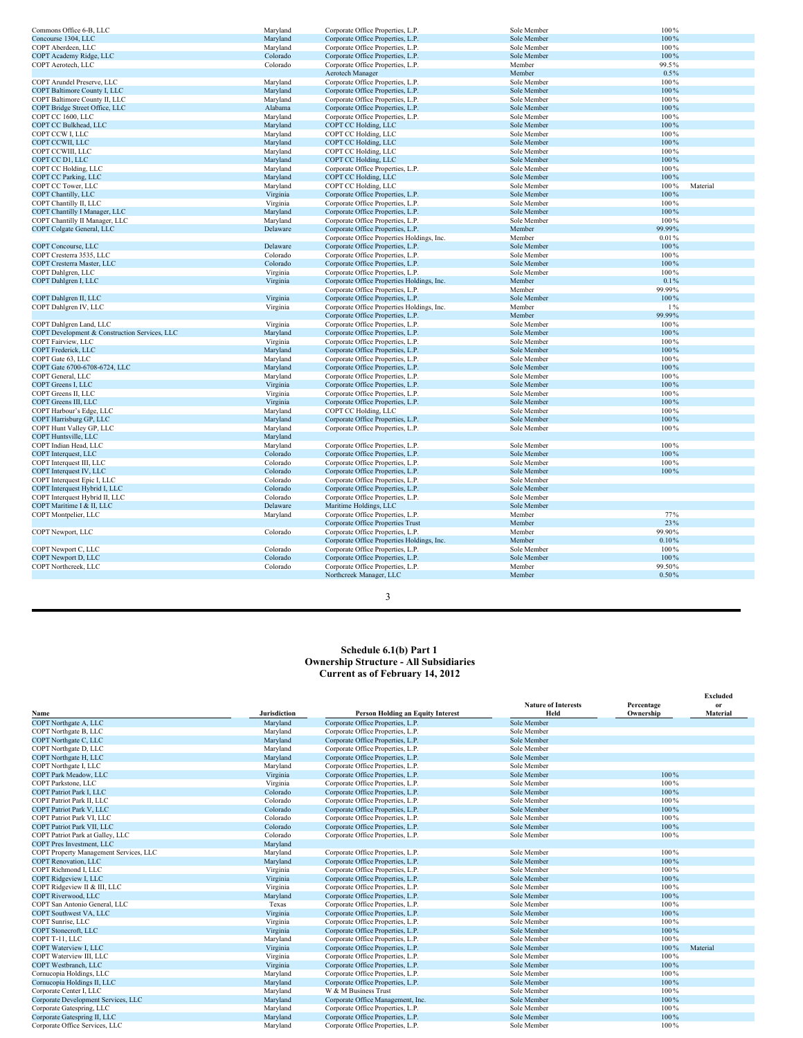| Name | Jurisdiction | Person Holding an Equity Interest | Nature of Interests Held | Percentage Ownership | Excluded or Material |
|---|---|---|---|---|---|
| Commons Office 6-B, LLC | Maryland | Corporate Office Properties, L.P. | Sole Member | 100% | |
| Concourse 1304, LLC | Maryland | Corporate Office Properties, L.P. | Sole Member | 100% | |
| COPT Aberdeen, LLC | Maryland | Corporate Office Properties, L.P. | Sole Member | 100% | |
| COPT Academy Ridge, LLC | Colorado | Corporate Office Properties, L.P. | Sole Member | 100% | |
| COPT Aerotech, LLC | Colorado | Corporate Office Properties, L.P. | Member | 99.5% | |
| | | Aerotech Manager | Member | 0.5% | |
| COPT Arundel Preserve, LLC | Maryland | Corporate Office Properties, L.P. | Sole Member | 100% | |
| COPT Baltimore County I, LLC | Maryland | Corporate Office Properties, L.P. | Sole Member | 100% | |
| COPT Baltimore County II, LLC | Maryland | Corporate Office Properties, L.P. | Sole Member | 100% | |
| COPT Bridge Street Office, LLC | Alabama | Corporate Office Properties, L.P. | Sole Member | 100% | |
| COPT CC 1600, LLC | Maryland | Corporate Office Properties, L.P. | Sole Member | 100% | |
| COPT CC Bulkhead, LLC | Maryland | COPT CC Holding, LLC | Sole Member | 100% | |
| COPT CCW I, LLC | Maryland | COPT CC Holding, LLC | Sole Member | 100% | |
| COPT CCWII, LLC | Maryland | COPT CC Holding, LLC | Sole Member | 100% | |
| COPT CCWIII, LLC | Maryland | COPT CC Holding, LLC | Sole Member | 100% | |
| COPT CC D1, LLC | Maryland | COPT CC Holding, LLC | Sole Member | 100% | |
| COPT CC Holding, LLC | Maryland | Corporate Office Properties, L.P. | Sole Member | 100% | |
| COPT CC Parking, LLC | Maryland | COPT CC Holding, LLC | Sole Member | 100% | |
| COPT CC Tower, LLC | Maryland | COPT CC Holding, LLC | Sole Member | 100% | Material |
| COPT Chantilly, LLC | Virginia | Corporate Office Properties, L.P. | Sole Member | 100% | |
| COPT Chantilly II, LLC | Virginia | Corporate Office Properties, L.P. | Sole Member | 100% | |
| COPT Chantilly I Manager, LLC | Maryland | Corporate Office Properties, L.P. | Sole Member | 100% | |
| COPT Chantilly II Manager, LLC | Maryland | Corporate Office Properties, L.P. | Sole Member | 100% | |
| COPT Colgate General, LLC | Delaware | Corporate Office Properties, L.P. | Member | 99.99% | |
| | | Corporate Office Properties Holdings, Inc. | Member | 0.01% | |
| COPT Concourse, LLC | Delaware | Corporate Office Properties, L.P. | Sole Member | 100% | |
| COPT Cresterra 3535, LLC | Colorado | Corporate Office Properties, L.P. | Sole Member | 100% | |
| COPT Cresterra Master, LLC | Colorado | Corporate Office Properties, L.P. | Sole Member | 100% | |
| COPT Dahlgren, LLC | Virginia | Corporate Office Properties, L.P. | Sole Member | 100% | |
| COPT Dahlgren I, LLC | Virginia | Corporate Office Properties Holdings, Inc. | Member | 0.1% | |
| | | Corporate Office Properties, L.P. | Member | 99.99% | |
| COPT Dahlgren II, LLC | Virginia | Corporate Office Properties, L.P. | Sole Member | 100% | |
| COPT Dahlgren IV, LLC | Virginia | Corporate Office Properties Holdings, Inc. | Member | 1% | |
| | | Corporate Office Properties, L.P. | Member | 99.99% | |
| COPT Dahlgren Land, LLC | Virginia | Corporate Office Properties, L.P. | Sole Member | 100% | |
| COPT Development & Construction Services, LLC | Maryland | Corporate Office Properties, L.P. | Sole Member | 100% | |
| COPT Fairview, LLC | Virginia | Corporate Office Properties, L.P. | Sole Member | 100% | |
| COPT Frederick, LLC | Maryland | Corporate Office Properties, L.P. | Sole Member | 100% | |
| COPT Gate 63, LLC | Maryland | Corporate Office Properties, L.P. | Sole Member | 100% | |
| COPT Gate 6700-6708-6724, LLC | Maryland | Corporate Office Properties, L.P. | Sole Member | 100% | |
| COPT General, LLC | Maryland | Corporate Office Properties, L.P. | Sole Member | 100% | |
| COPT Greens I, LLC | Virginia | Corporate Office Properties, L.P. | Sole Member | 100% | |
| COPT Greens II, LLC | Virginia | Corporate Office Properties, L.P. | Sole Member | 100% | |
| COPT Greens III, LLC | Virginia | Corporate Office Properties, L.P. | Sole Member | 100% | |
| COPT Harbour's Edge, LLC | Maryland | COPT CC Holding, LLC | Sole Member | 100% | |
| COPT Harrisburg GP, LLC | Maryland | Corporate Office Properties, L.P. | Sole Member | 100% | |
| COPT Hunt Valley GP, LLC | Maryland | Corporate Office Properties, L.P. | Sole Member | 100% | |
| COPT Huntsville, LLC | Maryland | | | | |
| COPT Indian Head, LLC | Maryland | Corporate Office Properties, L.P. | Sole Member | 100% | |
| COPT Interquest, LLC | Colorado | Corporate Office Properties, L.P. | Sole Member | 100% | |
| COPT Interquest III, LLC | Colorado | Corporate Office Properties, L.P. | Sole Member | 100% | |
| COPT Interquest IV, LLC | Colorado | Corporate Office Properties, L.P. | Sole Member | 100% | |
| COPT Interquest Epic I, LLC | Colorado | Corporate Office Properties, L.P. | Sole Member | | |
| COPT Interquest Hybrid I, LLC | Colorado | Corporate Office Properties, L.P. | Sole Member | | |
| COPT Interquest Hybrid II, LLC | Colorado | Corporate Office Properties, L.P. | Sole Member | | |
| COPT Maritime I & II, LLC | Delaware | Maritime Holdings, LLC | Sole Member | | |
| COPT Montpelier, LLC | Maryland | Corporate Office Properties, L.P. | Member | 77% | |
| | | Corporate Office Properties Trust | Member | 23% | |
| COPT Newport, LLC | Colorado | Corporate Office Properties, L.P. | Member | 99.90% | |
| | | Corporate Office Properties Holdings, Inc. | Member | 0.10% | |
| COPT Newport C, LLC | Colorado | Corporate Office Properties, L.P. | Sole Member | 100% | |
| COPT Newport D, LLC | Colorado | Corporate Office Properties, L.P. | Sole Member | 100% | |
| COPT Northcreek, LLC | Colorado | Corporate Office Properties, L.P. | Member | 99.50% | |
| | | Northcreek Manager, LLC | Member | 0.50% | |

# Schedule 6.1(b) Part 1
## Ownership Structure - All Subsidiaries
## Current as of February 14, 2012

| Name | Jurisdiction | Person Holding an Equity Interest | Nature of Interests Held | Percentage Ownership | Excluded or Material |
|---|---|---|---|---|---|
| COPT Northgate A, LLC | Maryland | Corporate Office Properties, L.P. | Sole Member | | |
| COPT Northgate B, LLC | Maryland | Corporate Office Properties, L.P. | Sole Member | | |
| COPT Northgate C, LLC | Maryland | Corporate Office Properties, L.P. | Sole Member | | |
| COPT Northgate D, LLC | Maryland | Corporate Office Properties, L.P. | Sole Member | | |
| COPT Northgate H, LLC | Maryland | Corporate Office Properties, L.P. | Sole Member | | |
| COPT Northgate I, LLC | Maryland | Corporate Office Properties, L.P. | Sole Member | | |
| COPT Park Meadow, LLC | Virginia | Corporate Office Properties, L.P. | Sole Member | 100% | |
| COPT Parkstone, LLC | Virginia | Corporate Office Properties, L.P. | Sole Member | 100% | |
| COPT Patriot Park I, LLC | Colorado | Corporate Office Properties, L.P. | Sole Member | 100% | |
| COPT Patriot Park II, LLC | Colorado | Corporate Office Properties, L.P. | Sole Member | 100% | |
| COPT Patriot Park V, LLC | Colorado | Corporate Office Properties, L.P. | Sole Member | 100% | |
| COPT Patriot Park VI, LLC | Colorado | Corporate Office Properties, L.P. | Sole Member | 100% | |
| COPT Patriot Park VII, LLC | Colorado | Corporate Office Properties, L.P. | Sole Member | 100% | |
| COPT Patriot Park at Galley, LLC | Colorado | Corporate Office Properties, L.P. | Sole Member | 100% | |
| COPT Pres Investment, LLC | Maryland | | | | |
| COPT Property Management Services, LLC | Maryland | Corporate Office Properties, L.P. | Sole Member | 100% | |
| COPT Renovation, LLC | Maryland | Corporate Office Properties, L.P. | Sole Member | 100% | |
| COPT Richmond I, LLC | Virginia | Corporate Office Properties, L.P. | Sole Member | 100% | |
| COPT Ridgeview I, LLC | Virginia | Corporate Office Properties, L.P. | Sole Member | 100% | |
| COPT Ridgeview II & III, LLC | Virginia | Corporate Office Properties, L.P. | Sole Member | 100% | |
| COPT Riverwood, LLC | Maryland | Corporate Office Properties, L.P. | Sole Member | 100% | |
| COPT San Antonio General, LLC | Texas | Corporate Office Properties, L.P. | Sole Member | 100% | |
| COPT Southwest VA, LLC | Virginia | Corporate Office Properties, L.P. | Sole Member | 100% | |
| COPT Sunrise, LLC | Virginia | Corporate Office Properties, L.P. | Sole Member | 100% | |
| COPT Stonecroft, LLC | Virginia | Corporate Office Properties, L.P. | Sole Member | 100% | |
| COPT T-11, LLC | Maryland | Corporate Office Properties, L.P. | Sole Member | 100% | |
| COPT Waterview I, LLC | Virginia | Corporate Office Properties, L.P. | Sole Member | 100% | Material |
| COPT Waterview III, LLC | Virginia | Corporate Office Properties, L.P. | Sole Member | 100% | |
| COPT Westbranch, LLC | Virginia | Corporate Office Properties, L.P. | Sole Member | 100% | |
| Cornucopia Holdings, LLC | Maryland | Corporate Office Properties, L.P. | Sole Member | 100% | |
| Cornucopia Holdings II, LLC | Maryland | Corporate Office Properties, L.P. | Sole Member | 100% | |
| Corporate Center I, LLC | Maryland | W & M Business Trust | Sole Member | 100% | |
| Corporate Development Services, LLC | Maryland | Corporate Office Management, Inc. | Sole Member | 100% | |
| Corporate Gatespring, LLC | Maryland | Corporate Office Properties, L.P. | Sole Member | 100% | |
| Corporate Gatespring II, LLC | Maryland | Corporate Office Properties, L.P. | Sole Member | 100% | |
| Corporate Office Services, LLC | Maryland | Corporate Office Properties, L.P. | Sole Member | 100% | |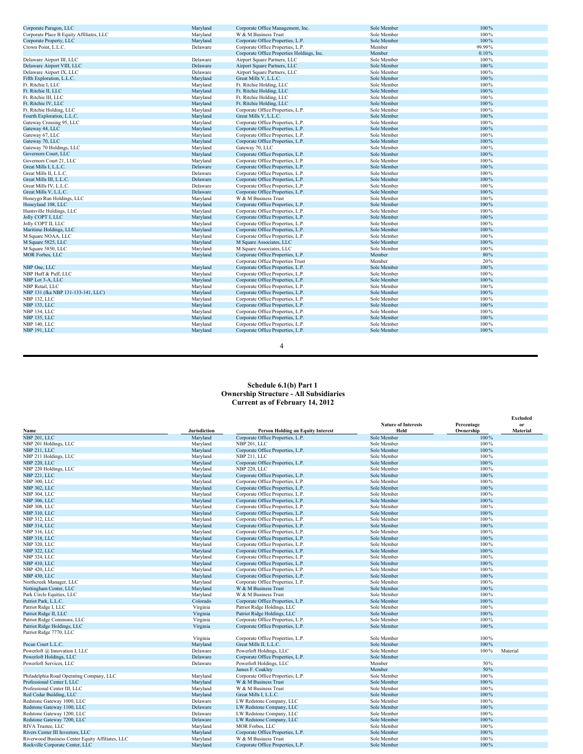| Name | Jurisdiction | Person Holding an Equity Interest | Nature of Interests Held | Percentage Ownership | Excluded or Material |
|---|---|---|---|---|---|
| Corporate Paragon, LLC | Maryland | Corporate Office Management, Inc. | Sole Member | 100% | |
| Corporate Place B Equity Affiliates, LLC | Maryland | W & M Business Trust | Sole Member | 100% | |
| Corporate Property, LLC | Maryland | Corporate Office Properties, L.P. | Sole Member | 100% | |
| Crown Point, L.L.C. | Delaware | Corporate Office Properties, L.P. | Member | 99.99% | |
| | | Corporate Office Properties Holdings, Inc. | Member | 0.10% | |
| Delaware Airport III, LLC | Delaware | Airport Square Partners, LLC | Sole Member | 100% | |
| Delaware Airport VIII, LLC | Delaware | Airport Square Partners, LLC | Sole Member | 100% | |
| Delaware Airport IX, LLC | Delaware | Airport Square Partners, LLC | Sole Member | 100% | |
| Fifth Exploration, L.L.C. | Maryland | Great Mills V, L.L.C. | Sole Member | 100% | |
| Ft. Ritchie I, LLC | Maryland | Ft. Ritchie Holding, LLC | Sole Member | 100% | |
| Ft. Ritchie II, LLC | Maryland | Ft. Ritchie Holding, LLC | Sole Member | 100% | |
| Ft. Ritchie III, LLC | Maryland | Ft. Ritchie Holding, LLC | Sole Member | 100% | |
| Ft. Ritchie IV, LLC | Maryland | Ft. Ritchie Holding, LLC | Sole Member | 100% | |
| Ft. Ritchie Holding, LLC | Maryland | Corporate Office Properties, L.P. | Sole Member | 100% | |
| Fourth Exploration, L.L.C. | Maryland | Great Mills V, L.L.C. | Sole Member | 100% | |
| Gateway Crossing 95, LLC | Maryland | Corporate Office Properties, L.P. | Sole Member | 100% | |
| Gateway 44, LLC | Maryland | Corporate Office Properties, L.P. | Sole Member | 100% | |
| Gateway 67, LLC | Maryland | Corporate Office Properties, L.P. | Sole Member | 100% | |
| Gateway 70, LLC | Maryland | Corporate Office Properties, L.P. | Sole Member | 100% | |
| Gateway 70 Holdings, LLC | Maryland | Gateway 70, LLC | Sole Member | 100% | |
| Governors Court, LLC | Maryland | Corporate Office Properties, L.P. | Sole Member | 100% | |
| Governors Court 21, LLC | Maryland | Corporate Office Properties, L.P. | Sole Member | 100% | |
| Great Mills I, L.L.C. | Delaware | Corporate Office Properties, L.P. | Sole Member | 100% | |
| Great Mills II, L.L.C. | Delaware | Corporate Office Properties, L.P. | Sole Member | 100% | |
| Great Mills III, L.L.C. | Delaware | Corporate Office Properties, L.P. | Sole Member | 100% | |
| Great Mills IV, L.L.C. | Delaware | Corporate Office Properties, L.P. | Sole Member | 100% | |
| Great Mills V, L.L.C. | Delaware | Corporate Office Properties, L.P. | Sole Member | 100% | |
| Honeygo Run Holdings, LLC | Maryland | W & M Business Trust | Sole Member | 100% | |
| Honeyland 108, LLC | Maryland | Corporate Office Properties, L.P. | Sole Member | 100% | |
| Huntsville Holdings, LLC | Maryland | Corporate Office Properties, L.P. | Sole Member | 100% | |
| Jolly COPT I, LLC | Maryland | Corporate Office Properties, L.P. | Sole Member | 100% | |
| Jolly COPT II, LLC | Maryland | Corporate Office Properties, L.P. | Sole Member | 100% | |
| Maritime Holdings, LLC | Maryland | Corporate Office Properties, L.P. | Sole Member | 100% | |
| M Square NOAA, LLC | Maryland | Corporate Office Properties, L.P. | Sole Member | 100% | |
| M Square 5825, LLC | Maryland | M Square Associates, LLC | Sole Member | 100% | |
| M Square 5850, LLC | Maryland | M Square Associates, LLC | Sole Member | 100% | |
| MOR Forbes, LLC | Maryland | Corporate Office Properties, L.P. | Member | 80% | |
| | | Corporate Office Properties Trust | Member | 20% | |
| NBP One, LLC | Maryland | Corporate Office Properties, L.P. | Sole Member | 100% | |
| NBP Huff & Puff, LLC | Maryland | Corporate Office Properties, L.P. | Sole Member | 100% | |
| NBP Lot 3-A, LLC | Maryland | Corporate Office Properties, L.P. | Sole Member | 100% | |
| NBP Retail, LLC | Maryland | Corporate Office Properties, L.P. | Sole Member | 100% | |
| NBP 131 (fka NBP 131-133-141, LLC) | Maryland | Corporate Office Properties, L.P. | Sole Member | 100% | |
| NBP 132, LLC | Maryland | Corporate Office Properties, L.P. | Sole Member | 100% | |
| NBP 133, LLC | Maryland | Corporate Office Properties, L.P. | Sole Member | 100% | |
| NBP 134, LLC | Maryland | Corporate Office Properties, L.P. | Sole Member | 100% | |
| NBP 135, LLC | Maryland | Corporate Office Properties, L.P. | Sole Member | 100% | |
| NBP 140, LLC | Maryland | Corporate Office Properties, L.P. | Sole Member | 100% | |
| NBP 191, LLC | Maryland | Corporate Office Properties, L.P. | Sole Member | 100% | |

**Schedule 6.1(b) Part 1**
**Ownership Structure - All Subsidiaries**
**Current as of February 14, 2012**

| Name | Jurisdiction | Person Holding an Equity Interest | Nature of Interests Held | Percentage Ownership | Excluded or Material |
|---|---|---|---|---|---|
| NBP 201, LLC | Maryland | Corporate Office Properties, L.P. | Sole Member | 100% | |
| NBP 201 Holdings, LLC | Maryland | NBP 201, LLC | Sole Member | 100% | |
| NBP 211, LLC | Maryland | Corporate Office Properties, L.P. | Sole Member | 100% | |
| NBP 211 Holdings, LLC | Maryland | NBP 211, LLC | Sole Member | 100% | |
| NBP 220, LLC | Maryland | Corporate Office Properties, L.P. | Sole Member | 100% | |
| NBP 220 Holdings, LLC | Maryland | NBP 220, LLC | Sole Member | 100% | |
| NBP 221, LLC | Maryland | Corporate Office Properties, L.P. | Sole Member | 100% | |
| NBP 300, LLC | Maryland | Corporate Office Properties, L.P. | Sole Member | 100% | |
| NBP 302, LLC | Maryland | Corporate Office Properties, L.P. | Sole Member | 100% | |
| NBP 304, LLC | Maryland | Corporate Office Properties, L.P. | Sole Member | 100% | |
| NBP 306, LLC | Maryland | Corporate Office Properties, L.P. | Sole Member | 100% | |
| NBP 308, LLC | Maryland | Corporate Office Properties, L.P. | Sole Member | 100% | |
| NBP 310, LLC | Maryland | Corporate Office Properties, L.P. | Sole Member | 100% | |
| NBP 312, LLC | Maryland | Corporate Office Properties, L.P. | Sole Member | 100% | |
| NBP 314, LLC | Maryland | Corporate Office Properties, L.P. | Sole Member | 100% | |
| NBP 316, LLC | Maryland | Corporate Office Properties, L.P. | Sole Member | 100% | |
| NBP 318, LLC | Maryland | Corporate Office Properties, L.P. | Sole Member | 100% | |
| NBP 320, LLC | Maryland | Corporate Office Properties, L.P. | Sole Member | 100% | |
| NBP 322, LLC | Maryland | Corporate Office Properties, L.P. | Sole Member | 100% | |
| NBP 324, LLC | Maryland | Corporate Office Properties, L.P. | Sole Member | 100% | |
| NBP 410, LLC | Maryland | Corporate Office Properties, L.P. | Sole Member | 100% | |
| NBP 420, LLC | Maryland | Corporate Office Properties, L.P. | Sole Member | 100% | |
| NBP 430, LLC | Maryland | Corporate Office Properties, L.P. | Sole Member | 100% | |
| Northcreek Manager, LLC | Maryland | Corporate Office Properties, L.P. | Sole Member | 100% | |
| Nottingham Center, LLC | Maryland | W & M Business Trust | Sole Member | 100% | |
| Park Circle Equities, LLC | Maryland | W & M Business Trust | Sole Member | 100% | |
| Patriot Park, L.L.C. | Colorado | Corporate Office Properties, L.P. | Sole Member | 100% | |
| Patriot Ridge I, LLC | Virginia | Patriot Ridge Holdings, LLC | Sole Member | 100% | |
| Patriot Ridge II, LLC | Virginia | Patriot Ridge Holdings, LLC | Sole Member | 100% | |
| Patriot Ridge Commons, LLC | Virginia | Corporate Office Properties, L.P. | Sole Member | 100% | |
| Patriot Ridge Holdings, LLC | Virginia | Corporate Office Properties, L.P. | Sole Member | 100% | |
| Patriot Ridge 7770, LLC | Virginia | Corporate Office Properties, L.P. | Sole Member | 100% | |
| Pecan Court L.L.C. | Maryland | Great Mills II, L.L.C. | Sole Member | 100% | |
| Powerloft @ Innovation I, LLC | Delaware | Powerloft Holdings, LLC | Sole Member | 100% | Material |
| Powerloft Holdings, LLC | Delaware | Corporate Office Properties, L.P. | Sole Member | | |
| Powerloft Services, LLC | Delaware | Powerloft Holdings, LLC | Member | 50% | |
| | | James F. Coakley | Member | 50% | |
| Philadelphia Road Operating Company, LLC | Maryland | Corporate Office Properties, L.P. | Sole Member | 100% | |
| Professional Center I, LLC | Maryland | W & M Business Trust | Sole Member | 100% | |
| Professional Center III, LLC | Maryland | W & M Business Trust | Sole Member | 100% | |
| Red Cedar Building, LLC | Maryland | Great Mills I, L.L.C. | Sole Member | 100% | |
| Redstone Gateway 1000, LLC | Delaware | LW Redstone Company, LLC | Sole Member | 100% | |
| Redstone Gateway 1100, LLC | Delaware | LW Redstone Company, LLC | Sole Member | 100% | |
| Redstone Gateway 1200, LLC | Delaware | LW Redstone Company, LLC | Sole Member | 100% | |
| Redstone Gateway 7200, LLC | Delaware | LW Redstone Company, LLC | Sole Member | 100% | |
| RIVA Trustee, LLC | Maryland | MOR Forbes, LLC | Sole Member | 100% | |
| Rivers Center III Investors, LLC | Maryland | Corporate Office Properties, L.P. | Sole Member | 100% | |
| Riverwood Business Center Equity Affiliates, LLC | Maryland | W & M Business Trust | Sole Member | 100% | |
| Rockville Corporate Center, LLC | Maryland | Corporate Office Properties, L.P. | Sole Member | 100% | |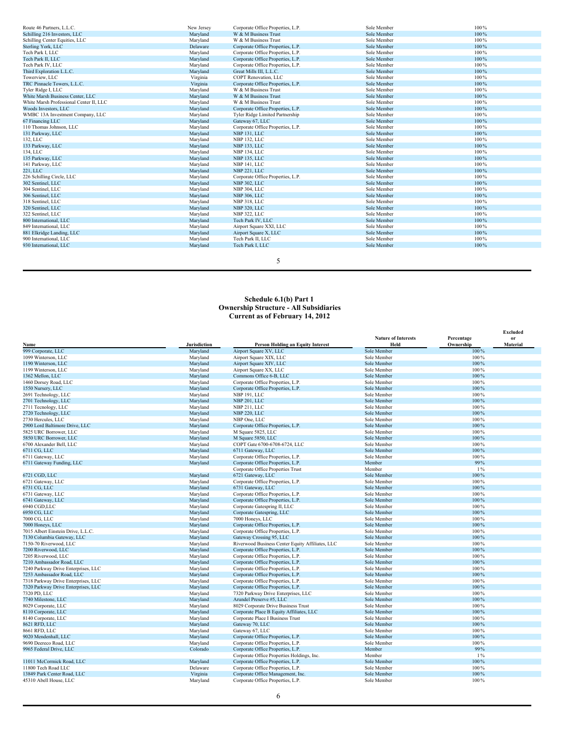| Route 46 Partners, L.L.C. | New Jersey | Corporate Office Properties, L.P. | Sole Member | 100% |
|---|---|---|---|---|
| Schilling 216 Investors, LLC | Maryland | W & M Business Trust | Sole Member | 100% |
| Schilling Center Equities, LLC | Maryland | W & M Business Trust | Sole Member | 100% |
| Sterling York, LLC | Delaware | Corporate Office Properties, L.P. | Sole Member | 100% |
| Tech Park I, LLC | Maryland | Corporate Office Properties, L.P. | Sole Member | 100% |
| Tech Park II, LLC | Maryland | Corporate Office Properties, L.P. | Sole Member | 100% |
| Tech Park IV, LLC | Maryland | Corporate Office Properties, L.P. | Sole Member | 100% |
| Third Exploration L.L.C. | Maryland | Great Mills III, L.L.C. | Sole Member | 100% |
| Towerview, LLC | Virginia | COPT Renovation, LLC | Sole Member | 100% |
| TRC Pinnacle Towers, L.L.C. | Virginia | Corporate Office Properties, L.P. | Sole Member | 100% |
| Tyler Ridge I, LLC | Maryland | W & M Business Trust | Sole Member | 100% |
| White Marsh Business Center, LLC | Maryland | W & M Business Trust | Sole Member | 100% |
| White Marsh Professional Center II, LLC | Maryland | W & M Business Trust | Sole Member | 100% |
| Woods Investors, LLC | Maryland | Corporate Office Properties, L.P. | Sole Member | 100% |
| WMBC 13A Investment Company, LLC | Maryland | Tyler Ridge Limited Partnership | Sole Member | 100% |
| 67 Financing LLC | Maryland | Gateway 67, LLC | Sole Member | 100% |
| 110 Thomas Johnson, LLC | Maryland | Corporate Office Properties, L.P. | Sole Member | 100% |
| 131 Parkway, LLC | Maryland | NBP 131, LLC | Sole Member | 100% |
| 132, LLC | Maryland | NBP 132, LLC | Sole Member | 100% |
| 133 Parkway, LLC | Maryland | NBP 133, LLC | Sole Member | 100% |
| 134, LLC | Maryland | NBP 134, LLC | Sole Member | 100% |
| 135 Parkway, LLC | Maryland | NBP 135, LLC | Sole Member | 100% |
| 141 Parkway, LLC | Maryland | NBP 141, LLC | Sole Member | 100% |
| 221, LLC | Maryland | NBP 221, LLC | Sole Member | 100% |
| 226 Schilling Circle, LLC | Maryland | Corporate Office Properties, L.P. | Sole Member | 100% |
| 302 Sentinel, LLC | Maryland | NBP 302, LLC | Sole Member | 100% |
| 304 Sentinel, LLC | Maryland | NBP 304, LLC | Sole Member | 100% |
| 306 Sentinel, LLC | Maryland | NBP 306, LLC | Sole Member | 100% |
| 318 Sentinel, LLC | Maryland | NBP 318, LLC | Sole Member | 100% |
| 320 Sentinel, LLC | Maryland | NBP 320, LLC | Sole Member | 100% |
| 322 Sentinel, LLC | Maryland | NBP 322, LLC | Sole Member | 100% |
| 800 International, LLC | Maryland | Tech Park IV, LLC | Sole Member | 100% |
| 849 International, LLC | Maryland | Airport Square XXI, LLC | Sole Member | 100% |
| 881 Elkridge Landing, LLC | Maryland | Airport Square X, LLC | Sole Member | 100% |
| 900 International, LLC | Maryland | Tech Park II, LLC | Sole Member | 100% |
| 930 International, LLC | Maryland | Tech Park I, LLC | Sole Member | 100% |

**Schedule 6.1(b) Part 1**
**Ownership Structure - All Subsidiaries**
**Current as of February 14, 2012**

| Name | Jurisdiction | Person Holding an Equity Interest | Nature of Interests Held | Percentage Ownership | Excluded or Material |
|---|---|---|---|---|---|
| 999 Corporate, LLC | Maryland | Airport Square XV, LLC | Sole Member | 100% | |
| 1099 Winterson, LLC | Maryland | Airport Square XIX, LLC | Sole Member | 100% | |
| 1190 Winterson, LLC | Maryland | Airport Square XIV, LLC | Sole Member | 100% | |
| 1199 Winterson, LLC | Maryland | Airport Square XX, LLC | Sole Member | 100% | |
| 1362 Mellon, LLC | Maryland | Commons Office 6-B, LLC | Sole Member | 100% | |
| 1460 Dorsey Road, LLC | Maryland | Corporate Office Properties, L.P. | Sole Member | 100% | |
| 1550 Nursery, LLC | Maryland | Corporate Office Properties, L.P. | Sole Member | 100% | |
| 2691 Technology, LLC | Maryland | NBP 191, LLC | Sole Member | 100% | |
| 2701 Technology, LLC | Maryland | NBP 201, LLC | Sole Member | 100% | |
| 2711 Tecnology, LLC | Maryland | NBP 211, LLC | Sole Member | 100% | |
| 2720 Technology, LLC | Maryland | NBP 220, LLC | Sole Member | 100% | |
| 2730 Hercules, LLC | Maryland | NBP One, LLC | Sole Member | 100% | |
| 2900 Lord Baltimore Drive, LLC | Maryland | Corporate Office Properties, L.P. | Sole Member | 100% | |
| 5825 URC Borrower, LLC | Maryland | M Square 5825, LLC | Sole Member | 100% | |
| 5850 URC Borrower, LLC | Maryland | M Square 5850, LLC | Sole Member | 100% | |
| 6700 Alexander Bell, LLC | Maryland | COPT Gate 6700-6708-6724, LLC | Sole Member | 100% | |
| 6711 CG, LLC | Maryland | 6711 Gateway, LLC | Sole Member | 100% | |
| 6711 Gateway, LLC | Maryland | Corporate Office Properties, L.P. | Sole Member | 100% | |
| 6711 Gateway Funding, LLC | Maryland | Corporate Office Properties, L.P. | Member | 99% | |
| | | Corporate Office Properties Trust | Member | 1% | |
| 6721 CGD, LLC | Maryland | 6721 Gateway, LLC | Sole Member | 100% | |
| 6721 Gateway, LLC | Maryland | Corporate Office Properties, L.P. | Sole Member | 100% | |
| 6731 CG, LLC | Maryland | 6731 Gateway, LLC | Sole Member | 100% | |
| 6731 Gateway, LLC | Maryland | Corporate Office Properties, L.P. | Sole Member | 100% | |
| 6741 Gateway, LLC | Maryland | Corporate Office Properties, L.P. | Sole Member | 100% | |
| 6940 CGD,LLC | Maryland | Corporate Gatespring II, LLC | Sole Member | 100% | |
| 6950 CG, LLC | Maryland | Corporate Gatespring, LLC | Sole Member | 100% | |
| 7000 CG, LLC | Maryland | 7000 Honeys, LLC | Sole Member | 100% | |
| 7000 Honeys, LLC | Maryland | Corporate Office Properties, L.P. | Sole Member | 100% | |
| 7015 Albert Einstein Drive, L.L.C. | Maryland | Corporate Office Properties, L.P. | Sole Member | 100% | |
| 7130 Columbia Gateway, LLC | Maryland | Gateway Crossing 95, LLC | Sole Member | 100% | |
| 7150-70 Riverwood, LLC | Maryland | Riverwood Business Center Equity Affiliates, LLC | Sole Member | 100% | |
| 7200 Riverwood, LLC | Maryland | Corporate Office Properties, L.P. | Sole Member | 100% | |
| 7205 Riverwood, LLC | Maryland | Corporate Office Properties, L.P. | Sole Member | 100% | |
| 7210 Ambassador Road, LLC | Maryland | Corporate Office Properties, L.P. | Sole Member | 100% | |
| 7240 Parkway Drive Enterprises, LLC | Maryland | Corporate Office Properties, L.P. | Sole Member | 100% | |
| 7253 Ambassador Road, LLC | Maryland | Corporate Office Properties, L.P. | Sole Member | 100% | |
| 7318 Parkway Drive Enterprises, LLC | Maryland | Corporate Office Properties, L.P. | Sole Member | 100% | |
| 7320 Parkway Drive Enterprises, LLC | Maryland | Corporate Office Properties, L.P. | Sole Member | 100% | |
| 7320 PD, LLC | Maryland | 7320 Parkway Drive Enterprises, LLC | Sole Member | 100% | |
| 7740 Milestone, LLC | Maryland | Arundel Preserve #5, LLC | Sole Member | 100% | |
| 8029 Corporate, LLC | Maryland | 8029 Corporate Drive Business Trust | Sole Member | 100% | |
| 8110 Corporate, LLC | Maryland | Corporate Place B Equity Affiliates, LLC | Sole Member | 100% | |
| 8140 Corporate, LLC | Maryland | Corporate Place I Business Trust | Sole Member | 100% | |
| 8621 RFD, LLC | Maryland | Gateway 70, LLC | Sole Member | 100% | |
| 8661 RFD, LLC | Maryland | Gateway 67, LLC | Sole Member | 100% | |
| 9020 Mendenhall, LLC | Maryland | Corporate Office Properties, L.P. | Sole Member | 100% | |
| 9690 Deereco Road, LLC | Maryland | Corporate Office Properties, L.P. | Sole Member | 100% | |
| 9965 Federal Drive, LLC | Colorado | Corporate Office Properties, L.P. | Member | 99% | |
| | | Corporate Office Properties Holdings, Inc. | Member | 1% | |
| 11011 McCormick Road, LLC | Maryland | Corporate Office Properties, L.P. | Sole Member | 100% | |
| 11800 Tech Road LLC | Delaware | Corporate Office Properties, L.P. | Sole Member | 100% | |
| 13849 Park Center Road, LLC | Virginia | Corporate Office Management, Inc. | Sole Member | 100% | |
| 45310 Abell House, LLC | Maryland | Corporate Office Properties, L.P. | Sole Member | 100% | |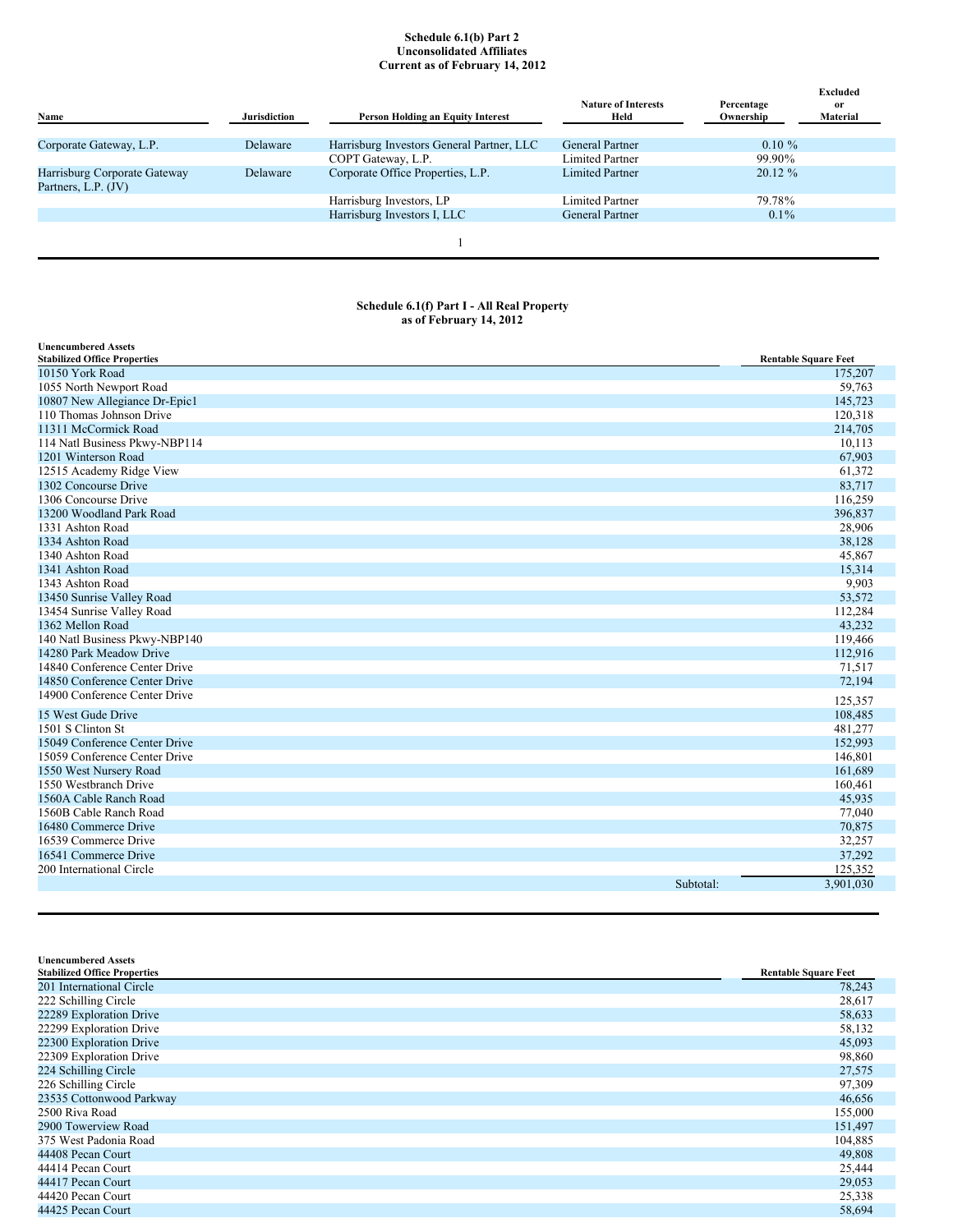**Schedule 6.1(b) Part 2**
**Unconsolidated Affiliates**
**Current as of February 14, 2012**

| Name | Jurisdiction | Person Holding an Equity Interest | Nature of Interests Held | Percentage Ownership | Excluded or Material |
|---|---|---|---|---|---|
| Corporate Gateway, L.P. | Delaware | Harrisburg Investors General Partner, LLC | General Partner | 0.10 % | |
| | | COPT Gateway, L.P. | Limited Partner | 99.90% | |
| Harrisburg Corporate Gateway Partners, L.P. (JV) | Delaware | Corporate Office Properties, L.P. | Limited Partner | 20.12 % | |
| | | Harrisburg Investors, LP | Limited Partner | 79.78% | |
| | | Harrisburg Investors I, LLC | General Partner | 0.1% | |

**Schedule 6.1(f) Part I - All Real Property**
**as of February 14, 2012**

| Unencumbered Assets<br>Stabilized Office Properties | Rentable Square Feet |
|---|---|
| 10150 York Road | 175,207 |
| 1055 North Newport Road | 59,763 |
| 10807 New Allegiance Dr-Epic1 | 145,723 |
| 110 Thomas Johnson Drive | 120,318 |
| 11311 McCormick Road | 214,705 |
| 114 Natl Business Pkwy-NBP114 | 10,113 |
| 1201 Winterson Road | 67,903 |
| 12515 Academy Ridge View | 61,372 |
| 1302 Concourse Drive | 83,717 |
| 1306 Concourse Drive | 116,259 |
| 13200 Woodland Park Road | 396,837 |
| 1331 Ashton Road | 28,906 |
| 1334 Ashton Road | 38,128 |
| 1340 Ashton Road | 45,867 |
| 1341 Ashton Road | 15,314 |
| 1343 Ashton Road | 9,903 |
| 13450 Sunrise Valley Road | 53,572 |
| 13454 Sunrise Valley Road | 112,284 |
| 1362 Mellon Road | 43,232 |
| 140 Natl Business Pkwy-NBP140 | 119,466 |
| 14280 Park Meadow Drive | 112,916 |
| 14840 Conference Center Drive | 71,517 |
| 14850 Conference Center Drive | 72,194 |
| 14900 Conference Center Drive | 125,357 |
| 15 West Gude Drive | 108,485 |
| 1501 S Clinton St | 481,277 |
| 15049 Conference Center Drive | 152,993 |
| 15059 Conference Center Drive | 146,801 |
| 1550 West Nursery Road | 161,689 |
| 1550 Westbranch Drive | 160,461 |
| 1560A Cable Ranch Road | 45,935 |
| 1560B Cable Ranch Road | 77,040 |
| 16480 Commerce Drive | 70,875 |
| 16539 Commerce Drive | 32,257 |
| 16541 Commerce Drive | 37,292 |
| 200 International Circle | 125,352 |
| Subtotal: | 3,901,030 |

| Unencumbered Assets<br>Stabilized Office Properties | Rentable Square Feet |
|---|---|
| 201 International Circle | 78,243 |
| 222 Schilling Circle | 28,617 |
| 22289 Exploration Drive | 58,633 |
| 22299 Exploration Drive | 58,132 |
| 22300 Exploration Drive | 45,093 |
| 22309 Exploration Drive | 98,860 |
| 224 Schilling Circle | 27,575 |
| 226 Schilling Circle | 97,309 |
| 23535 Cottonwood Parkway | 46,656 |
| 2500 Riva Road | 155,000 |
| 2900 Towerview Road | 151,497 |
| 375 West Padonia Road | 104,885 |
| 44408 Pecan Court | 49,808 |
| 44414 Pecan Court | 25,444 |
| 44417 Pecan Court | 29,053 |
| 44420 Pecan Court | 25,338 |
| 44425 Pecan Court | 58,694 |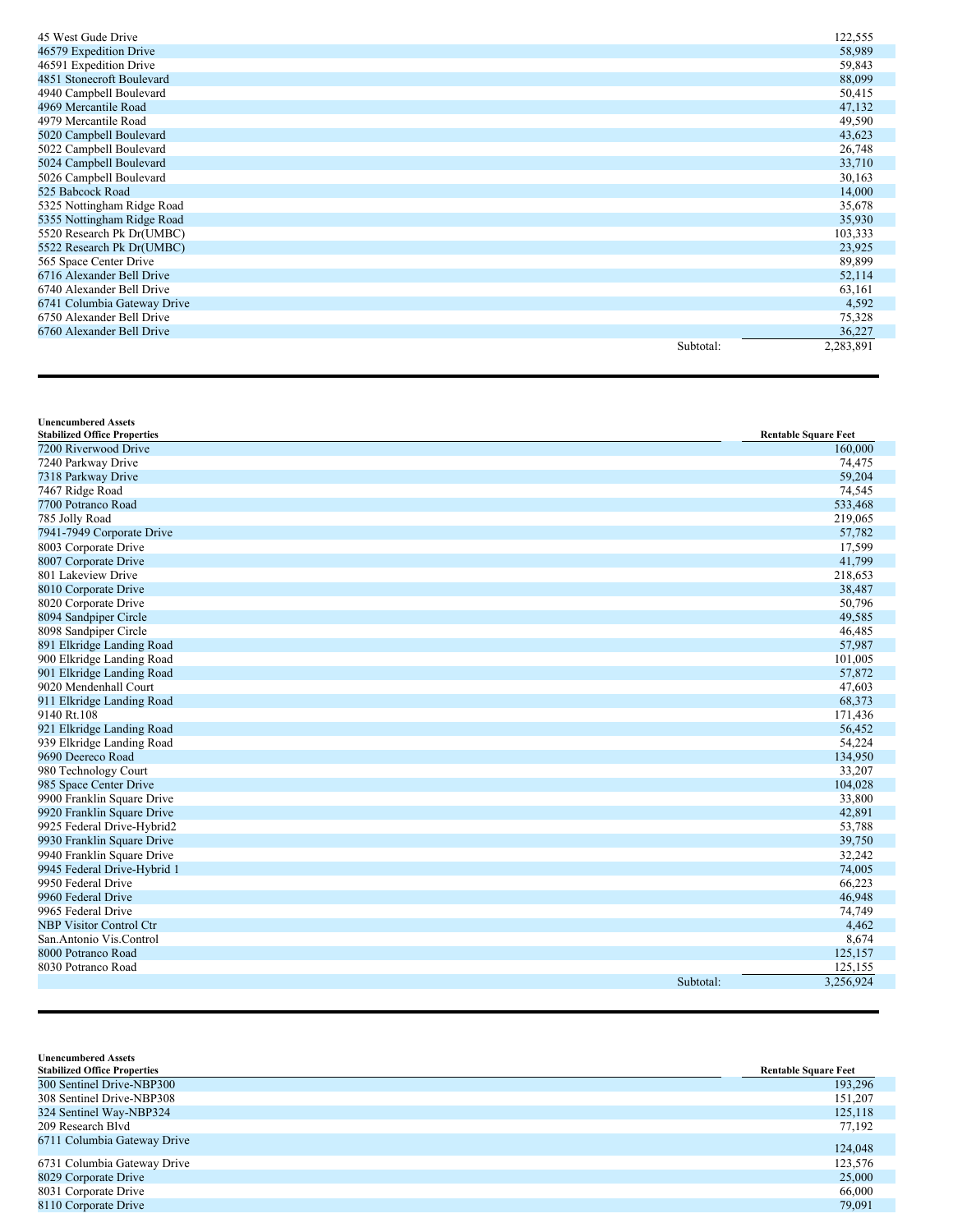| | |
|---|---|
| 45 West Gude Drive | 122,555 |
| 46579 Expedition Drive | 58,989 |
| 46591 Expedition Drive | 59,843 |
| 4851 Stonecroft Boulevard | 88,099 |
| 4940 Campbell Boulevard | 50,415 |
| 4969 Mercantile Road | 47,132 |
| 4979 Mercantile Road | 49,590 |
| 5020 Campbell Boulevard | 43,623 |
| 5022 Campbell Boulevard | 26,748 |
| 5024 Campbell Boulevard | 33,710 |
| 5026 Campbell Boulevard | 30,163 |
| 525 Babcock Road | 14,000 |
| 5325 Nottingham Ridge Road | 35,678 |
| 5355 Nottingham Ridge Road | 35,930 |
| 5520 Research Pk Dr(UMBC) | 103,333 |
| 5522 Research Pk Dr(UMBC) | 23,925 |
| 565 Space Center Drive | 89,899 |
| 6716 Alexander Bell Drive | 52,114 |
| 6740 Alexander Bell Drive | 63,161 |
| 6741 Columbia Gateway Drive | 4,592 |
| 6750 Alexander Bell Drive | 75,328 |
| 6760 Alexander Bell Drive | 36,227 |
| Subtotal: | 2,283,891 |

**Unencumbered Assets**

| Stabilized Office Properties | Rentable Square Feet |
|---|---|
| 7200 Riverwood Drive | 160,000 |
| 7240 Parkway Drive | 74,475 |
| 7318 Parkway Drive | 59,204 |
| 7467 Ridge Road | 74,545 |
| 7700 Potranco Road | 533,468 |
| 785 Jolly Road | 219,065 |
| 7941-7949 Corporate Drive | 57,782 |
| 8003 Corporate Drive | 17,599 |
| 8007 Corporate Drive | 41,799 |
| 801 Lakeview Drive | 218,653 |
| 8010 Corporate Drive | 38,487 |
| 8020 Corporate Drive | 50,796 |
| 8094 Sandpiper Circle | 49,585 |
| 8098 Sandpiper Circle | 46,485 |
| 891 Elkridge Landing Road | 57,987 |
| 900 Elkridge Landing Road | 101,005 |
| 901 Elkridge Landing Road | 57,872 |
| 9020 Mendenhall Court | 47,603 |
| 911 Elkridge Landing Road | 68,373 |
| 9140 Rt.108 | 171,436 |
| 921 Elkridge Landing Road | 56,452 |
| 939 Elkridge Landing Road | 54,224 |
| 9690 Deereco Road | 134,950 |
| 980 Technology Court | 33,207 |
| 985 Space Center Drive | 104,028 |
| 9900 Franklin Square Drive | 33,800 |
| 9920 Franklin Square Drive | 42,891 |
| 9925 Federal Drive-Hybrid2 | 53,788 |
| 9930 Franklin Square Drive | 39,750 |
| 9940 Franklin Square Drive | 32,242 |
| 9945 Federal Drive-Hybrid 1 | 74,005 |
| 9950 Federal Drive | 66,223 |
| 9960 Federal Drive | 46,948 |
| 9965 Federal Drive | 74,749 |
| NBP Visitor Control Ctr | 4,462 |
| San.Antonio Vis.Control | 8,674 |
| 8000 Potranco Road | 125,157 |
| 8030 Potranco Road | 125,155 |
| Subtotal: | 3,256,924 |

**Unencumbered Assets**

| Stabilized Office Properties | Rentable Square Feet |
|---|---|
| 300 Sentinel Drive-NBP300 | 193,296 |
| 308 Sentinel Drive-NBP308 | 151,207 |
| 324 Sentinel Way-NBP324 | 125,118 |
| 209 Research Blvd | 77,192 |
| 6711 Columbia Gateway Drive | 124,048 |
| 6731 Columbia Gateway Drive | 123,576 |
| 8029 Corporate Drive | 25,000 |
| 8031 Corporate Drive | 66,000 |
| 8110 Corporate Drive | 79,091 |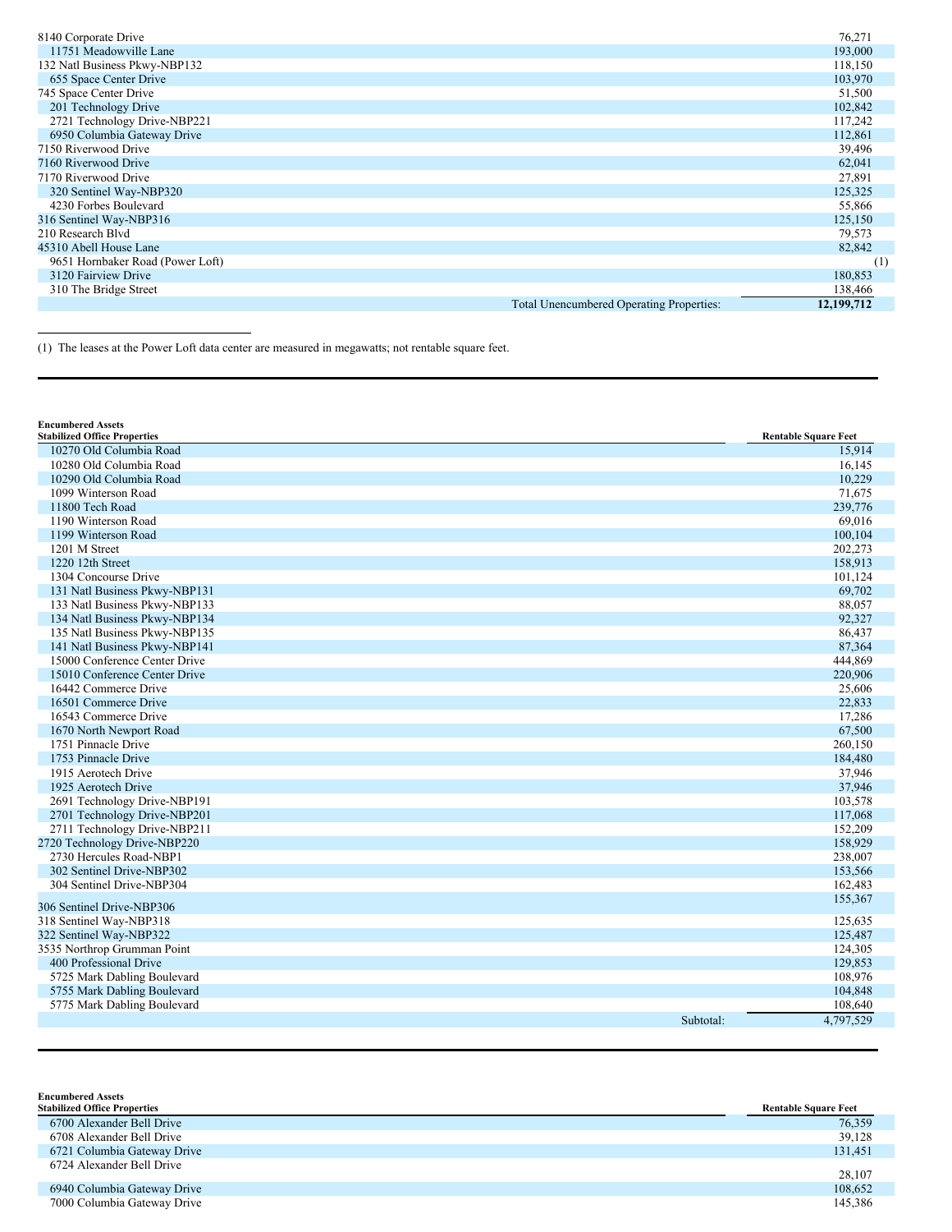| | |
|---|---|
| 8140 Corporate Drive | 76,271 |
| 11751 Meadowville Lane | 193,000 |
| 132 Natl Business Pkwy-NBP132 | 118,150 |
| 655 Space Center Drive | 103,970 |
| 745 Space Center Drive | 51,500 |
| 201 Technology Drive | 102,842 |
| 2721 Technology Drive-NBP221 | 117,242 |
| 6950 Columbia Gateway Drive | 112,861 |
| 7150 Riverwood Drive | 39,496 |
| 7160 Riverwood Drive | 62,041 |
| 7170 Riverwood Drive | 27,891 |
| 320 Sentinel Way-NBP320 | 125,325 |
| 4230 Forbes Boulevard | 55,866 |
| 316 Sentinel Way-NBP316 | 125,150 |
| 210 Research Blvd | 79,573 |
| 45310 Abell House Lane | 82,842 |
| 9651 Hornbaker Road (Power Loft) | (1) |
| 3120 Fairview Drive | 180,853 |
| 310 The Bridge Street | 138,466 |
| Total Unencumbered Operating Properties: | **12,199,712** |

(1) The leases at the Power Loft data center are measured in megawatts; not rentable square feet.

| **Encumbered Assets**<br>**Stabilized Office Properties** | **Rentable Square Feet** |
|---|---|
| 10270 Old Columbia Road | 15,914 |
| 10280 Old Columbia Road | 16,145 |
| 10290 Old Columbia Road | 10,229 |
| 1099 Winterson Road | 71,675 |
| 11800 Tech Road | 239,776 |
| 1190 Winterson Road | 69,016 |
| 1199 Winterson Road | 100,104 |
| 1201 M Street | 202,273 |
| 1220 12th Street | 158,913 |
| 1304 Concourse Drive | 101,124 |
| 131 Natl Business Pkwy-NBP131 | 69,702 |
| 133 Natl Business Pkwy-NBP133 | 88,057 |
| 134 Natl Business Pkwy-NBP134 | 92,327 |
| 135 Natl Business Pkwy-NBP135 | 86,437 |
| 141 Natl Business Pkwy-NBP141 | 87,364 |
| 15000 Conference Center Drive | 444,869 |
| 15010 Conference Center Drive | 220,906 |
| 16442 Commerce Drive | 25,606 |
| 16501 Commerce Drive | 22,833 |
| 16543 Commerce Drive | 17,286 |
| 1670 North Newport Road | 67,500 |
| 1751 Pinnacle Drive | 260,150 |
| 1753 Pinnacle Drive | 184,480 |
| 1915 Aerotech Drive | 37,946 |
| 1925 Aerotech Drive | 37,946 |
| 2691 Technology Drive-NBP191 | 103,578 |
| 2701 Technology Drive-NBP201 | 117,068 |
| 2711 Technology Drive-NBP211 | 152,209 |
| 2720 Technology Drive-NBP220 | 158,929 |
| 2730 Hercules Road-NBP1 | 238,007 |
| 302 Sentinel Drive-NBP302 | 153,566 |
| 304 Sentinel Drive-NBP304 | 162,483 |
| 306 Sentinel Drive-NBP306 | 155,367 |
| 318 Sentinel Way-NBP318 | 125,635 |
| 322 Sentinel Way-NBP322 | 125,487 |
| 3535 Northrop Grumman Point | 124,305 |
| 400 Professional Drive | 129,853 |
| 5725 Mark Dabling Boulevard | 108,976 |
| 5755 Mark Dabling Boulevard | 104,848 |
| 5775 Mark Dabling Boulevard | 108,640 |
| Subtotal: | 4,797,529 |

| **Encumbered Assets**<br>**Stabilized Office Properties** | **Rentable Square Feet** |
|---|---|
| 6700 Alexander Bell Drive | 76,359 |
| 6708 Alexander Bell Drive | 39,128 |
| 6721 Columbia Gateway Drive | 131,451 |
| 6724 Alexander Bell Drive | 28,107 |
| 6940 Columbia Gateway Drive | 108,652 |
| 7000 Columbia Gateway Drive | 145,386 |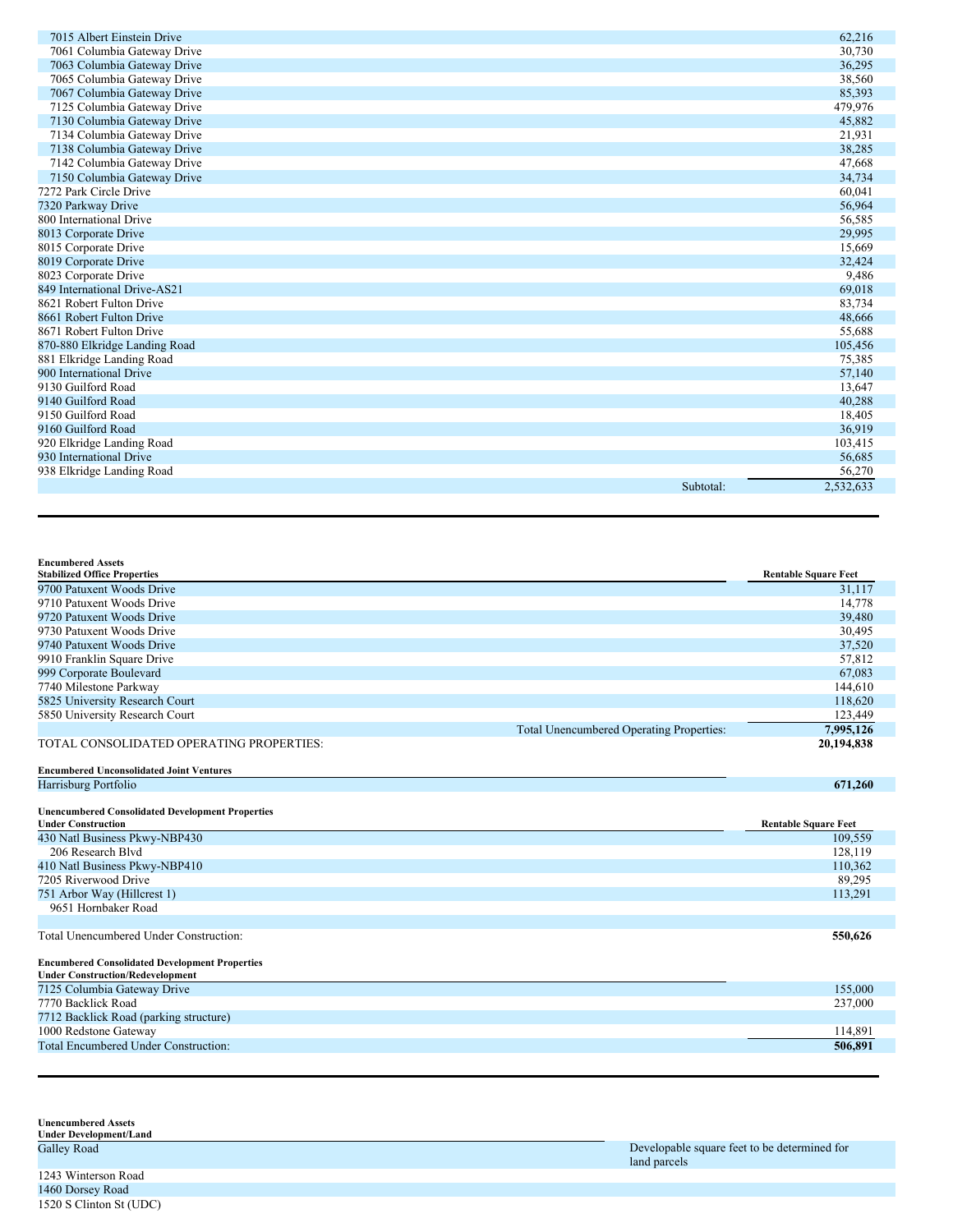| | |
|---|---|
| 7015 Albert Einstein Drive | 62,216 |
| 7061 Columbia Gateway Drive | 30,730 |
| 7063 Columbia Gateway Drive | 36,295 |
| 7065 Columbia Gateway Drive | 38,560 |
| 7067 Columbia Gateway Drive | 85,393 |
| 7125 Columbia Gateway Drive | 479,976 |
| 7130 Columbia Gateway Drive | 45,882 |
| 7134 Columbia Gateway Drive | 21,931 |
| 7138 Columbia Gateway Drive | 38,285 |
| 7142 Columbia Gateway Drive | 47,668 |
| 7150 Columbia Gateway Drive | 34,734 |
| 7272 Park Circle Drive | 60,041 |
| 7320 Parkway Drive | 56,964 |
| 800 International Drive | 56,585 |
| 8013 Corporate Drive | 29,995 |
| 8015 Corporate Drive | 15,669 |
| 8019 Corporate Drive | 32,424 |
| 8023 Corporate Drive | 9,486 |
| 849 International Drive-AS21 | 69,018 |
| 8621 Robert Fulton Drive | 83,734 |
| 8661 Robert Fulton Drive | 48,666 |
| 8671 Robert Fulton Drive | 55,688 |
| 870-880 Elkridge Landing Road | 105,456 |
| 881 Elkridge Landing Road | 75,385 |
| 900 International Drive | 57,140 |
| 9130 Guilford Road | 13,647 |
| 9140 Guilford Road | 40,288 |
| 9150 Guilford Road | 18,405 |
| 9160 Guilford Road | 36,919 |
| 920 Elkridge Landing Road | 103,415 |
| 930 International Drive | 56,685 |
| 938 Elkridge Landing Road | 56,270 |
| Subtotal: | 2,532,633 |

| **Encumbered Assets**<br>**Stabilized Office Properties** | **Rentable Square Feet** |
|---|---|
| 9700 Patuxent Woods Drive | 31,117 |
| 9710 Patuxent Woods Drive | 14,778 |
| 9720 Patuxent Woods Drive | 39,480 |
| 9730 Patuxent Woods Drive | 30,495 |
| 9740 Patuxent Woods Drive | 37,520 |
| 9910 Franklin Square Drive | 57,812 |
| 999 Corporate Boulevard | 67,083 |
| 7740 Milestone Parkway | 144,610 |
| 5825 University Research Court | 118,620 |
| 5850 University Research Court | 123,449 |
| Total Unencumbered Operating Properties: | **7,995,126** |
| TOTAL CONSOLIDATED OPERATING PROPERTIES: | **20,194,838** |

| **Encumbered Unconsolidated Joint Ventures** | |
|---|---|
| Harrisburg Portfolio | **671,260** |

| **Unencumbered Consolidated Development Properties**<br>**Under Construction** | **Rentable Square Feet** |
|---|---|
| 430 Natl Business Pkwy-NBP430 | 109,559 |
| 206 Research Blvd | 128,119 |
| 410 Natl Business Pkwy-NBP410 | 110,362 |
| 7205 Riverwood Drive | 89,295 |
| 751 Arbor Way (Hillcrest 1) | 113,291 |
| 9651 Hornbaker Road | |
| Total Unencumbered Under Construction: | **550,626** |

| **Encumbered Consolidated Development Properties**<br>**Under Construction/Redevelopment** | |
|---|---|
| 7125 Columbia Gateway Drive | 155,000 |
| 7770 Backlick Road | 237,000 |
| 7712 Backlick Road (parking structure) | |
| 1000 Redstone Gateway | 114,891 |
| Total Encumbered Under Construction: | **506,891** |

| **Unencumbered Assets**<br>**Under Development/Land** | |
|---|---|
| Galley Road | Developable square feet to be determined for land parcels |
| 1243 Winterson Road | |
| 1460 Dorsey Road | |
| 1520 S Clinton St (UDC) | |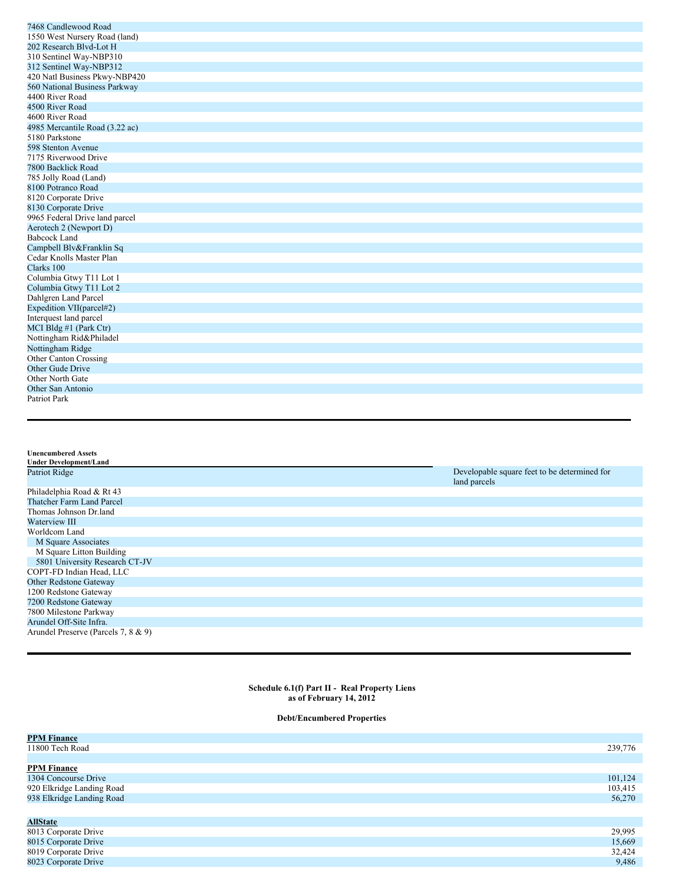| |
|---|
| 7468 Candlewood Road |
| 1550 West Nursery Road (land) |
| 202 Research Blvd-Lot H |
| 310 Sentinel Way-NBP310 |
| 312 Sentinel Way-NBP312 |
| 420 Natl Business Pkwy-NBP420 |
| 560 National Business Parkway |
| 4400 River Road |
| 4500 River Road |
| 4600 River Road |
| 4985 Mercantile Road (3.22 ac) |
| 5180 Parkstone |
| 598 Stenton Avenue |
| 7175 Riverwood Drive |
| 7800 Backlick Road |
| 785 Jolly Road (Land) |
| 8100 Potranco Road |
| 8120 Corporate Drive |
| 8130 Corporate Drive |
| 9965 Federal Drive land parcel |
| Aerotech 2 (Newport D) |
| Babcock Land |
| Campbell Blv&Franklin Sq |
| Cedar Knolls Master Plan |
| Clarks 100 |
| Columbia Gtwy T11 Lot 1 |
| Columbia Gtwy T11 Lot 2 |
| Dahlgren Land Parcel |
| Expedition VII(parcel#2) |
| Interquest land parcel |
| MCI Bldg #1 (Park Ctr) |
| Nottingham Rid&Philadel |
| Nottingham Ridge |
| Other Canton Crossing |
| Other Gude Drive |
| Other North Gate |
| Other San Antonio |
| Patriot Park |

| **Unencumbered Assets Under Development/Land** | |
|---|---|
| Patriot Ridge | Developable square feet to be determined for land parcels |
| Philadelphia Road & Rt 43 | |
| Thatcher Farm Land Parcel | |
| Thomas Johnson Dr.land | |
| Waterview III | |
| Worldcom Land | |
| M Square Associates | |
| M Square Litton Building | |
| 5801 University Research CT-JV | |
| COPT-FD Indian Head, LLC | |
| Other Redstone Gateway | |
| 1200 Redstone Gateway | |
| 7200 Redstone Gateway | |
| 7800 Milestone Parkway | |
| Arundel Off-Site Infra. | |
| Arundel Preserve (Parcels 7, 8 & 9) | |

**Schedule 6.1(f) Part II - Real Property Liens**
**as of February 14, 2012**

**Debt/Encumbered Properties**

| | |
|---|---|
| **PPM Finance** | |
| 11800 Tech Road | 239,776 |
| | |
| **PPM Finance** | |
| 1304 Concourse Drive | 101,124 |
| 920 Elkridge Landing Road | 103,415 |
| 938 Elkridge Landing Road | 56,270 |
| | |
| **AllState** | |
| 8013 Corporate Drive | 29,995 |
| 8015 Corporate Drive | 15,669 |
| 8019 Corporate Drive | 32,424 |
| 8023 Corporate Drive | 9,486 |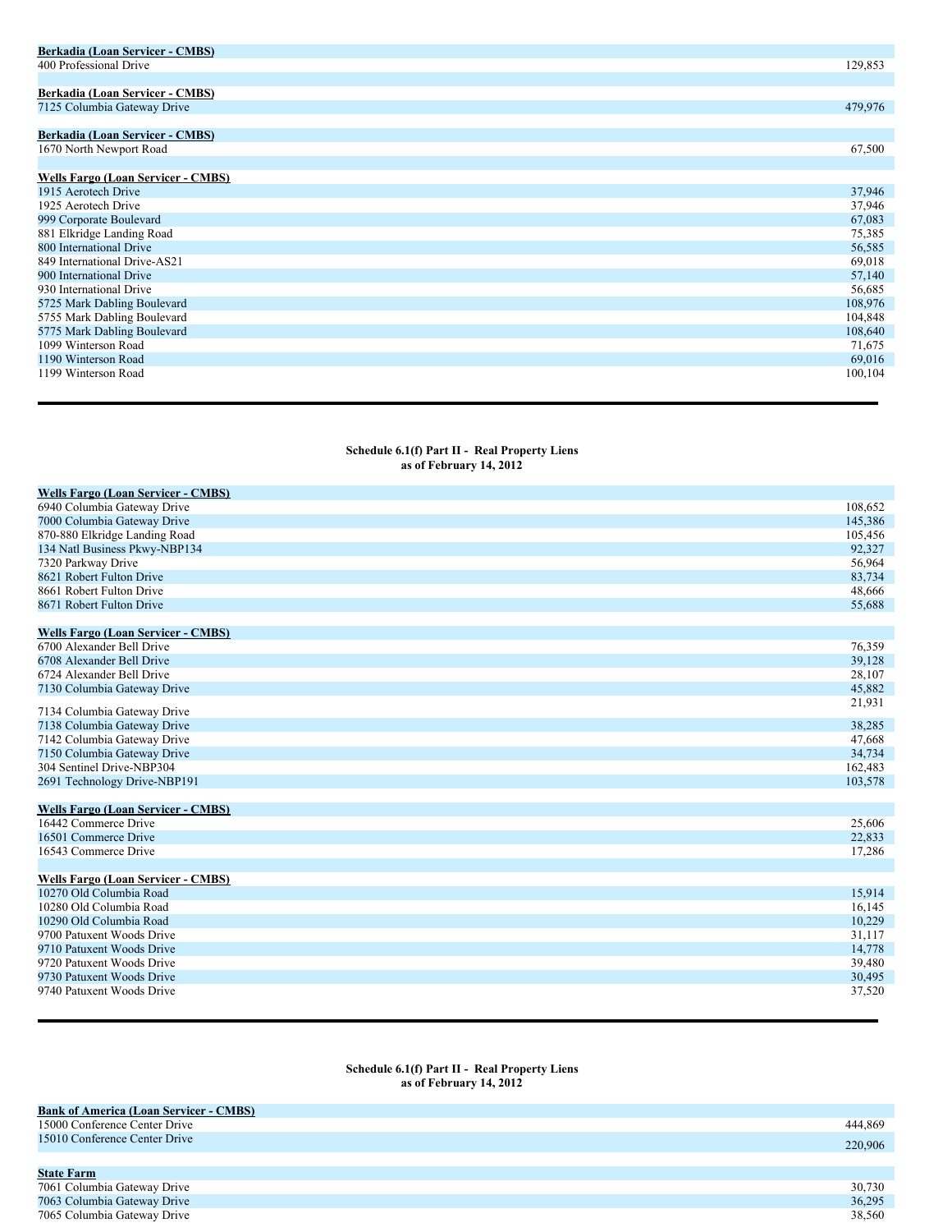| **Berkadia (Loan Servicer - CMBS)** | |
|---|---|
| 400 Professional Drive | 129,853 |
| | |
| **Berkadia (Loan Servicer - CMBS)** | |
| 7125 Columbia Gateway Drive | 479,976 |
| | |
| **Berkadia (Loan Servicer - CMBS)** | |
| 1670 North Newport Road | 67,500 |
| | |
| **Wells Fargo (Loan Servicer - CMBS)** | |
| 1915 Aerotech Drive | 37,946 |
| 1925 Aerotech Drive | 37,946 |
| 999 Corporate Boulevard | 67,083 |
| 881 Elkridge Landing Road | 75,385 |
| 800 International Drive | 56,585 |
| 849 International Drive-AS21 | 69,018 |
| 900 International Drive | 57,140 |
| 930 International Drive | 56,685 |
| 5725 Mark Dabling Boulevard | 108,976 |
| 5755 Mark Dabling Boulevard | 104,848 |
| 5775 Mark Dabling Boulevard | 108,640 |
| 1099 Winterson Road | 71,675 |
| 1190 Winterson Road | 69,016 |
| 1199 Winterson Road | 100,104 |

**Schedule 6.1(f) Part II - Real Property Liens**
**as of February 14, 2012**

| **Wells Fargo (Loan Servicer - CMBS)** | |
|---|---|
| 6940 Columbia Gateway Drive | 108,652 |
| 7000 Columbia Gateway Drive | 145,386 |
| 870-880 Elkridge Landing Road | 105,456 |
| 134 Natl Business Pkwy-NBP134 | 92,327 |
| 7320 Parkway Drive | 56,964 |
| 8621 Robert Fulton Drive | 83,734 |
| 8661 Robert Fulton Drive | 48,666 |
| 8671 Robert Fulton Drive | 55,688 |
| | |
| **Wells Fargo (Loan Servicer - CMBS)** | |
| 6700 Alexander Bell Drive | 76,359 |
| 6708 Alexander Bell Drive | 39,128 |
| 6724 Alexander Bell Drive | 28,107 |
| 7130 Columbia Gateway Drive | 45,882 |
| 7134 Columbia Gateway Drive | 21,931 |
| 7138 Columbia Gateway Drive | 38,285 |
| 7142 Columbia Gateway Drive | 47,668 |
| 7150 Columbia Gateway Drive | 34,734 |
| 304 Sentinel Drive-NBP304 | 162,483 |
| 2691 Technology Drive-NBP191 | 103,578 |
| | |
| **Wells Fargo (Loan Servicer - CMBS)** | |
| 16442 Commerce Drive | 25,606 |
| 16501 Commerce Drive | 22,833 |
| 16543 Commerce Drive | 17,286 |
| | |
| **Wells Fargo (Loan Servicer - CMBS)** | |
| 10270 Old Columbia Road | 15,914 |
| 10280 Old Columbia Road | 16,145 |
| 10290 Old Columbia Road | 10,229 |
| 9700 Patuxent Woods Drive | 31,117 |
| 9710 Patuxent Woods Drive | 14,778 |
| 9720 Patuxent Woods Drive | 39,480 |
| 9730 Patuxent Woods Drive | 30,495 |
| 9740 Patuxent Woods Drive | 37,520 |

**Schedule 6.1(f) Part II - Real Property Liens**
**as of February 14, 2012**

| **Bank of America (Loan Servicer - CMBS)** | |
|---|---|
| 15000 Conference Center Drive | 444,869 |
| 15010 Conference Center Drive | 220,906 |
| | |
| **State Farm** | |
| 7061 Columbia Gateway Drive | 30,730 |
| 7063 Columbia Gateway Drive | 36,295 |
| 7065 Columbia Gateway Drive | 38,560 |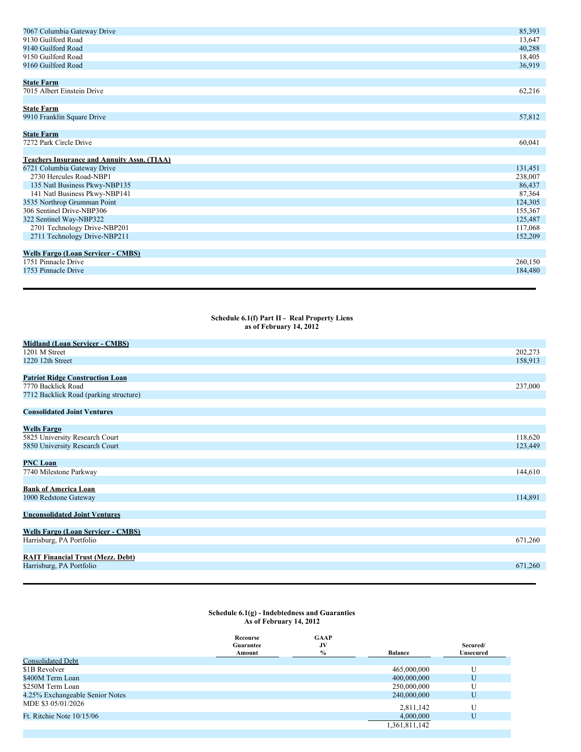| | |
|---|---|
| 7067 Columbia Gateway Drive | 85,393 |
| 9130 Guilford Road | 13,647 |
| 9140 Guilford Road | 40,288 |
| 9150 Guilford Road | 18,405 |
| 9160 Guilford Road | 36,919 |
| | |
| **State Farm** | |
| 7015 Albert Einstein Drive | 62,216 |
| | |
| **State Farm** | |
| 9910 Franklin Square Drive | 57,812 |
| | |
| **State Farm** | |
| 7272 Park Circle Drive | 60,041 |
| | |
| **Teachers Insurance and Annuity Assn. (TIAA)** | |
| 6721 Columbia Gateway Drive | 131,451 |
| 2730 Hercules Road-NBP1 | 238,007 |
| 135 Natl Business Pkwy-NBP135 | 86,437 |
| 141 Natl Business Pkwy-NBP141 | 87,364 |
| 3535 Northrop Grumman Point | 124,305 |
| 306 Sentinel Drive-NBP306 | 155,367 |
| 322 Sentinel Way-NBP322 | 125,487 |
| 2701 Technology Drive-NBP201 | 117,068 |
| 2711 Technology Drive-NBP211 | 152,209 |
| | |
| **Wells Fargo (Loan Servicer - CMBS)** | |
| 1751 Pinnacle Drive | 260,150 |
| 1753 Pinnacle Drive | 184,480 |

**Schedule 6.1(f) Part II - Real Property Liens**
**as of February 14, 2012**

| | |
|---|---|
| **Midland (Loan Servicer - CMBS)** | |
| 1201 M Street | 202,273 |
| 1220 12th Street | 158,913 |
| | |
| **Patriot Ridge Construction Loan** | |
| 7770 Backlick Road | 237,000 |
| 7712 Backlick Road (parking structure) | |
| | |
| **Consolidated Joint Ventures** | |
| | |
| **Wells Fargo** | |
| 5825 University Research Court | 118,620 |
| 5850 University Research Court | 123,449 |
| | |
| **PNC Loan** | |
| 7740 Milestone Parkway | 144,610 |
| | |
| **Bank of America Loan** | |
| 1000 Redstone Gateway | 114,891 |
| | |
| **Unconsolidated Joint Ventures** | |
| | |
| **Wells Fargo (Loan Servicer - CMBS)** | |
| Harrisburg, PA Portfolio | 671,260 |
| | |
| **RAIT Financial Trust (Mezz. Debt)** | |
| Harrisburg, PA Portfolio | 671,260 |

**Schedule 6.1(g) - Indebtedness and Guaranties**
**As of February 14, 2012**

| | Recourse Guarantee Amount | GAAP JV % | Balance | Secured/ Unsecured |
|---|---|---|---|---|
| Consolidated Debt | | | | |
| $1B Revolver | | | 465,000,000 | U |
| $400M Term Loan | | | 400,000,000 | U |
| $250M Term Loan | | | 250,000,000 | U |
| 4.25% Exchangeable Senior Notes | | | 240,000,000 | U |
| MDE $3 05/01/2026 | | | 2,811,142 | U |
| Ft. Ritchie Note 10/15/06 | | | 4,000,000 | U |
| | | | 1,361,811,142 | |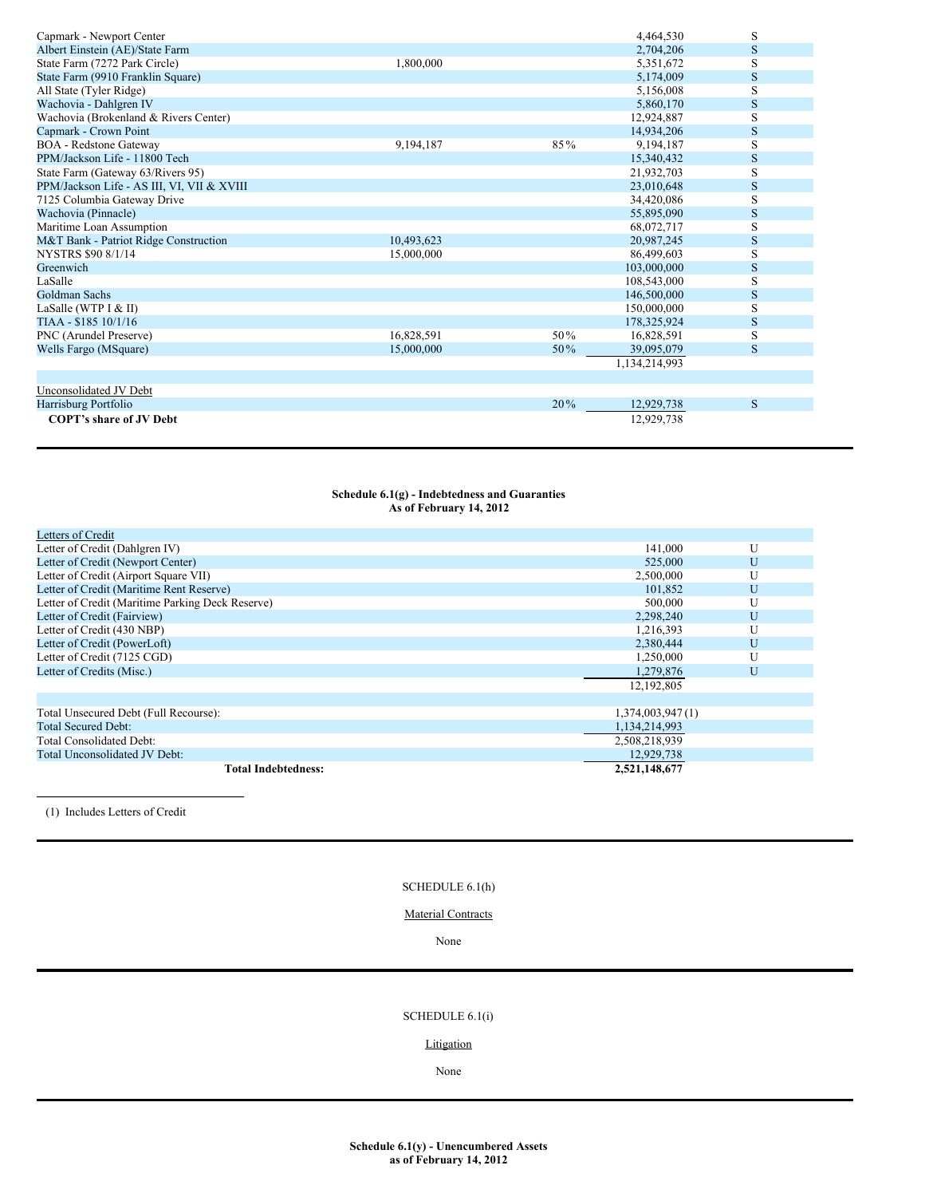| | | | | |
|---|---|---|---|---|
| Capmark - Newport Center | | | 4,464,530 | S |
| Albert Einstein (AE)/State Farm | | | 2,704,206 | S |
| State Farm (7272 Park Circle) | 1,800,000 | | 5,351,672 | S |
| State Farm (9910 Franklin Square) | | | 5,174,009 | S |
| All State (Tyler Ridge) | | | 5,156,008 | S |
| Wachovia - Dahlgren IV | | | 5,860,170 | S |
| Wachovia (Brokenland & Rivers Center) | | | 12,924,887 | S |
| Capmark - Crown Point | | | 14,934,206 | S |
| BOA - Redstone Gateway | 9,194,187 | 85% | 9,194,187 | S |
| PPM/Jackson Life - 11800 Tech | | | 15,340,432 | S |
| State Farm (Gateway 63/Rivers 95) | | | 21,932,703 | S |
| PPM/Jackson Life - AS III, VI, VII & XVIII | | | 23,010,648 | S |
| 7125 Columbia Gateway Drive | | | 34,420,086 | S |
| Wachovia (Pinnacle) | | | 55,895,090 | S |
| Maritime Loan Assumption | | | 68,072,717 | S |
| M&T Bank - Patriot Ridge Construction | 10,493,623 | | 20,987,245 | S |
| NYSTRS $90 8/1/14 | 15,000,000 | | 86,499,603 | S |
| Greenwich | | | 103,000,000 | S |
| LaSalle | | | 108,543,000 | S |
| Goldman Sachs | | | 146,500,000 | S |
| LaSalle (WTP I & II) | | | 150,000,000 | S |
| TIAA - $185 10/1/16 | | | 178,325,924 | S |
| PNC (Arundel Preserve) | 16,828,591 | 50% | 16,828,591 | S |
| Wells Fargo (MSquare) | 15,000,000 | 50% | 39,095,079 | S |
| | | | 1,134,214,993 | |
| | | | | |
| Unconsolidated JV Debt | | | | |
| Harrisburg Portfolio | | 20% | 12,929,738 | S |
| **COPT's share of JV Debt** | | | 12,929,738 | |

**Schedule 6.1(g) - Indebtedness and Guaranties**
**As of February 14, 2012**

| | | |
|---|---|---|
| Letters of Credit | | |
| Letter of Credit (Dahlgren IV) | 141,000 | U |
| Letter of Credit (Newport Center) | 525,000 | U |
| Letter of Credit (Airport Square VII) | 2,500,000 | U |
| Letter of Credit (Maritime Rent Reserve) | 101,852 | U |
| Letter of Credit (Maritime Parking Deck Reserve) | 500,000 | U |
| Letter of Credit (Fairview) | 2,298,240 | U |
| Letter of Credit (430 NBP) | 1,216,393 | U |
| Letter of Credit (PowerLoft) | 2,380,444 | U |
| Letter of Credit (7125 CGD) | 1,250,000 | U |
| Letter of Credits (Misc.) | 1,279,876 | U |
| | 12,192,805 | |
| | | |
| Total Unsecured Debt (Full Recourse): | 1,374,003,947 (1) | |
| Total Secured Debt: | 1,134,214,993 | |
| Total Consolidated Debt: | 2,508,218,939 | |
| Total Unconsolidated JV Debt: | 12,929,738 | |
| **Total Indebtedness:** | **2,521,148,677** | |

(1) Includes Letters of Credit

SCHEDULE 6.1(h)

Material Contracts

None

SCHEDULE 6.1(i)

Litigation

None

**Schedule 6.1(y) - Unencumbered Assets**
**as of February 14, 2012**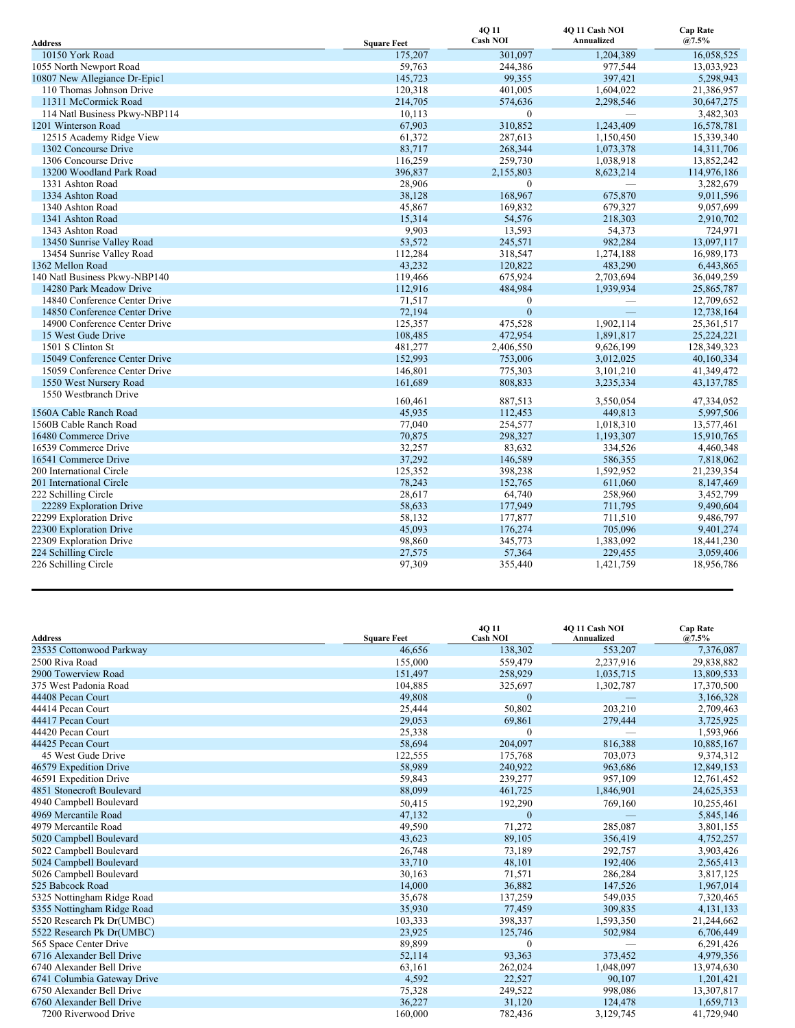| Address | Square Feet | 4Q 11 Cash NOI | 4Q 11 Cash NOI Annualized | Cap Rate @7.5% |
|---|---|---|---|---|
| 10150 York Road | 175,207 | 301,097 | 1,204,389 | 16,058,525 |
| 1055 North Newport Road | 59,763 | 244,386 | 977,544 | 13,033,923 |
| 10807 New Allegiance Dr-Epic1 | 145,723 | 99,355 | 397,421 | 5,298,943 |
| 110 Thomas Johnson Drive | 120,318 | 401,005 | 1,604,022 | 21,386,957 |
| 11311 McCormick Road | 214,705 | 574,636 | 2,298,546 | 30,647,275 |
| 114 Natl Business Pkwy-NBP114 | 10,113 | 0 | — | 3,482,303 |
| 1201 Winterson Road | 67,903 | 310,852 | 1,243,409 | 16,578,781 |
| 12515 Academy Ridge View | 61,372 | 287,613 | 1,150,450 | 15,339,340 |
| 1302 Concourse Drive | 83,717 | 268,344 | 1,073,378 | 14,311,706 |
| 1306 Concourse Drive | 116,259 | 259,730 | 1,038,918 | 13,852,242 |
| 13200 Woodland Park Road | 396,837 | 2,155,803 | 8,623,214 | 114,976,186 |
| 1331 Ashton Road | 28,906 | 0 | — | 3,282,679 |
| 1334 Ashton Road | 38,128 | 168,967 | 675,870 | 9,011,596 |
| 1340 Ashton Road | 45,867 | 169,832 | 679,327 | 9,057,699 |
| 1341 Ashton Road | 15,314 | 54,576 | 218,303 | 2,910,702 |
| 1343 Ashton Road | 9,903 | 13,593 | 54,373 | 724,971 |
| 13450 Sunrise Valley Road | 53,572 | 245,571 | 982,284 | 13,097,117 |
| 13454 Sunrise Valley Road | 112,284 | 318,547 | 1,274,188 | 16,989,173 |
| 1362 Mellon Road | 43,232 | 120,822 | 483,290 | 6,443,865 |
| 140 Natl Business Pkwy-NBP140 | 119,466 | 675,924 | 2,703,694 | 36,049,259 |
| 14280 Park Meadow Drive | 112,916 | 484,984 | 1,939,934 | 25,865,787 |
| 14840 Conference Center Drive | 71,517 | 0 | — | 12,709,652 |
| 14850 Conference Center Drive | 72,194 | 0 | — | 12,738,164 |
| 14900 Conference Center Drive | 125,357 | 475,528 | 1,902,114 | 25,361,517 |
| 15 West Gude Drive | 108,485 | 472,954 | 1,891,817 | 25,224,221 |
| 1501 S Clinton St | 481,277 | 2,406,550 | 9,626,199 | 128,349,323 |
| 15049 Conference Center Drive | 152,993 | 753,006 | 3,012,025 | 40,160,334 |
| 15059 Conference Center Drive | 146,801 | 775,303 | 3,101,210 | 41,349,472 |
| 1550 West Nursery Road | 161,689 | 808,833 | 3,235,334 | 43,137,785 |
| 1550 Westbranch Drive | 160,461 | 887,513 | 3,550,054 | 47,334,052 |
| 1560A Cable Ranch Road | 45,935 | 112,453 | 449,813 | 5,997,506 |
| 1560B Cable Ranch Road | 77,040 | 254,577 | 1,018,310 | 13,577,461 |
| 16480 Commerce Drive | 70,875 | 298,327 | 1,193,307 | 15,910,765 |
| 16539 Commerce Drive | 32,257 | 83,632 | 334,526 | 4,460,348 |
| 16541 Commerce Drive | 37,292 | 146,589 | 586,355 | 7,818,062 |
| 200 International Circle | 125,352 | 398,238 | 1,592,952 | 21,239,354 |
| 201 International Circle | 78,243 | 152,765 | 611,060 | 8,147,469 |
| 222 Schilling Circle | 28,617 | 64,740 | 258,960 | 3,452,799 |
| 22289 Exploration Drive | 58,633 | 177,949 | 711,795 | 9,490,604 |
| 22299 Exploration Drive | 58,132 | 177,877 | 711,510 | 9,486,797 |
| 22300 Exploration Drive | 45,093 | 176,274 | 705,096 | 9,401,274 |
| 22309 Exploration Drive | 98,860 | 345,773 | 1,383,092 | 18,441,230 |
| 224 Schilling Circle | 27,575 | 57,364 | 229,455 | 3,059,406 |
| 226 Schilling Circle | 97,309 | 355,440 | 1,421,759 | 18,956,786 |

| Address | Square Feet | 4Q 11 Cash NOI | 4Q 11 Cash NOI Annualized | Cap Rate @7.5% |
|---|---|---|---|---|
| 23535 Cottonwood Parkway | 46,656 | 138,302 | 553,207 | 7,376,087 |
| 2500 Riva Road | 155,000 | 559,479 | 2,237,916 | 29,838,882 |
| 2900 Towerview Road | 151,497 | 258,929 | 1,035,715 | 13,809,533 |
| 375 West Padonia Road | 104,885 | 325,697 | 1,302,787 | 17,370,500 |
| 44408 Pecan Court | 49,808 | 0 | — | 3,166,328 |
| 44414 Pecan Court | 25,444 | 50,802 | 203,210 | 2,709,463 |
| 44417 Pecan Court | 29,053 | 69,861 | 279,444 | 3,725,925 |
| 44420 Pecan Court | 25,338 | 0 | — | 1,593,966 |
| 44425 Pecan Court | 58,694 | 204,097 | 816,388 | 10,885,167 |
| 45 West Gude Drive | 122,555 | 175,768 | 703,073 | 9,374,312 |
| 46579 Expedition Drive | 58,989 | 240,922 | 963,686 | 12,849,153 |
| 46591 Expedition Drive | 59,843 | 239,277 | 957,109 | 12,761,452 |
| 4851 Stonecroft Boulevard | 88,099 | 461,725 | 1,846,901 | 24,625,353 |
| 4940 Campbell Boulevard | 50,415 | 192,290 | 769,160 | 10,255,461 |
| 4969 Mercantile Road | 47,132 | 0 | — | 5,845,146 |
| 4979 Mercantile Road | 49,590 | 71,272 | 285,087 | 3,801,155 |
| 5020 Campbell Boulevard | 43,623 | 89,105 | 356,419 | 4,752,257 |
| 5022 Campbell Boulevard | 26,748 | 73,189 | 292,757 | 3,903,426 |
| 5024 Campbell Boulevard | 33,710 | 48,101 | 192,406 | 2,565,413 |
| 5026 Campbell Boulevard | 30,163 | 71,571 | 286,284 | 3,817,125 |
| 525 Babcock Road | 14,000 | 36,882 | 147,526 | 1,967,014 |
| 5325 Nottingham Ridge Road | 35,678 | 137,259 | 549,035 | 7,320,465 |
| 5355 Nottingham Ridge Road | 35,930 | 77,459 | 309,835 | 4,131,133 |
| 5520 Research Pk Dr(UMBC) | 103,333 | 398,337 | 1,593,350 | 21,244,662 |
| 5522 Research Pk Dr(UMBC) | 23,925 | 125,746 | 502,984 | 6,706,449 |
| 565 Space Center Drive | 89,899 | 0 | — | 6,291,426 |
| 6716 Alexander Bell Drive | 52,114 | 93,363 | 373,452 | 4,979,356 |
| 6740 Alexander Bell Drive | 63,161 | 262,024 | 1,048,097 | 13,974,630 |
| 6741 Columbia Gateway Drive | 4,592 | 22,527 | 90,107 | 1,201,421 |
| 6750 Alexander Bell Drive | 75,328 | 249,522 | 998,086 | 13,307,817 |
| 6760 Alexander Bell Drive | 36,227 | 31,120 | 124,478 | 1,659,713 |
| 7200 Riverwood Drive | 160,000 | 782,436 | 3,129,745 | 41,729,940 |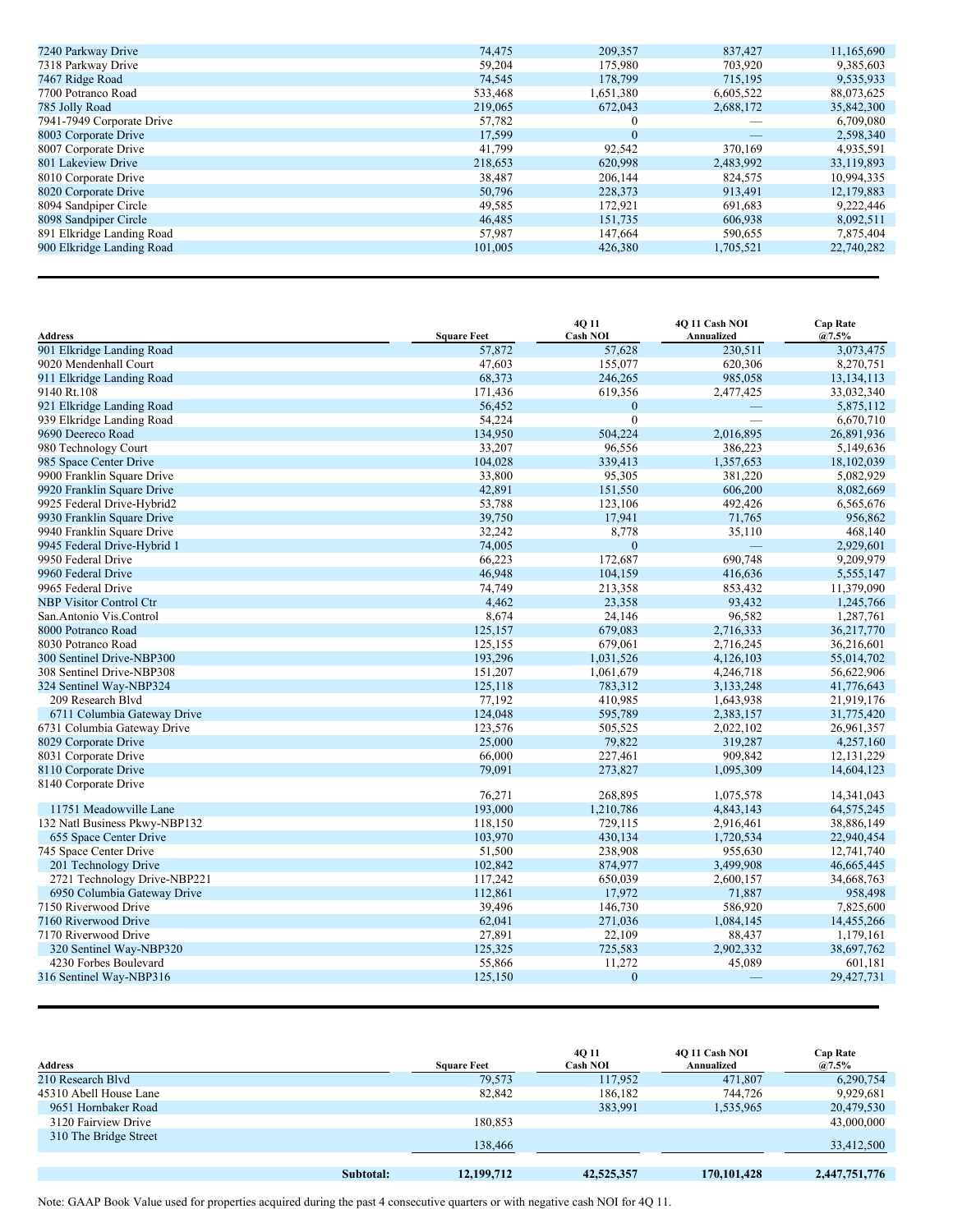| Address | Square Feet | 4Q 11 Cash NOI | 4Q 11 Cash NOI Annualized | Cap Rate @7.5% |
|---|---|---|---|---|
| 7240 Parkway Drive | 74,475 | 209,357 | 837,427 | 11,165,690 |
| 7318 Parkway Drive | 59,204 | 175,980 | 703,920 | 9,385,603 |
| 7467 Ridge Road | 74,545 | 178,799 | 715,195 | 9,535,933 |
| 7700 Potranco Road | 533,468 | 1,651,380 | 6,605,522 | 88,073,625 |
| 785 Jolly Road | 219,065 | 672,043 | 2,688,172 | 35,842,300 |
| 7941-7949 Corporate Drive | 57,782 | 0 | — | 6,709,080 |
| 8003 Corporate Drive | 17,599 | 0 | — | 2,598,340 |
| 8007 Corporate Drive | 41,799 | 92,542 | 370,169 | 4,935,591 |
| 801 Lakeview Drive | 218,653 | 620,998 | 2,483,992 | 33,119,893 |
| 8010 Corporate Drive | 38,487 | 206,144 | 824,575 | 10,994,335 |
| 8020 Corporate Drive | 50,796 | 228,373 | 913,491 | 12,179,883 |
| 8094 Sandpiper Circle | 49,585 | 172,921 | 691,683 | 9,222,446 |
| 8098 Sandpiper Circle | 46,485 | 151,735 | 606,938 | 8,092,511 |
| 891 Elkridge Landing Road | 57,987 | 147,664 | 590,655 | 7,875,404 |
| 900 Elkridge Landing Road | 101,005 | 426,380 | 1,705,521 | 22,740,282 |

| Address | Square Feet | 4Q 11 Cash NOI | 4Q 11 Cash NOI Annualized | Cap Rate @7.5% |
|---|---|---|---|---|
| 901 Elkridge Landing Road | 57,872 | 57,628 | 230,511 | 3,073,475 |
| 9020 Mendenhall Court | 47,603 | 155,077 | 620,306 | 8,270,751 |
| 911 Elkridge Landing Road | 68,373 | 246,265 | 985,058 | 13,134,113 |
| 9140 Rt.108 | 171,436 | 619,356 | 2,477,425 | 33,032,340 |
| 921 Elkridge Landing Road | 56,452 | 0 | — | 5,875,112 |
| 939 Elkridge Landing Road | 54,224 | 0 | — | 6,670,710 |
| 9690 Deereco Road | 134,950 | 504,224 | 2,016,895 | 26,891,936 |
| 980 Technology Court | 33,207 | 96,556 | 386,223 | 5,149,636 |
| 985 Space Center Drive | 104,028 | 339,413 | 1,357,653 | 18,102,039 |
| 9900 Franklin Square Drive | 33,800 | 95,305 | 381,220 | 5,082,929 |
| 9920 Franklin Square Drive | 42,891 | 151,550 | 606,200 | 8,082,669 |
| 9925 Federal Drive-Hybrid2 | 53,788 | 123,106 | 492,426 | 6,565,676 |
| 9930 Franklin Square Drive | 39,750 | 17,941 | 71,765 | 956,862 |
| 9940 Franklin Square Drive | 32,242 | 8,778 | 35,110 | 468,140 |
| 9945 Federal Drive-Hybrid 1 | 74,005 | 0 | — | 2,929,601 |
| 9950 Federal Drive | 66,223 | 172,687 | 690,748 | 9,209,979 |
| 9960 Federal Drive | 46,948 | 104,159 | 416,636 | 5,555,147 |
| 9965 Federal Drive | 74,749 | 213,358 | 853,432 | 11,379,090 |
| NBP Visitor Control Ctr | 4,462 | 23,358 | 93,432 | 1,245,766 |
| San.Antonio Vis.Control | 8,674 | 24,146 | 96,582 | 1,287,761 |
| 8000 Potranco Road | 125,157 | 679,083 | 2,716,333 | 36,217,770 |
| 8030 Potranco Road | 125,155 | 679,061 | 2,716,245 | 36,216,601 |
| 300 Sentinel Drive-NBP300 | 193,296 | 1,031,526 | 4,126,103 | 55,014,702 |
| 308 Sentinel Drive-NBP308 | 151,207 | 1,061,679 | 4,246,718 | 56,622,906 |
| 324 Sentinel Way-NBP324 | 125,118 | 783,312 | 3,133,248 | 41,776,643 |
| 209 Research Blvd | 77,192 | 410,985 | 1,643,938 | 21,919,176 |
| 6711 Columbia Gateway Drive | 124,048 | 595,789 | 2,383,157 | 31,775,420 |
| 6731 Columbia Gateway Drive | 123,576 | 505,525 | 2,022,102 | 26,961,357 |
| 8029 Corporate Drive | 25,000 | 79,822 | 319,287 | 4,257,160 |
| 8031 Corporate Drive | 66,000 | 227,461 | 909,842 | 12,131,229 |
| 8110 Corporate Drive | 79,091 | 273,827 | 1,095,309 | 14,604,123 |
| 8140 Corporate Drive | 76,271 | 268,895 | 1,075,578 | 14,341,043 |
| 11751 Meadowville Lane | 193,000 | 1,210,786 | 4,843,143 | 64,575,245 |
| 132 Natl Business Pkwy-NBP132 | 118,150 | 729,115 | 2,916,461 | 38,886,149 |
| 655 Space Center Drive | 103,970 | 430,134 | 1,720,534 | 22,940,454 |
| 745 Space Center Drive | 51,500 | 238,908 | 955,630 | 12,741,740 |
| 201 Technology Drive | 102,842 | 874,977 | 3,499,908 | 46,665,445 |
| 2721 Technology Drive-NBP221 | 117,242 | 650,039 | 2,600,157 | 34,668,763 |
| 6950 Columbia Gateway Drive | 112,861 | 17,972 | 71,887 | 958,498 |
| 7150 Riverwood Drive | 39,496 | 146,730 | 586,920 | 7,825,600 |
| 7160 Riverwood Drive | 62,041 | 271,036 | 1,084,145 | 14,455,266 |
| 7170 Riverwood Drive | 27,891 | 22,109 | 88,437 | 1,179,161 |
| 320 Sentinel Way-NBP320 | 125,325 | 725,583 | 2,902,332 | 38,697,762 |
| 4230 Forbes Boulevard | 55,866 | 11,272 | 45,089 | 601,181 |
| 316 Sentinel Way-NBP316 | 125,150 | 0 | — | 29,427,731 |

| Address | Square Feet | 4Q 11 Cash NOI | 4Q 11 Cash NOI Annualized | Cap Rate @7.5% |
|---|---|---|---|---|
| 210 Research Blvd | 79,573 | 117,952 | 471,807 | 6,290,754 |
| 45310 Abell House Lane | 82,842 | 186,182 | 744,726 | 9,929,681 |
| 9651 Hornbaker Road | | 383,991 | 1,535,965 | 20,479,530 |
| 3120 Fairview Drive | 180,853 | | | 43,000,000 |
| 310 The Bridge Street | 138,466 | | | 33,412,500 |
| **Subtotal:** | **12,199,712** | **42,525,357** | **170,101,428** | **2,447,751,776** |

Note: GAAP Book Value used for properties acquired during the past 4 consecutive quarters or with negative cash NOI for 4Q 11.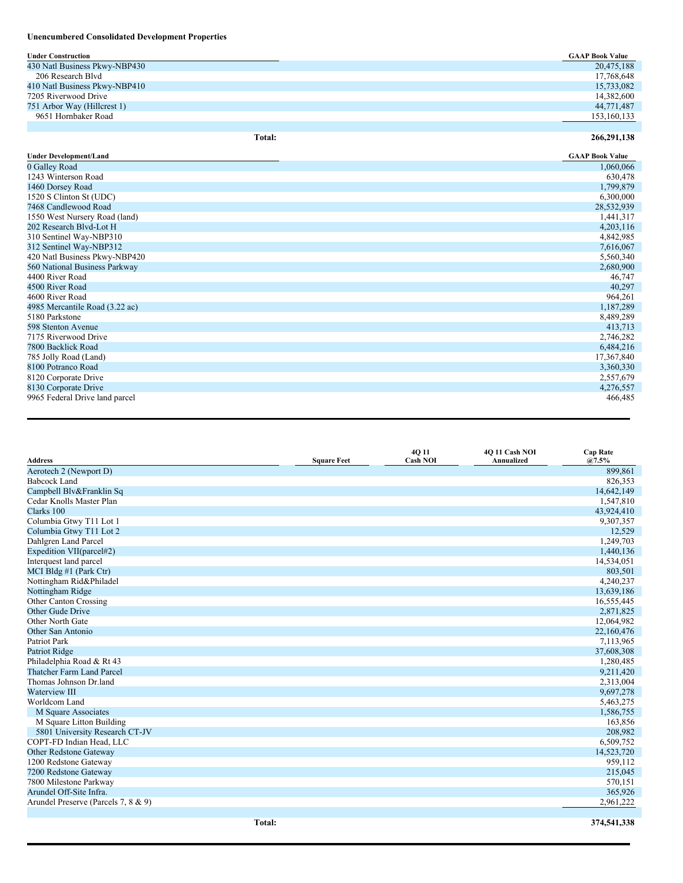**Unencumbered Consolidated Development Properties**

| Under Construction | GAAP Book Value |
|---|---|
| 430 Natl Business Pkwy-NBP430 | 20,475,188 |
| 206 Research Blvd | 17,768,648 |
| 410 Natl Business Pkwy-NBP410 | 15,733,082 |
| 7205 Riverwood Drive | 14,382,600 |
| 751 Arbor Way (Hillcrest 1) | 44,771,487 |
| 9651 Hornbaker Road | 153,160,133 |
| | |
| **Total:** | **266,291,138** |

| Under Development/Land | GAAP Book Value |
|---|---|
| 0 Galley Road | 1,060,066 |
| 1243 Winterson Road | 630,478 |
| 1460 Dorsey Road | 1,799,879 |
| 1520 S Clinton St (UDC) | 6,300,000 |
| 7468 Candlewood Road | 28,532,939 |
| 1550 West Nursery Road (land) | 1,441,317 |
| 202 Research Blvd-Lot H | 4,203,116 |
| 310 Sentinel Way-NBP310 | 4,842,985 |
| 312 Sentinel Way-NBP312 | 7,616,067 |
| 420 Natl Business Pkwy-NBP420 | 5,560,340 |
| 560 National Business Parkway | 2,680,900 |
| 4400 River Road | 46,747 |
| 4500 River Road | 40,297 |
| 4600 River Road | 964,261 |
| 4985 Mercantile Road (3.22 ac) | 1,187,289 |
| 5180 Parkstone | 8,489,289 |
| 598 Stenton Avenue | 413,713 |
| 7175 Riverwood Drive | 2,746,282 |
| 7800 Backlick Road | 6,484,216 |
| 785 Jolly Road (Land) | 17,367,840 |
| 8100 Potranco Road | 3,360,330 |
| 8120 Corporate Drive | 2,557,679 |
| 8130 Corporate Drive | 4,276,557 |
| 9965 Federal Drive land parcel | 466,485 |

| Address | Square Feet | 4Q 11 Cash NOI | 4Q 11 Cash NOI Annualized | Cap Rate @7.5% |
|---|---|---|---|---|
| Aerotech 2 (Newport D) | | | | 899,861 |
| Babcock Land | | | | 826,353 |
| Campbell Blv&Franklin Sq | | | | 14,642,149 |
| Cedar Knolls Master Plan | | | | 1,547,810 |
| Clarks 100 | | | | 43,924,410 |
| Columbia Gtwy T11 Lot 1 | | | | 9,307,357 |
| Columbia Gtwy T11 Lot 2 | | | | 12,529 |
| Dahlgren Land Parcel | | | | 1,249,703 |
| Expedition VII(parcel#2) | | | | 1,440,136 |
| Interquest land parcel | | | | 14,534,051 |
| MCI Bldg #1 (Park Ctr) | | | | 803,501 |
| Nottingham Rid&Philadel | | | | 4,240,237 |
| Nottingham Ridge | | | | 13,639,186 |
| Other Canton Crossing | | | | 16,555,445 |
| Other Gude Drive | | | | 2,871,825 |
| Other North Gate | | | | 12,064,982 |
| Other San Antonio | | | | 22,160,476 |
| Patriot Park | | | | 7,113,965 |
| Patriot Ridge | | | | 37,608,308 |
| Philadelphia Road & Rt 43 | | | | 1,280,485 |
| Thatcher Farm Land Parcel | | | | 9,211,420 |
| Thomas Johnson Dr.land | | | | 2,313,004 |
| Waterview III | | | | 9,697,278 |
| Worldcom Land | | | | 5,463,275 |
| M Square Associates | | | | 1,586,755 |
| M Square Litton Building | | | | 163,856 |
| 5801 University Research CT-JV | | | | 208,982 |
| COPT-FD Indian Head, LLC | | | | 6,509,752 |
| Other Redstone Gateway | | | | 14,523,720 |
| 1200 Redstone Gateway | | | | 959,112 |
| 7200 Redstone Gateway | | | | 215,045 |
| 7800 Milestone Parkway | | | | 570,151 |
| Arundel Off-Site Infra. | | | | 365,926 |
| Arundel Preserve (Parcels 7, 8 & 9) | | | | 2,961,222 |
| | | | | |
| **Total:** | | | | **374,541,338** |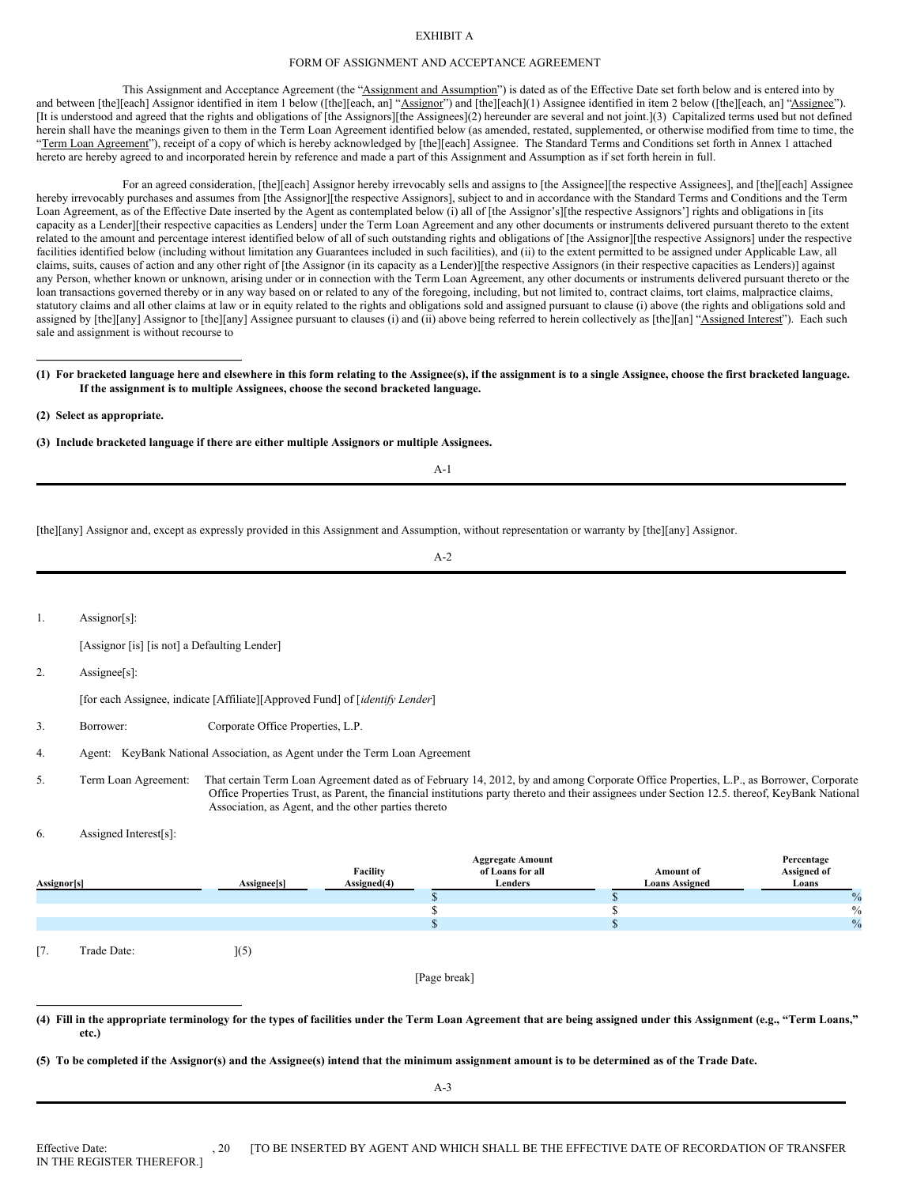EXHIBIT A

FORM OF ASSIGNMENT AND ACCEPTANCE AGREEMENT

This Assignment and Acceptance Agreement (the "Assignment and Assumption") is dated as of the Effective Date set forth below and is entered into by and between [the][each] Assignor identified in item 1 below ([the][each, an] "Assignor") and [the][each](1) Assignee identified in item 2 below ([the][each, an] "Assignee"). [It is understood and agreed that the rights and obligations of [the Assignors][the Assignees](2) hereunder are several and not joint.](3) Capitalized terms used but not defined herein shall have the meanings given to them in the Term Loan Agreement identified below (as amended, restated, supplemented, or otherwise modified from time to time, the "Term Loan Agreement"), receipt of a copy of which is hereby acknowledged by [the][each] Assignee. The Standard Terms and Conditions set forth in Annex 1 attached hereto are hereby agreed to and incorporated herein by reference and made a part of this Assignment and Assumption as if set forth herein in full.

For an agreed consideration, [the][each] Assignor hereby irrevocably sells and assigns to [the Assignee][the respective Assignees], and [the][each] Assignee hereby irrevocably purchases and assumes from [the Assignor][the respective Assignors], subject to and in accordance with the Standard Terms and Conditions and the Term Loan Agreement, as of the Effective Date inserted by the Agent as contemplated below (i) all of [the Assignor's][the respective Assignors'] rights and obligations in [its capacity as a Lender][their respective capacities as Lenders] under the Term Loan Agreement and any other documents or instruments delivered pursuant thereto to the extent related to the amount and percentage interest identified below of all of such outstanding rights and obligations of [the Assignor][the respective Assignors] under the respective facilities identified below (including without limitation any Guarantees included in such facilities), and (ii) to the extent permitted to be assigned under Applicable Law, all claims, suits, causes of action and any other right of [the Assignor (in its capacity as a Lender)][the respective Assignors (in their respective capacities as Lenders)] against any Person, whether known or unknown, arising under or in connection with the Term Loan Agreement, any other documents or instruments delivered pursuant thereto or the loan transactions governed thereby or in any way based on or related to any of the foregoing, including, but not limited to, contract claims, tort claims, malpractice claims, statutory claims and all other claims at law or in equity related to the rights and obligations sold and assigned pursuant to clause (i) above (the rights and obligations sold and assigned by [the][any] Assignor to [the][any] Assignee pursuant to clauses (i) and (ii) above being referred to herein collectively as [the][an] "Assigned Interest"). Each such sale and assignment is without recourse to

---

**(1) For bracketed language here and elsewhere in this form relating to the Assignee(s), if the assignment is to a single Assignee, choose the first bracketed language. If the assignment is to multiple Assignees, choose the second bracketed language.**

**(2) Select as appropriate.**

**(3) Include bracketed language if there are either multiple Assignors or multiple Assignees.**

---

[the][any] Assignor and, except as expressly provided in this Assignment and Assumption, without representation or warranty by [the][any] Assignor.

---

1. Assignor[s]:

   [Assignor [is] [is not] a Defaulting Lender]

2. Assignee[s]:

   [for each Assignee, indicate [Affiliate][Approved Fund] of [*identify Lender*]

3. Borrower: Corporate Office Properties, L.P.

4. Agent: KeyBank National Association, as Agent under the Term Loan Agreement

5. Term Loan Agreement: That certain Term Loan Agreement dated as of February 14, 2012, by and among Corporate Office Properties, L.P., as Borrower, Corporate Office Properties Trust, as Parent, the financial institutions party thereto and their assignees under Section 12.5. thereof, KeyBank National Association, as Agent, and the other parties thereto

6. Assigned Interest[s]:

| Assignor[s] | Assignee[s] | Facility Assigned(4) | Aggregate Amount of Loans for all Lenders | Amount of Loans Assigned | Percentage Assigned of Loans |
|---|---|---|---|---|---|
| | | | $ | $ | % |
| | | | $ | $ | % |
| | | | $ | $ | % |

[7. Trade Date: ](5)

[Page break]

---

**(4) Fill in the appropriate terminology for the types of facilities under the Term Loan Agreement that are being assigned under this Assignment (e.g., "Term Loans," etc.)**

**(5) To be completed if the Assignor(s) and the Assignee(s) intend that the minimum assignment amount is to be determined as of the Trade Date.**

---

Effective Date: , 20 [TO BE INSERTED BY AGENT AND WHICH SHALL BE THE EFFECTIVE DATE OF RECORDATION OF TRANSFER IN THE REGISTER THEREFOR.]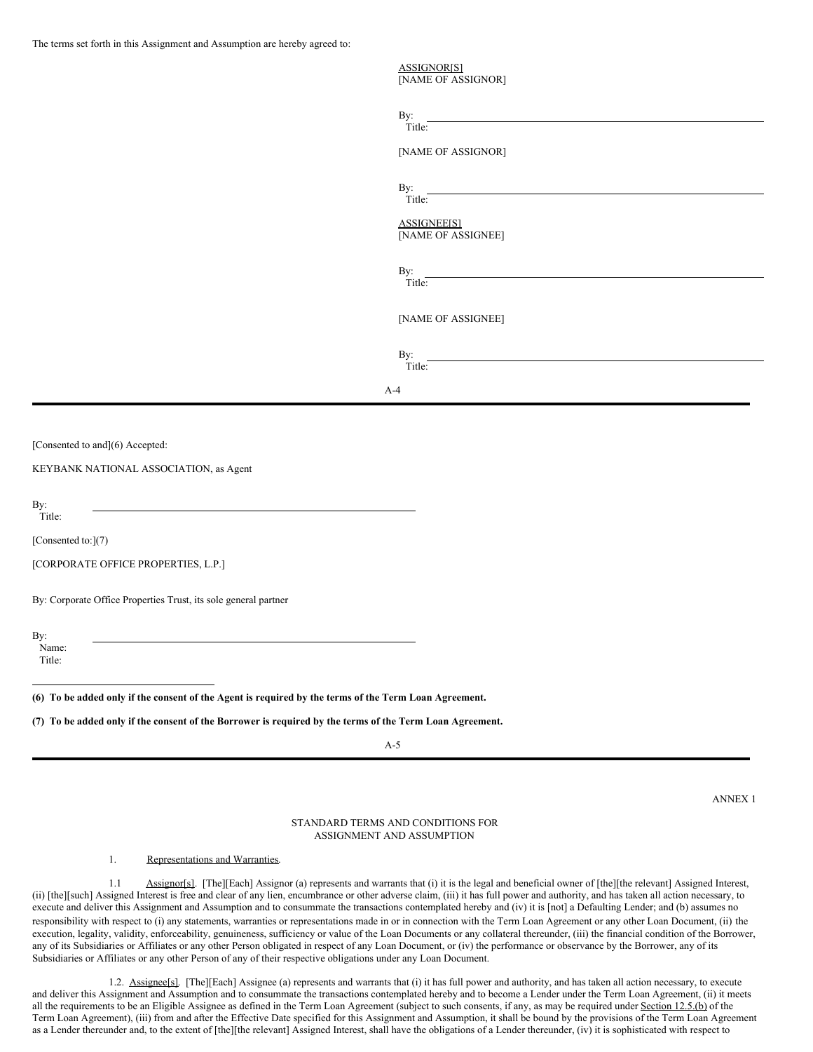The terms set forth in this Assignment and Assumption are hereby agreed to:

ASSIGNOR[S]
[NAME OF ASSIGNOR]

By: ______________________________
Title:

[NAME OF ASSIGNOR]

By: ______________________________
Title:

ASSIGNEE[S]
[NAME OF ASSIGNEE]

By: ______________________________
Title:

[NAME OF ASSIGNEE]

By: ______________________________
Title:

---

[Consented to and](6) Accepted:

KEYBANK NATIONAL ASSOCIATION, as Agent

By: ______________________________
Title:

[Consented to:](7)

[CORPORATE OFFICE PROPERTIES, L.P.]

By: Corporate Office Properties Trust, its sole general partner

By: ______________________________
Name:
Title:

**(6) To be added only if the consent of the Agent is required by the terms of the Term Loan Agreement.**

**(7) To be added only if the consent of the Borrower is required by the terms of the Term Loan Agreement.**

---

ANNEX 1

STANDARD TERMS AND CONDITIONS FOR
ASSIGNMENT AND ASSUMPTION

1. Representations and Warranties.

1.1 Assignor[s]. [The][Each] Assignor (a) represents and warrants that (i) it is the legal and beneficial owner of [the][the relevant] Assigned Interest, (ii) [the][such] Assigned Interest is free and clear of any lien, encumbrance or other adverse claim, (iii) it has full power and authority, and has taken all action necessary, to execute and deliver this Assignment and Assumption and to consummate the transactions contemplated hereby and (iv) it is [not] a Defaulting Lender; and (b) assumes no responsibility with respect to (i) any statements, warranties or representations made in or in connection with the Term Loan Agreement or any other Loan Document, (ii) the execution, legality, validity, enforceability, genuineness, sufficiency or value of the Loan Documents or any collateral thereunder, (iii) the financial condition of the Borrower, any of its Subsidiaries or Affiliates or any other Person obligated in respect of any Loan Document, or (iv) the performance or observance by the Borrower, any of its Subsidiaries or Affiliates or any other Person of any of their respective obligations under any Loan Document.

1.2. Assignee[s]. [The][Each] Assignee (a) represents and warrants that (i) it has full power and authority, and has taken all action necessary, to execute and deliver this Assignment and Assumption and to consummate the transactions contemplated hereby and to become a Lender under the Term Loan Agreement, (ii) it meets all the requirements to be an Eligible Assignee as defined in the Term Loan Agreement (subject to such consents, if any, as may be required under Section 12.5.(b) of the Term Loan Agreement), (iii) from and after the Effective Date specified for this Assignment and Assumption, it shall be bound by the provisions of the Term Loan Agreement as a Lender thereunder and, to the extent of [the][the relevant] Assigned Interest, shall have the obligations of a Lender thereunder, (iv) it is sophisticated with respect to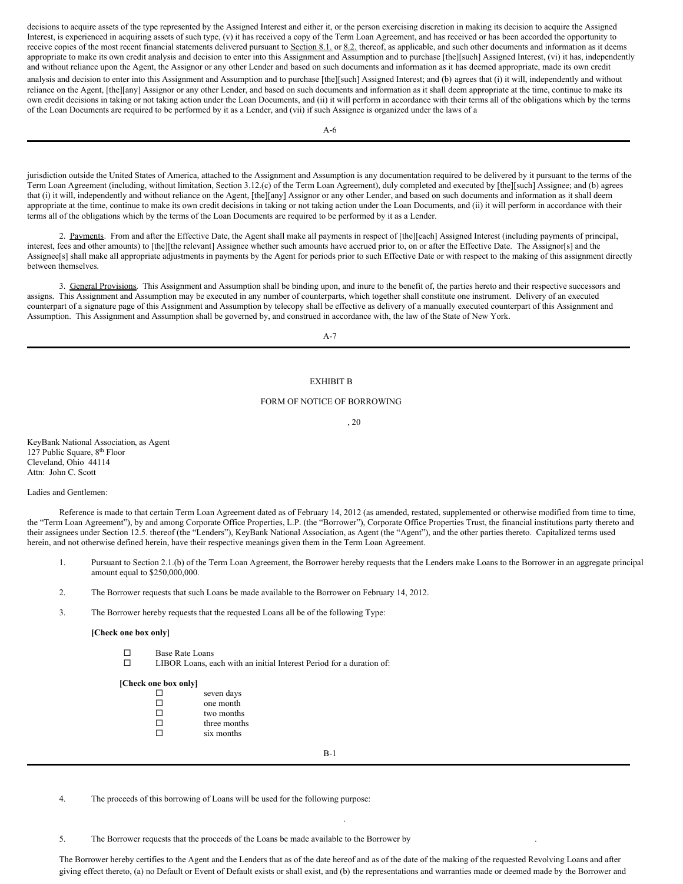decisions to acquire assets of the type represented by the Assigned Interest and either it, or the person exercising discretion in making its decision to acquire the Assigned Interest, is experienced in acquiring assets of such type, (v) it has received a copy of the Term Loan Agreement, and has received or has been accorded the opportunity to receive copies of the most recent financial statements delivered pursuant to Section 8.1. or 8.2. thereof, as applicable, and such other documents and information as it deems appropriate to make its own credit analysis and decision to enter into this Assignment and Assumption and to purchase [the][such] Assigned Interest, (vi) it has, independently and without reliance upon the Agent, the Assignor or any other Lender and based on such documents and information as it has deemed appropriate, made its own credit analysis and decision to enter into this Assignment and Assumption and to purchase [the][such] Assigned Interest; and (b) agrees that (i) it will, independently and without reliance on the Agent, [the][any] Assignor or any other Lender, and based on such documents and information as it shall deem appropriate at the time, continue to make its own credit decisions in taking or not taking action under the Loan Documents, and (ii) it will perform in accordance with their terms all of the obligations which by the terms of the Loan Documents are required to be performed by it as a Lender, and (vii) if such Assignee is organized under the laws of a

jurisdiction outside the United States of America, attached to the Assignment and Assumption is any documentation required to be delivered by it pursuant to the terms of the Term Loan Agreement (including, without limitation, Section 3.12.(c) of the Term Loan Agreement), duly completed and executed by [the][such] Assignee; and (b) agrees that (i) it will, independently and without reliance on the Agent, [the][any] Assignor or any other Lender, and based on such documents and information as it shall deem appropriate at the time, continue to make its own credit decisions in taking or not taking action under the Loan Documents, and (ii) it will perform in accordance with their terms all of the obligations which by the terms of the Loan Documents are required to be performed by it as a Lender.

2. Payments. From and after the Effective Date, the Agent shall make all payments in respect of [the][each] Assigned Interest (including payments of principal, interest, fees and other amounts) to [the][the relevant] Assignee whether such amounts have accrued prior to, on or after the Effective Date. The Assignor[s] and the Assignee[s] shall make all appropriate adjustments in payments by the Agent for periods prior to such Effective Date or with respect to the making of this assignment directly between themselves.

3. General Provisions. This Assignment and Assumption shall be binding upon, and inure to the benefit of, the parties hereto and their respective successors and assigns. This Assignment and Assumption may be executed in any number of counterparts, which together shall constitute one instrument. Delivery of an executed counterpart of a signature page of this Assignment and Assumption by telecopy shall be effective as delivery of a manually executed counterpart of this Assignment and Assumption. This Assignment and Assumption shall be governed by, and construed in accordance with, the law of the State of New York.

EXHIBIT B

FORM OF NOTICE OF BORROWING

, 20

KeyBank National Association, as Agent
127 Public Square, 8th Floor
Cleveland, Ohio 44114
Attn: John C. Scott

Ladies and Gentlemen:

Reference is made to that certain Term Loan Agreement dated as of February 14, 2012 (as amended, restated, supplemented or otherwise modified from time to time, the "Term Loan Agreement"), by and among Corporate Office Properties, L.P. (the "Borrower"), Corporate Office Properties Trust, the financial institutions party thereto and their assignees under Section 12.5. thereof (the "Lenders"), KeyBank National Association, as Agent (the "Agent"), and the other parties thereto. Capitalized terms used herein, and not otherwise defined herein, have their respective meanings given them in the Term Loan Agreement.

1. Pursuant to Section 2.1.(b) of the Term Loan Agreement, the Borrower hereby requests that the Lenders make Loans to the Borrower in an aggregate principal amount equal to $250,000,000.

2. The Borrower requests that such Loans be made available to the Borrower on February 14, 2012.

3. The Borrower hereby requests that the requested Loans all be of the following Type:

**[Check one box only]**

- ☐ Base Rate Loans
- ☐ LIBOR Loans, each with an initial Interest Period for a duration of:

**[Check one box only]**

- ☐ seven days
- ☐ one month
- ☐ two months
- ☐ three months
- ☐ six months

4. The proceeds of this borrowing of Loans will be used for the following purpose:

.

5. The Borrower requests that the proceeds of the Loans be made available to the Borrower by .

The Borrower hereby certifies to the Agent and the Lenders that as of the date hereof and as of the date of the making of the requested Revolving Loans and after giving effect thereto, (a) no Default or Event of Default exists or shall exist, and (b) the representations and warranties made or deemed made by the Borrower and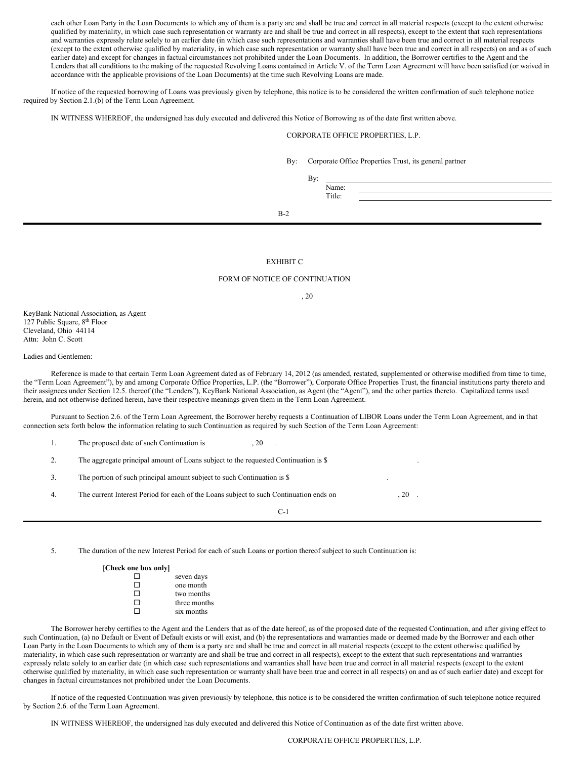each other Loan Party in the Loan Documents to which any of them is a party are and shall be true and correct in all material respects (except to the extent otherwise qualified by materiality, in which case such representation or warranty are and shall be true and correct in all respects), except to the extent that such representations and warranties expressly relate solely to an earlier date (in which case such representations and warranties shall have been true and correct in all material respects (except to the extent otherwise qualified by materiality, in which case such representation or warranty shall have been true and correct in all respects) on and as of such earlier date) and except for changes in factual circumstances not prohibited under the Loan Documents. In addition, the Borrower certifies to the Agent and the Lenders that all conditions to the making of the requested Revolving Loans contained in Article V. of the Term Loan Agreement will have been satisfied (or waived in accordance with the applicable provisions of the Loan Documents) at the time such Revolving Loans are made.

If notice of the requested borrowing of Loans was previously given by telephone, this notice is to be considered the written confirmation of such telephone notice required by Section 2.1.(b) of the Term Loan Agreement.

IN WITNESS WHEREOF, the undersigned has duly executed and delivered this Notice of Borrowing as of the date first written above.

CORPORATE OFFICE PROPERTIES, L.P.

By: Corporate Office Properties Trust, its general partner

By: \_\_\_\_\_\_\_\_\_\_\_\_\_\_\_\_\_\_\_\_\_\_\_\_\_\_\_\_
Name: \_\_\_\_\_\_\_\_\_\_\_\_\_\_\_\_\_\_\_\_\_\_\_\_\_\_
Title: \_\_\_\_\_\_\_\_\_\_\_\_\_\_\_\_\_\_\_\_\_\_\_\_\_\_

B-2

EXHIBIT C

FORM OF NOTICE OF CONTINUATION

, 20

KeyBank National Association, as Agent
127 Public Square, 8th Floor
Cleveland, Ohio 44114
Attn: John C. Scott

Ladies and Gentlemen:

Reference is made to that certain Term Loan Agreement dated as of February 14, 2012 (as amended, restated, supplemented or otherwise modified from time to time, the "Term Loan Agreement"), by and among Corporate Office Properties, L.P. (the "Borrower"), Corporate Office Properties Trust, the financial institutions party thereto and their assignees under Section 12.5. thereof (the "Lenders"), KeyBank National Association, as Agent (the "Agent"), and the other parties thereto. Capitalized terms used herein, and not otherwise defined herein, have their respective meanings given them in the Term Loan Agreement.

Pursuant to Section 2.6. of the Term Loan Agreement, the Borrower hereby requests a Continuation of LIBOR Loans under the Term Loan Agreement, and in that connection sets forth below the information relating to such Continuation as required by such Section of the Term Loan Agreement:

1. The proposed date of such Continuation is , 20 .

2. The aggregate principal amount of Loans subject to the requested Continuation is $ .

3. The portion of such principal amount subject to such Continuation is $ .

4. The current Interest Period for each of the Loans subject to such Continuation ends on , 20 .

C-1

5. The duration of the new Interest Period for each of such Loans or portion thereof subject to such Continuation is:

**[Check one box only]**

☐ seven days
☐ one month
☐ two months
☐ three months
☐ six months

The Borrower hereby certifies to the Agent and the Lenders that as of the date hereof, as of the proposed date of the requested Continuation, and after giving effect to such Continuation, (a) no Default or Event of Default exists or will exist, and (b) the representations and warranties made or deemed made by the Borrower and each other Loan Party in the Loan Documents to which any of them is a party are and shall be true and correct in all material respects (except to the extent otherwise qualified by materiality, in which case such representation or warranty are and shall be true and correct in all respects), except to the extent that such representations and warranties expressly relate solely to an earlier date (in which case such representations and warranties shall have been true and correct in all material respects (except to the extent otherwise qualified by materiality, in which case such representation or warranty shall have been true and correct in all respects) on and as of such earlier date) and except for changes in factual circumstances not prohibited under the Loan Documents.

If notice of the requested Continuation was given previously by telephone, this notice is to be considered the written confirmation of such telephone notice required by Section 2.6. of the Term Loan Agreement.

IN WITNESS WHEREOF, the undersigned has duly executed and delivered this Notice of Continuation as of the date first written above.

CORPORATE OFFICE PROPERTIES, L.P.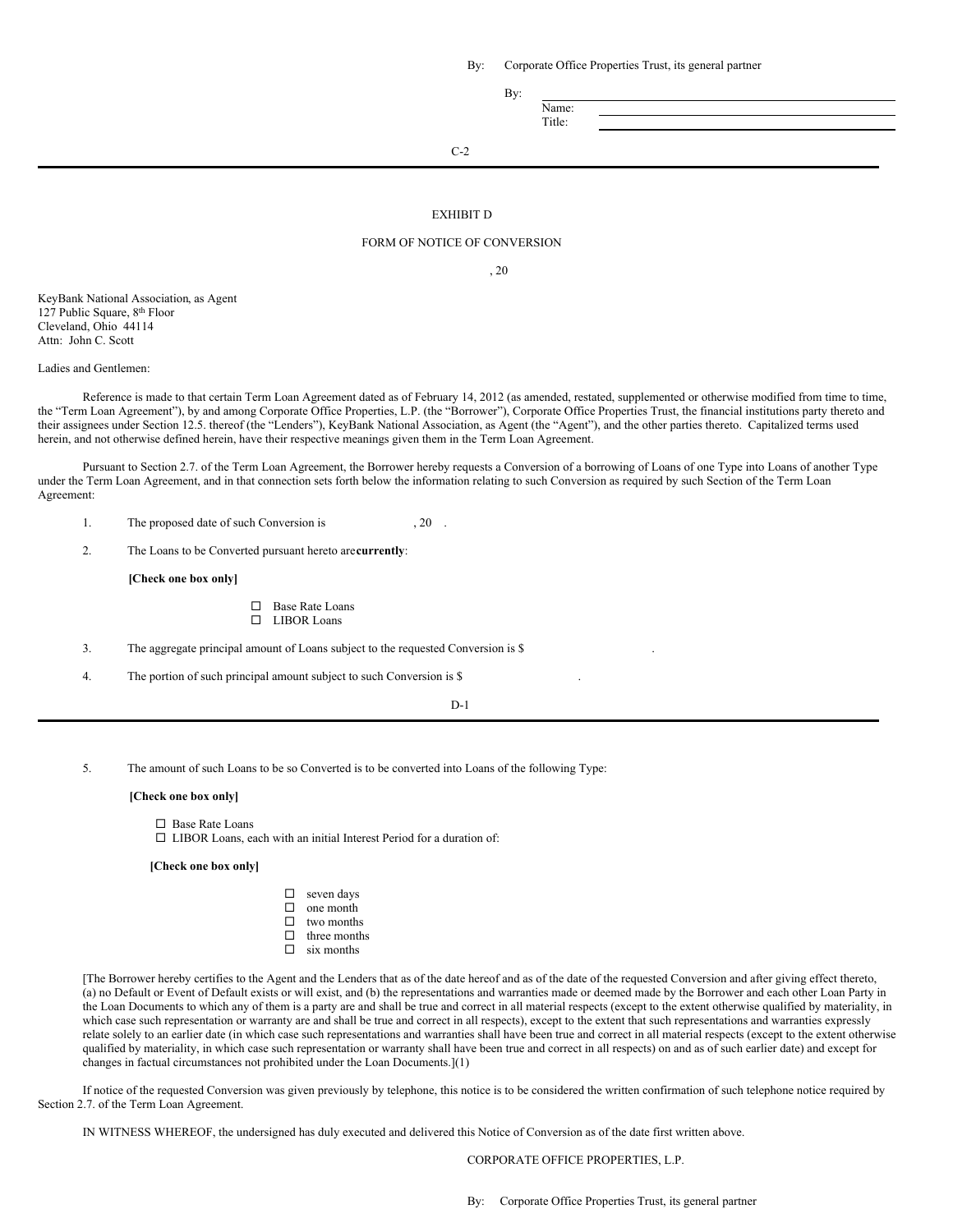By: Corporate Office Properties Trust, its general partner

By: \_\_\_\_\_\_\_\_\_\_\_\_\_\_\_\_\_\_\_\_\_\_\_\_\_\_\_\_\_\_
Name: \_\_\_\_\_\_\_\_\_\_\_\_\_\_\_\_\_\_\_\_\_\_\_\_\_\_\_\_\_\_
Title: \_\_\_\_\_\_\_\_\_\_\_\_\_\_\_\_\_\_\_\_\_\_\_\_\_\_\_\_\_\_

EXHIBIT D

FORM OF NOTICE OF CONVERSION

, 20

KeyBank National Association, as Agent
127 Public Square, 8th Floor
Cleveland, Ohio 44114
Attn: John C. Scott

Ladies and Gentlemen:

Reference is made to that certain Term Loan Agreement dated as of February 14, 2012 (as amended, restated, supplemented or otherwise modified from time to time, the "Term Loan Agreement"), by and among Corporate Office Properties, L.P. (the "Borrower"), Corporate Office Properties Trust, the financial institutions party thereto and their assignees under Section 12.5. thereof (the "Lenders"), KeyBank National Association, as Agent (the "Agent"), and the other parties thereto. Capitalized terms used herein, and not otherwise defined herein, have their respective meanings given them in the Term Loan Agreement.

Pursuant to Section 2.7. of the Term Loan Agreement, the Borrower hereby requests a Conversion of a borrowing of Loans of one Type into Loans of another Type under the Term Loan Agreement, and in that connection sets forth below the information relating to such Conversion as required by such Section of the Term Loan Agreement:

1. The proposed date of such Conversion is , 20 .

2. The Loans to be Converted pursuant hereto are **currently**:

   **[Check one box only]**

   ☐ Base Rate Loans
   ☐ LIBOR Loans

3. The aggregate principal amount of Loans subject to the requested Conversion is $ .

4. The portion of such principal amount subject to such Conversion is $ .

5. The amount of such Loans to be so Converted is to be converted into Loans of the following Type:

   **[Check one box only]**

   ☐ Base Rate Loans
   ☐ LIBOR Loans, each with an initial Interest Period for a duration of:

   **[Check one box only]**

   ☐ seven days
   ☐ one month
   ☐ two months
   ☐ three months
   ☐ six months

[The Borrower hereby certifies to the Agent and the Lenders that as of the date hereof and as of the date of the requested Conversion and after giving effect thereto, (a) no Default or Event of Default exists or will exist, and (b) the representations and warranties made or deemed made by the Borrower and each other Loan Party in the Loan Documents to which any of them is a party are and shall be true and correct in all material respects (except to the extent otherwise qualified by materiality, in which case such representation or warranty are and shall be true and correct in all respects), except to the extent that such representations and warranties expressly relate solely to an earlier date (in which case such representations and warranties shall have been true and correct in all material respects (except to the extent otherwise qualified by materiality, in which case such representation or warranty shall have been true and correct in all respects) on and as of such earlier date) and except for changes in factual circumstances not prohibited under the Loan Documents.](1)

If notice of the requested Conversion was given previously by telephone, this notice is to be considered the written confirmation of such telephone notice required by Section 2.7. of the Term Loan Agreement.

IN WITNESS WHEREOF, the undersigned has duly executed and delivered this Notice of Conversion as of the date first written above.

CORPORATE OFFICE PROPERTIES, L.P.

By: Corporate Office Properties Trust, its general partner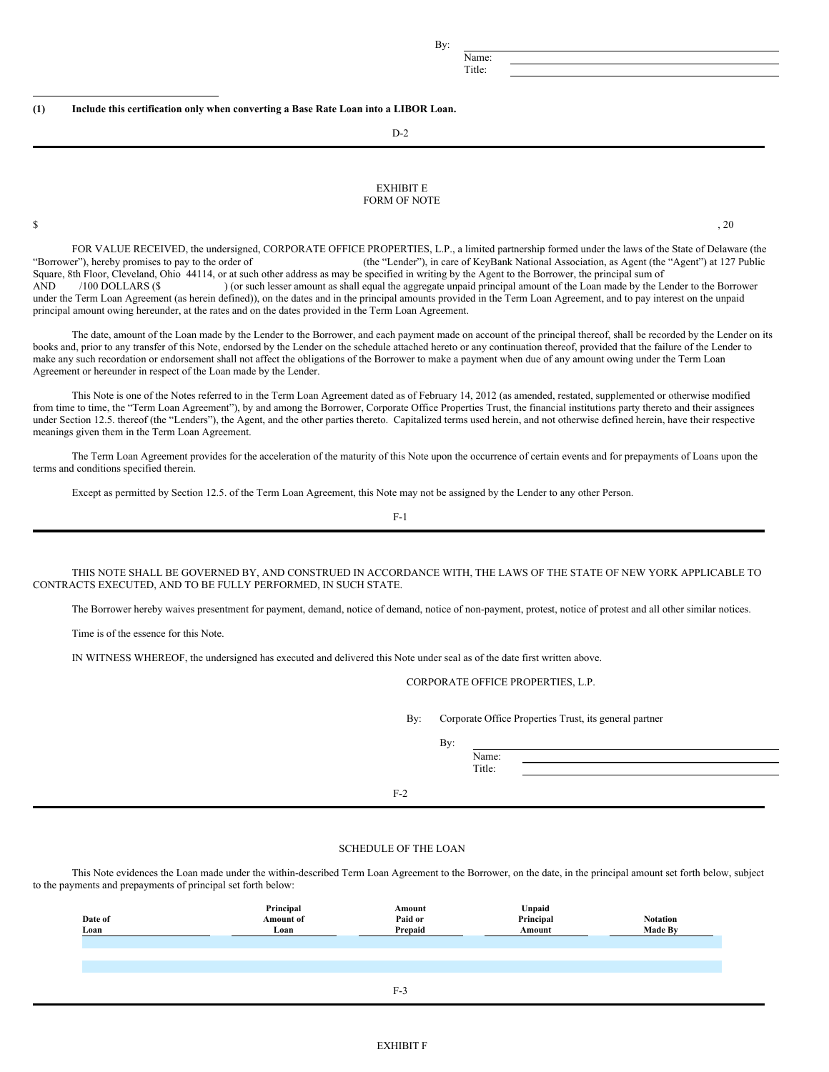By: \_\_\_\_\_\_\_\_\_\_\_\_\_\_\_\_\_\_\_\_\_\_\_\_\_\_\_\_

Name:

Title:

---

**(1) Include this certification only when converting a Base Rate Loan into a LIBOR Loan.**

EXHIBIT E
FORM OF NOTE

$ , 20

FOR VALUE RECEIVED, the undersigned, CORPORATE OFFICE PROPERTIES, L.P., a limited partnership formed under the laws of the State of Delaware (the "Borrower"), hereby promises to pay to the order of (the "Lender"), in care of KeyBank National Association, as Agent (the "Agent") at 127 Public Square, 8th Floor, Cleveland, Ohio 44114, or at such other address as may be specified in writing by the Agent to the Borrower, the principal sum of AND /100 DOLLARS ($ ) (or such lesser amount as shall equal the aggregate unpaid principal amount of the Loan made by the Lender to the Borrower under the Term Loan Agreement (as herein defined)), on the dates and in the principal amounts provided in the Term Loan Agreement, and to pay interest on the unpaid principal amount owing hereunder, at the rates and on the dates provided in the Term Loan Agreement.

The date, amount of the Loan made by the Lender to the Borrower, and each payment made on account of the principal thereof, shall be recorded by the Lender on its books and, prior to any transfer of this Note, endorsed by the Lender on the schedule attached hereto or any continuation thereof, provided that the failure of the Lender to make any such recordation or endorsement shall not affect the obligations of the Borrower to make a payment when due of any amount owing under the Term Loan Agreement or hereunder in respect of the Loan made by the Lender.

This Note is one of the Notes referred to in the Term Loan Agreement dated as of February 14, 2012 (as amended, restated, supplemented or otherwise modified from time to time, the "Term Loan Agreement"), by and among the Borrower, Corporate Office Properties Trust, the financial institutions party thereto and their assignees under Section 12.5. thereof (the "Lenders"), the Agent, and the other parties thereto. Capitalized terms used herein, and not otherwise defined herein, have their respective meanings given them in the Term Loan Agreement.

The Term Loan Agreement provides for the acceleration of the maturity of this Note upon the occurrence of certain events and for prepayments of Loans upon the terms and conditions specified therein.

Except as permitted by Section 12.5. of the Term Loan Agreement, this Note may not be assigned by the Lender to any other Person.

THIS NOTE SHALL BE GOVERNED BY, AND CONSTRUED IN ACCORDANCE WITH, THE LAWS OF THE STATE OF NEW YORK APPLICABLE TO CONTRACTS EXECUTED, AND TO BE FULLY PERFORMED, IN SUCH STATE.

The Borrower hereby waives presentment for payment, demand, notice of demand, notice of non-payment, protest, notice of protest and all other similar notices.

Time is of the essence for this Note.

IN WITNESS WHEREOF, the undersigned has executed and delivered this Note under seal as of the date first written above.

CORPORATE OFFICE PROPERTIES, L.P.

By: Corporate Office Properties Trust, its general partner

By: \_\_\_\_\_\_\_\_\_\_\_\_\_\_\_\_\_\_\_\_\_\_\_\_\_\_\_\_

Name:

Title:

SCHEDULE OF THE LOAN

This Note evidences the Loan made under the within-described Term Loan Agreement to the Borrower, on the date, in the principal amount set forth below, subject to the payments and prepayments of principal set forth below:

| Date of Loan | Principal Amount of Loan | Amount Paid or Prepaid | Unpaid Principal Amount | Notation Made By |
|---|---|---|---|---|
| | | | | |
| | | | | |

EXHIBIT F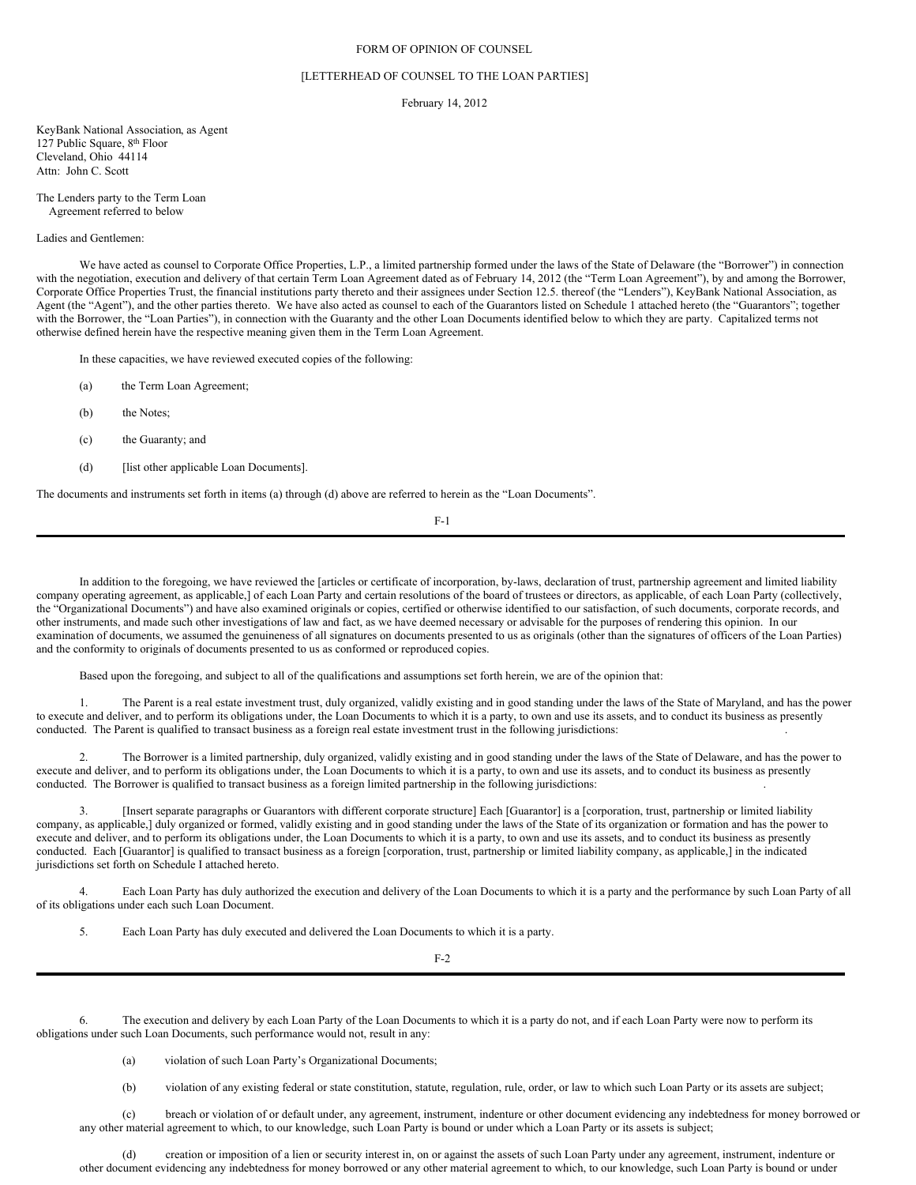FORM OF OPINION OF COUNSEL

[LETTERHEAD OF COUNSEL TO THE LOAN PARTIES]

February 14, 2012

KeyBank National Association, as Agent
127 Public Square, 8th Floor
Cleveland, Ohio 44114
Attn: John C. Scott

The Lenders party to the Term Loan
Agreement referred to below

Ladies and Gentlemen:

We have acted as counsel to Corporate Office Properties, L.P., a limited partnership formed under the laws of the State of Delaware (the "Borrower") in connection with the negotiation, execution and delivery of that certain Term Loan Agreement dated as of February 14, 2012 (the "Term Loan Agreement"), by and among the Borrower, Corporate Office Properties Trust, the financial institutions party thereto and their assignees under Section 12.5. thereof (the "Lenders"), KeyBank National Association, as Agent (the "Agent"), and the other parties thereto. We have also acted as counsel to each of the Guarantors listed on Schedule 1 attached hereto (the "Guarantors"; together with the Borrower, the "Loan Parties"), in connection with the Guaranty and the other Loan Documents identified below to which they are party. Capitalized terms not otherwise defined herein have the respective meaning given them in the Term Loan Agreement.

In these capacities, we have reviewed executed copies of the following:

(a) the Term Loan Agreement;

(b) the Notes;

(c) the Guaranty; and

(d) [list other applicable Loan Documents].

The documents and instruments set forth in items (a) through (d) above are referred to herein as the "Loan Documents".

In addition to the foregoing, we have reviewed the [articles or certificate of incorporation, by-laws, declaration of trust, partnership agreement and limited liability company operating agreement, as applicable,] of each Loan Party and certain resolutions of the board of trustees or directors, as applicable, of each Loan Party (collectively, the "Organizational Documents") and have also examined originals or copies, certified or otherwise identified to our satisfaction, of such documents, corporate records, and other instruments, and made such other investigations of law and fact, as we have deemed necessary or advisable for the purposes of rendering this opinion. In our examination of documents, we assumed the genuineness of all signatures on documents presented to us as originals (other than the signatures of officers of the Loan Parties) and the conformity to originals of documents presented to us as conformed or reproduced copies.

Based upon the foregoing, and subject to all of the qualifications and assumptions set forth herein, we are of the opinion that:

1. The Parent is a real estate investment trust, duly organized, validly existing and in good standing under the laws of the State of Maryland, and has the power to execute and deliver, and to perform its obligations under, the Loan Documents to which it is a party, to own and use its assets, and to conduct its business as presently conducted. The Parent is qualified to transact business as a foreign real estate investment trust in the following jurisdictions: .

2. The Borrower is a limited partnership, duly organized, validly existing and in good standing under the laws of the State of Delaware, and has the power to execute and deliver, and to perform its obligations under, the Loan Documents to which it is a party, to own and use its assets, and to conduct its business as presently conducted. The Borrower is qualified to transact business as a foreign limited partnership in the following jurisdictions: .

3. [Insert separate paragraphs or Guarantors with different corporate structure] Each [Guarantor] is a [corporation, trust, partnership or limited liability company, as applicable,] duly organized or formed, validly existing and in good standing under the laws of the State of its organization or formation and has the power to execute and deliver, and to perform its obligations under, the Loan Documents to which it is a party, to own and use its assets, and to conduct its business as presently conducted. Each [Guarantor] is qualified to transact business as a foreign [corporation, trust, partnership or limited liability company, as applicable,] in the indicated jurisdictions set forth on Schedule I attached hereto.

4. Each Loan Party has duly authorized the execution and delivery of the Loan Documents to which it is a party and the performance by such Loan Party of all of its obligations under each such Loan Document.

5. Each Loan Party has duly executed and delivered the Loan Documents to which it is a party.

6. The execution and delivery by each Loan Party of the Loan Documents to which it is a party do not, and if each Loan Party were now to perform its obligations under such Loan Documents, such performance would not, result in any:

(a) violation of such Loan Party's Organizational Documents;

(b) violation of any existing federal or state constitution, statute, regulation, rule, order, or law to which such Loan Party or its assets are subject;

(c) breach or violation of or default under, any agreement, instrument, indenture or other document evidencing any indebtedness for money borrowed or any other material agreement to which, to our knowledge, such Loan Party is bound or under which a Loan Party or its assets is subject;

(d) creation or imposition of a lien or security interest in, on or against the assets of such Loan Party under any agreement, instrument, indenture or other document evidencing any indebtedness for money borrowed or any other material agreement to which, to our knowledge, such Loan Party is bound or under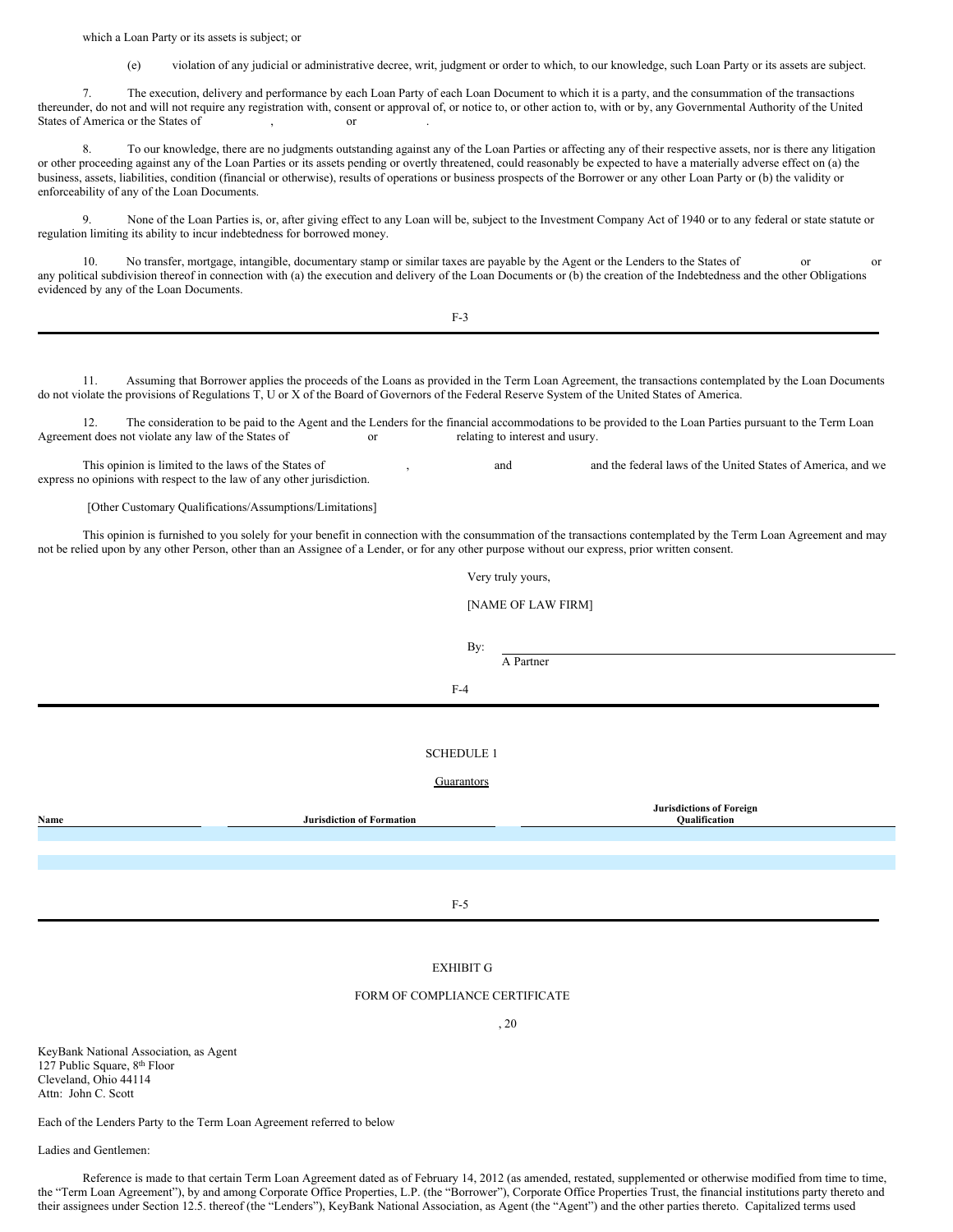which a Loan Party or its assets is subject; or

(e) violation of any judicial or administrative decree, writ, judgment or order to which, to our knowledge, such Loan Party or its assets are subject.

7. The execution, delivery and performance by each Loan Party of each Loan Document to which it is a party, and the consummation of the transactions thereunder, do not and will not require any registration with, consent or approval of, or notice to, or other action to, with or by, any Governmental Authority of the United States of America or the States of , or .

8. To our knowledge, there are no judgments outstanding against any of the Loan Parties or affecting any of their respective assets, nor is there any litigation or other proceeding against any of the Loan Parties or its assets pending or overtly threatened, could reasonably be expected to have a materially adverse effect on (a) the business, assets, liabilities, condition (financial or otherwise), results of operations or business prospects of the Borrower or any other Loan Party or (b) the validity or enforceability of any of the Loan Documents.

9. None of the Loan Parties is, or, after giving effect to any Loan will be, subject to the Investment Company Act of 1940 or to any federal or state statute or regulation limiting its ability to incur indebtedness for borrowed money.

10. No transfer, mortgage, intangible, documentary stamp or similar taxes are payable by the Agent or the Lenders to the States of or or any political subdivision thereof in connection with (a) the execution and delivery of the Loan Documents or (b) the creation of the Indebtedness and the other Obligations evidenced by any of the Loan Documents.

11. Assuming that Borrower applies the proceeds of the Loans as provided in the Term Loan Agreement, the transactions contemplated by the Loan Documents do not violate the provisions of Regulations T, U or X of the Board of Governors of the Federal Reserve System of the United States of America.

12. The consideration to be paid to the Agent and the Lenders for the financial accommodations to be provided to the Loan Parties pursuant to the Term Loan Agreement does not violate any law of the States of or relating to interest and usury.

This opinion is limited to the laws of the States of , and and the federal laws of the United States of America, and we express no opinions with respect to the law of any other jurisdiction.

[Other Customary Qualifications/Assumptions/Limitations]

This opinion is furnished to you solely for your benefit in connection with the consummation of the transactions contemplated by the Term Loan Agreement and may not be relied upon by any other Person, other than an Assignee of a Lender, or for any other purpose without our express, prior written consent.

Very truly yours,

[NAME OF LAW FIRM]

By: \_\_\_\_\_\_\_\_\_\_\_\_\_\_\_\_\_\_\_\_\_\_\_\_
A Partner

SCHEDULE 1

Guarantors

| Name | Jurisdiction of Formation | Jurisdictions of Foreign Qualification |
|---|---|---|
| | | |
| | | |

EXHIBIT G

FORM OF COMPLIANCE CERTIFICATE

, 20

KeyBank National Association, as Agent
127 Public Square, 8th Floor
Cleveland, Ohio 44114
Attn: John C. Scott

Each of the Lenders Party to the Term Loan Agreement referred to below

Ladies and Gentlemen:

Reference is made to that certain Term Loan Agreement dated as of February 14, 2012 (as amended, restated, supplemented or otherwise modified from time to time, the "Term Loan Agreement"), by and among Corporate Office Properties, L.P. (the "Borrower"), Corporate Office Properties Trust, the financial institutions party thereto and their assignees under Section 12.5. thereof (the "Lenders"), KeyBank National Association, as Agent (the "Agent") and the other parties thereto. Capitalized terms used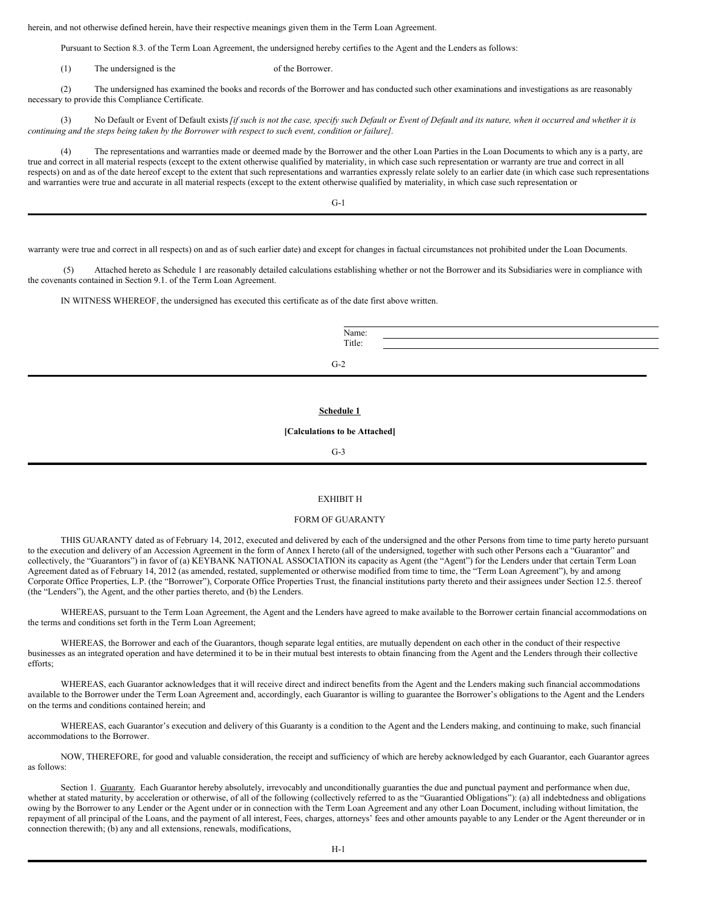herein, and not otherwise defined herein, have their respective meanings given them in the Term Loan Agreement.

Pursuant to Section 8.3. of the Term Loan Agreement, the undersigned hereby certifies to the Agent and the Lenders as follows:

(1) The undersigned is the                                of the Borrower.

(2) The undersigned has examined the books and records of the Borrower and has conducted such other examinations and investigations as are reasonably necessary to provide this Compliance Certificate.

(3) No Default or Event of Default exists *[if such is not the case, specify such Default or Event of Default and its nature, when it occurred and whether it is continuing and the steps being taken by the Borrower with respect to such event, condition or failure]*.

(4) The representations and warranties made or deemed made by the Borrower and the other Loan Parties in the Loan Documents to which any is a party, are true and correct in all material respects (except to the extent otherwise qualified by materiality, in which case such representation or warranty are true and correct in all respects) on and as of the date hereof except to the extent that such representations and warranties expressly relate solely to an earlier date (in which case such representations and warranties were true and accurate in all material respects (except to the extent otherwise qualified by materiality, in which case such representation or warranty were true and correct in all respects) on and as of such earlier date) and except for changes in factual circumstances not prohibited under the Loan Documents.

(5) Attached hereto as Schedule 1 are reasonably detailed calculations establishing whether or not the Borrower and its Subsidiaries were in compliance with the covenants contained in Section 9.1. of the Term Loan Agreement.

IN WITNESS WHEREOF, the undersigned has executed this certificate as of the date first above written.

Name: \_\_\_\_\_\_\_\_\_\_\_\_\_\_\_\_\_\_\_\_\_\_\_\_
Title: \_\_\_\_\_\_\_\_\_\_\_\_\_\_\_\_\_\_\_\_\_\_\_\_

**Schedule 1**

**[Calculations to be Attached]**

EXHIBIT H

FORM OF GUARANTY

THIS GUARANTY dated as of February 14, 2012, executed and delivered by each of the undersigned and the other Persons from time to time party hereto pursuant to the execution and delivery of an Accession Agreement in the form of Annex I hereto (all of the undersigned, together with such other Persons each a "Guarantor" and collectively, the "Guarantors") in favor of (a) KEYBANK NATIONAL ASSOCIATION its capacity as Agent (the "Agent") for the Lenders under that certain Term Loan Agreement dated as of February 14, 2012 (as amended, restated, supplemented or otherwise modified from time to time, the "Term Loan Agreement"), by and among Corporate Office Properties, L.P. (the "Borrower"), Corporate Office Properties Trust, the financial institutions party thereto and their assignees under Section 12.5. thereof (the "Lenders"), the Agent, and the other parties thereto, and (b) the Lenders.

WHEREAS, pursuant to the Term Loan Agreement, the Agent and the Lenders have agreed to make available to the Borrower certain financial accommodations on the terms and conditions set forth in the Term Loan Agreement;

WHEREAS, the Borrower and each of the Guarantors, though separate legal entities, are mutually dependent on each other in the conduct of their respective businesses as an integrated operation and have determined it to be in their mutual best interests to obtain financing from the Agent and the Lenders through their collective efforts;

WHEREAS, each Guarantor acknowledges that it will receive direct and indirect benefits from the Agent and the Lenders making such financial accommodations available to the Borrower under the Term Loan Agreement and, accordingly, each Guarantor is willing to guarantee the Borrower's obligations to the Agent and the Lenders on the terms and conditions contained herein; and

WHEREAS, each Guarantor's execution and delivery of this Guaranty is a condition to the Agent and the Lenders making, and continuing to make, such financial accommodations to the Borrower.

NOW, THEREFORE, for good and valuable consideration, the receipt and sufficiency of which are hereby acknowledged by each Guarantor, each Guarantor agrees as follows:

Section 1. Guaranty. Each Guarantor hereby absolutely, irrevocably and unconditionally guaranties the due and punctual payment and performance when due, whether at stated maturity, by acceleration or otherwise, of all of the following (collectively referred to as the "Guarantied Obligations"): (a) all indebtedness and obligations owing by the Borrower to any Lender or the Agent under or in connection with the Term Loan Agreement and any other Loan Document, including without limitation, the repayment of all principal of the Loans, and the payment of all interest, Fees, charges, attorneys' fees and other amounts payable to any Lender or the Agent thereunder or in connection therewith; (b) any and all extensions, renewals, modifications,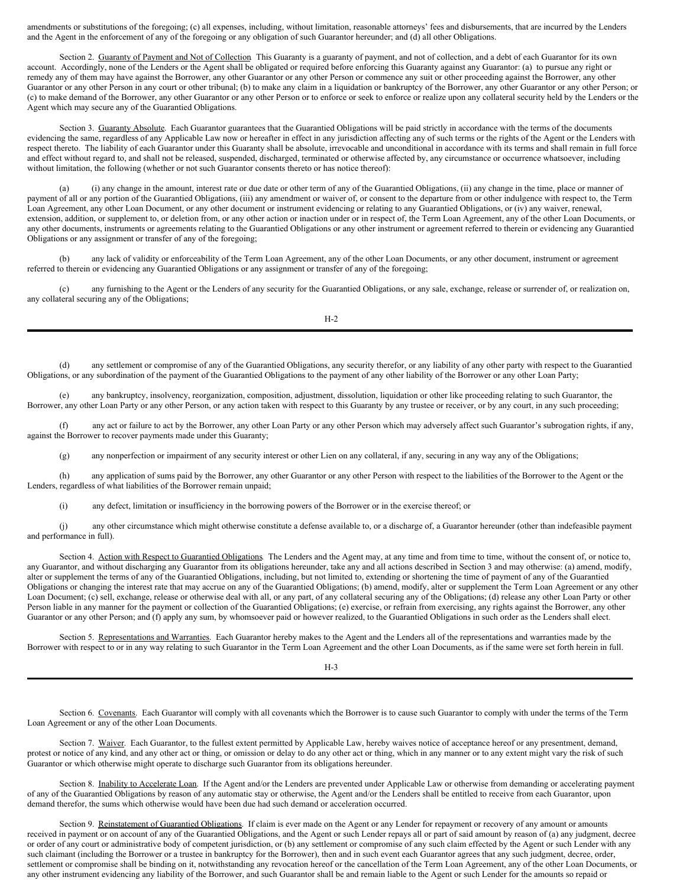amendments or substitutions of the foregoing; (c) all expenses, including, without limitation, reasonable attorneys' fees and disbursements, that are incurred by the Lenders and the Agent in the enforcement of any of the foregoing or any obligation of such Guarantor hereunder; and (d) all other Obligations.

Section 2. Guaranty of Payment and Not of Collection. This Guaranty is a guaranty of payment, and not of collection, and a debt of each Guarantor for its own account. Accordingly, none of the Lenders or the Agent shall be obligated or required before enforcing this Guaranty against any Guarantor: (a) to pursue any right or remedy any of them may have against the Borrower, any other Guarantor or any other Person or commence any suit or other proceeding against the Borrower, any other Guarantor or any other Person in any court or other tribunal; (b) to make any claim in a liquidation or bankruptcy of the Borrower, any other Guarantor or any other Person; or (c) to make demand of the Borrower, any other Guarantor or any other Person or to enforce or seek to enforce or realize upon any collateral security held by the Lenders or the Agent which may secure any of the Guarantied Obligations.

Section 3. Guaranty Absolute. Each Guarantor guarantees that the Guarantied Obligations will be paid strictly in accordance with the terms of the documents evidencing the same, regardless of any Applicable Law now or hereafter in effect in any jurisdiction affecting any of such terms or the rights of the Agent or the Lenders with respect thereto. The liability of each Guarantor under this Guaranty shall be absolute, irrevocable and unconditional in accordance with its terms and shall remain in full force and effect without regard to, and shall not be released, suspended, discharged, terminated or otherwise affected by, any circumstance or occurrence whatsoever, including without limitation, the following (whether or not such Guarantor consents thereto or has notice thereof):

(a) (i) any change in the amount, interest rate or due date or other term of any of the Guarantied Obligations, (ii) any change in the time, place or manner of payment of all or any portion of the Guarantied Obligations, (iii) any amendment or waiver of, or consent to the departure from or other indulgence with respect to, the Term Loan Agreement, any other Loan Document, or any other document or instrument evidencing or relating to any Guarantied Obligations, or (iv) any waiver, renewal, extension, addition, or supplement to, or deletion from, or any other action or inaction under or in respect of, the Term Loan Agreement, any of the other Loan Documents, or any other documents, instruments or agreements relating to the Guarantied Obligations or any other instrument or agreement referred to therein or evidencing any Guarantied Obligations or any assignment or transfer of any of the foregoing;

(b) any lack of validity or enforceability of the Term Loan Agreement, any of the other Loan Documents, or any other document, instrument or agreement referred to therein or evidencing any Guarantied Obligations or any assignment or transfer of any of the foregoing;

(c) any furnishing to the Agent or the Lenders of any security for the Guarantied Obligations, or any sale, exchange, release or surrender of, or realization on, any collateral securing any of the Obligations;

(d) any settlement or compromise of any of the Guarantied Obligations, any security therefor, or any liability of any other party with respect to the Guarantied Obligations, or any subordination of the payment of the Guarantied Obligations to the payment of any other liability of the Borrower or any other Loan Party;

(e) any bankruptcy, insolvency, reorganization, composition, adjustment, dissolution, liquidation or other like proceeding relating to such Guarantor, the Borrower, any other Loan Party or any other Person, or any action taken with respect to this Guaranty by any trustee or receiver, or by any court, in any such proceeding;

(f) any act or failure to act by the Borrower, any other Loan Party or any other Person which may adversely affect such Guarantor's subrogation rights, if any, against the Borrower to recover payments made under this Guaranty;

(g) any nonperfection or impairment of any security interest or other Lien on any collateral, if any, securing in any way any of the Obligations;

(h) any application of sums paid by the Borrower, any other Guarantor or any other Person with respect to the liabilities of the Borrower to the Agent or the Lenders, regardless of what liabilities of the Borrower remain unpaid;

(i) any defect, limitation or insufficiency in the borrowing powers of the Borrower or in the exercise thereof; or

(j) any other circumstance which might otherwise constitute a defense available to, or a discharge of, a Guarantor hereunder (other than indefeasible payment and performance in full).

Section 4. Action with Respect to Guarantied Obligations. The Lenders and the Agent may, at any time and from time to time, without the consent of, or notice to, any Guarantor, and without discharging any Guarantor from its obligations hereunder, take any and all actions described in Section 3 and may otherwise: (a) amend, modify, alter or supplement the terms of any of the Guarantied Obligations, including, but not limited to, extending or shortening the time of payment of any of the Guarantied Obligations or changing the interest rate that may accrue on any of the Guarantied Obligations; (b) amend, modify, alter or supplement the Term Loan Agreement or any other Loan Document; (c) sell, exchange, release or otherwise deal with all, or any part, of any collateral securing any of the Obligations; (d) release any other Loan Party or other Person liable in any manner for the payment or collection of the Guarantied Obligations; (e) exercise, or refrain from exercising, any rights against the Borrower, any other Guarantor or any other Person; and (f) apply any sum, by whomsoever paid or however realized, to the Guarantied Obligations in such order as the Lenders shall elect.

Section 5. Representations and Warranties. Each Guarantor hereby makes to the Agent and the Lenders all of the representations and warranties made by the Borrower with respect to or in any way relating to such Guarantor in the Term Loan Agreement and the other Loan Documents, as if the same were set forth herein in full.

Section 6. Covenants. Each Guarantor will comply with all covenants which the Borrower is to cause such Guarantor to comply with under the terms of the Term Loan Agreement or any of the other Loan Documents.

Section 7. Waiver. Each Guarantor, to the fullest extent permitted by Applicable Law, hereby waives notice of acceptance hereof or any presentment, demand, protest or notice of any kind, and any other act or thing, or omission or delay to do any other act or thing, which in any manner or to any extent might vary the risk of such Guarantor or which otherwise might operate to discharge such Guarantor from its obligations hereunder.

Section 8. Inability to Accelerate Loan. If the Agent and/or the Lenders are prevented under Applicable Law or otherwise from demanding or accelerating payment of any of the Guarantied Obligations by reason of any automatic stay or otherwise, the Agent and/or the Lenders shall be entitled to receive from each Guarantor, upon demand therefor, the sums which otherwise would have been due had such demand or acceleration occurred.

Section 9. Reinstatement of Guarantied Obligations. If claim is ever made on the Agent or any Lender for repayment or recovery of any amount or amounts received in payment or on account of any of the Guarantied Obligations, and the Agent or such Lender repays all or part of said amount by reason of (a) any judgment, decree or order of any court or administrative body of competent jurisdiction, or (b) any settlement or compromise of any such claim effected by the Agent or such Lender with any such claimant (including the Borrower or a trustee in bankruptcy for the Borrower), then and in such event each Guarantor agrees that any such judgment, decree, order, settlement or compromise shall be binding on it, notwithstanding any revocation hereof or the cancellation of the Term Loan Agreement, any of the other Loan Documents, or any other instrument evidencing any liability of the Borrower, and such Guarantor shall be and remain liable to the Agent or such Lender for the amounts so repaid or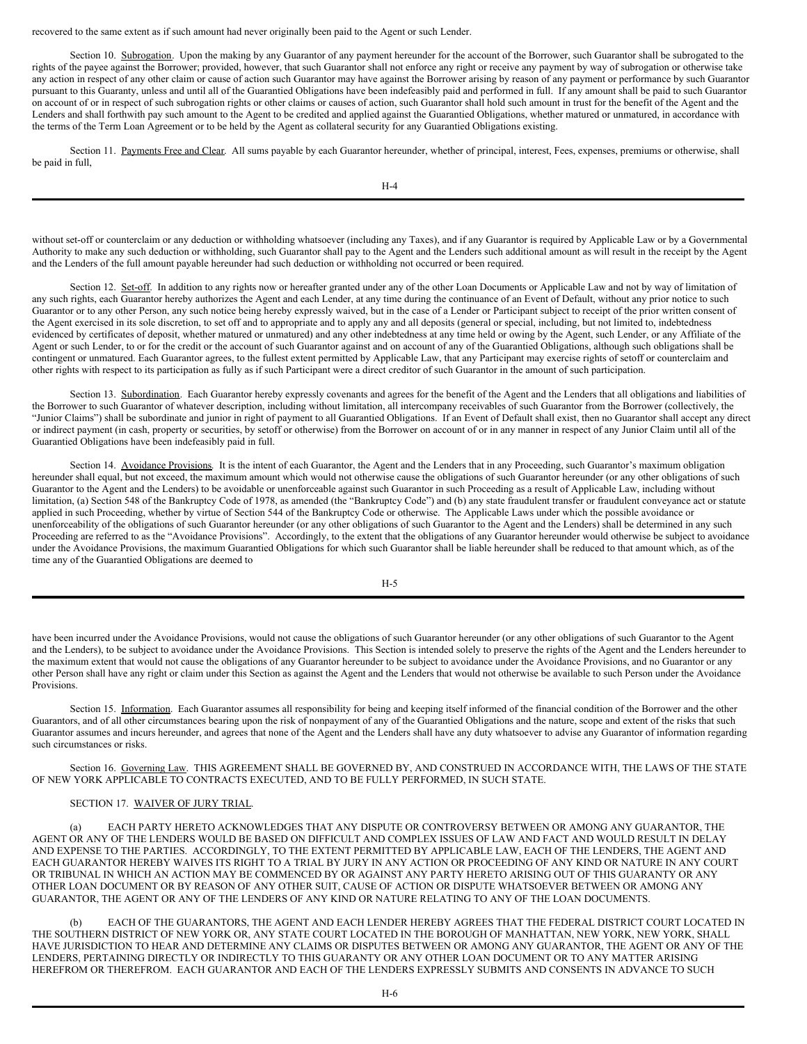recovered to the same extent as if such amount had never originally been paid to the Agent or such Lender.

Section 10. Subrogation. Upon the making by any Guarantor of any payment hereunder for the account of the Borrower, such Guarantor shall be subrogated to the rights of the payee against the Borrower; provided, however, that such Guarantor shall not enforce any right or receive any payment by way of subrogation or otherwise take any action in respect of any other claim or cause of action such Guarantor may have against the Borrower arising by reason of any payment or performance by such Guarantor pursuant to this Guaranty, unless and until all of the Guarantied Obligations have been indefeasibly paid and performed in full. If any amount shall be paid to such Guarantor on account of or in respect of such subrogation rights or other claims or causes of action, such Guarantor shall hold such amount in trust for the benefit of the Agent and the Lenders and shall forthwith pay such amount to the Agent to be credited and applied against the Guarantied Obligations, whether matured or unmatured, in accordance with the terms of the Term Loan Agreement or to be held by the Agent as collateral security for any Guarantied Obligations existing.

Section 11. Payments Free and Clear. All sums payable by each Guarantor hereunder, whether of principal, interest, Fees, expenses, premiums or otherwise, shall be paid in full, without set-off or counterclaim or any deduction or withholding whatsoever (including any Taxes), and if any Guarantor is required by Applicable Law or by a Governmental Authority to make any such deduction or withholding, such Guarantor shall pay to the Agent and the Lenders such additional amount as will result in the receipt by the Agent and the Lenders of the full amount payable hereunder had such deduction or withholding not occurred or been required.

Section 12. Set-off. In addition to any rights now or hereafter granted under any of the other Loan Documents or Applicable Law and not by way of limitation of any such rights, each Guarantor hereby authorizes the Agent and each Lender, at any time during the continuance of an Event of Default, without any prior notice to such Guarantor or to any other Person, any such notice being hereby expressly waived, but in the case of a Lender or Participant subject to receipt of the prior written consent of the Agent exercised in its sole discretion, to set off and to appropriate and to apply any and all deposits (general or special, including, but not limited to, indebtedness evidenced by certificates of deposit, whether matured or unmatured) and any other indebtedness at any time held or owing by the Agent, such Lender, or any Affiliate of the Agent or such Lender, to or for the credit or the account of such Guarantor against and on account of any of the Guarantied Obligations, although such obligations shall be contingent or unmatured. Each Guarantor agrees, to the fullest extent permitted by Applicable Law, that any Participant may exercise rights of setoff or counterclaim and other rights with respect to its participation as fully as if such Participant were a direct creditor of such Guarantor in the amount of such participation.

Section 13. Subordination. Each Guarantor hereby expressly covenants and agrees for the benefit of the Agent and the Lenders that all obligations and liabilities of the Borrower to such Guarantor of whatever description, including without limitation, all intercompany receivables of such Guarantor from the Borrower (collectively, the "Junior Claims") shall be subordinate and junior in right of payment to all Guarantied Obligations. If an Event of Default shall exist, then no Guarantor shall accept any direct or indirect payment (in cash, property or securities, by setoff or otherwise) from the Borrower on account of or in any manner in respect of any Junior Claim until all of the Guarantied Obligations have been indefeasibly paid in full.

Section 14. Avoidance Provisions. It is the intent of each Guarantor, the Agent and the Lenders that in any Proceeding, such Guarantor's maximum obligation hereunder shall equal, but not exceed, the maximum amount which would not otherwise cause the obligations of such Guarantor hereunder (or any other obligations of such Guarantor to the Agent and the Lenders) to be avoidable or unenforceable against such Guarantor in such Proceeding as a result of Applicable Law, including without limitation, (a) Section 548 of the Bankruptcy Code of 1978, as amended (the "Bankruptcy Code") and (b) any state fraudulent transfer or fraudulent conveyance act or statute applied in such Proceeding, whether by virtue of Section 544 of the Bankruptcy Code or otherwise. The Applicable Laws under which the possible avoidance or unenforceability of the obligations of such Guarantor hereunder (or any other obligations of such Guarantor to the Agent and the Lenders) shall be determined in any such Proceeding are referred to as the "Avoidance Provisions". Accordingly, to the extent that the obligations of any Guarantor hereunder would otherwise be subject to avoidance under the Avoidance Provisions, the maximum Guarantied Obligations for which such Guarantor shall be liable hereunder shall be reduced to that amount which, as of the time any of the Guarantied Obligations are deemed to have been incurred under the Avoidance Provisions, would not cause the obligations of such Guarantor hereunder (or any other obligations of such Guarantor to the Agent and the Lenders), to be subject to avoidance under the Avoidance Provisions. This Section is intended solely to preserve the rights of the Agent and the Lenders hereunder to the maximum extent that would not cause the obligations of any Guarantor hereunder to be subject to avoidance under the Avoidance Provisions, and no Guarantor or any other Person shall have any right or claim under this Section as against the Agent and the Lenders that would not otherwise be available to such Person under the Avoidance Provisions.

Section 15. Information. Each Guarantor assumes all responsibility for being and keeping itself informed of the financial condition of the Borrower and the other Guarantors, and of all other circumstances bearing upon the risk of nonpayment of any of the Guarantied Obligations and the nature, scope and extent of the risks that such Guarantor assumes and incurs hereunder, and agrees that none of the Agent and the Lenders shall have any duty whatsoever to advise any Guarantor of information regarding such circumstances or risks.

Section 16. Governing Law. THIS AGREEMENT SHALL BE GOVERNED BY, AND CONSTRUED IN ACCORDANCE WITH, THE LAWS OF THE STATE OF NEW YORK APPLICABLE TO CONTRACTS EXECUTED, AND TO BE FULLY PERFORMED, IN SUCH STATE.

SECTION 17. WAIVER OF JURY TRIAL.

(a) EACH PARTY HERETO ACKNOWLEDGES THAT ANY DISPUTE OR CONTROVERSY BETWEEN OR AMONG ANY GUARANTOR, THE AGENT OR ANY OF THE LENDERS WOULD BE BASED ON DIFFICULT AND COMPLEX ISSUES OF LAW AND FACT AND WOULD RESULT IN DELAY AND EXPENSE TO THE PARTIES. ACCORDINGLY, TO THE EXTENT PERMITTED BY APPLICABLE LAW, EACH OF THE LENDERS, THE AGENT AND EACH GUARANTOR HEREBY WAIVES ITS RIGHT TO A TRIAL BY JURY IN ANY ACTION OR PROCEEDING OF ANY KIND OR NATURE IN ANY COURT OR TRIBUNAL IN WHICH AN ACTION MAY BE COMMENCED BY OR AGAINST ANY PARTY HERETO ARISING OUT OF THIS GUARANTY OR ANY OTHER LOAN DOCUMENT OR BY REASON OF ANY OTHER SUIT, CAUSE OF ACTION OR DISPUTE WHATSOEVER BETWEEN OR AMONG ANY GUARANTOR, THE AGENT OR ANY OF THE LENDERS OF ANY KIND OR NATURE RELATING TO ANY OF THE LOAN DOCUMENTS.

(b) EACH OF THE GUARANTORS, THE AGENT AND EACH LENDER HEREBY AGREES THAT THE FEDERAL DISTRICT COURT LOCATED IN THE SOUTHERN DISTRICT OF NEW YORK OR, ANY STATE COURT LOCATED IN THE BOROUGH OF MANHATTAN, NEW YORK, NEW YORK, SHALL HAVE JURISDICTION TO HEAR AND DETERMINE ANY CLAIMS OR DISPUTES BETWEEN OR AMONG ANY GUARANTOR, THE AGENT OR ANY OF THE LENDERS, PERTAINING DIRECTLY OR INDIRECTLY TO THIS GUARANTY OR ANY OTHER LOAN DOCUMENT OR TO ANY MATTER ARISING HEREFROM OR THEREFROM. EACH GUARANTOR AND EACH OF THE LENDERS EXPRESSLY SUBMITS AND CONSENTS IN ADVANCE TO SUCH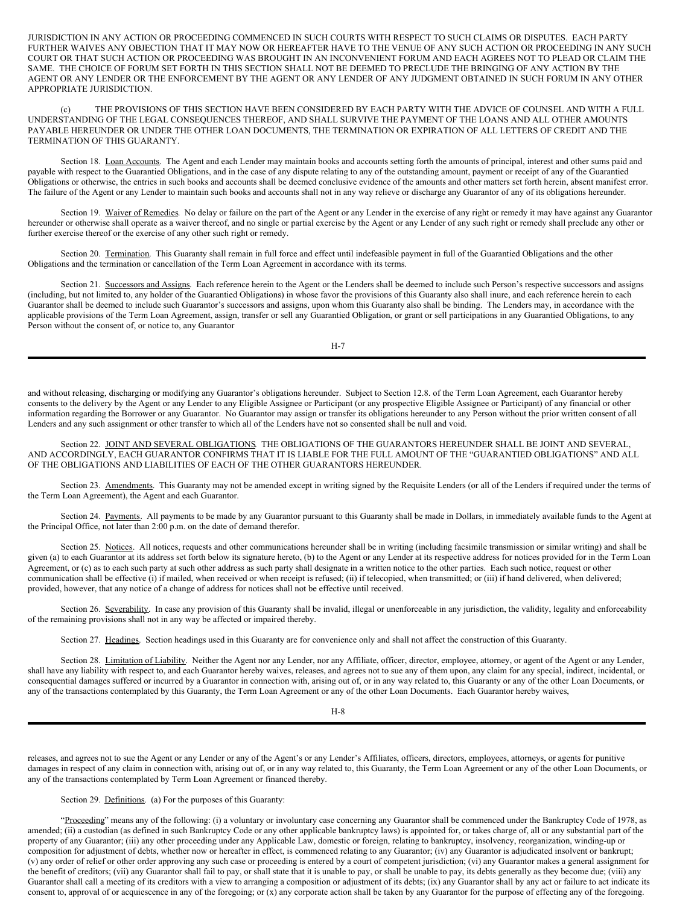JURISDICTION IN ANY ACTION OR PROCEEDING COMMENCED IN SUCH COURTS WITH RESPECT TO SUCH CLAIMS OR DISPUTES. EACH PARTY FURTHER WAIVES ANY OBJECTION THAT IT MAY NOW OR HEREAFTER HAVE TO THE VENUE OF ANY SUCH ACTION OR PROCEEDING IN ANY SUCH COURT OR THAT SUCH ACTION OR PROCEEDING WAS BROUGHT IN AN INCONVENIENT FORUM AND EACH AGREES NOT TO PLEAD OR CLAIM THE SAME. THE CHOICE OF FORUM SET FORTH IN THIS SECTION SHALL NOT BE DEEMED TO PRECLUDE THE BRINGING OF ANY ACTION BY THE AGENT OR ANY LENDER OR THE ENFORCEMENT BY THE AGENT OR ANY LENDER OF ANY JUDGMENT OBTAINED IN SUCH FORUM IN ANY OTHER APPROPRIATE JURISDICTION.

(c) THE PROVISIONS OF THIS SECTION HAVE BEEN CONSIDERED BY EACH PARTY WITH THE ADVICE OF COUNSEL AND WITH A FULL UNDERSTANDING OF THE LEGAL CONSEQUENCES THEREOF, AND SHALL SURVIVE THE PAYMENT OF THE LOANS AND ALL OTHER AMOUNTS PAYABLE HEREUNDER OR UNDER THE OTHER LOAN DOCUMENTS, THE TERMINATION OR EXPIRATION OF ALL LETTERS OF CREDIT AND THE TERMINATION OF THIS GUARANTY.

Section 18. Loan Accounts. The Agent and each Lender may maintain books and accounts setting forth the amounts of principal, interest and other sums paid and payable with respect to the Guarantied Obligations, and in the case of any dispute relating to any of the outstanding amount, payment or receipt of any of the Guarantied Obligations or otherwise, the entries in such books and accounts shall be deemed conclusive evidence of the amounts and other matters set forth herein, absent manifest error. The failure of the Agent or any Lender to maintain such books and accounts shall not in any way relieve or discharge any Guarantor of any of its obligations hereunder.

Section 19. Waiver of Remedies. No delay or failure on the part of the Agent or any Lender in the exercise of any right or remedy it may have against any Guarantor hereunder or otherwise shall operate as a waiver thereof, and no single or partial exercise by the Agent or any Lender of any such right or remedy shall preclude any other or further exercise thereof or the exercise of any other such right or remedy.

Section 20. Termination. This Guaranty shall remain in full force and effect until indefeasible payment in full of the Guarantied Obligations and the other Obligations and the termination or cancellation of the Term Loan Agreement in accordance with its terms.

Section 21. Successors and Assigns. Each reference herein to the Agent or the Lenders shall be deemed to include such Person's respective successors and assigns (including, but not limited to, any holder of the Guarantied Obligations) in whose favor the provisions of this Guaranty also shall inure, and each reference herein to each Guarantor shall be deemed to include such Guarantor's successors and assigns, upon whom this Guaranty also shall be binding. The Lenders may, in accordance with the applicable provisions of the Term Loan Agreement, assign, transfer or sell any Guarantied Obligation, or grant or sell participations in any Guarantied Obligations, to any Person without the consent of, or notice to, any Guarantor and without releasing, discharging or modifying any Guarantor's obligations hereunder. Subject to Section 12.8. of the Term Loan Agreement, each Guarantor hereby consents to the delivery by the Agent or any Lender to any Eligible Assignee or Participant (or any prospective Eligible Assignee or Participant) of any financial or other information regarding the Borrower or any Guarantor. No Guarantor may assign or transfer its obligations hereunder to any Person without the prior written consent of all Lenders and any such assignment or other transfer to which all of the Lenders have not so consented shall be null and void.

Section 22. JOINT AND SEVERAL OBLIGATIONS. THE OBLIGATIONS OF THE GUARANTORS HEREUNDER SHALL BE JOINT AND SEVERAL, AND ACCORDINGLY, EACH GUARANTOR CONFIRMS THAT IT IS LIABLE FOR THE FULL AMOUNT OF THE "GUARANTIED OBLIGATIONS" AND ALL OF THE OBLIGATIONS AND LIABILITIES OF EACH OF THE OTHER GUARANTORS HEREUNDER.

Section 23. Amendments. This Guaranty may not be amended except in writing signed by the Requisite Lenders (or all of the Lenders if required under the terms of the Term Loan Agreement), the Agent and each Guarantor.

Section 24. Payments. All payments to be made by any Guarantor pursuant to this Guaranty shall be made in Dollars, in immediately available funds to the Agent at the Principal Office, not later than 2:00 p.m. on the date of demand therefor.

Section 25. Notices. All notices, requests and other communications hereunder shall be in writing (including facsimile transmission or similar writing) and shall be given (a) to each Guarantor at its address set forth below its signature hereto, (b) to the Agent or any Lender at its respective address for notices provided for in the Term Loan Agreement, or (c) as to each such party at such other address as such party shall designate in a written notice to the other parties. Each such notice, request or other communication shall be effective (i) if mailed, when received or when receipt is refused; (ii) if telecopied, when transmitted; or (iii) if hand delivered, when delivered; provided, however, that any notice of a change of address for notices shall not be effective until received.

Section 26. Severability. In case any provision of this Guaranty shall be invalid, illegal or unenforceable in any jurisdiction, the validity, legality and enforceability of the remaining provisions shall not in any way be affected or impaired thereby.

Section 27. Headings. Section headings used in this Guaranty are for convenience only and shall not affect the construction of this Guaranty.

Section 28. Limitation of Liability. Neither the Agent nor any Lender, nor any Affiliate, officer, director, employee, attorney, or agent of the Agent or any Lender, shall have any liability with respect to, and each Guarantor hereby waives, releases, and agrees not to sue any of them upon, any claim for any special, indirect, incidental, or consequential damages suffered or incurred by a Guarantor in connection with, arising out of, or in any way related to, this Guaranty or any of the other Loan Documents, or any of the transactions contemplated by this Guaranty, the Term Loan Agreement or any of the other Loan Documents. Each Guarantor hereby waives, releases, and agrees not to sue the Agent or any Lender or any of the Agent's or any Lender's Affiliates, officers, directors, employees, attorneys, or agents for punitive damages in respect of any claim in connection with, arising out of, or in any way related to, this Guaranty, the Term Loan Agreement or any of the other Loan Documents, or any of the transactions contemplated by Term Loan Agreement or financed thereby.

Section 29. Definitions. (a) For the purposes of this Guaranty:

"Proceeding" means any of the following: (i) a voluntary or involuntary case concerning any Guarantor shall be commenced under the Bankruptcy Code of 1978, as amended; (ii) a custodian (as defined in such Bankruptcy Code or any other applicable bankruptcy laws) is appointed for, or takes charge of, all or any substantial part of the property of any Guarantor; (iii) any other proceeding under any Applicable Law, domestic or foreign, relating to bankruptcy, insolvency, reorganization, winding-up or composition for adjustment of debts, whether now or hereafter in effect, is commenced relating to any Guarantor; (iv) any Guarantor is adjudicated insolvent or bankrupt; (v) any order of relief or other order approving any such case or proceeding is entered by a court of competent jurisdiction; (vi) any Guarantor makes a general assignment for the benefit of creditors; (vii) any Guarantor shall fail to pay, or shall state that it is unable to pay, or shall be unable to pay, its debts generally as they become due; (viii) any Guarantor shall call a meeting of its creditors with a view to arranging a composition or adjustment of its debts; (ix) any Guarantor shall by any act or failure to act indicate its consent to, approval of or acquiescence in any of the foregoing; or (x) any corporate action shall be taken by any Guarantor for the purpose of effecting any of the foregoing.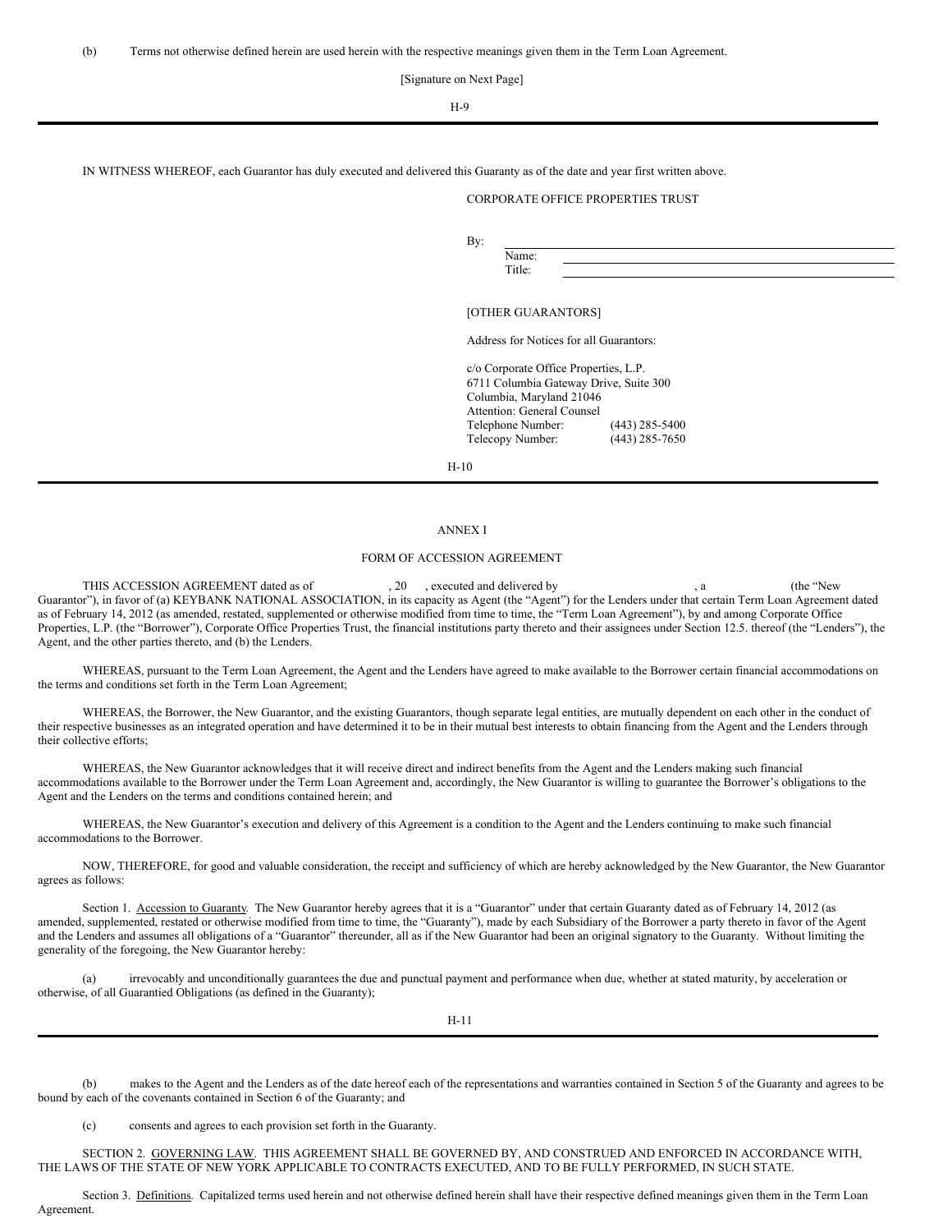(b) Terms not otherwise defined herein are used herein with the respective meanings given them in the Term Loan Agreement.

[Signature on Next Page]

IN WITNESS WHEREOF, each Guarantor has duly executed and delivered this Guaranty as of the date and year first written above.

CORPORATE OFFICE PROPERTIES TRUST

By: ______________________________
Name: ______________________________
Title: ______________________________

[OTHER GUARANTORS]

Address for Notices for all Guarantors:

c/o Corporate Office Properties, L.P.
6711 Columbia Gateway Drive, Suite 300
Columbia, Maryland 21046
Attention: General Counsel
Telephone Number: (443) 285-5400
Telecopy Number: (443) 285-7650

ANNEX I

FORM OF ACCESSION AGREEMENT

THIS ACCESSION AGREEMENT dated as of , 20 , executed and delivered by , a (the "New Guarantor"), in favor of (a) KEYBANK NATIONAL ASSOCIATION, in its capacity as Agent (the "Agent") for the Lenders under that certain Term Loan Agreement dated as of February 14, 2012 (as amended, restated, supplemented or otherwise modified from time to time, the "Term Loan Agreement"), by and among Corporate Office Properties, L.P. (the "Borrower"), Corporate Office Properties Trust, the financial institutions party thereto and their assignees under Section 12.5. thereof (the "Lenders"), the Agent, and the other parties thereto, and (b) the Lenders.

WHEREAS, pursuant to the Term Loan Agreement, the Agent and the Lenders have agreed to make available to the Borrower certain financial accommodations on the terms and conditions set forth in the Term Loan Agreement;

WHEREAS, the Borrower, the New Guarantor, and the existing Guarantors, though separate legal entities, are mutually dependent on each other in the conduct of their respective businesses as an integrated operation and have determined it to be in their mutual best interests to obtain financing from the Agent and the Lenders through their collective efforts;

WHEREAS, the New Guarantor acknowledges that it will receive direct and indirect benefits from the Agent and the Lenders making such financial accommodations available to the Borrower under the Term Loan Agreement and, accordingly, the New Guarantor is willing to guarantee the Borrower's obligations to the Agent and the Lenders on the terms and conditions contained herein; and

WHEREAS, the New Guarantor's execution and delivery of this Agreement is a condition to the Agent and the Lenders continuing to make such financial accommodations to the Borrower.

NOW, THEREFORE, for good and valuable consideration, the receipt and sufficiency of which are hereby acknowledged by the New Guarantor, the New Guarantor agrees as follows:

Section 1. Accession to Guaranty. The New Guarantor hereby agrees that it is a "Guarantor" under that certain Guaranty dated as of February 14, 2012 (as amended, supplemented, restated or otherwise modified from time to time, the "Guaranty"), made by each Subsidiary of the Borrower a party thereto in favor of the Agent and the Lenders and assumes all obligations of a "Guarantor" thereunder, all as if the New Guarantor had been an original signatory to the Guaranty. Without limiting the generality of the foregoing, the New Guarantor hereby:

(a) irrevocably and unconditionally guarantees the due and punctual payment and performance when due, whether at stated maturity, by acceleration or otherwise, of all Guarantied Obligations (as defined in the Guaranty);

(b) makes to the Agent and the Lenders as of the date hereof each of the representations and warranties contained in Section 5 of the Guaranty and agrees to be bound by each of the covenants contained in Section 6 of the Guaranty; and

(c) consents and agrees to each provision set forth in the Guaranty.

SECTION 2. GOVERNING LAW. THIS AGREEMENT SHALL BE GOVERNED BY, AND CONSTRUED AND ENFORCED IN ACCORDANCE WITH, THE LAWS OF THE STATE OF NEW YORK APPLICABLE TO CONTRACTS EXECUTED, AND TO BE FULLY PERFORMED, IN SUCH STATE.

Section 3. Definitions. Capitalized terms used herein and not otherwise defined herein shall have their respective defined meanings given them in the Term Loan Agreement.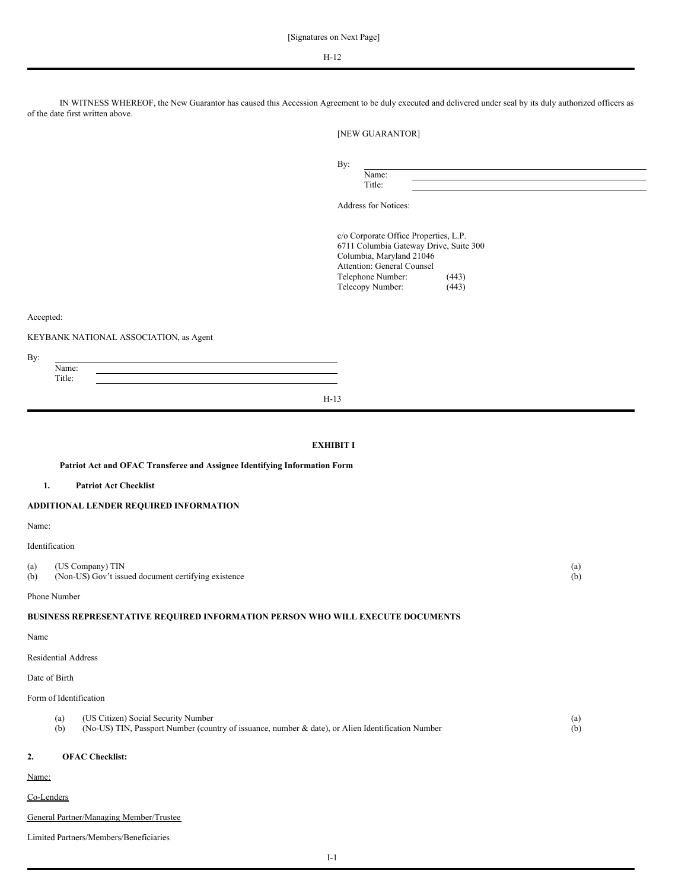[Signatures on Next Page]

IN WITNESS WHEREOF, the New Guarantor has caused this Accession Agreement to be duly executed and delivered under seal by its duly authorized officers as of the date first written above.

[NEW GUARANTOR]

By: \_\_\_\_\_\_\_\_\_\_\_\_\_\_\_\_\_\_\_\_\_\_\_\_\_\_\_\_
Name: \_\_\_\_\_\_\_\_\_\_\_\_\_\_\_\_\_\_\_\_\_\_\_\_\_\_\_\_
Title: \_\_\_\_\_\_\_\_\_\_\_\_\_\_\_\_\_\_\_\_\_\_\_\_\_\_\_\_

Address for Notices:

c/o Corporate Office Properties, L.P.
6711 Columbia Gateway Drive, Suite 300
Columbia, Maryland 21046
Attention: General Counsel
Telephone Number: (443)
Telecopy Number: (443)

Accepted:

KEYBANK NATIONAL ASSOCIATION, as Agent

By: \_\_\_\_\_\_\_\_\_\_\_\_\_\_\_\_\_\_\_\_\_\_\_\_\_\_\_\_
Name: \_\_\_\_\_\_\_\_\_\_\_\_\_\_\_\_\_\_\_\_\_\_\_\_\_\_\_\_
Title: \_\_\_\_\_\_\_\_\_\_\_\_\_\_\_\_\_\_\_\_\_\_\_\_\_\_\_\_

## EXHIBIT I

**Patriot Act and OFAC Transferee and Assignee Identifying Information Form**

**1. Patriot Act Checklist**

**ADDITIONAL LENDER REQUIRED INFORMATION**

Name:

Identification

(a) (US Company) TIN (a)
(b) (Non-US) Gov't issued document certifying existence (b)

Phone Number

**BUSINESS REPRESENTATIVE REQUIRED INFORMATION PERSON WHO WILL EXECUTE DOCUMENTS**

Name

Residential Address

Date of Birth

Form of Identification

(a) (US Citizen) Social Security Number (a)
(b) (No-US) TIN, Passport Number (country of issuance, number & date), or Alien Identification Number (b)

**2. OFAC Checklist:**

Name:

Co-Lenders

General Partner/Managing Member/Trustee

Limited Partners/Members/Beneficiaries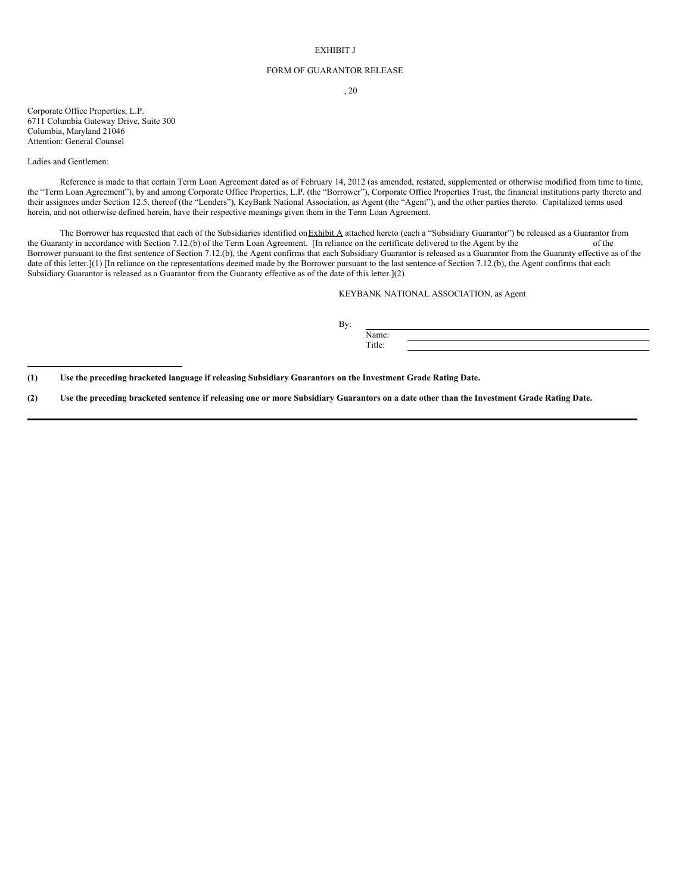EXHIBIT J

FORM OF GUARANTOR RELEASE

, 20

Corporate Office Properties, L.P.
6711 Columbia Gateway Drive, Suite 300
Columbia, Maryland 21046
Attention: General Counsel

Ladies and Gentlemen:

Reference is made to that certain Term Loan Agreement dated as of February 14, 2012 (as amended, restated, supplemented or otherwise modified from time to time, the "Term Loan Agreement"), by and among Corporate Office Properties, L.P. (the "Borrower"), Corporate Office Properties Trust, the financial institutions party thereto and their assignees under Section 12.5. thereof (the "Lenders"), KeyBank National Association, as Agent (the "Agent"), and the other parties thereto. Capitalized terms used herein, and not otherwise defined herein, have their respective meanings given them in the Term Loan Agreement.

The Borrower has requested that each of the Subsidiaries identified on Exhibit A attached hereto (each a "Subsidiary Guarantor") be released as a Guarantor from the Guaranty in accordance with Section 7.12.(b) of the Term Loan Agreement. [In reliance on the certificate delivered to the Agent by the                    of the Borrower pursuant to the first sentence of Section 7.12.(b), the Agent confirms that each Subsidiary Guarantor is released as a Guarantor from the Guaranty effective as of the date of this letter.](1) [In reliance on the representations deemed made by the Borrower pursuant to the last sentence of Section 7.12.(b), the Agent confirms that each Subsidiary Guarantor is released as a Guarantor from the Guaranty effective as of the date of this letter.](2)

KEYBANK NATIONAL ASSOCIATION, as Agent

By: \_\_\_\_\_\_\_\_\_\_\_\_\_\_\_\_\_\_\_\_\_\_\_\_\_\_\_\_
Name: \_\_\_\_\_\_\_\_\_\_\_\_\_\_\_\_\_\_\_\_\_\_\_\_\_\_
Title: \_\_\_\_\_\_\_\_\_\_\_\_\_\_\_\_\_\_\_\_\_\_\_\_\_\_\_

---

**(1) Use the preceding bracketed language if releasing Subsidiary Guarantors on the Investment Grade Rating Date.**

**(2) Use the preceding bracketed sentence if releasing one or more Subsidiary Guarantors on a date other than the Investment Grade Rating Date.**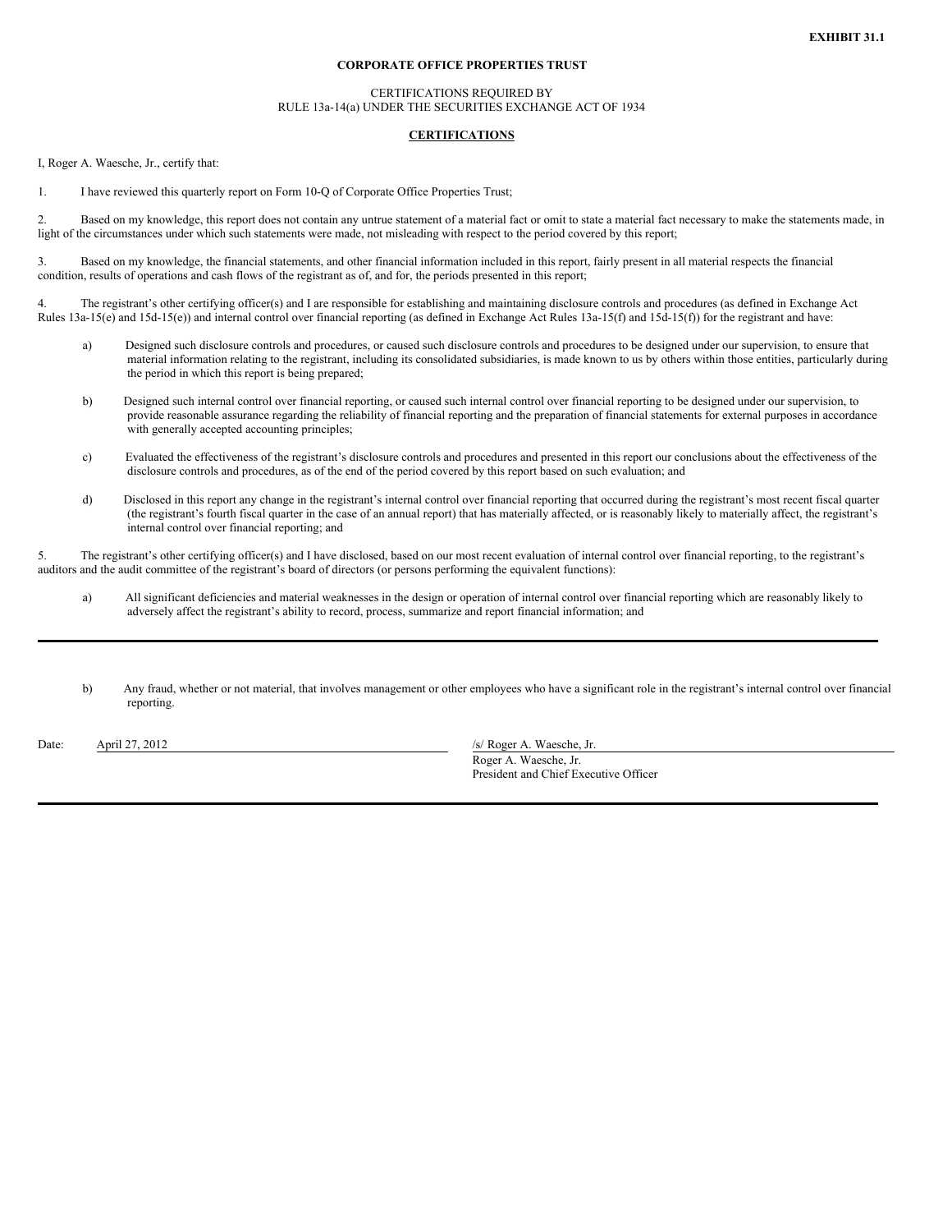**EXHIBIT 31.1**

**CORPORATE OFFICE PROPERTIES TRUST**

CERTIFICATIONS REQUIRED BY
RULE 13a-14(a) UNDER THE SECURITIES EXCHANGE ACT OF 1934

**CERTIFICATIONS**

I, Roger A. Waesche, Jr., certify that:

1. I have reviewed this quarterly report on Form 10-Q of Corporate Office Properties Trust;

2. Based on my knowledge, this report does not contain any untrue statement of a material fact or omit to state a material fact necessary to make the statements made, in light of the circumstances under which such statements were made, not misleading with respect to the period covered by this report;

3. Based on my knowledge, the financial statements, and other financial information included in this report, fairly present in all material respects the financial condition, results of operations and cash flows of the registrant as of, and for, the periods presented in this report;

4. The registrant's other certifying officer(s) and I are responsible for establishing and maintaining disclosure controls and procedures (as defined in Exchange Act Rules 13a-15(e) and 15d-15(e)) and internal control over financial reporting (as defined in Exchange Act Rules 13a-15(f) and 15d-15(f)) for the registrant and have:

a) Designed such disclosure controls and procedures, or caused such disclosure controls and procedures to be designed under our supervision, to ensure that material information relating to the registrant, including its consolidated subsidiaries, is made known to us by others within those entities, particularly during the period in which this report is being prepared;

b) Designed such internal control over financial reporting, or caused such internal control over financial reporting to be designed under our supervision, to provide reasonable assurance regarding the reliability of financial reporting and the preparation of financial statements for external purposes in accordance with generally accepted accounting principles;

c) Evaluated the effectiveness of the registrant's disclosure controls and procedures and presented in this report our conclusions about the effectiveness of the disclosure controls and procedures, as of the end of the period covered by this report based on such evaluation; and

d) Disclosed in this report any change in the registrant's internal control over financial reporting that occurred during the registrant's most recent fiscal quarter (the registrant's fourth fiscal quarter in the case of an annual report) that has materially affected, or is reasonably likely to materially affect, the registrant's internal control over financial reporting; and

5. The registrant's other certifying officer(s) and I have disclosed, based on our most recent evaluation of internal control over financial reporting, to the registrant's auditors and the audit committee of the registrant's board of directors (or persons performing the equivalent functions):

a) All significant deficiencies and material weaknesses in the design or operation of internal control over financial reporting which are reasonably likely to adversely affect the registrant's ability to record, process, summarize and report financial information; and

b) Any fraud, whether or not material, that involves management or other employees who have a significant role in the registrant's internal control over financial reporting.

Date: April 27, 2012

/s/ Roger A. Waesche, Jr.
Roger A. Waesche, Jr.
President and Chief Executive Officer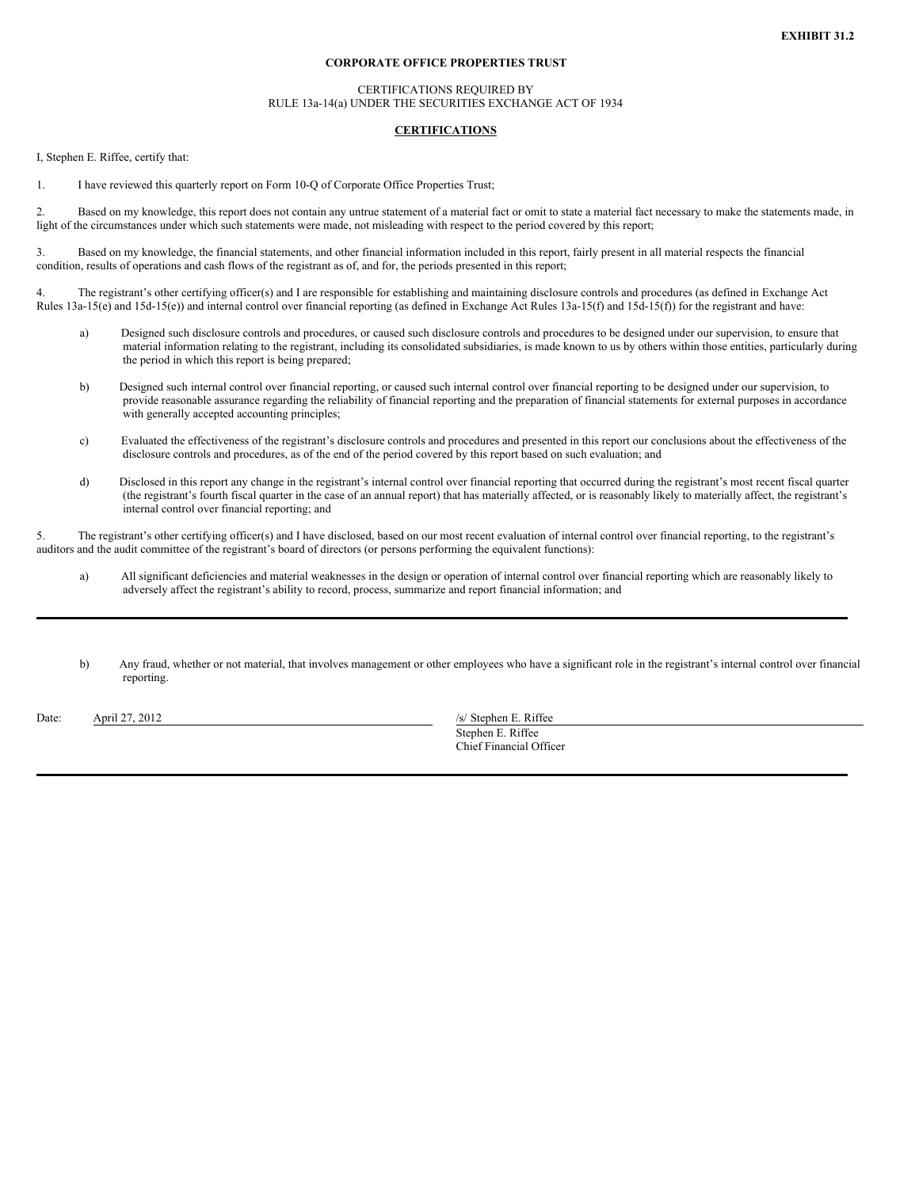**EXHIBIT 31.2**

**CORPORATE OFFICE PROPERTIES TRUST**

CERTIFICATIONS REQUIRED BY
RULE 13a-14(a) UNDER THE SECURITIES EXCHANGE ACT OF 1934

**CERTIFICATIONS**

I, Stephen E. Riffee, certify that:

1. I have reviewed this quarterly report on Form 10-Q of Corporate Office Properties Trust;

2. Based on my knowledge, this report does not contain any untrue statement of a material fact or omit to state a material fact necessary to make the statements made, in light of the circumstances under which such statements were made, not misleading with respect to the period covered by this report;

3. Based on my knowledge, the financial statements, and other financial information included in this report, fairly present in all material respects the financial condition, results of operations and cash flows of the registrant as of, and for, the periods presented in this report;

4. The registrant's other certifying officer(s) and I are responsible for establishing and maintaining disclosure controls and procedures (as defined in Exchange Act Rules 13a-15(e) and 15d-15(e)) and internal control over financial reporting (as defined in Exchange Act Rules 13a-15(f) and 15d-15(f)) for the registrant and have:

   a) Designed such disclosure controls and procedures, or caused such disclosure controls and procedures to be designed under our supervision, to ensure that material information relating to the registrant, including its consolidated subsidiaries, is made known to us by others within those entities, particularly during the period in which this report is being prepared;

   b) Designed such internal control over financial reporting, or caused such internal control over financial reporting to be designed under our supervision, to provide reasonable assurance regarding the reliability of financial reporting and the preparation of financial statements for external purposes in accordance with generally accepted accounting principles;

   c) Evaluated the effectiveness of the registrant's disclosure controls and procedures and presented in this report our conclusions about the effectiveness of the disclosure controls and procedures, as of the end of the period covered by this report based on such evaluation; and

   d) Disclosed in this report any change in the registrant's internal control over financial reporting that occurred during the registrant's most recent fiscal quarter (the registrant's fourth fiscal quarter in the case of an annual report) that has materially affected, or is reasonably likely to materially affect, the registrant's internal control over financial reporting; and

5. The registrant's other certifying officer(s) and I have disclosed, based on our most recent evaluation of internal control over financial reporting, to the registrant's auditors and the audit committee of the registrant's board of directors (or persons performing the equivalent functions):

   a) All significant deficiencies and material weaknesses in the design or operation of internal control over financial reporting which are reasonably likely to adversely affect the registrant's ability to record, process, summarize and report financial information; and

   b) Any fraud, whether or not material, that involves management or other employees who have a significant role in the registrant's internal control over financial reporting.

Date: April 27, 2012

/s/ Stephen E. Riffee
Stephen E. Riffee
Chief Financial Officer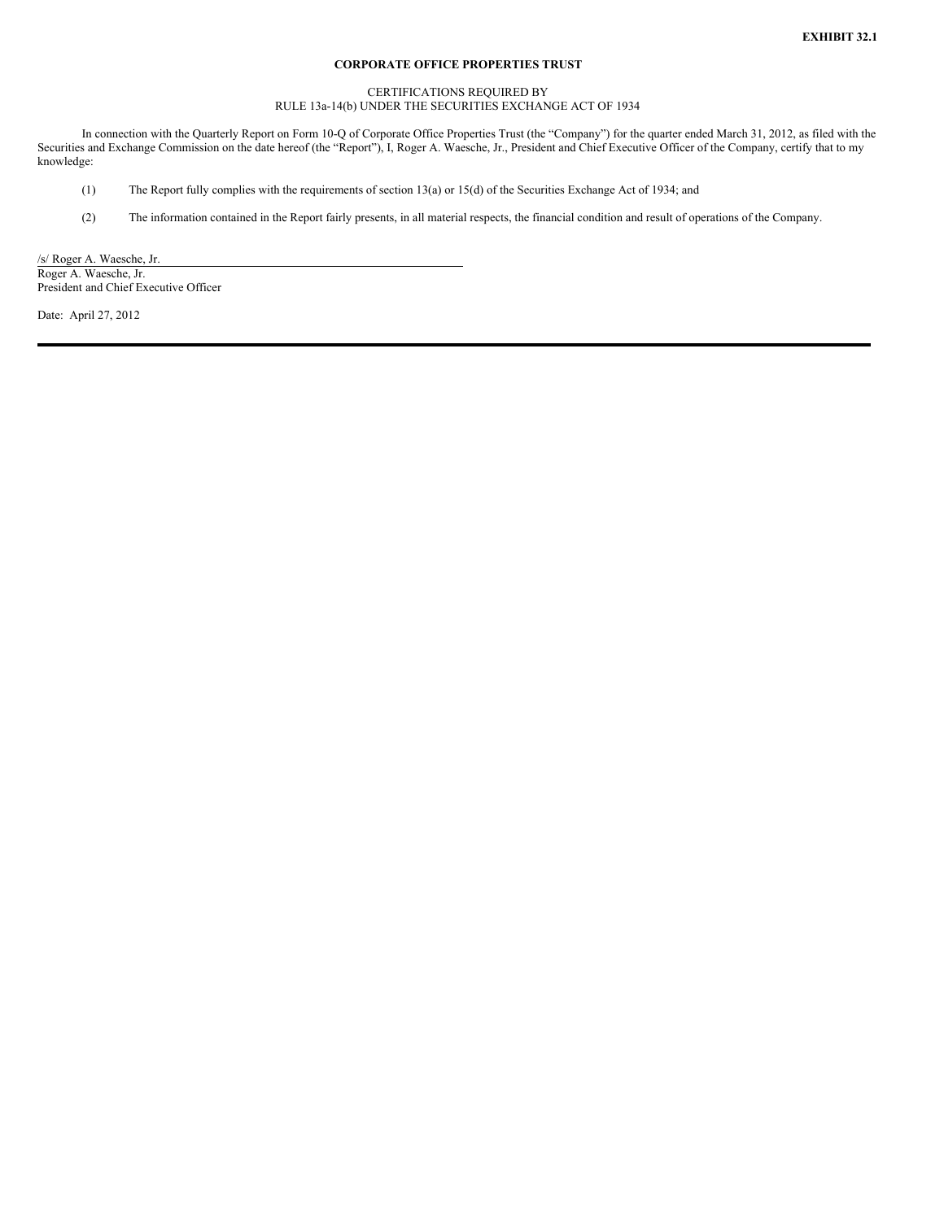**EXHIBIT 32.1**

**CORPORATE OFFICE PROPERTIES TRUST**

CERTIFICATIONS REQUIRED BY
RULE 13a-14(b) UNDER THE SECURITIES EXCHANGE ACT OF 1934

In connection with the Quarterly Report on Form 10-Q of Corporate Office Properties Trust (the "Company") for the quarter ended March 31, 2012, as filed with the Securities and Exchange Commission on the date hereof (the "Report"), I, Roger A. Waesche, Jr., President and Chief Executive Officer of the Company, certify that to my knowledge:

(1) The Report fully complies with the requirements of section 13(a) or 15(d) of the Securities Exchange Act of 1934; and

(2) The information contained in the Report fairly presents, in all material respects, the financial condition and result of operations of the Company.

/s/ Roger A. Waesche, Jr.
Roger A. Waesche, Jr.
President and Chief Executive Officer

Date: April 27, 2012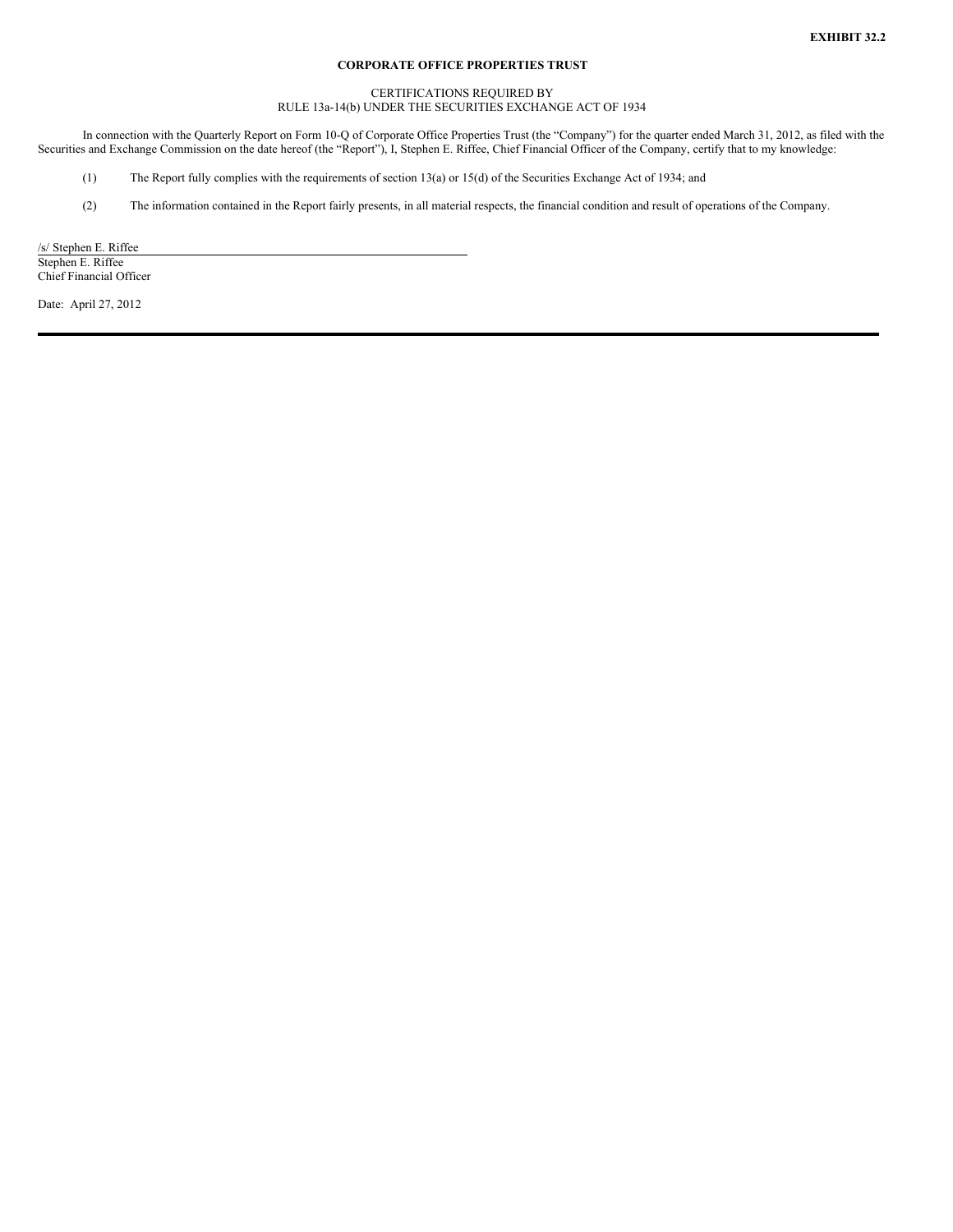**EXHIBIT 32.2**

**CORPORATE OFFICE PROPERTIES TRUST**

CERTIFICATIONS REQUIRED BY
RULE 13a-14(b) UNDER THE SECURITIES EXCHANGE ACT OF 1934

In connection with the Quarterly Report on Form 10-Q of Corporate Office Properties Trust (the "Company") for the quarter ended March 31, 2012, as filed with the Securities and Exchange Commission on the date hereof (the "Report"), I, Stephen E. Riffee, Chief Financial Officer of the Company, certify that to my knowledge:

(1) The Report fully complies with the requirements of section 13(a) or 15(d) of the Securities Exchange Act of 1934; and

(2) The information contained in the Report fairly presents, in all material respects, the financial condition and result of operations of the Company.

/s/ Stephen E. Riffee
Stephen E. Riffee
Chief Financial Officer

Date: April 27, 2012